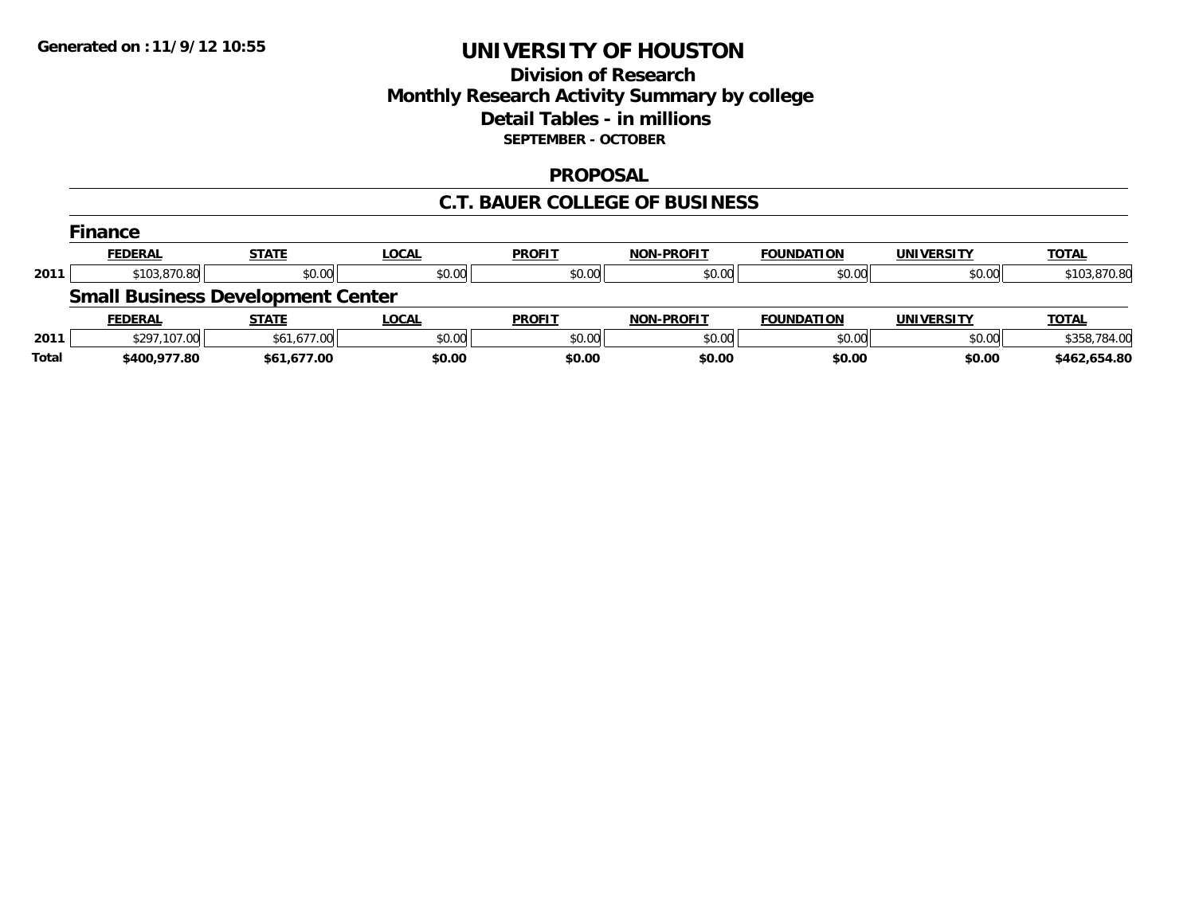Generated on :11/9/12 10:55

# UNIVERSITY OF HOUSTON

## Division of Research
## Monthly Research Activity Summary by college
## Detail Tables - in millions
### SEPTEMBER - OCTOBER

## PROPOSAL

## C.T. BAUER COLLEGE OF BUSINESS

### Finance

| | FEDERAL | STATE | LOCAL | PROFIT | NON-PROFIT | FOUNDATION | UNIVERSITY | TOTAL |
|---|---|---|---|---|---|---|---|---|
| 2011 | $103,870.80 | $0.00 | $0.00 | $0.00 | $0.00 | $0.00 | $0.00 | $103,870.80 |

### Small Business Development Center

| | FEDERAL | STATE | LOCAL | PROFIT | NON-PROFIT | FOUNDATION | UNIVERSITY | TOTAL |
|---|---|---|---|---|---|---|---|---|
| 2011 | $297,107.00 | $61,677.00 | $0.00 | $0.00 | $0.00 | $0.00 | $0.00 | $358,784.00 |
| **Total** | **$400,977.80** | **$61,677.00** | **$0.00** | **$0.00** | **$0.00** | **$0.00** | **$0.00** | **$462,654.80** |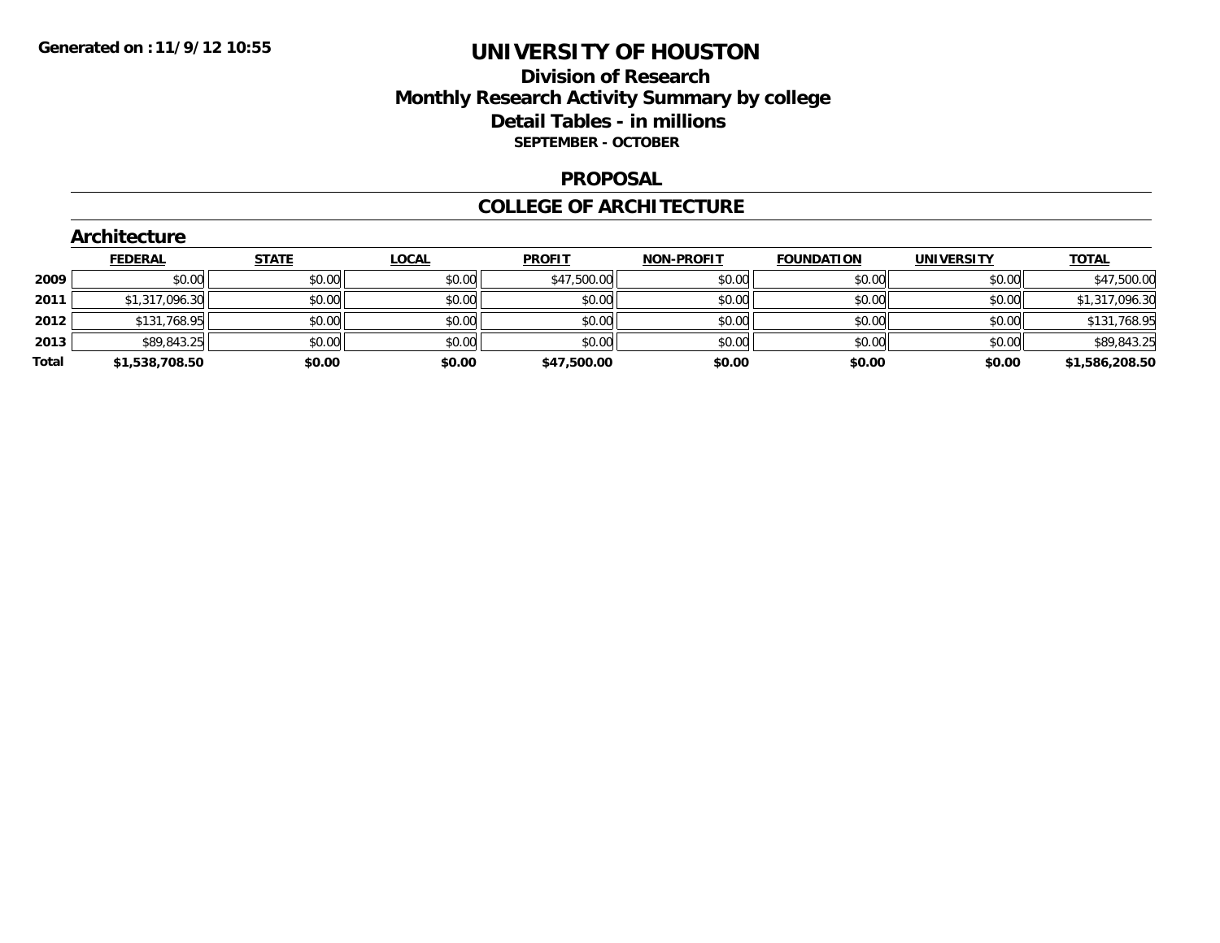# UNIVERSITY OF HOUSTON

## Division of Research

## Monthly Research Activity Summary by college

## Detail Tables - in millions

**SEPTEMBER - OCTOBER**

## PROPOSAL

## COLLEGE OF ARCHITECTURE

### Architecture

| | FEDERAL | STATE | LOCAL | PROFIT | NON-PROFIT | FOUNDATION | UNIVERSITY | TOTAL |
|---|---|---|---|---|---|---|---|---|
| 2009 | $0.00 | $0.00 | $0.00 | $47,500.00 | $0.00 | $0.00 | $0.00 | $47,500.00 |
| 2011 | $1,317,096.30 | $0.00 | $0.00 | $0.00 | $0.00 | $0.00 | $0.00 | $1,317,096.30 |
| 2012 | $131,768.95 | $0.00 | $0.00 | $0.00 | $0.00 | $0.00 | $0.00 | $131,768.95 |
| 2013 | $89,843.25 | $0.00 | $0.00 | $0.00 | $0.00 | $0.00 | $0.00 | $89,843.25 |
| **Total** | **$1,538,708.50** | **$0.00** | **$0.00** | **$47,500.00** | **$0.00** | **$0.00** | **$0.00** | **$1,586,208.50** |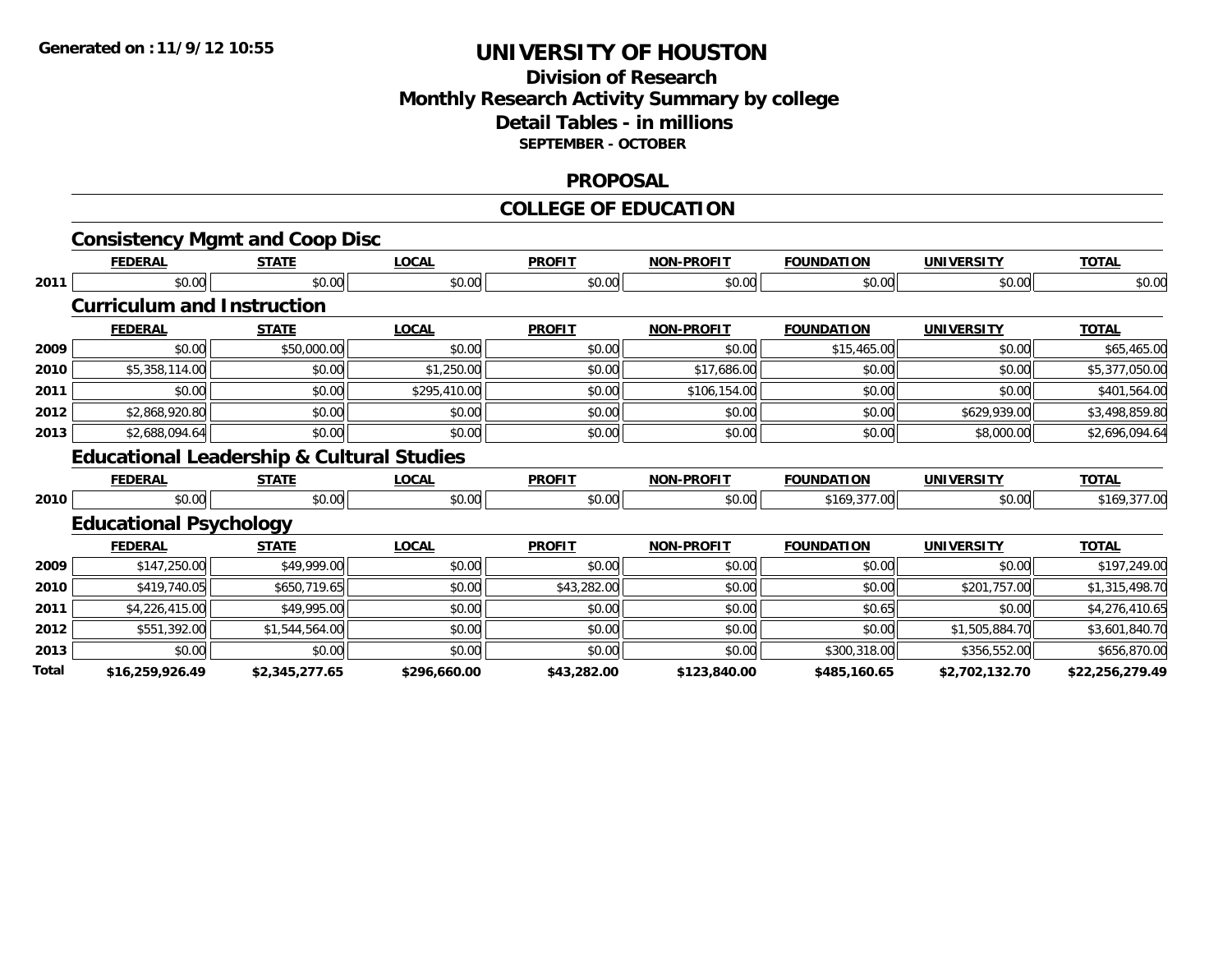**Generated on :11/9/12 10:55**

# UNIVERSITY OF HOUSTON

## Division of Research
## Monthly Research Activity Summary by college
## Detail Tables - in millions
**SEPTEMBER - OCTOBER**

## PROPOSAL

## COLLEGE OF EDUCATION

### Consistency Mgmt and Coop Disc

| | FEDERAL | STATE | LOCAL | PROFIT | NON-PROFIT | FOUNDATION | UNIVERSITY | TOTAL |
|---|---|---|---|---|---|---|---|---|
| 2011 | $0.00 | $0.00 | $0.00 | $0.00 | $0.00 | $0.00 | $0.00 | $0.00 |

### Curriculum and Instruction

| | FEDERAL | STATE | LOCAL | PROFIT | NON-PROFIT | FOUNDATION | UNIVERSITY | TOTAL |
|---|---|---|---|---|---|---|---|---|
| 2009 | $0.00 | $50,000.00 | $0.00 | $0.00 | $0.00 | $15,465.00 | $0.00 | $65,465.00 |
| 2010 | $5,358,114.00 | $0.00 | $1,250.00 | $0.00 | $17,686.00 | $0.00 | $0.00 | $5,377,050.00 |
| 2011 | $0.00 | $0.00 | $295,410.00 | $0.00 | $106,154.00 | $0.00 | $0.00 | $401,564.00 |
| 2012 | $2,868,920.80 | $0.00 | $0.00 | $0.00 | $0.00 | $0.00 | $629,939.00 | $3,498,859.80 |
| 2013 | $2,688,094.64 | $0.00 | $0.00 | $0.00 | $0.00 | $0.00 | $8,000.00 | $2,696,094.64 |

### Educational Leadership & Cultural Studies

| | FEDERAL | STATE | LOCAL | PROFIT | NON-PROFIT | FOUNDATION | UNIVERSITY | TOTAL |
|---|---|---|---|---|---|---|---|---|
| 2010 | $0.00 | $0.00 | $0.00 | $0.00 | $0.00 | $169,377.00 | $0.00 | $169,377.00 |

### Educational Psychology

| | FEDERAL | STATE | LOCAL | PROFIT | NON-PROFIT | FOUNDATION | UNIVERSITY | TOTAL |
|---|---|---|---|---|---|---|---|---|
| 2009 | $147,250.00 | $49,999.00 | $0.00 | $0.00 | $0.00 | $0.00 | $0.00 | $197,249.00 |
| 2010 | $419,740.05 | $650,719.65 | $0.00 | $43,282.00 | $0.00 | $0.00 | $201,757.00 | $1,315,498.70 |
| 2011 | $4,226,415.00 | $49,995.00 | $0.00 | $0.00 | $0.00 | $0.65 | $0.00 | $4,276,410.65 |
| 2012 | $551,392.00 | $1,544,564.00 | $0.00 | $0.00 | $0.00 | $0.00 | $1,505,884.70 | $3,601,840.70 |
| 2013 | $0.00 | $0.00 | $0.00 | $0.00 | $0.00 | $300,318.00 | $356,552.00 | $656,870.00 |
| **Total** | **$16,259,926.49** | **$2,345,277.65** | **$296,660.00** | **$43,282.00** | **$123,840.00** | **$485,160.65** | **$2,702,132.70** | **$22,256,279.49** |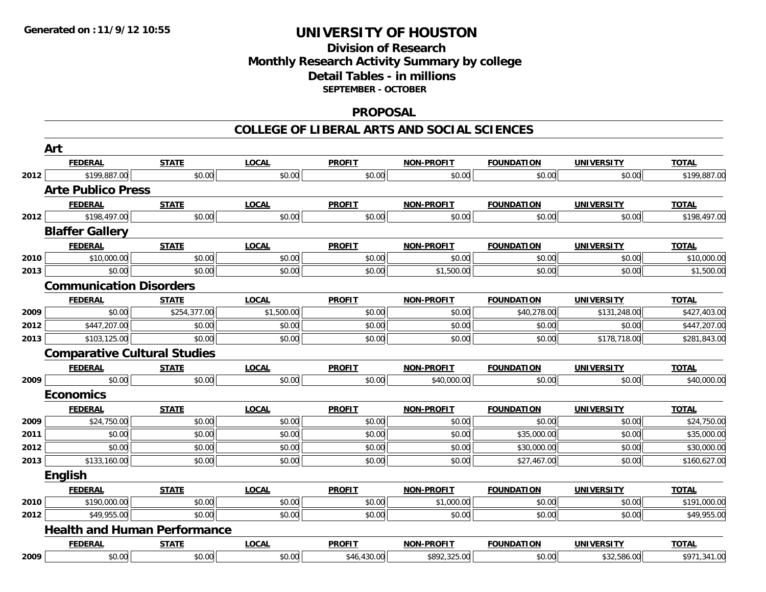**Generated on :11/9/12 10:55**

# UNIVERSITY OF HOUSTON

## Division of Research
## Monthly Research Activity Summary by college
## Detail Tables - in millions
### SEPTEMBER - OCTOBER

## PROPOSAL

## COLLEGE OF LIBERAL ARTS AND SOCIAL SCIENCES

### Art

| | FEDERAL | STATE | LOCAL | PROFIT | NON-PROFIT | FOUNDATION | UNIVERSITY | TOTAL |
|---|---|---|---|---|---|---|---|---|
| 2012 | $199,887.00 | $0.00 | $0.00 | $0.00 | $0.00 | $0.00 | $0.00 | $199,887.00 |

### Arte Publico Press

| | FEDERAL | STATE | LOCAL | PROFIT | NON-PROFIT | FOUNDATION | UNIVERSITY | TOTAL |
|---|---|---|---|---|---|---|---|---|
| 2012 | $198,497.00 | $0.00 | $0.00 | $0.00 | $0.00 | $0.00 | $0.00 | $198,497.00 |

### Blaffer Gallery

| | FEDERAL | STATE | LOCAL | PROFIT | NON-PROFIT | FOUNDATION | UNIVERSITY | TOTAL |
|---|---|---|---|---|---|---|---|---|
| 2010 | $10,000.00 | $0.00 | $0.00 | $0.00 | $0.00 | $0.00 | $0.00 | $10,000.00 |
| 2013 | $0.00 | $0.00 | $0.00 | $0.00 | $1,500.00 | $0.00 | $0.00 | $1,500.00 |

### Communication Disorders

| | FEDERAL | STATE | LOCAL | PROFIT | NON-PROFIT | FOUNDATION | UNIVERSITY | TOTAL |
|---|---|---|---|---|---|---|---|---|
| 2009 | $0.00 | $254,377.00 | $1,500.00 | $0.00 | $0.00 | $40,278.00 | $131,248.00 | $427,403.00 |
| 2012 | $447,207.00 | $0.00 | $0.00 | $0.00 | $0.00 | $0.00 | $0.00 | $447,207.00 |
| 2013 | $103,125.00 | $0.00 | $0.00 | $0.00 | $0.00 | $0.00 | $178,718.00 | $281,843.00 |

### Comparative Cultural Studies

| | FEDERAL | STATE | LOCAL | PROFIT | NON-PROFIT | FOUNDATION | UNIVERSITY | TOTAL |
|---|---|---|---|---|---|---|---|---|
| 2009 | $0.00 | $0.00 | $0.00 | $0.00 | $40,000.00 | $0.00 | $0.00 | $40,000.00 |

### Economics

| | FEDERAL | STATE | LOCAL | PROFIT | NON-PROFIT | FOUNDATION | UNIVERSITY | TOTAL |
|---|---|---|---|---|---|---|---|---|
| 2009 | $24,750.00 | $0.00 | $0.00 | $0.00 | $0.00 | $0.00 | $0.00 | $24,750.00 |
| 2011 | $0.00 | $0.00 | $0.00 | $0.00 | $0.00 | $35,000.00 | $0.00 | $35,000.00 |
| 2012 | $0.00 | $0.00 | $0.00 | $0.00 | $0.00 | $30,000.00 | $0.00 | $30,000.00 |
| 2013 | $133,160.00 | $0.00 | $0.00 | $0.00 | $0.00 | $27,467.00 | $0.00 | $160,627.00 |

### English

| | FEDERAL | STATE | LOCAL | PROFIT | NON-PROFIT | FOUNDATION | UNIVERSITY | TOTAL |
|---|---|---|---|---|---|---|---|---|
| 2010 | $190,000.00 | $0.00 | $0.00 | $0.00 | $1,000.00 | $0.00 | $0.00 | $191,000.00 |
| 2012 | $49,955.00 | $0.00 | $0.00 | $0.00 | $0.00 | $0.00 | $0.00 | $49,955.00 |

### Health and Human Performance

| | FEDERAL | STATE | LOCAL | PROFIT | NON-PROFIT | FOUNDATION | UNIVERSITY | TOTAL |
|---|---|---|---|---|---|---|---|---|
| 2009 | $0.00 | $0.00 | $0.00 | $46,430.00 | $892,325.00 | $0.00 | $32,586.00 | $971,341.00 |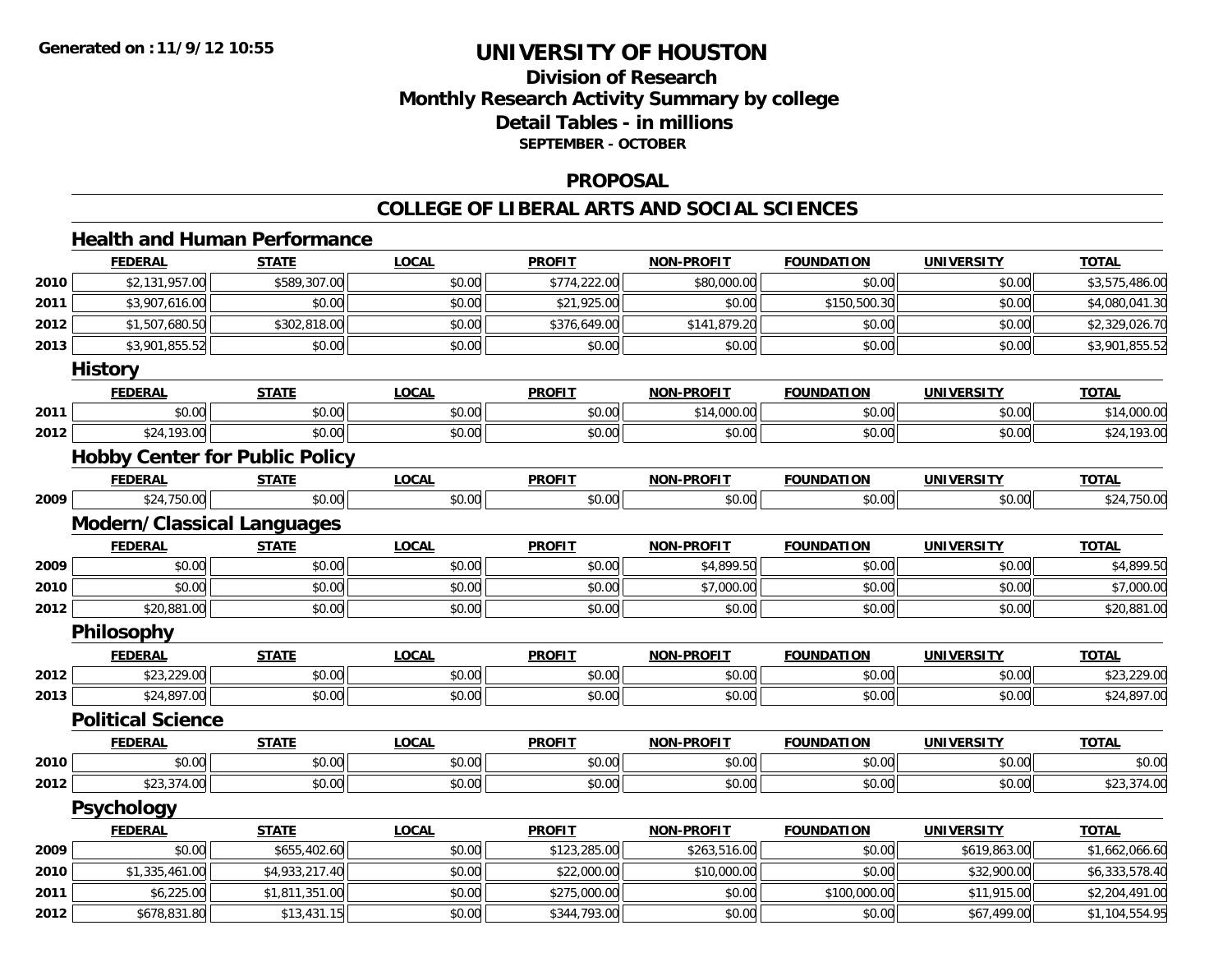**Generated on :11/9/12 10:55**

# UNIVERSITY OF HOUSTON

## Division of Research
## Monthly Research Activity Summary by college
## Detail Tables - in millions
### SEPTEMBER - OCTOBER

## PROPOSAL

## COLLEGE OF LIBERAL ARTS AND SOCIAL SCIENCES

### Health and Human Performance

| | FEDERAL | STATE | LOCAL | PROFIT | NON-PROFIT | FOUNDATION | UNIVERSITY | TOTAL |
|---|---|---|---|---|---|---|---|---|
| 2010 | $2,131,957.00 | $589,307.00 | $0.00 | $774,222.00 | $80,000.00 | $0.00 | $0.00 | $3,575,486.00 |
| 2011 | $3,907,616.00 | $0.00 | $0.00 | $21,925.00 | $0.00 | $150,500.30 | $0.00 | $4,080,041.30 |
| 2012 | $1,507,680.50 | $302,818.00 | $0.00 | $376,649.00 | $141,879.20 | $0.00 | $0.00 | $2,329,026.70 |
| 2013 | $3,901,855.52 | $0.00 | $0.00 | $0.00 | $0.00 | $0.00 | $0.00 | $3,901,855.52 |

### History

| | FEDERAL | STATE | LOCAL | PROFIT | NON-PROFIT | FOUNDATION | UNIVERSITY | TOTAL |
|---|---|---|---|---|---|---|---|---|
| 2011 | $0.00 | $0.00 | $0.00 | $0.00 | $14,000.00 | $0.00 | $0.00 | $14,000.00 |
| 2012 | $24,193.00 | $0.00 | $0.00 | $0.00 | $0.00 | $0.00 | $0.00 | $24,193.00 |

### Hobby Center for Public Policy

| | FEDERAL | STATE | LOCAL | PROFIT | NON-PROFIT | FOUNDATION | UNIVERSITY | TOTAL |
|---|---|---|---|---|---|---|---|---|
| 2009 | $24,750.00 | $0.00 | $0.00 | $0.00 | $0.00 | $0.00 | $0.00 | $24,750.00 |

### Modern/Classical Languages

| | FEDERAL | STATE | LOCAL | PROFIT | NON-PROFIT | FOUNDATION | UNIVERSITY | TOTAL |
|---|---|---|---|---|---|---|---|---|
| 2009 | $0.00 | $0.00 | $0.00 | $0.00 | $4,899.50 | $0.00 | $0.00 | $4,899.50 |
| 2010 | $0.00 | $0.00 | $0.00 | $0.00 | $7,000.00 | $0.00 | $0.00 | $7,000.00 |
| 2012 | $20,881.00 | $0.00 | $0.00 | $0.00 | $0.00 | $0.00 | $0.00 | $20,881.00 |

### Philosophy

| | FEDERAL | STATE | LOCAL | PROFIT | NON-PROFIT | FOUNDATION | UNIVERSITY | TOTAL |
|---|---|---|---|---|---|---|---|---|
| 2012 | $23,229.00 | $0.00 | $0.00 | $0.00 | $0.00 | $0.00 | $0.00 | $23,229.00 |
| 2013 | $24,897.00 | $0.00 | $0.00 | $0.00 | $0.00 | $0.00 | $0.00 | $24,897.00 |

### Political Science

| | FEDERAL | STATE | LOCAL | PROFIT | NON-PROFIT | FOUNDATION | UNIVERSITY | TOTAL |
|---|---|---|---|---|---|---|---|---|
| 2010 | $0.00 | $0.00 | $0.00 | $0.00 | $0.00 | $0.00 | $0.00 | $0.00 |
| 2012 | $23,374.00 | $0.00 | $0.00 | $0.00 | $0.00 | $0.00 | $0.00 | $23,374.00 |

### Psychology

| | FEDERAL | STATE | LOCAL | PROFIT | NON-PROFIT | FOUNDATION | UNIVERSITY | TOTAL |
|---|---|---|---|---|---|---|---|---|
| 2009 | $0.00 | $655,402.60 | $0.00 | $123,285.00 | $263,516.00 | $0.00 | $619,863.00 | $1,662,066.60 |
| 2010 | $1,335,461.00 | $4,933,217.40 | $0.00 | $22,000.00 | $10,000.00 | $0.00 | $32,900.00 | $6,333,578.40 |
| 2011 | $6,225.00 | $1,811,351.00 | $0.00 | $275,000.00 | $0.00 | $100,000.00 | $11,915.00 | $2,204,491.00 |
| 2012 | $678,831.80 | $13,431.15 | $0.00 | $344,793.00 | $0.00 | $0.00 | $67,499.00 | $1,104,554.95 |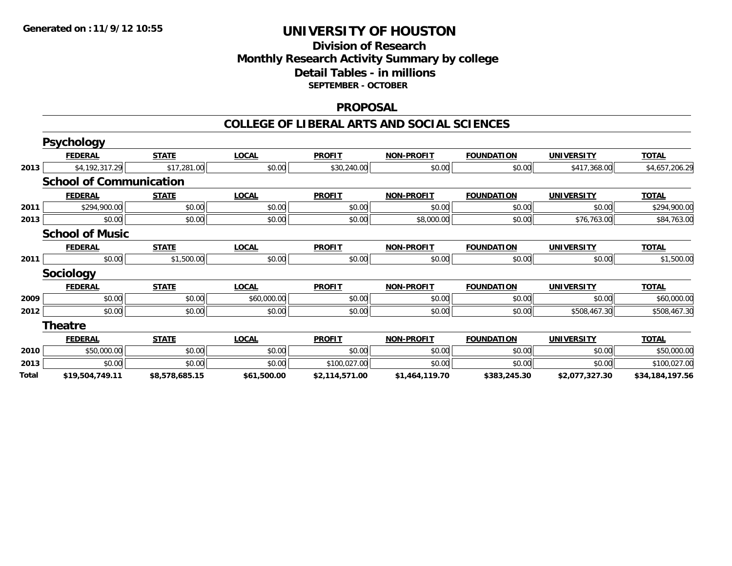**Generated on :11/9/12 10:55**

# UNIVERSITY OF HOUSTON

## Division of Research
## Monthly Research Activity Summary by college
## Detail Tables - in millions
### SEPTEMBER - OCTOBER

## PROPOSAL

## COLLEGE OF LIBERAL ARTS AND SOCIAL SCIENCES

### Psychology

| | FEDERAL | STATE | LOCAL | PROFIT | NON-PROFIT | FOUNDATION | UNIVERSITY | TOTAL |
|---|---|---|---|---|---|---|---|---|
| 2013 | $4,192,317.29 | $17,281.00 | $0.00 | $30,240.00 | $0.00 | $0.00 | $417,368.00 | $4,657,206.29 |

### School of Communication

| | FEDERAL | STATE | LOCAL | PROFIT | NON-PROFIT | FOUNDATION | UNIVERSITY | TOTAL |
|---|---|---|---|---|---|---|---|---|
| 2011 | $294,900.00 | $0.00 | $0.00 | $0.00 | $0.00 | $0.00 | $0.00 | $294,900.00 |
| 2013 | $0.00 | $0.00 | $0.00 | $0.00 | $8,000.00 | $0.00 | $76,763.00 | $84,763.00 |

### School of Music

| | FEDERAL | STATE | LOCAL | PROFIT | NON-PROFIT | FOUNDATION | UNIVERSITY | TOTAL |
|---|---|---|---|---|---|---|---|---|
| 2011 | $0.00 | $1,500.00 | $0.00 | $0.00 | $0.00 | $0.00 | $0.00 | $1,500.00 |

### Sociology

| | FEDERAL | STATE | LOCAL | PROFIT | NON-PROFIT | FOUNDATION | UNIVERSITY | TOTAL |
|---|---|---|---|---|---|---|---|---|
| 2009 | $0.00 | $0.00 | $60,000.00 | $0.00 | $0.00 | $0.00 | $0.00 | $60,000.00 |
| 2012 | $0.00 | $0.00 | $0.00 | $0.00 | $0.00 | $0.00 | $508,467.30 | $508,467.30 |

### Theatre

| | FEDERAL | STATE | LOCAL | PROFIT | NON-PROFIT | FOUNDATION | UNIVERSITY | TOTAL |
|---|---|---|---|---|---|---|---|---|
| 2010 | $50,000.00 | $0.00 | $0.00 | $0.00 | $0.00 | $0.00 | $0.00 | $50,000.00 |
| 2013 | $0.00 | $0.00 | $0.00 | $100,027.00 | $0.00 | $0.00 | $0.00 | $100,027.00 |
| **Total** | **$19,504,749.11** | **$8,578,685.15** | **$61,500.00** | **$2,114,571.00** | **$1,464,119.70** | **$383,245.30** | **$2,077,327.30** | **$34,184,197.56** |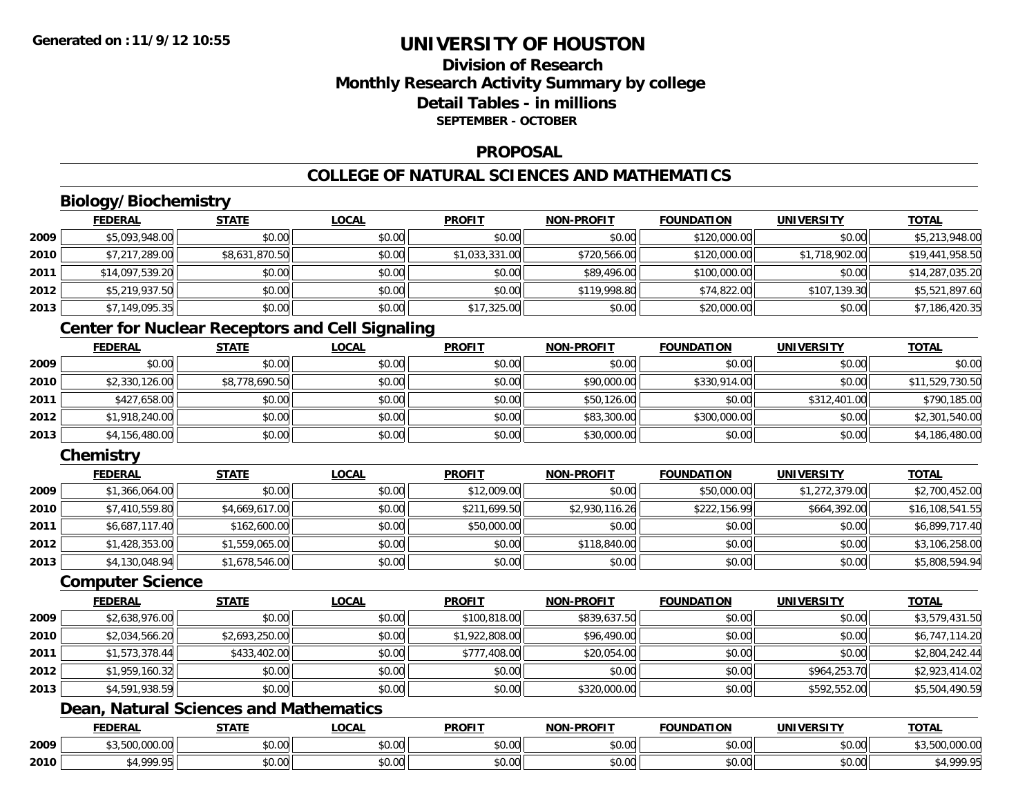# UNIVERSITY OF HOUSTON

## Division of Research
## Monthly Research Activity Summary by college
## Detail Tables - in millions
### SEPTEMBER - OCTOBER

## PROPOSAL

## COLLEGE OF NATURAL SCIENCES AND MATHEMATICS

### Biology/Biochemistry

| | FEDERAL | STATE | LOCAL | PROFIT | NON-PROFIT | FOUNDATION | UNIVERSITY | TOTAL |
|---|---|---|---|---|---|---|---|---|
| 2009 | $5,093,948.00 | $0.00 | $0.00 | $0.00 | $0.00 | $120,000.00 | $0.00 | $5,213,948.00 |
| 2010 | $7,217,289.00 | $8,631,870.50 | $0.00 | $1,033,331.00 | $720,566.00 | $120,000.00 | $1,718,902.00 | $19,441,958.50 |
| 2011 | $14,097,539.20 | $0.00 | $0.00 | $0.00 | $89,496.00 | $100,000.00 | $0.00 | $14,287,035.20 |
| 2012 | $5,219,937.50 | $0.00 | $0.00 | $0.00 | $119,998.80 | $74,822.00 | $107,139.30 | $5,521,897.60 |
| 2013 | $7,149,095.35 | $0.00 | $0.00 | $17,325.00 | $0.00 | $20,000.00 | $0.00 | $7,186,420.35 |

### Center for Nuclear Receptors and Cell Signaling

| | FEDERAL | STATE | LOCAL | PROFIT | NON-PROFIT | FOUNDATION | UNIVERSITY | TOTAL |
|---|---|---|---|---|---|---|---|---|
| 2009 | $0.00 | $0.00 | $0.00 | $0.00 | $0.00 | $0.00 | $0.00 | $0.00 |
| 2010 | $2,330,126.00 | $8,778,690.50 | $0.00 | $0.00 | $90,000.00 | $330,914.00 | $0.00 | $11,529,730.50 |
| 2011 | $427,658.00 | $0.00 | $0.00 | $0.00 | $50,126.00 | $0.00 | $312,401.00 | $790,185.00 |
| 2012 | $1,918,240.00 | $0.00 | $0.00 | $0.00 | $83,300.00 | $300,000.00 | $0.00 | $2,301,540.00 |
| 2013 | $4,156,480.00 | $0.00 | $0.00 | $0.00 | $30,000.00 | $0.00 | $0.00 | $4,186,480.00 |

### Chemistry

| | FEDERAL | STATE | LOCAL | PROFIT | NON-PROFIT | FOUNDATION | UNIVERSITY | TOTAL |
|---|---|---|---|---|---|---|---|---|
| 2009 | $1,366,064.00 | $0.00 | $0.00 | $12,009.00 | $0.00 | $50,000.00 | $1,272,379.00 | $2,700,452.00 |
| 2010 | $7,410,559.80 | $4,669,617.00 | $0.00 | $211,699.50 | $2,930,116.26 | $222,156.99 | $664,392.00 | $16,108,541.55 |
| 2011 | $6,687,117.40 | $162,600.00 | $0.00 | $50,000.00 | $0.00 | $0.00 | $0.00 | $6,899,717.40 |
| 2012 | $1,428,353.00 | $1,559,065.00 | $0.00 | $0.00 | $118,840.00 | $0.00 | $0.00 | $3,106,258.00 |
| 2013 | $4,130,048.94 | $1,678,546.00 | $0.00 | $0.00 | $0.00 | $0.00 | $0.00 | $5,808,594.94 |

### Computer Science

| | FEDERAL | STATE | LOCAL | PROFIT | NON-PROFIT | FOUNDATION | UNIVERSITY | TOTAL |
|---|---|---|---|---|---|---|---|---|
| 2009 | $2,638,976.00 | $0.00 | $0.00 | $100,818.00 | $839,637.50 | $0.00 | $0.00 | $3,579,431.50 |
| 2010 | $2,034,566.20 | $2,693,250.00 | $0.00 | $1,922,808.00 | $96,490.00 | $0.00 | $0.00 | $6,747,114.20 |
| 2011 | $1,573,378.44 | $433,402.00 | $0.00 | $777,408.00 | $20,054.00 | $0.00 | $0.00 | $2,804,242.44 |
| 2012 | $1,959,160.32 | $0.00 | $0.00 | $0.00 | $0.00 | $0.00 | $964,253.70 | $2,923,414.02 |
| 2013 | $4,591,938.59 | $0.00 | $0.00 | $0.00 | $320,000.00 | $0.00 | $592,552.00 | $5,504,490.59 |

### Dean, Natural Sciences and Mathematics

| | FEDERAL | STATE | LOCAL | PROFIT | NON-PROFIT | FOUNDATION | UNIVERSITY | TOTAL |
|---|---|---|---|---|---|---|---|---|
| 2009 | $3,500,000.00 | $0.00 | $0.00 | $0.00 | $0.00 | $0.00 | $0.00 | $3,500,000.00 |
| 2010 | $4,999.95 | $0.00 | $0.00 | $0.00 | $0.00 | $0.00 | $0.00 | $4,999.95 |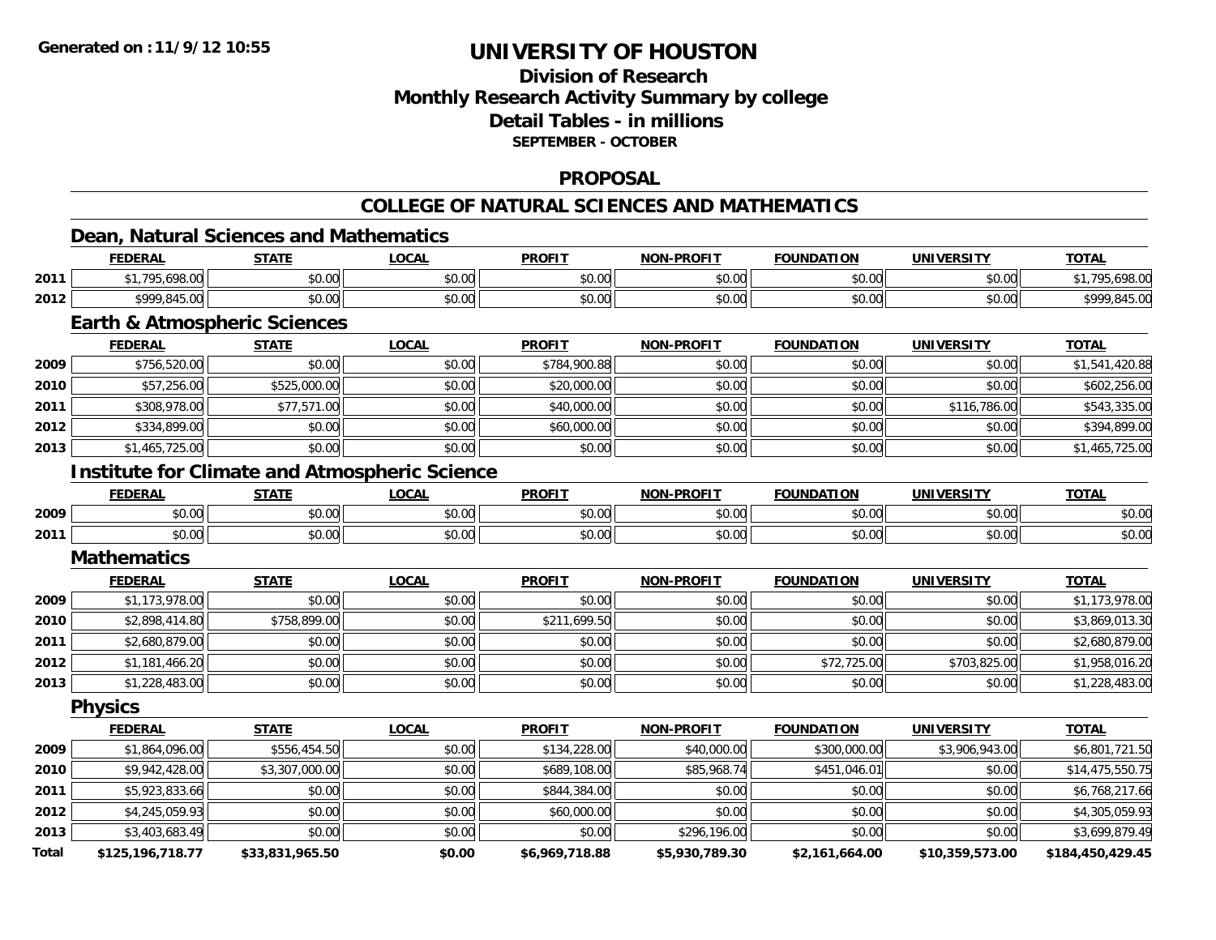# UNIVERSITY OF HOUSTON

## Division of Research
## Monthly Research Activity Summary by college
## Detail Tables - in millions
### SEPTEMBER - OCTOBER

## PROPOSAL

## COLLEGE OF NATURAL SCIENCES AND MATHEMATICS

### Dean, Natural Sciences and Mathematics

| | FEDERAL | STATE | LOCAL | PROFIT | NON-PROFIT | FOUNDATION | UNIVERSITY | TOTAL |
|---|---|---|---|---|---|---|---|---|
| 2011 | $1,795,698.00 | $0.00 | $0.00 | $0.00 | $0.00 | $0.00 | $0.00 | $1,795,698.00 |
| 2012 | $999,845.00 | $0.00 | $0.00 | $0.00 | $0.00 | $0.00 | $0.00 | $999,845.00 |

### Earth & Atmospheric Sciences

| | FEDERAL | STATE | LOCAL | PROFIT | NON-PROFIT | FOUNDATION | UNIVERSITY | TOTAL |
|---|---|---|---|---|---|---|---|---|
| 2009 | $756,520.00 | $0.00 | $0.00 | $784,900.88 | $0.00 | $0.00 | $0.00 | $1,541,420.88 |
| 2010 | $57,256.00 | $525,000.00 | $0.00 | $20,000.00 | $0.00 | $0.00 | $0.00 | $602,256.00 |
| 2011 | $308,978.00 | $77,571.00 | $0.00 | $40,000.00 | $0.00 | $0.00 | $116,786.00 | $543,335.00 |
| 2012 | $334,899.00 | $0.00 | $0.00 | $60,000.00 | $0.00 | $0.00 | $0.00 | $394,899.00 |
| 2013 | $1,465,725.00 | $0.00 | $0.00 | $0.00 | $0.00 | $0.00 | $0.00 | $1,465,725.00 |

### Institute for Climate and Atmospheric Science

| | FEDERAL | STATE | LOCAL | PROFIT | NON-PROFIT | FOUNDATION | UNIVERSITY | TOTAL |
|---|---|---|---|---|---|---|---|---|
| 2009 | $0.00 | $0.00 | $0.00 | $0.00 | $0.00 | $0.00 | $0.00 | $0.00 |
| 2011 | $0.00 | $0.00 | $0.00 | $0.00 | $0.00 | $0.00 | $0.00 | $0.00 |

### Mathematics

| | FEDERAL | STATE | LOCAL | PROFIT | NON-PROFIT | FOUNDATION | UNIVERSITY | TOTAL |
|---|---|---|---|---|---|---|---|---|
| 2009 | $1,173,978.00 | $0.00 | $0.00 | $0.00 | $0.00 | $0.00 | $0.00 | $1,173,978.00 |
| 2010 | $2,898,414.80 | $758,899.00 | $0.00 | $211,699.50 | $0.00 | $0.00 | $0.00 | $3,869,013.30 |
| 2011 | $2,680,879.00 | $0.00 | $0.00 | $0.00 | $0.00 | $0.00 | $0.00 | $2,680,879.00 |
| 2012 | $1,181,466.20 | $0.00 | $0.00 | $0.00 | $0.00 | $72,725.00 | $703,825.00 | $1,958,016.20 |
| 2013 | $1,228,483.00 | $0.00 | $0.00 | $0.00 | $0.00 | $0.00 | $0.00 | $1,228,483.00 |

### Physics

| | FEDERAL | STATE | LOCAL | PROFIT | NON-PROFIT | FOUNDATION | UNIVERSITY | TOTAL |
|---|---|---|---|---|---|---|---|---|
| 2009 | $1,864,096.00 | $556,454.50 | $0.00 | $134,228.00 | $40,000.00 | $300,000.00 | $3,906,943.00 | $6,801,721.50 |
| 2010 | $9,942,428.00 | $3,307,000.00 | $0.00 | $689,108.00 | $85,968.74 | $451,046.01 | $0.00 | $14,475,550.75 |
| 2011 | $5,923,833.66 | $0.00 | $0.00 | $844,384.00 | $0.00 | $0.00 | $0.00 | $6,768,217.66 |
| 2012 | $4,245,059.93 | $0.00 | $0.00 | $60,000.00 | $0.00 | $0.00 | $0.00 | $4,305,059.93 |
| 2013 | $3,403,683.49 | $0.00 | $0.00 | $0.00 | $296,196.00 | $0.00 | $0.00 | $3,699,879.49 |
| **Total** | **$125,196,718.77** | **$33,831,965.50** | **$0.00** | **$6,969,718.88** | **$5,930,789.30** | **$2,161,664.00** | **$10,359,573.00** | **$184,450,429.45** |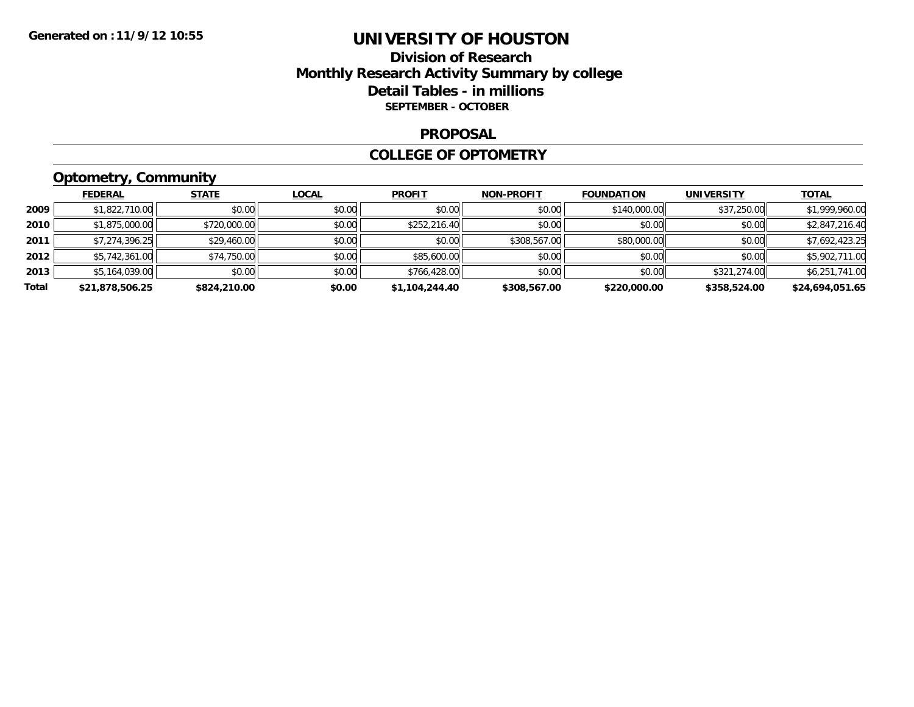Generated on :11/9/12 10:55

# UNIVERSITY OF HOUSTON

## Division of Research
## Monthly Research Activity Summary by college
## Detail Tables - in millions

**SEPTEMBER - OCTOBER**

## PROPOSAL

## COLLEGE OF OPTOMETRY

### Optometry, Community

| | FEDERAL | STATE | LOCAL | PROFIT | NON-PROFIT | FOUNDATION | UNIVERSITY | TOTAL |
|---|---|---|---|---|---|---|---|---|
| 2009 | $1,822,710.00 | $0.00 | $0.00 | $0.00 | $0.00 | $140,000.00 | $37,250.00 | $1,999,960.00 |
| 2010 | $1,875,000.00 | $720,000.00 | $0.00 | $252,216.40 | $0.00 | $0.00 | $0.00 | $2,847,216.40 |
| 2011 | $7,274,396.25 | $29,460.00 | $0.00 | $0.00 | $308,567.00 | $80,000.00 | $0.00 | $7,692,423.25 |
| 2012 | $5,742,361.00 | $74,750.00 | $0.00 | $85,600.00 | $0.00 | $0.00 | $0.00 | $5,902,711.00 |
| 2013 | $5,164,039.00 | $0.00 | $0.00 | $766,428.00 | $0.00 | $0.00 | $321,274.00 | $6,251,741.00 |
| **Total** | **$21,878,506.25** | **$824,210.00** | **$0.00** | **$1,104,244.40** | **$308,567.00** | **$220,000.00** | **$358,524.00** | **$24,694,051.65** |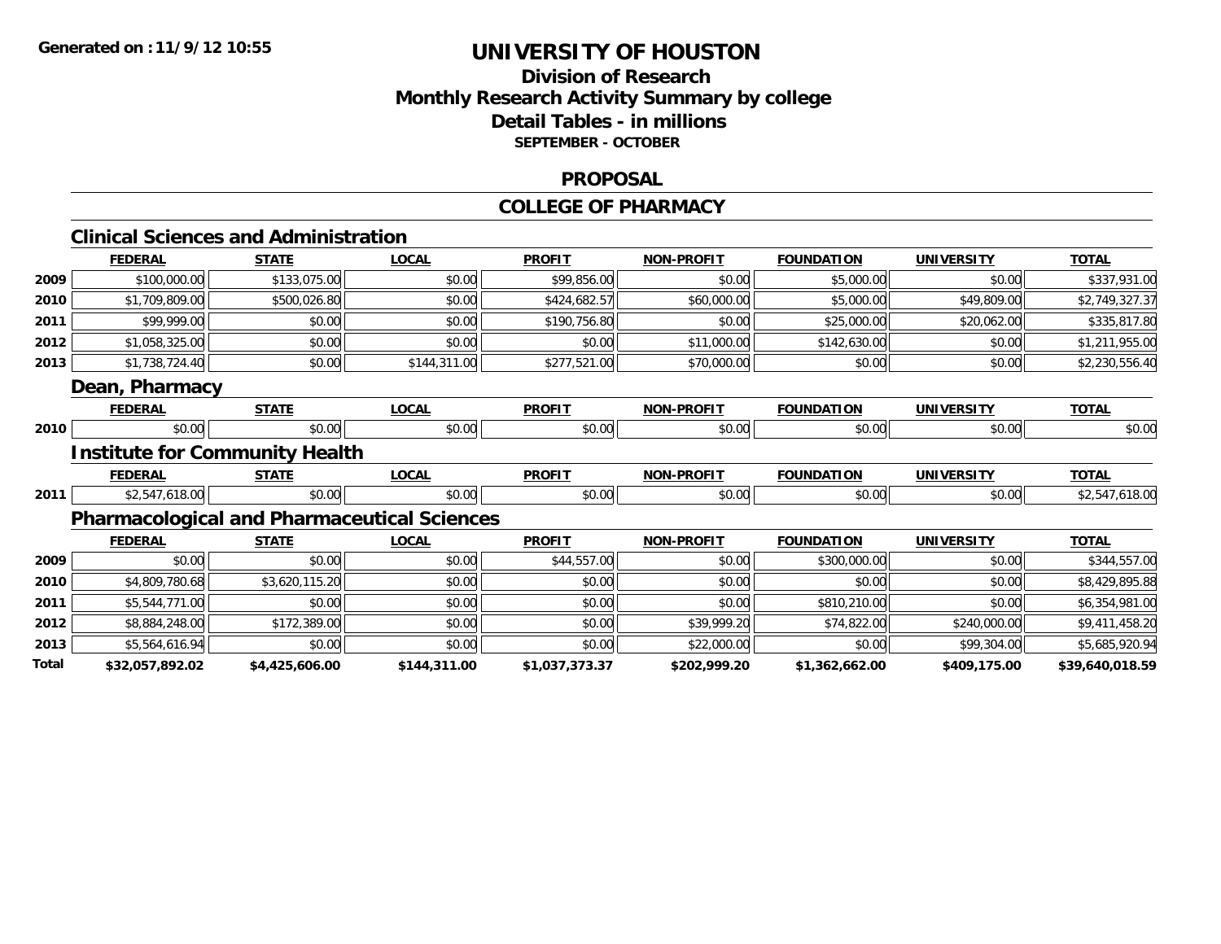# UNIVERSITY OF HOUSTON

## Division of Research
## Monthly Research Activity Summary by college
## Detail Tables - in millions
### SEPTEMBER - OCTOBER

Generated on :11/9/12 10:55

## PROPOSAL

## COLLEGE OF PHARMACY

### Clinical Sciences and Administration

| | FEDERAL | STATE | LOCAL | PROFIT | NON-PROFIT | FOUNDATION | UNIVERSITY | TOTAL |
|---|---|---|---|---|---|---|---|---|
| 2009 | $100,000.00 | $133,075.00 | $0.00 | $99,856.00 | $0.00 | $5,000.00 | $0.00 | $337,931.00 |
| 2010 | $1,709,809.00 | $500,026.80 | $0.00 | $424,682.57 | $60,000.00 | $5,000.00 | $49,809.00 | $2,749,327.37 |
| 2011 | $99,999.00 | $0.00 | $0.00 | $190,756.80 | $0.00 | $25,000.00 | $20,062.00 | $335,817.80 |
| 2012 | $1,058,325.00 | $0.00 | $0.00 | $0.00 | $11,000.00 | $142,630.00 | $0.00 | $1,211,955.00 |
| 2013 | $1,738,724.40 | $0.00 | $144,311.00 | $277,521.00 | $70,000.00 | $0.00 | $0.00 | $2,230,556.40 |

### Dean, Pharmacy

| | FEDERAL | STATE | LOCAL | PROFIT | NON-PROFIT | FOUNDATION | UNIVERSITY | TOTAL |
|---|---|---|---|---|---|---|---|---|
| 2010 | $0.00 | $0.00 | $0.00 | $0.00 | $0.00 | $0.00 | $0.00 | $0.00 |

### Institute for Community Health

| | FEDERAL | STATE | LOCAL | PROFIT | NON-PROFIT | FOUNDATION | UNIVERSITY | TOTAL |
|---|---|---|---|---|---|---|---|---|
| 2011 | $2,547,618.00 | $0.00 | $0.00 | $0.00 | $0.00 | $0.00 | $0.00 | $2,547,618.00 |

### Pharmacological and Pharmaceutical Sciences

| | FEDERAL | STATE | LOCAL | PROFIT | NON-PROFIT | FOUNDATION | UNIVERSITY | TOTAL |
|---|---|---|---|---|---|---|---|---|
| 2009 | $0.00 | $0.00 | $0.00 | $44,557.00 | $0.00 | $300,000.00 | $0.00 | $344,557.00 |
| 2010 | $4,809,780.68 | $3,620,115.20 | $0.00 | $0.00 | $0.00 | $0.00 | $0.00 | $8,429,895.88 |
| 2011 | $5,544,771.00 | $0.00 | $0.00 | $0.00 | $0.00 | $810,210.00 | $0.00 | $6,354,981.00 |
| 2012 | $8,884,248.00 | $172,389.00 | $0.00 | $0.00 | $39,999.20 | $74,822.00 | $240,000.00 | $9,411,458.20 |
| 2013 | $5,564,616.94 | $0.00 | $0.00 | $0.00 | $22,000.00 | $0.00 | $99,304.00 | $5,685,920.94 |
| **Total** | **$32,057,892.02** | **$4,425,606.00** | **$144,311.00** | **$1,037,373.37** | **$202,999.20** | **$1,362,662.00** | **$409,175.00** | **$39,640,018.59** |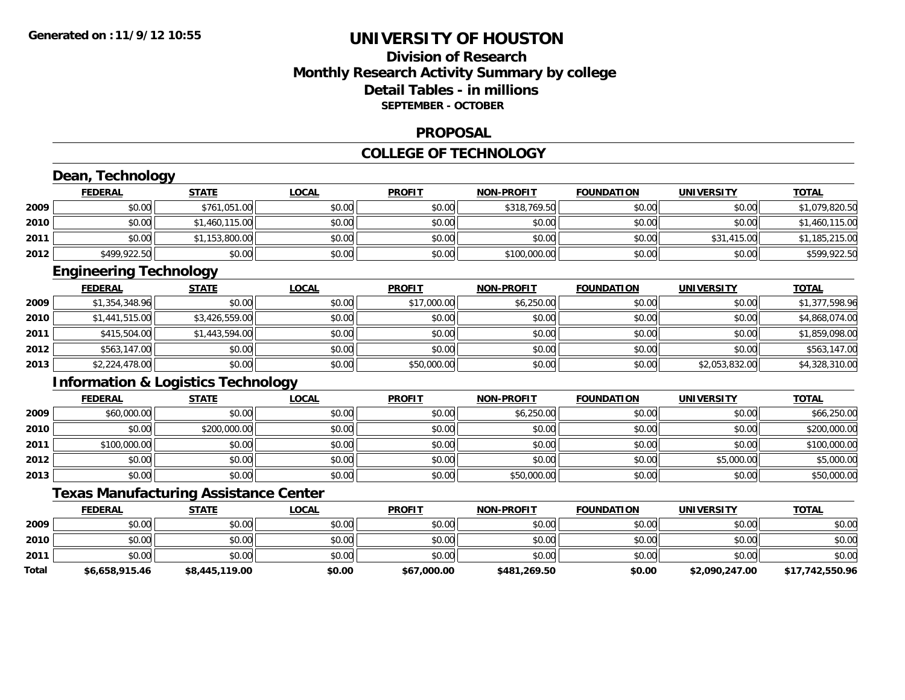**Generated on : 11/9/12 10:55**

# UNIVERSITY OF HOUSTON

## Division of Research
## Monthly Research Activity Summary by college
## Detail Tables - in millions
### SEPTEMBER - OCTOBER

## PROPOSAL

## COLLEGE OF TECHNOLOGY

### Dean, Technology

| | FEDERAL | STATE | LOCAL | PROFIT | NON-PROFIT | FOUNDATION | UNIVERSITY | TOTAL |
|---|---|---|---|---|---|---|---|---|
| 2009 | $0.00 | $761,051.00 | $0.00 | $0.00 | $318,769.50 | $0.00 | $0.00 | $1,079,820.50 |
| 2010 | $0.00 | $1,460,115.00 | $0.00 | $0.00 | $0.00 | $0.00 | $0.00 | $1,460,115.00 |
| 2011 | $0.00 | $1,153,800.00 | $0.00 | $0.00 | $0.00 | $0.00 | $31,415.00 | $1,185,215.00 |
| 2012 | $499,922.50 | $0.00 | $0.00 | $0.00 | $100,000.00 | $0.00 | $0.00 | $599,922.50 |

### Engineering Technology

| | FEDERAL | STATE | LOCAL | PROFIT | NON-PROFIT | FOUNDATION | UNIVERSITY | TOTAL |
|---|---|---|---|---|---|---|---|---|
| 2009 | $1,354,348.96 | $0.00 | $0.00 | $17,000.00 | $6,250.00 | $0.00 | $0.00 | $1,377,598.96 |
| 2010 | $1,441,515.00 | $3,426,559.00 | $0.00 | $0.00 | $0.00 | $0.00 | $0.00 | $4,868,074.00 |
| 2011 | $415,504.00 | $1,443,594.00 | $0.00 | $0.00 | $0.00 | $0.00 | $0.00 | $1,859,098.00 |
| 2012 | $563,147.00 | $0.00 | $0.00 | $0.00 | $0.00 | $0.00 | $0.00 | $563,147.00 |
| 2013 | $2,224,478.00 | $0.00 | $0.00 | $50,000.00 | $0.00 | $0.00 | $2,053,832.00 | $4,328,310.00 |

### Information & Logistics Technology

| | FEDERAL | STATE | LOCAL | PROFIT | NON-PROFIT | FOUNDATION | UNIVERSITY | TOTAL |
|---|---|---|---|---|---|---|---|---|
| 2009 | $60,000.00 | $0.00 | $0.00 | $0.00 | $6,250.00 | $0.00 | $0.00 | $66,250.00 |
| 2010 | $0.00 | $200,000.00 | $0.00 | $0.00 | $0.00 | $0.00 | $0.00 | $200,000.00 |
| 2011 | $100,000.00 | $0.00 | $0.00 | $0.00 | $0.00 | $0.00 | $0.00 | $100,000.00 |
| 2012 | $0.00 | $0.00 | $0.00 | $0.00 | $0.00 | $0.00 | $5,000.00 | $5,000.00 |
| 2013 | $0.00 | $0.00 | $0.00 | $0.00 | $50,000.00 | $0.00 | $0.00 | $50,000.00 |

### Texas Manufacturing Assistance Center

| | FEDERAL | STATE | LOCAL | PROFIT | NON-PROFIT | FOUNDATION | UNIVERSITY | TOTAL |
|---|---|---|---|---|---|---|---|---|
| 2009 | $0.00 | $0.00 | $0.00 | $0.00 | $0.00 | $0.00 | $0.00 | $0.00 |
| 2010 | $0.00 | $0.00 | $0.00 | $0.00 | $0.00 | $0.00 | $0.00 | $0.00 |
| 2011 | $0.00 | $0.00 | $0.00 | $0.00 | $0.00 | $0.00 | $0.00 | $0.00 |
| **Total** | **$6,658,915.46** | **$8,445,119.00** | **$0.00** | **$67,000.00** | **$481,269.50** | **$0.00** | **$2,090,247.00** | **$17,742,550.96** |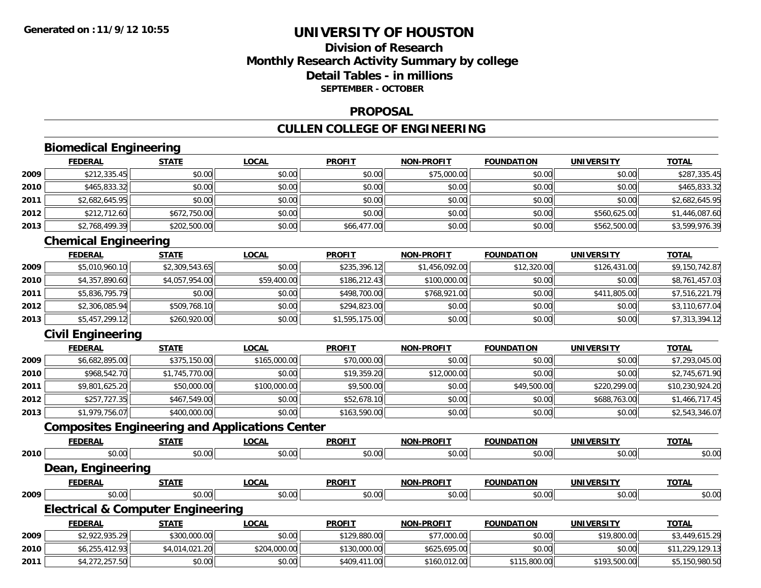**Generated on :11/9/12 10:55**

# UNIVERSITY OF HOUSTON

## Division of Research
## Monthly Research Activity Summary by college
## Detail Tables - in millions
### SEPTEMBER - OCTOBER

## PROPOSAL

## CULLEN COLLEGE OF ENGINEERING

### Biomedical Engineering

| | FEDERAL | STATE | LOCAL | PROFIT | NON-PROFIT | FOUNDATION | UNIVERSITY | TOTAL |
|---|---|---|---|---|---|---|---|---|
| 2009 | $212,335.45 | $0.00 | $0.00 | $0.00 | $75,000.00 | $0.00 | $0.00 | $287,335.45 |
| 2010 | $465,833.32 | $0.00 | $0.00 | $0.00 | $0.00 | $0.00 | $0.00 | $465,833.32 |
| 2011 | $2,682,645.95 | $0.00 | $0.00 | $0.00 | $0.00 | $0.00 | $0.00 | $2,682,645.95 |
| 2012 | $212,712.60 | $672,750.00 | $0.00 | $0.00 | $0.00 | $0.00 | $560,625.00 | $1,446,087.60 |
| 2013 | $2,768,499.39 | $202,500.00 | $0.00 | $66,477.00 | $0.00 | $0.00 | $562,500.00 | $3,599,976.39 |

### Chemical Engineering

| | FEDERAL | STATE | LOCAL | PROFIT | NON-PROFIT | FOUNDATION | UNIVERSITY | TOTAL |
|---|---|---|---|---|---|---|---|---|
| 2009 | $5,010,960.10 | $2,309,543.65 | $0.00 | $235,396.12 | $1,456,092.00 | $12,320.00 | $126,431.00 | $9,150,742.87 |
| 2010 | $4,357,890.60 | $4,057,954.00 | $59,400.00 | $186,212.43 | $100,000.00 | $0.00 | $0.00 | $8,761,457.03 |
| 2011 | $5,836,795.79 | $0.00 | $0.00 | $498,700.00 | $768,921.00 | $0.00 | $411,805.00 | $7,516,221.79 |
| 2012 | $2,306,085.94 | $509,768.10 | $0.00 | $294,823.00 | $0.00 | $0.00 | $0.00 | $3,110,677.04 |
| 2013 | $5,457,299.12 | $260,920.00 | $0.00 | $1,595,175.00 | $0.00 | $0.00 | $0.00 | $7,313,394.12 |

### Civil Engineering

| | FEDERAL | STATE | LOCAL | PROFIT | NON-PROFIT | FOUNDATION | UNIVERSITY | TOTAL |
|---|---|---|---|---|---|---|---|---|
| 2009 | $6,682,895.00 | $375,150.00 | $165,000.00 | $70,000.00 | $0.00 | $0.00 | $0.00 | $7,293,045.00 |
| 2010 | $968,542.70 | $1,745,770.00 | $0.00 | $19,359.20 | $12,000.00 | $0.00 | $0.00 | $2,745,671.90 |
| 2011 | $9,801,625.20 | $50,000.00 | $100,000.00 | $9,500.00 | $0.00 | $49,500.00 | $220,299.00 | $10,230,924.20 |
| 2012 | $257,727.35 | $467,549.00 | $0.00 | $52,678.10 | $0.00 | $0.00 | $688,763.00 | $1,466,717.45 |
| 2013 | $1,979,756.07 | $400,000.00 | $0.00 | $163,590.00 | $0.00 | $0.00 | $0.00 | $2,543,346.07 |

### Composites Engineering and Applications Center

| | FEDERAL | STATE | LOCAL | PROFIT | NON-PROFIT | FOUNDATION | UNIVERSITY | TOTAL |
|---|---|---|---|---|---|---|---|---|
| 2010 | $0.00 | $0.00 | $0.00 | $0.00 | $0.00 | $0.00 | $0.00 | $0.00 |

### Dean, Engineering

| | FEDERAL | STATE | LOCAL | PROFIT | NON-PROFIT | FOUNDATION | UNIVERSITY | TOTAL |
|---|---|---|---|---|---|---|---|---|
| 2009 | $0.00 | $0.00 | $0.00 | $0.00 | $0.00 | $0.00 | $0.00 | $0.00 |

### Electrical & Computer Engineering

| | FEDERAL | STATE | LOCAL | PROFIT | NON-PROFIT | FOUNDATION | UNIVERSITY | TOTAL |
|---|---|---|---|---|---|---|---|---|
| 2009 | $2,922,935.29 | $300,000.00 | $0.00 | $129,880.00 | $77,000.00 | $0.00 | $19,800.00 | $3,449,615.29 |
| 2010 | $6,255,412.93 | $4,014,021.20 | $204,000.00 | $130,000.00 | $625,695.00 | $0.00 | $0.00 | $11,229,129.13 |
| 2011 | $4,272,257.50 | $0.00 | $0.00 | $409,411.00 | $160,012.00 | $115,800.00 | $193,500.00 | $5,150,980.50 |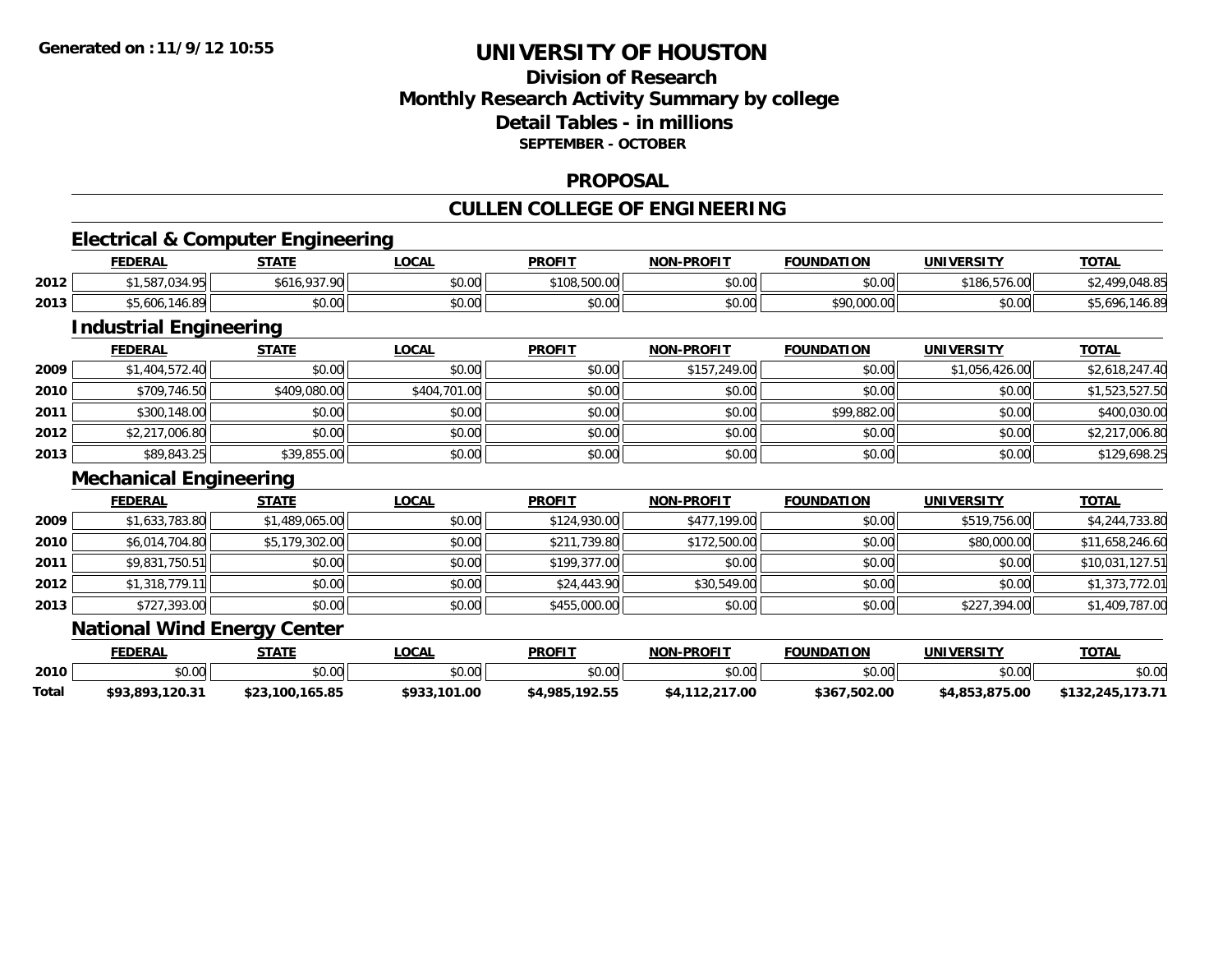**Generated on :11/9/12 10:55**

# UNIVERSITY OF HOUSTON

## Division of Research
## Monthly Research Activity Summary by college
## Detail Tables - in millions
### SEPTEMBER - OCTOBER

## PROPOSAL

## CULLEN COLLEGE OF ENGINEERING

### Electrical & Computer Engineering

| | FEDERAL | STATE | LOCAL | PROFIT | NON-PROFIT | FOUNDATION | UNIVERSITY | TOTAL |
|---|---|---|---|---|---|---|---|---|
| 2012 | $1,587,034.95 | $616,937.90 | $0.00 | $108,500.00 | $0.00 | $0.00 | $186,576.00 | $2,499,048.85 |
| 2013 | $5,606,146.89 | $0.00 | $0.00 | $0.00 | $0.00 | $90,000.00 | $0.00 | $5,696,146.89 |

### Industrial Engineering

| | FEDERAL | STATE | LOCAL | PROFIT | NON-PROFIT | FOUNDATION | UNIVERSITY | TOTAL |
|---|---|---|---|---|---|---|---|---|
| 2009 | $1,404,572.40 | $0.00 | $0.00 | $0.00 | $157,249.00 | $0.00 | $1,056,426.00 | $2,618,247.40 |
| 2010 | $709,746.50 | $409,080.00 | $404,701.00 | $0.00 | $0.00 | $0.00 | $0.00 | $1,523,527.50 |
| 2011 | $300,148.00 | $0.00 | $0.00 | $0.00 | $0.00 | $99,882.00 | $0.00 | $400,030.00 |
| 2012 | $2,217,006.80 | $0.00 | $0.00 | $0.00 | $0.00 | $0.00 | $0.00 | $2,217,006.80 |
| 2013 | $89,843.25 | $39,855.00 | $0.00 | $0.00 | $0.00 | $0.00 | $0.00 | $129,698.25 |

### Mechanical Engineering

| | FEDERAL | STATE | LOCAL | PROFIT | NON-PROFIT | FOUNDATION | UNIVERSITY | TOTAL |
|---|---|---|---|---|---|---|---|---|
| 2009 | $1,633,783.80 | $1,489,065.00 | $0.00 | $124,930.00 | $477,199.00 | $0.00 | $519,756.00 | $4,244,733.80 |
| 2010 | $6,014,704.80 | $5,179,302.00 | $0.00 | $211,739.80 | $172,500.00 | $0.00 | $80,000.00 | $11,658,246.60 |
| 2011 | $9,831,750.51 | $0.00 | $0.00 | $199,377.00 | $0.00 | $0.00 | $0.00 | $10,031,127.51 |
| 2012 | $1,318,779.11 | $0.00 | $0.00 | $24,443.90 | $30,549.00 | $0.00 | $0.00 | $1,373,772.01 |
| 2013 | $727,393.00 | $0.00 | $0.00 | $455,000.00 | $0.00 | $0.00 | $227,394.00 | $1,409,787.00 |

### National Wind Energy Center

| | FEDERAL | STATE | LOCAL | PROFIT | NON-PROFIT | FOUNDATION | UNIVERSITY | TOTAL |
|---|---|---|---|---|---|---|---|---|
| 2010 | $0.00 | $0.00 | $0.00 | $0.00 | $0.00 | $0.00 | $0.00 | $0.00 |
| **Total** | **$93,893,120.31** | **$23,100,165.85** | **$933,101.00** | **$4,985,192.55** | **$4,112,217.00** | **$367,502.00** | **$4,853,875.00** | **$132,245,173.71** |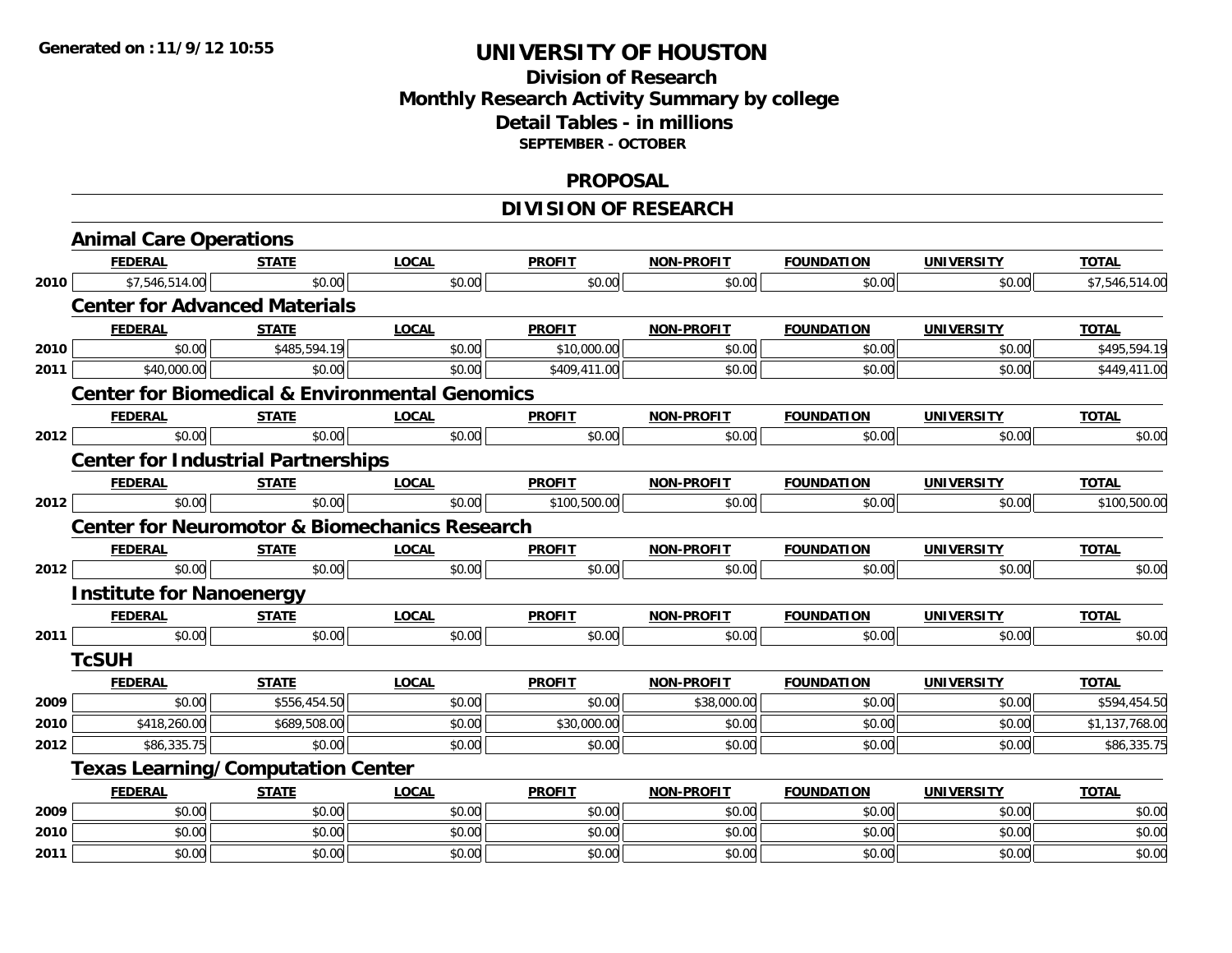**Generated on :11/9/12 10:55**

# UNIVERSITY OF HOUSTON

## Division of Research
## Monthly Research Activity Summary by college
## Detail Tables - in millions
### SEPTEMBER - OCTOBER

## PROPOSAL

## DIVISION OF RESEARCH

### Animal Care Operations

| | FEDERAL | STATE | LOCAL | PROFIT | NON-PROFIT | FOUNDATION | UNIVERSITY | TOTAL |
|---|---|---|---|---|---|---|---|---|
| 2010 | $7,546,514.00 | $0.00 | $0.00 | $0.00 | $0.00 | $0.00 | $0.00 | $7,546,514.00 |

### Center for Advanced Materials

| | FEDERAL | STATE | LOCAL | PROFIT | NON-PROFIT | FOUNDATION | UNIVERSITY | TOTAL |
|---|---|---|---|---|---|---|---|---|
| 2010 | $0.00 | $485,594.19 | $0.00 | $10,000.00 | $0.00 | $0.00 | $0.00 | $495,594.19 |
| 2011 | $40,000.00 | $0.00 | $0.00 | $409,411.00 | $0.00 | $0.00 | $0.00 | $449,411.00 |

### Center for Biomedical & Environmental Genomics

| | FEDERAL | STATE | LOCAL | PROFIT | NON-PROFIT | FOUNDATION | UNIVERSITY | TOTAL |
|---|---|---|---|---|---|---|---|---|
| 2012 | $0.00 | $0.00 | $0.00 | $0.00 | $0.00 | $0.00 | $0.00 | $0.00 |

### Center for Industrial Partnerships

| | FEDERAL | STATE | LOCAL | PROFIT | NON-PROFIT | FOUNDATION | UNIVERSITY | TOTAL |
|---|---|---|---|---|---|---|---|---|
| 2012 | $0.00 | $0.00 | $0.00 | $100,500.00 | $0.00 | $0.00 | $0.00 | $100,500.00 |

### Center for Neuromotor & Biomechanics Research

| | FEDERAL | STATE | LOCAL | PROFIT | NON-PROFIT | FOUNDATION | UNIVERSITY | TOTAL |
|---|---|---|---|---|---|---|---|---|
| 2012 | $0.00 | $0.00 | $0.00 | $0.00 | $0.00 | $0.00 | $0.00 | $0.00 |

### Institute for Nanoenergy

| | FEDERAL | STATE | LOCAL | PROFIT | NON-PROFIT | FOUNDATION | UNIVERSITY | TOTAL |
|---|---|---|---|---|---|---|---|---|
| 2011 | $0.00 | $0.00 | $0.00 | $0.00 | $0.00 | $0.00 | $0.00 | $0.00 |

### TcSUH

| | FEDERAL | STATE | LOCAL | PROFIT | NON-PROFIT | FOUNDATION | UNIVERSITY | TOTAL |
|---|---|---|---|---|---|---|---|---|
| 2009 | $0.00 | $556,454.50 | $0.00 | $0.00 | $38,000.00 | $0.00 | $0.00 | $594,454.50 |
| 2010 | $418,260.00 | $689,508.00 | $0.00 | $30,000.00 | $0.00 | $0.00 | $0.00 | $1,137,768.00 |
| 2012 | $86,335.75 | $0.00 | $0.00 | $0.00 | $0.00 | $0.00 | $0.00 | $86,335.75 |

### Texas Learning/Computation Center

| | FEDERAL | STATE | LOCAL | PROFIT | NON-PROFIT | FOUNDATION | UNIVERSITY | TOTAL |
|---|---|---|---|---|---|---|---|---|
| 2009 | $0.00 | $0.00 | $0.00 | $0.00 | $0.00 | $0.00 | $0.00 | $0.00 |
| 2010 | $0.00 | $0.00 | $0.00 | $0.00 | $0.00 | $0.00 | $0.00 | $0.00 |
| 2011 | $0.00 | $0.00 | $0.00 | $0.00 | $0.00 | $0.00 | $0.00 | $0.00 |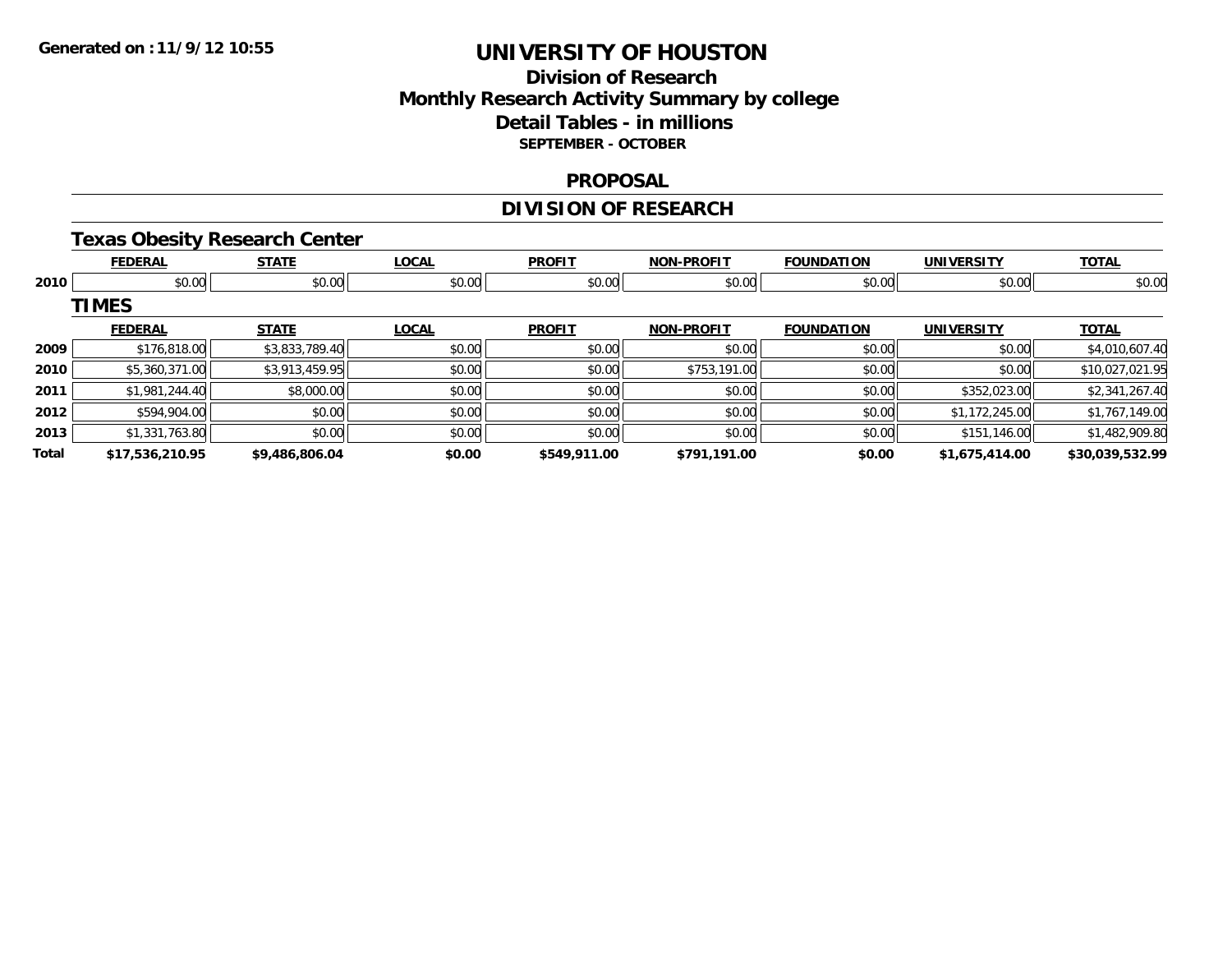# UNIVERSITY OF HOUSTON

## Division of Research
## Monthly Research Activity Summary by college
## Detail Tables - in millions
### SEPTEMBER - OCTOBER

Generated on :11/9/12 10:55

## PROPOSAL

## DIVISION OF RESEARCH

### Texas Obesity Research Center

| | FEDERAL | STATE | LOCAL | PROFIT | NON-PROFIT | FOUNDATION | UNIVERSITY | TOTAL |
|---|---|---|---|---|---|---|---|---|
| 2010 | $0.00 | $0.00 | $0.00 | $0.00 | $0.00 | $0.00 | $0.00 | $0.00 |

### TIMES

| | FEDERAL | STATE | LOCAL | PROFIT | NON-PROFIT | FOUNDATION | UNIVERSITY | TOTAL |
|---|---|---|---|---|---|---|---|---|
| 2009 | $176,818.00 | $3,833,789.40 | $0.00 | $0.00 | $0.00 | $0.00 | $0.00 | $4,010,607.40 |
| 2010 | $5,360,371.00 | $3,913,459.95 | $0.00 | $0.00 | $753,191.00 | $0.00 | $0.00 | $10,027,021.95 |
| 2011 | $1,981,244.40 | $8,000.00 | $0.00 | $0.00 | $0.00 | $0.00 | $352,023.00 | $2,341,267.40 |
| 2012 | $594,904.00 | $0.00 | $0.00 | $0.00 | $0.00 | $0.00 | $1,172,245.00 | $1,767,149.00 |
| 2013 | $1,331,763.80 | $0.00 | $0.00 | $0.00 | $0.00 | $0.00 | $151,146.00 | $1,482,909.80 |
| **Total** | **$17,536,210.95** | **$9,486,806.04** | **$0.00** | **$549,911.00** | **$791,191.00** | **$0.00** | **$1,675,414.00** | **$30,039,532.99** |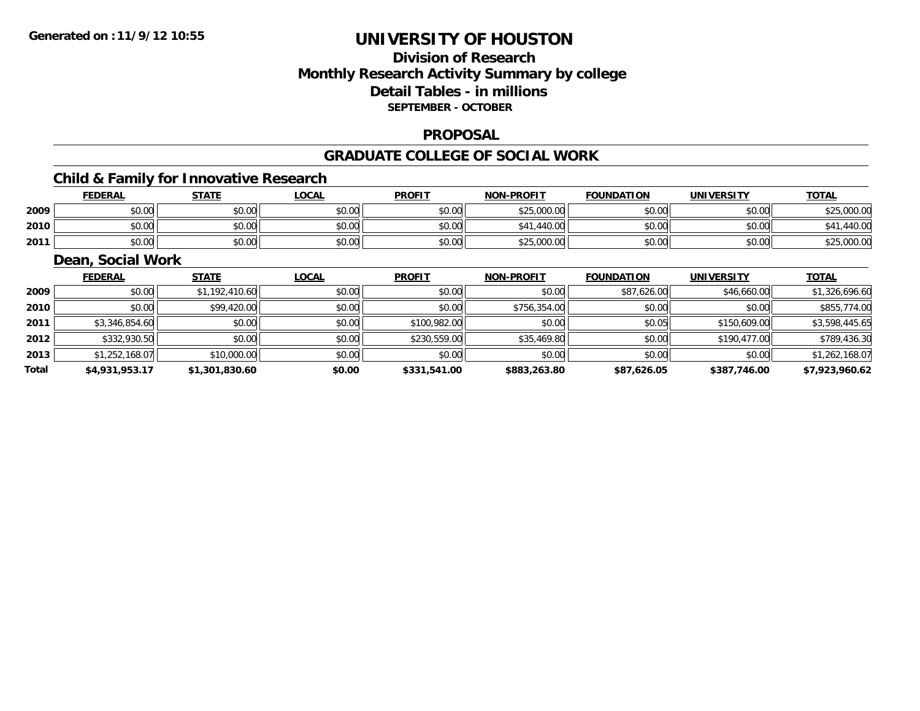# UNIVERSITY OF HOUSTON

## Division of Research
## Monthly Research Activity Summary by college
## Detail Tables - in millions
### SEPTEMBER - OCTOBER

## PROPOSAL

## GRADUATE COLLEGE OF SOCIAL WORK

### Child & Family for Innovative Research

| | FEDERAL | STATE | LOCAL | PROFIT | NON-PROFIT | FOUNDATION | UNIVERSITY | TOTAL |
|---|---|---|---|---|---|---|---|---|
| 2009 | $0.00 | $0.00 | $0.00 | $0.00 | $25,000.00 | $0.00 | $0.00 | $25,000.00 |
| 2010 | $0.00 | $0.00 | $0.00 | $0.00 | $41,440.00 | $0.00 | $0.00 | $41,440.00 |
| 2011 | $0.00 | $0.00 | $0.00 | $0.00 | $25,000.00 | $0.00 | $0.00 | $25,000.00 |

### Dean, Social Work

| | FEDERAL | STATE | LOCAL | PROFIT | NON-PROFIT | FOUNDATION | UNIVERSITY | TOTAL |
|---|---|---|---|---|---|---|---|---|
| 2009 | $0.00 | $1,192,410.60 | $0.00 | $0.00 | $0.00 | $87,626.00 | $46,660.00 | $1,326,696.60 |
| 2010 | $0.00 | $99,420.00 | $0.00 | $0.00 | $756,354.00 | $0.00 | $0.00 | $855,774.00 |
| 2011 | $3,346,854.60 | $0.00 | $0.00 | $100,982.00 | $0.00 | $0.05 | $150,609.00 | $3,598,445.65 |
| 2012 | $332,930.50 | $0.00 | $0.00 | $230,559.00 | $35,469.80 | $0.00 | $190,477.00 | $789,436.30 |
| 2013 | $1,252,168.07 | $10,000.00 | $0.00 | $0.00 | $0.00 | $0.00 | $0.00 | $1,262,168.07 |
| **Total** | **$4,931,953.17** | **$1,301,830.60** | **$0.00** | **$331,541.00** | **$883,263.80** | **$87,626.05** | **$387,746.00** | **$7,923,960.62** |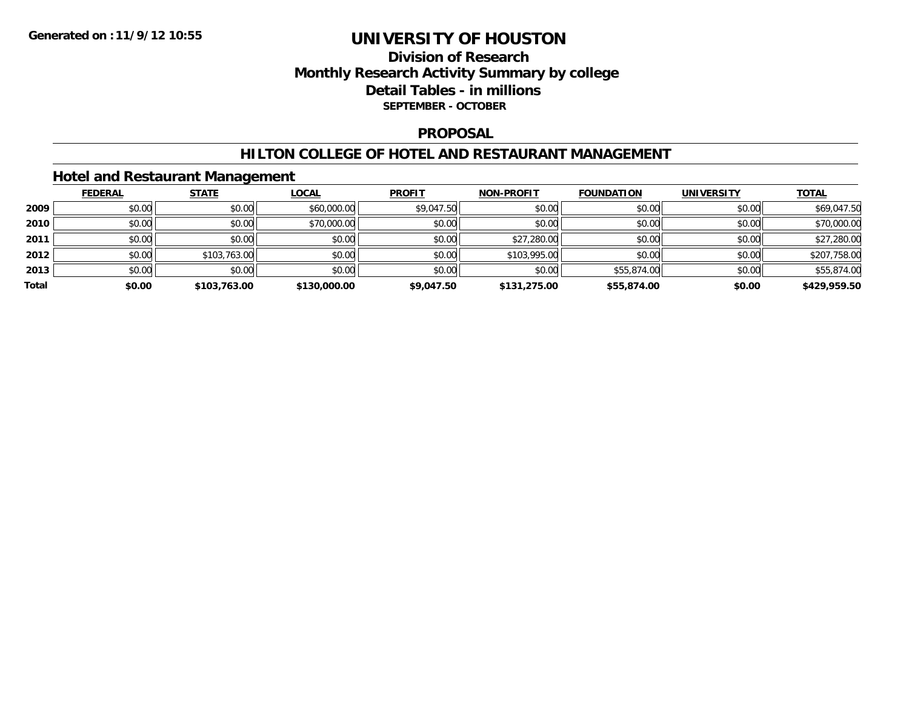Generated on :11/9/12 10:55

# UNIVERSITY OF HOUSTON

## Division of Research
## Monthly Research Activity Summary by college
## Detail Tables - in millions
### SEPTEMBER - OCTOBER

## PROPOSAL

## HILTON COLLEGE OF HOTEL AND RESTAURANT MANAGEMENT

### Hotel and Restaurant Management

| | FEDERAL | STATE | LOCAL | PROFIT | NON-PROFIT | FOUNDATION | UNIVERSITY | TOTAL |
|---|---|---|---|---|---|---|---|---|
| 2009 | $0.00 | $0.00 | $60,000.00 | $9,047.50 | $0.00 | $0.00 | $0.00 | $69,047.50 |
| 2010 | $0.00 | $0.00 | $70,000.00 | $0.00 | $0.00 | $0.00 | $0.00 | $70,000.00 |
| 2011 | $0.00 | $0.00 | $0.00 | $0.00 | $27,280.00 | $0.00 | $0.00 | $27,280.00 |
| 2012 | $0.00 | $103,763.00 | $0.00 | $0.00 | $103,995.00 | $0.00 | $0.00 | $207,758.00 |
| 2013 | $0.00 | $0.00 | $0.00 | $0.00 | $0.00 | $55,874.00 | $0.00 | $55,874.00 |
| **Total** | **$0.00** | **$103,763.00** | **$130,000.00** | **$9,047.50** | **$131,275.00** | **$55,874.00** | **$0.00** | **$429,959.50** |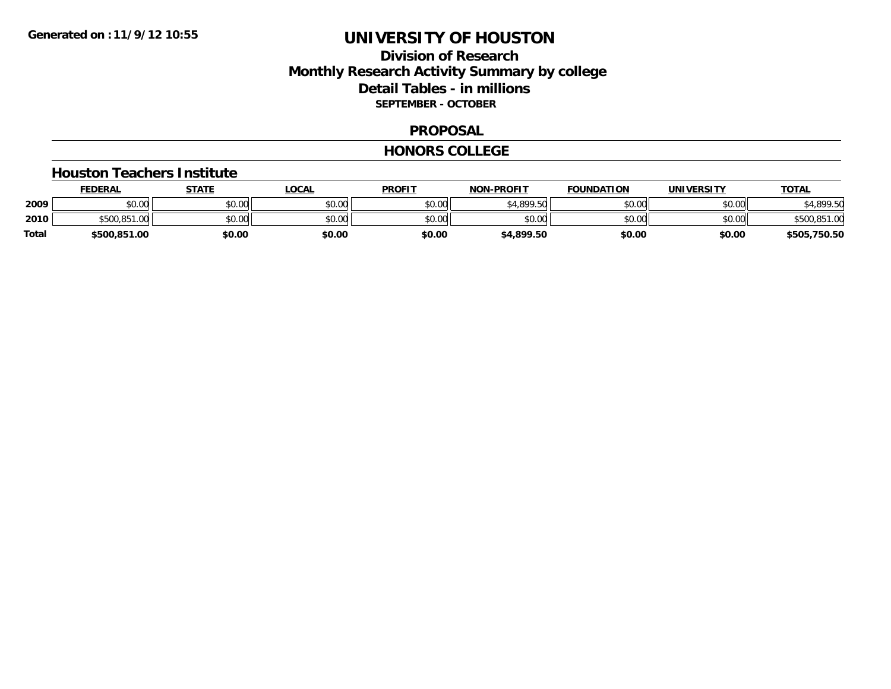Generated on :11/9/12 10:55

# UNIVERSITY OF HOUSTON

## Division of Research
## Monthly Research Activity Summary by college
## Detail Tables - in millions
### SEPTEMBER - OCTOBER

### PROPOSAL

### HONORS COLLEGE

#### Houston Teachers Institute

| | FEDERAL | STATE | LOCAL | PROFIT | NON-PROFIT | FOUNDATION | UNIVERSITY | TOTAL |
|---|---|---|---|---|---|---|---|---|
| 2009 | $0.00 | $0.00 | $0.00 | $0.00 | $4,899.50 | $0.00 | $0.00 | $4,899.50 |
| 2010 | $500,851.00 | $0.00 | $0.00 | $0.00 | $0.00 | $0.00 | $0.00 | $500,851.00 |
| **Total** | **$500,851.00** | **$0.00** | **$0.00** | **$0.00** | **$4,899.50** | **$0.00** | **$0.00** | **$505,750.50** |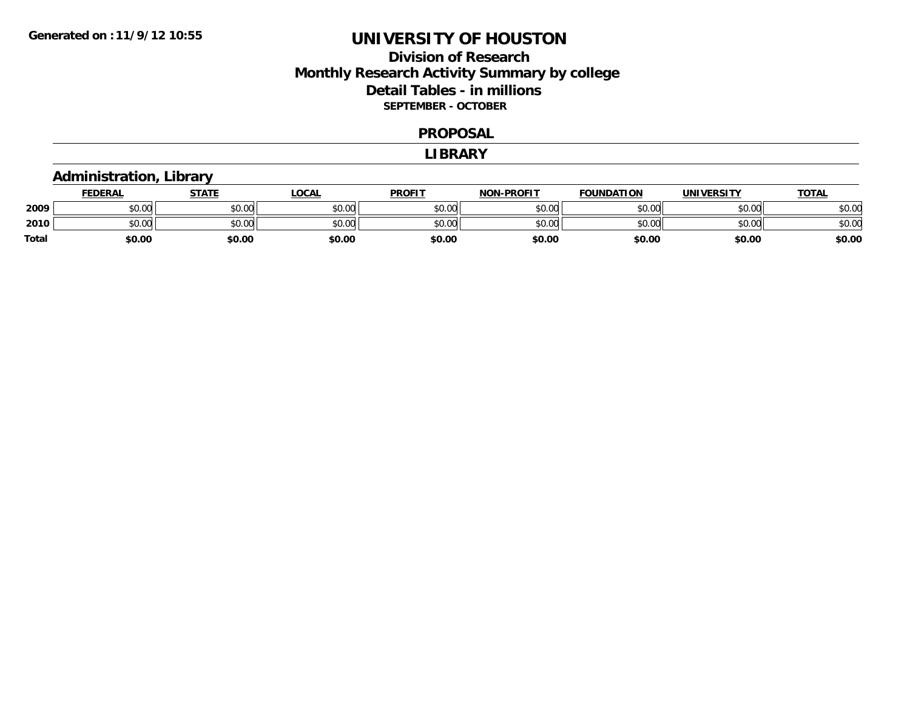**Generated on : 11/9/12 10:55**

# UNIVERSITY OF HOUSTON

## Division of Research
## Monthly Research Activity Summary by college
## Detail Tables - in millions
### SEPTEMBER - OCTOBER

## PROPOSAL

## LIBRARY

### Administration, Library

| | FEDERAL | STATE | LOCAL | PROFIT | NON-PROFIT | FOUNDATION | UNIVERSITY | TOTAL |
|---|---|---|---|---|---|---|---|---|
| **2009** | $0.00 | $0.00 | $0.00 | $0.00 | $0.00 | $0.00 | $0.00 | $0.00 |
| **2010** | $0.00 | $0.00 | $0.00 | $0.00 | $0.00 | $0.00 | $0.00 | $0.00 |
| **Total** | **$0.00** | **$0.00** | **$0.00** | **$0.00** | **$0.00** | **$0.00** | **$0.00** | **$0.00** |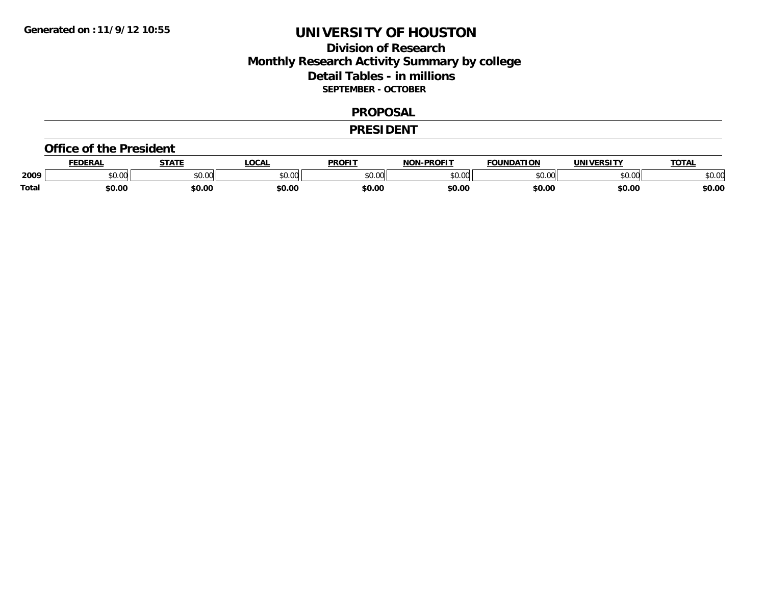Generated on :11/9/12 10:55

# UNIVERSITY OF HOUSTON

## Division of Research
## Monthly Research Activity Summary by college
## Detail Tables - in millions
### SEPTEMBER - OCTOBER

## PROPOSAL

## PRESIDENT

### Office of the President

| | FEDERAL | STATE | LOCAL | PROFIT | NON-PROFIT | FOUNDATION | UNIVERSITY | TOTAL |
|---|---|---|---|---|---|---|---|---|
| 2009 | $0.00 | $0.00 | $0.00 | $0.00 | $0.00 | $0.00 | $0.00 | $0.00 |
| **Total** | **$0.00** | **$0.00** | **$0.00** | **$0.00** | **$0.00** | **$0.00** | **$0.00** | **$0.00** |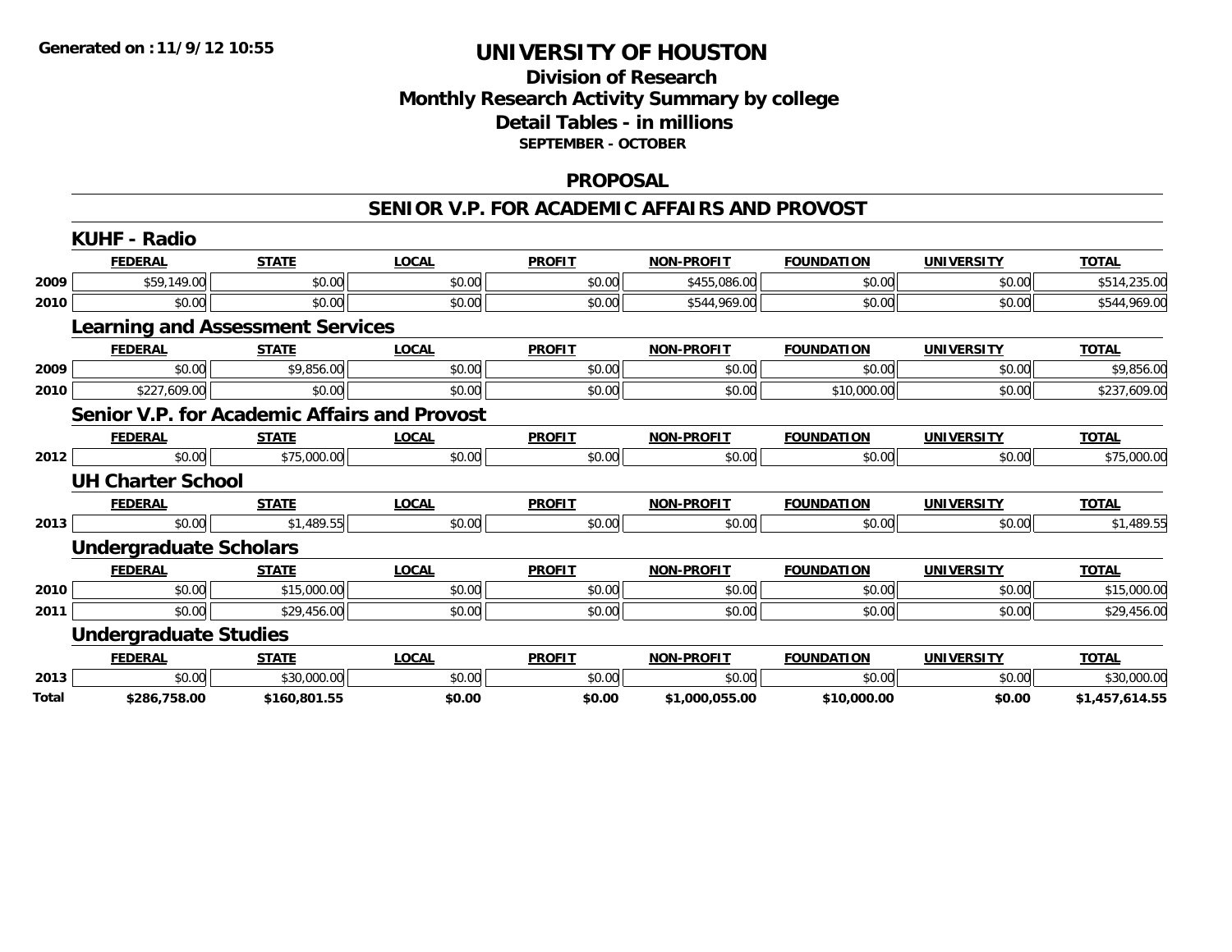**Generated on :11/9/12 10:55**

# UNIVERSITY OF HOUSTON

## Division of Research
## Monthly Research Activity Summary by college
## Detail Tables - in millions
### SEPTEMBER - OCTOBER

## PROPOSAL

## SENIOR V.P. FOR ACADEMIC AFFAIRS AND PROVOST

### KUHF - Radio

| | FEDERAL | STATE | LOCAL | PROFIT | NON-PROFIT | FOUNDATION | UNIVERSITY | TOTAL |
|---|---|---|---|---|---|---|---|---|
| 2009 | $59,149.00 | $0.00 | $0.00 | $0.00 | $455,086.00 | $0.00 | $0.00 | $514,235.00 |
| 2010 | $0.00 | $0.00 | $0.00 | $0.00 | $544,969.00 | $0.00 | $0.00 | $544,969.00 |

### Learning and Assessment Services

| | FEDERAL | STATE | LOCAL | PROFIT | NON-PROFIT | FOUNDATION | UNIVERSITY | TOTAL |
|---|---|---|---|---|---|---|---|---|
| 2009 | $0.00 | $9,856.00 | $0.00 | $0.00 | $0.00 | $0.00 | $0.00 | $9,856.00 |
| 2010 | $227,609.00 | $0.00 | $0.00 | $0.00 | $0.00 | $10,000.00 | $0.00 | $237,609.00 |

### Senior V.P. for Academic Affairs and Provost

| | FEDERAL | STATE | LOCAL | PROFIT | NON-PROFIT | FOUNDATION | UNIVERSITY | TOTAL |
|---|---|---|---|---|---|---|---|---|
| 2012 | $0.00 | $75,000.00 | $0.00 | $0.00 | $0.00 | $0.00 | $0.00 | $75,000.00 |

### UH Charter School

| | FEDERAL | STATE | LOCAL | PROFIT | NON-PROFIT | FOUNDATION | UNIVERSITY | TOTAL |
|---|---|---|---|---|---|---|---|---|
| 2013 | $0.00 | $1,489.55 | $0.00 | $0.00 | $0.00 | $0.00 | $0.00 | $1,489.55 |

### Undergraduate Scholars

| | FEDERAL | STATE | LOCAL | PROFIT | NON-PROFIT | FOUNDATION | UNIVERSITY | TOTAL |
|---|---|---|---|---|---|---|---|---|
| 2010 | $0.00 | $15,000.00 | $0.00 | $0.00 | $0.00 | $0.00 | $0.00 | $15,000.00 |
| 2011 | $0.00 | $29,456.00 | $0.00 | $0.00 | $0.00 | $0.00 | $0.00 | $29,456.00 |

### Undergraduate Studies

| | FEDERAL | STATE | LOCAL | PROFIT | NON-PROFIT | FOUNDATION | UNIVERSITY | TOTAL |
|---|---|---|---|---|---|---|---|---|
| 2013 | $0.00 | $30,000.00 | $0.00 | $0.00 | $0.00 | $0.00 | $0.00 | $30,000.00 |
| **Total** | **$286,758.00** | **$160,801.55** | **$0.00** | **$0.00** | **$1,000,055.00** | **$10,000.00** | **$0.00** | **$1,457,614.55** |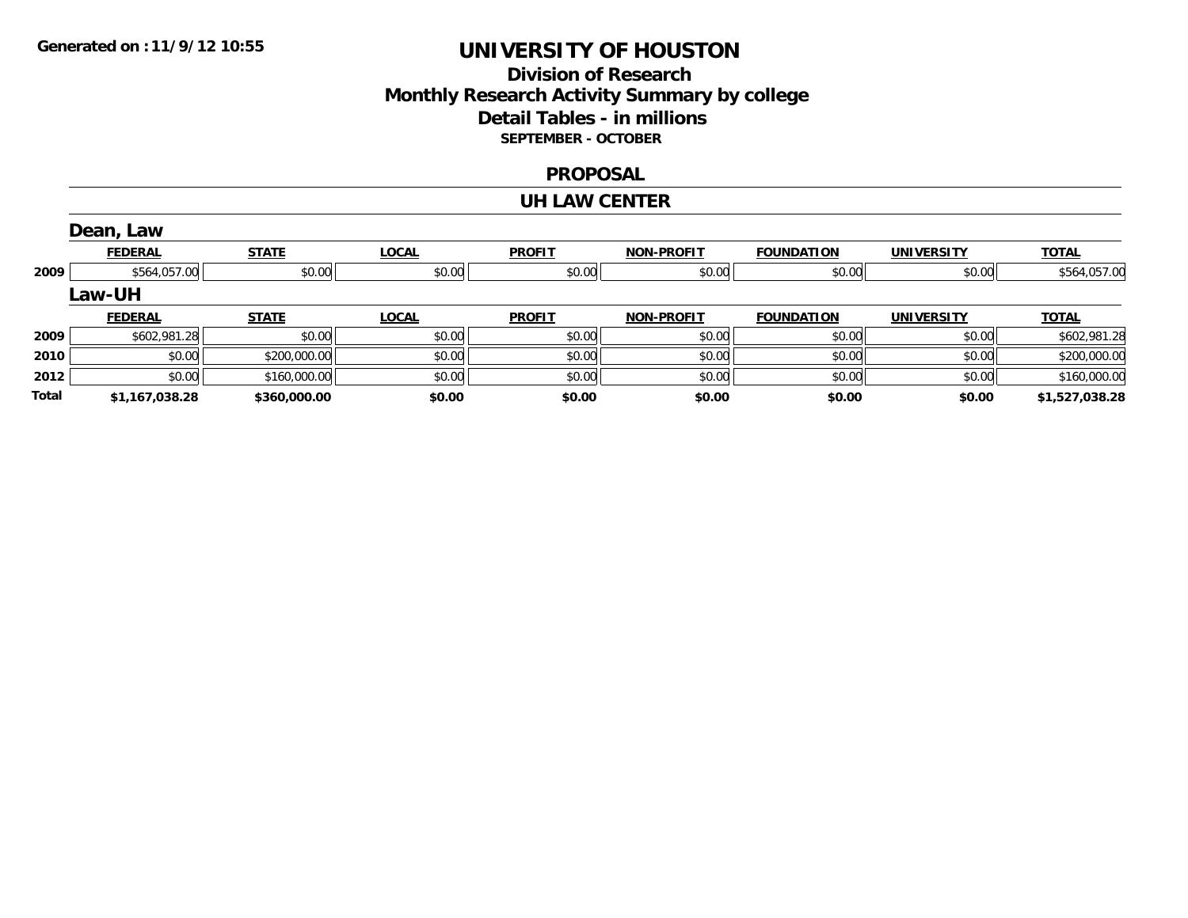Generated on :11/9/12 10:55

# UNIVERSITY OF HOUSTON

## Division of Research
## Monthly Research Activity Summary by college
## Detail Tables - in millions
### SEPTEMBER - OCTOBER

### PROPOSAL

### UH LAW CENTER

#### Dean, Law

| | FEDERAL | STATE | LOCAL | PROFIT | NON-PROFIT | FOUNDATION | UNIVERSITY | TOTAL |
|---|---|---|---|---|---|---|---|---|
| 2009 | $564,057.00 | $0.00 | $0.00 | $0.00 | $0.00 | $0.00 | $0.00 | $564,057.00 |

#### Law-UH

| | FEDERAL | STATE | LOCAL | PROFIT | NON-PROFIT | FOUNDATION | UNIVERSITY | TOTAL |
|---|---|---|---|---|---|---|---|---|
| 2009 | $602,981.28 | $0.00 | $0.00 | $0.00 | $0.00 | $0.00 | $0.00 | $602,981.28 |
| 2010 | $0.00 | $200,000.00 | $0.00 | $0.00 | $0.00 | $0.00 | $0.00 | $200,000.00 |
| 2012 | $0.00 | $160,000.00 | $0.00 | $0.00 | $0.00 | $0.00 | $0.00 | $160,000.00 |
| **Total** | **$1,167,038.28** | **$360,000.00** | **$0.00** | **$0.00** | **$0.00** | **$0.00** | **$0.00** | **$1,527,038.28** |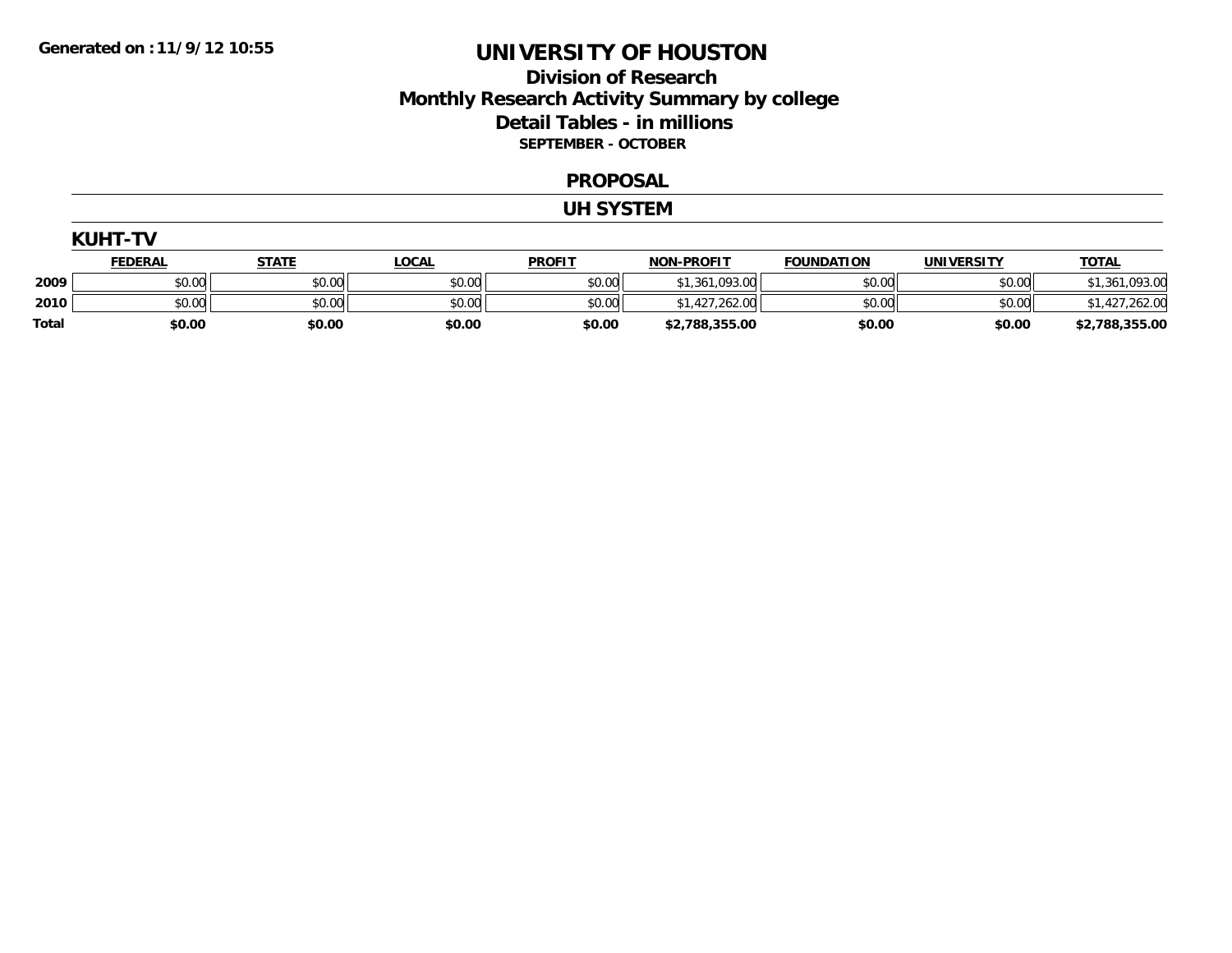**Generated on : 11/9/12 10:55**

# UNIVERSITY OF HOUSTON

## Division of Research
## Monthly Research Activity Summary by college
## Detail Tables - in millions
**SEPTEMBER - OCTOBER**

## PROPOSAL

## UH SYSTEM

### KUHT-TV

| | FEDERAL | STATE | LOCAL | PROFIT | NON-PROFIT | FOUNDATION | UNIVERSITY | TOTAL |
|---|---|---|---|---|---|---|---|---|
| **2009** | $0.00 | $0.00 | $0.00 | $0.00 | $1,361,093.00 | $0.00 | $0.00 | $1,361,093.00 |
| **2010** | $0.00 | $0.00 | $0.00 | $0.00 | $1,427,262.00 | $0.00 | $0.00 | $1,427,262.00 |
| **Total** | **$0.00** | **$0.00** | **$0.00** | **$0.00** | **$2,788,355.00** | **$0.00** | **$0.00** | **$2,788,355.00** |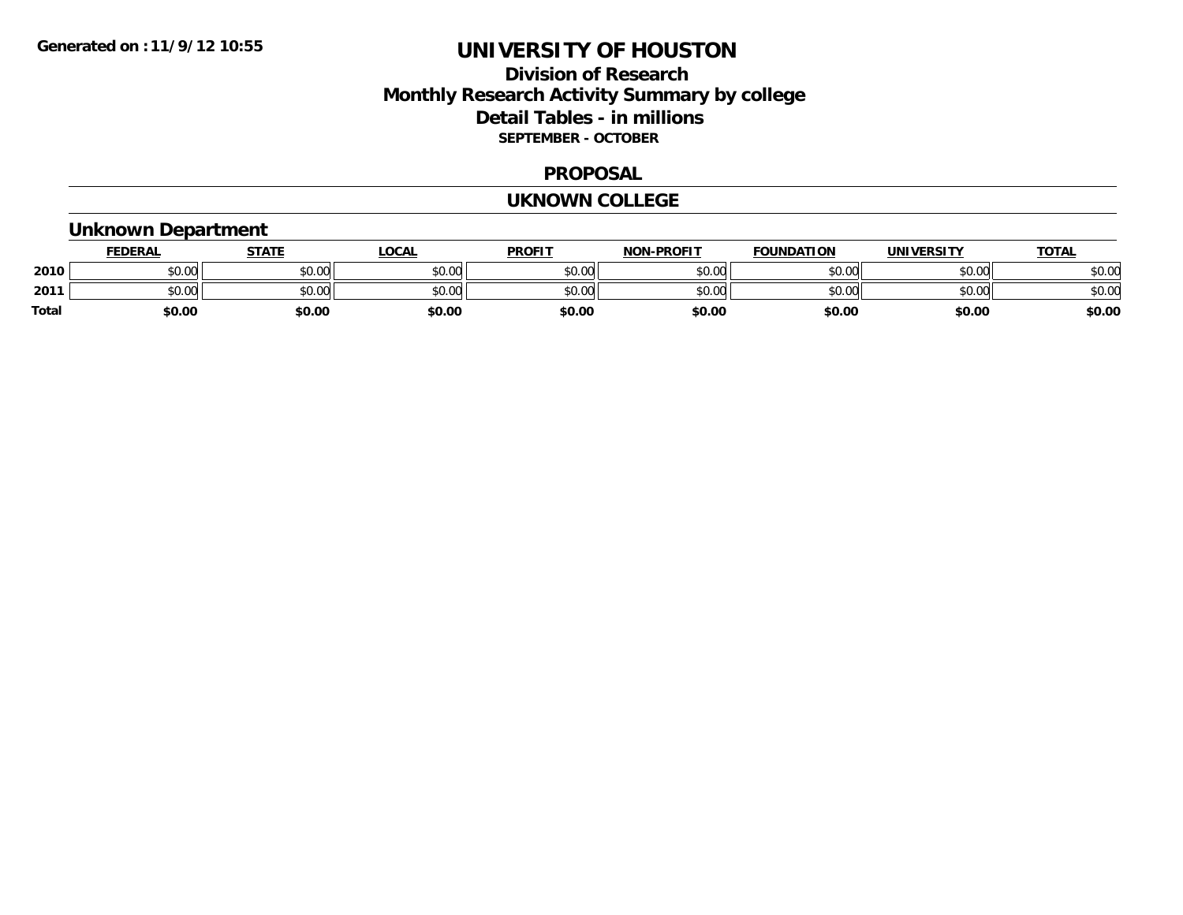**Generated on :11/9/12 10:55**

# UNIVERSITY OF HOUSTON

## Division of Research
## Monthly Research Activity Summary by college
## Detail Tables - in millions
### SEPTEMBER - OCTOBER

### PROPOSAL

### UKNOWN COLLEGE

### Unknown Department

| | FEDERAL | STATE | LOCAL | PROFIT | NON-PROFIT | FOUNDATION | UNIVERSITY | TOTAL |
|---|---|---|---|---|---|---|---|---|
| 2010 | $0.00 | $0.00 | $0.00 | $0.00 | $0.00 | $0.00 | $0.00 | $0.00 |
| 2011 | $0.00 | $0.00 | $0.00 | $0.00 | $0.00 | $0.00 | $0.00 | $0.00 |
| **Total** | **$0.00** | **$0.00** | **$0.00** | **$0.00** | **$0.00** | **$0.00** | **$0.00** | **$0.00** |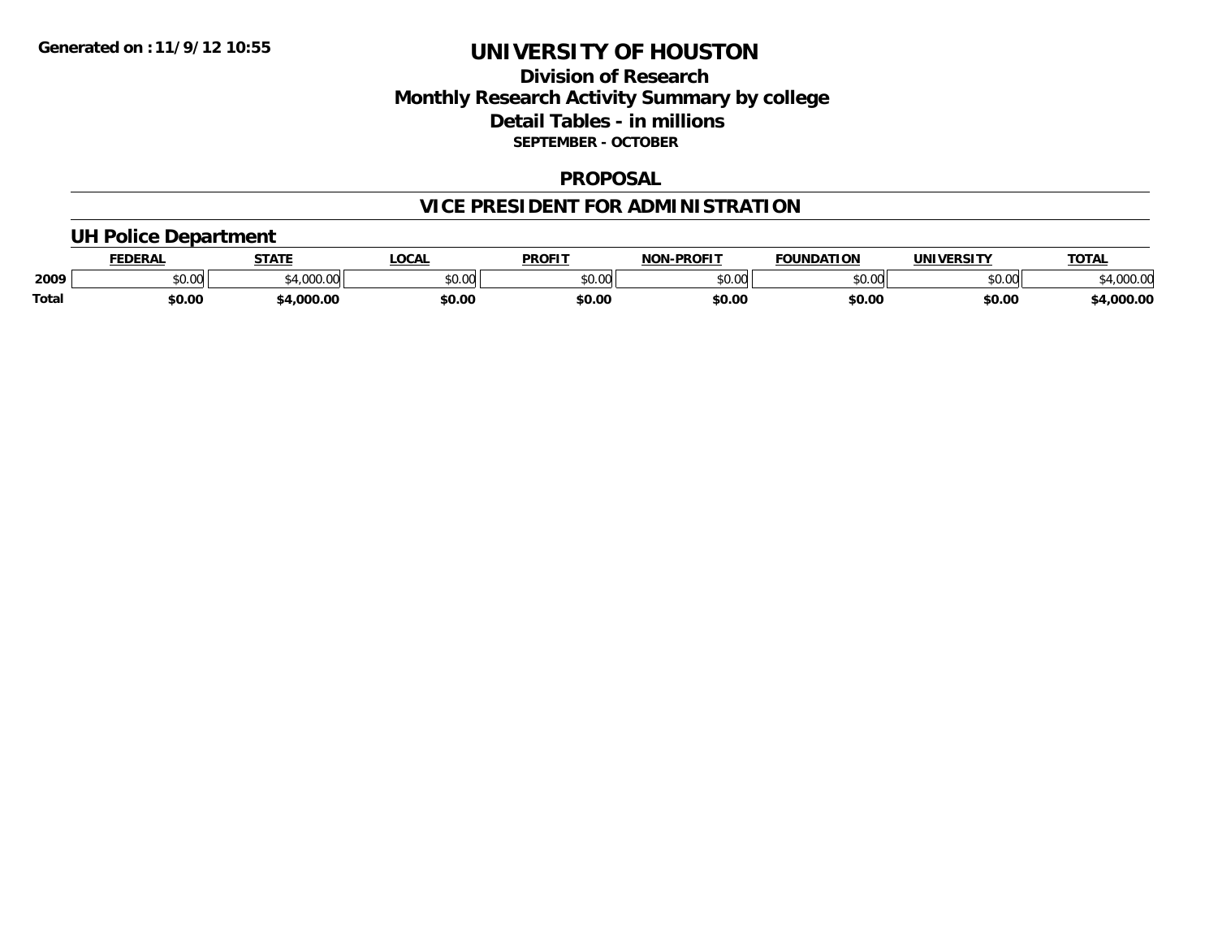Generated on :11/9/12 10:55

# UNIVERSITY OF HOUSTON

## Division of Research
## Monthly Research Activity Summary by college
## Detail Tables - in millions
### SEPTEMBER - OCTOBER

## PROPOSAL

## VICE PRESIDENT FOR ADMINISTRATION

### UH Police Department

| | FEDERAL | STATE | LOCAL | PROFIT | NON-PROFIT | FOUNDATION | UNIVERSITY | TOTAL |
|---|---|---|---|---|---|---|---|---|
| 2009 | $0.00 | $4,000.00 | $0.00 | $0.00 | $0.00 | $0.00 | $0.00 | $4,000.00 |
| **Total** | **$0.00** | **$4,000.00** | **$0.00** | **$0.00** | **$0.00** | **$0.00** | **$0.00** | **$4,000.00** |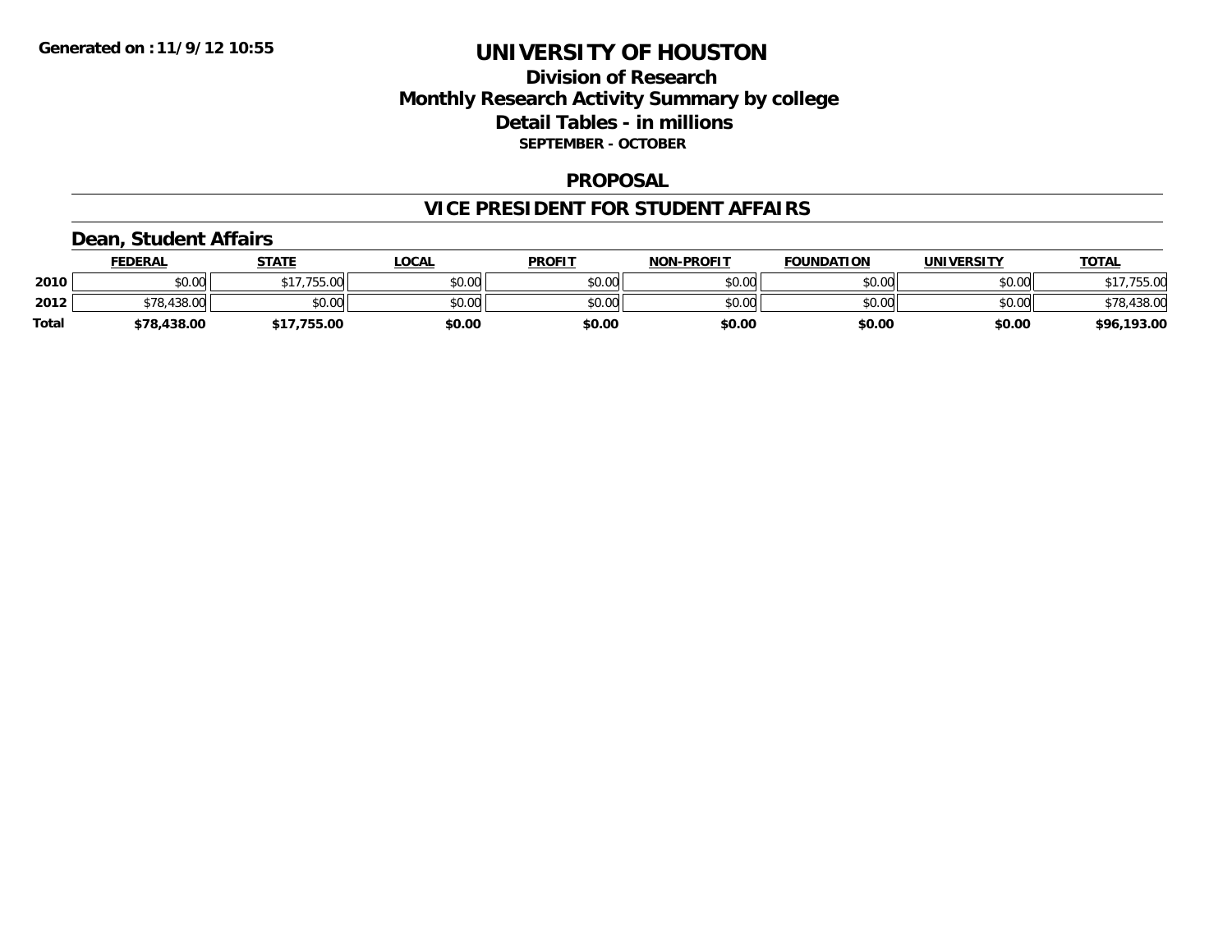# UNIVERSITY OF HOUSTON

## Division of Research
## Monthly Research Activity Summary by college
## Detail Tables - in millions
### SEPTEMBER - OCTOBER

**Generated on : 11/9/12 10:55**

## PROPOSAL

## VICE PRESIDENT FOR STUDENT AFFAIRS

### Dean, Student Affairs

| | FEDERAL | STATE | LOCAL | PROFIT | NON-PROFIT | FOUNDATION | UNIVERSITY | TOTAL |
|---|---|---|---|---|---|---|---|---|
| 2010 | $0.00 | $17,755.00 | $0.00 | $0.00 | $0.00 | $0.00 | $0.00 | $17,755.00 |
| 2012 | $78,438.00 | $0.00 | $0.00 | $0.00 | $0.00 | $0.00 | $0.00 | $78,438.00 |
| **Total** | **$78,438.00** | **$17,755.00** | **$0.00** | **$0.00** | **$0.00** | **$0.00** | **$0.00** | **$96,193.00** |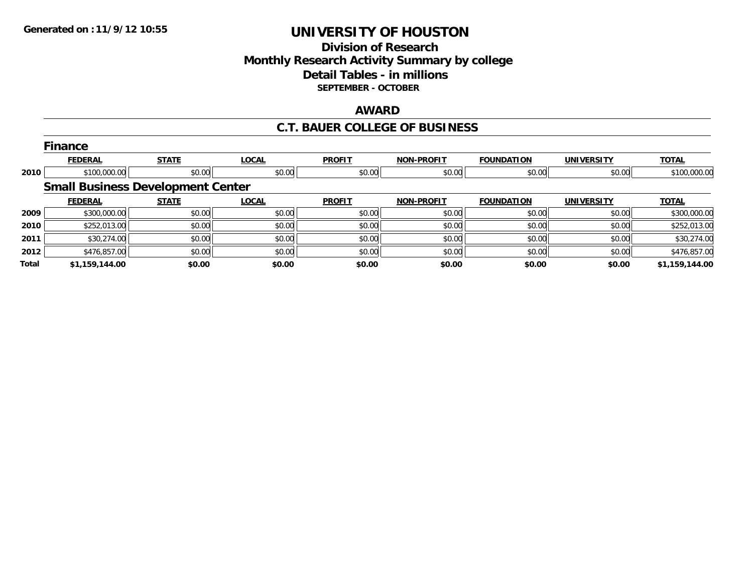# UNIVERSITY OF HOUSTON

## Division of Research
## Monthly Research Activity Summary by college
## Detail Tables - in millions
### SEPTEMBER - OCTOBER

## AWARD

## C.T. BAUER COLLEGE OF BUSINESS

### Finance

| | FEDERAL | STATE | LOCAL | PROFIT | NON-PROFIT | FOUNDATION | UNIVERSITY | TOTAL |
|---|---|---|---|---|---|---|---|---|
| 2010 | $100,000.00 | $0.00 | $0.00 | $0.00 | $0.00 | $0.00 | $0.00 | $100,000.00 |

### Small Business Development Center

| | FEDERAL | STATE | LOCAL | PROFIT | NON-PROFIT | FOUNDATION | UNIVERSITY | TOTAL |
|---|---|---|---|---|---|---|---|---|
| 2009 | $300,000.00 | $0.00 | $0.00 | $0.00 | $0.00 | $0.00 | $0.00 | $300,000.00 |
| 2010 | $252,013.00 | $0.00 | $0.00 | $0.00 | $0.00 | $0.00 | $0.00 | $252,013.00 |
| 2011 | $30,274.00 | $0.00 | $0.00 | $0.00 | $0.00 | $0.00 | $0.00 | $30,274.00 |
| 2012 | $476,857.00 | $0.00 | $0.00 | $0.00 | $0.00 | $0.00 | $0.00 | $476,857.00 |
| **Total** | **$1,159,144.00** | **$0.00** | **$0.00** | **$0.00** | **$0.00** | **$0.00** | **$0.00** | **$1,159,144.00** |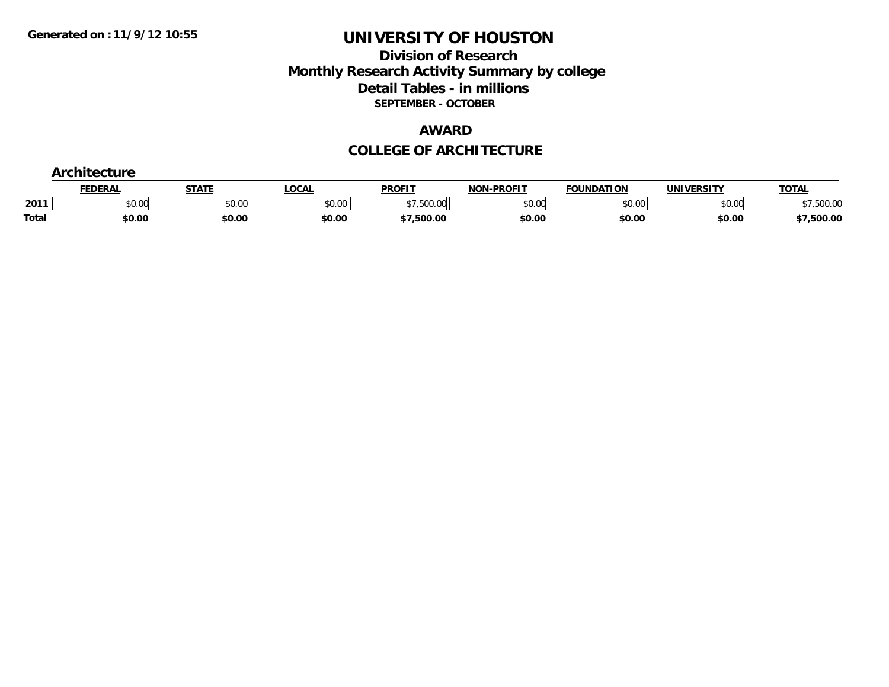**Generated on : 11/9/12 10:55**

# UNIVERSITY OF HOUSTON

## Division of Research
## Monthly Research Activity Summary by college
## Detail Tables - in millions
### SEPTEMBER - OCTOBER

## AWARD

## COLLEGE OF ARCHITECTURE

### Architecture

| | FEDERAL | STATE | LOCAL | PROFIT | NON-PROFIT | FOUNDATION | UNIVERSITY | TOTAL |
|---|---|---|---|---|---|---|---|---|
| 2011 | $0.00 | $0.00 | $0.00 | $7,500.00 | $0.00 | $0.00 | $0.00 | $7,500.00 |
| **Total** | **$0.00** | **$0.00** | **$0.00** | **$7,500.00** | **$0.00** | **$0.00** | **$0.00** | **$7,500.00** |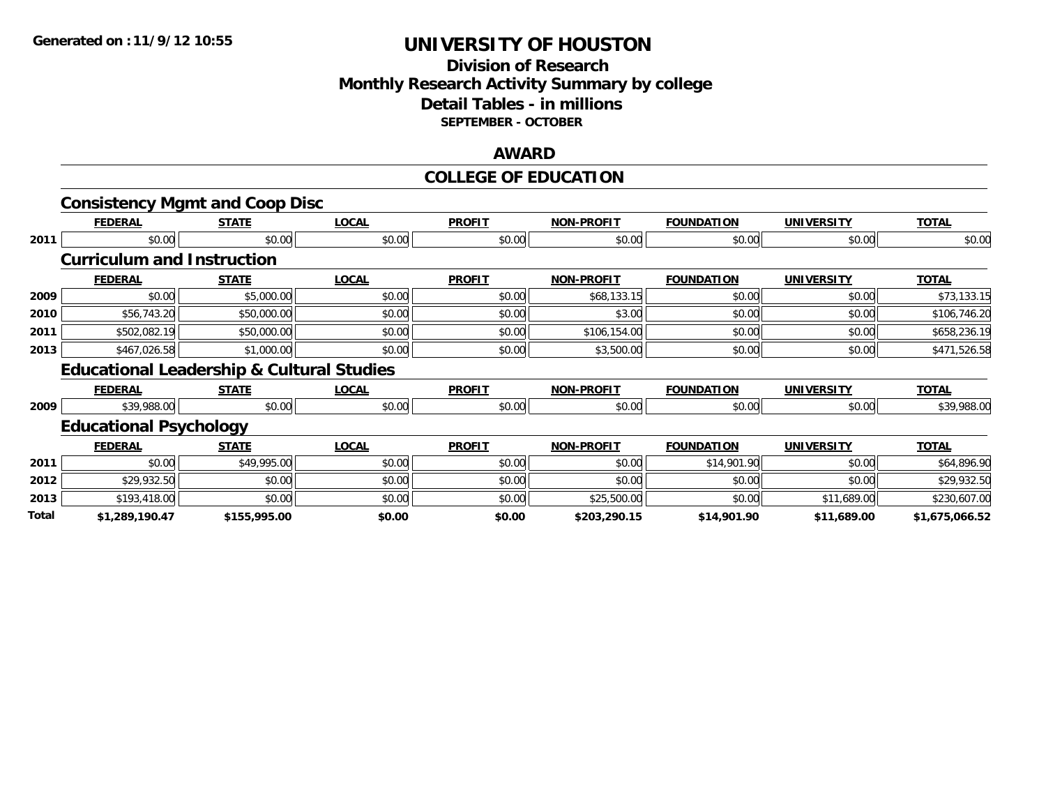# UNIVERSITY OF HOUSTON

## Division of Research
## Monthly Research Activity Summary by college
## Detail Tables - in millions
### SEPTEMBER - OCTOBER

## AWARD

## COLLEGE OF EDUCATION

### Consistency Mgmt and Coop Disc

| | FEDERAL | STATE | LOCAL | PROFIT | NON-PROFIT | FOUNDATION | UNIVERSITY | TOTAL |
|---|---|---|---|---|---|---|---|---|
| 2011 | $0.00 | $0.00 | $0.00 | $0.00 | $0.00 | $0.00 | $0.00 | $0.00 |

### Curriculum and Instruction

| | FEDERAL | STATE | LOCAL | PROFIT | NON-PROFIT | FOUNDATION | UNIVERSITY | TOTAL |
|---|---|---|---|---|---|---|---|---|
| 2009 | $0.00 | $5,000.00 | $0.00 | $0.00 | $68,133.15 | $0.00 | $0.00 | $73,133.15 |
| 2010 | $56,743.20 | $50,000.00 | $0.00 | $0.00 | $3.00 | $0.00 | $0.00 | $106,746.20 |
| 2011 | $502,082.19 | $50,000.00 | $0.00 | $0.00 | $106,154.00 | $0.00 | $0.00 | $658,236.19 |
| 2013 | $467,026.58 | $1,000.00 | $0.00 | $0.00 | $3,500.00 | $0.00 | $0.00 | $471,526.58 |

### Educational Leadership & Cultural Studies

| | FEDERAL | STATE | LOCAL | PROFIT | NON-PROFIT | FOUNDATION | UNIVERSITY | TOTAL |
|---|---|---|---|---|---|---|---|---|
| 2009 | $39,988.00 | $0.00 | $0.00 | $0.00 | $0.00 | $0.00 | $0.00 | $39,988.00 |

### Educational Psychology

| | FEDERAL | STATE | LOCAL | PROFIT | NON-PROFIT | FOUNDATION | UNIVERSITY | TOTAL |
|---|---|---|---|---|---|---|---|---|
| 2011 | $0.00 | $49,995.00 | $0.00 | $0.00 | $0.00 | $14,901.90 | $0.00 | $64,896.90 |
| 2012 | $29,932.50 | $0.00 | $0.00 | $0.00 | $0.00 | $0.00 | $0.00 | $29,932.50 |
| 2013 | $193,418.00 | $0.00 | $0.00 | $0.00 | $25,500.00 | $0.00 | $11,689.00 | $230,607.00 |
| **Total** | **$1,289,190.47** | **$155,995.00** | **$0.00** | **$0.00** | **$203,290.15** | **$14,901.90** | **$11,689.00** | **$1,675,066.52** |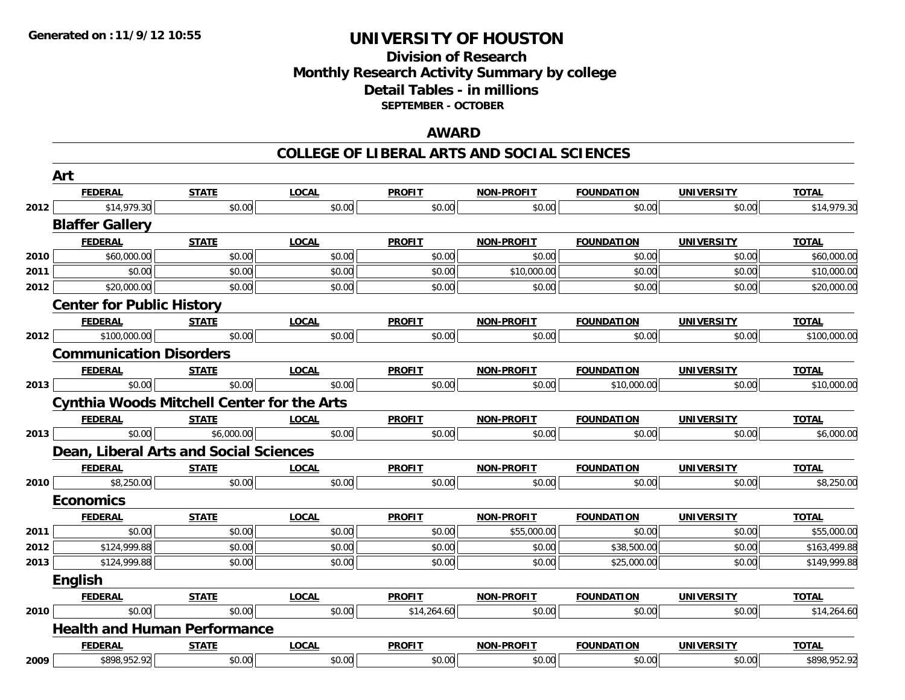# UNIVERSITY OF HOUSTON

## Division of Research
## Monthly Research Activity Summary by college
## Detail Tables - in millions
### SEPTEMBER - OCTOBER

## AWARD

## COLLEGE OF LIBERAL ARTS AND SOCIAL SCIENCES

### Art

| | FEDERAL | STATE | LOCAL | PROFIT | NON-PROFIT | FOUNDATION | UNIVERSITY | TOTAL |
|---|---|---|---|---|---|---|---|---|
| 2012 | $14,979.30 | $0.00 | $0.00 | $0.00 | $0.00 | $0.00 | $0.00 | $14,979.30 |

### Blaffer Gallery

| | FEDERAL | STATE | LOCAL | PROFIT | NON-PROFIT | FOUNDATION | UNIVERSITY | TOTAL |
|---|---|---|---|---|---|---|---|---|
| 2010 | $60,000.00 | $0.00 | $0.00 | $0.00 | $0.00 | $0.00 | $0.00 | $60,000.00 |
| 2011 | $0.00 | $0.00 | $0.00 | $0.00 | $10,000.00 | $0.00 | $0.00 | $10,000.00 |
| 2012 | $20,000.00 | $0.00 | $0.00 | $0.00 | $0.00 | $0.00 | $0.00 | $20,000.00 |

### Center for Public History

| | FEDERAL | STATE | LOCAL | PROFIT | NON-PROFIT | FOUNDATION | UNIVERSITY | TOTAL |
|---|---|---|---|---|---|---|---|---|
| 2012 | $100,000.00 | $0.00 | $0.00 | $0.00 | $0.00 | $0.00 | $0.00 | $100,000.00 |

### Communication Disorders

| | FEDERAL | STATE | LOCAL | PROFIT | NON-PROFIT | FOUNDATION | UNIVERSITY | TOTAL |
|---|---|---|---|---|---|---|---|---|
| 2013 | $0.00 | $0.00 | $0.00 | $0.00 | $0.00 | $10,000.00 | $0.00 | $10,000.00 |

### Cynthia Woods Mitchell Center for the Arts

| | FEDERAL | STATE | LOCAL | PROFIT | NON-PROFIT | FOUNDATION | UNIVERSITY | TOTAL |
|---|---|---|---|---|---|---|---|---|
| 2013 | $0.00 | $6,000.00 | $0.00 | $0.00 | $0.00 | $0.00 | $0.00 | $6,000.00 |

### Dean, Liberal Arts and Social Sciences

| | FEDERAL | STATE | LOCAL | PROFIT | NON-PROFIT | FOUNDATION | UNIVERSITY | TOTAL |
|---|---|---|---|---|---|---|---|---|
| 2010 | $8,250.00 | $0.00 | $0.00 | $0.00 | $0.00 | $0.00 | $0.00 | $8,250.00 |

### Economics

| | FEDERAL | STATE | LOCAL | PROFIT | NON-PROFIT | FOUNDATION | UNIVERSITY | TOTAL |
|---|---|---|---|---|---|---|---|---|
| 2011 | $0.00 | $0.00 | $0.00 | $0.00 | $55,000.00 | $0.00 | $0.00 | $55,000.00 |
| 2012 | $124,999.88 | $0.00 | $0.00 | $0.00 | $0.00 | $38,500.00 | $0.00 | $163,499.88 |
| 2013 | $124,999.88 | $0.00 | $0.00 | $0.00 | $0.00 | $25,000.00 | $0.00 | $149,999.88 |

### English

| | FEDERAL | STATE | LOCAL | PROFIT | NON-PROFIT | FOUNDATION | UNIVERSITY | TOTAL |
|---|---|---|---|---|---|---|---|---|
| 2010 | $0.00 | $0.00 | $0.00 | $14,264.60 | $0.00 | $0.00 | $0.00 | $14,264.60 |

### Health and Human Performance

| | FEDERAL | STATE | LOCAL | PROFIT | NON-PROFIT | FOUNDATION | UNIVERSITY | TOTAL |
|---|---|---|---|---|---|---|---|---|
| 2009 | $898,952.92 | $0.00 | $0.00 | $0.00 | $0.00 | $0.00 | $0.00 | $898,952.92 |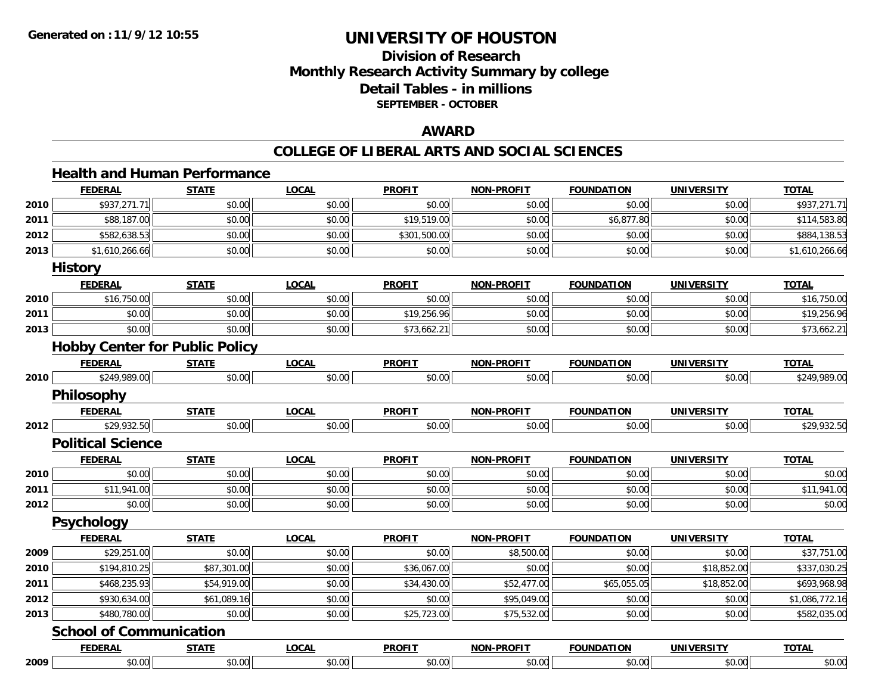**Generated on :11/9/12 10:55**

# UNIVERSITY OF HOUSTON

## Division of Research
## Monthly Research Activity Summary by college
## Detail Tables - in millions
### SEPTEMBER - OCTOBER

## AWARD

## COLLEGE OF LIBERAL ARTS AND SOCIAL SCIENCES

### Health and Human Performance

| | FEDERAL | STATE | LOCAL | PROFIT | NON-PROFIT | FOUNDATION | UNIVERSITY | TOTAL |
|---|---|---|---|---|---|---|---|---|
| 2010 | $937,271.71 | $0.00 | $0.00 | $0.00 | $0.00 | $0.00 | $0.00 | $937,271.71 |
| 2011 | $88,187.00 | $0.00 | $0.00 | $19,519.00 | $0.00 | $6,877.80 | $0.00 | $114,583.80 |
| 2012 | $582,638.53 | $0.00 | $0.00 | $301,500.00 | $0.00 | $0.00 | $0.00 | $884,138.53 |
| 2013 | $1,610,266.66 | $0.00 | $0.00 | $0.00 | $0.00 | $0.00 | $0.00 | $1,610,266.66 |

### History

| | FEDERAL | STATE | LOCAL | PROFIT | NON-PROFIT | FOUNDATION | UNIVERSITY | TOTAL |
|---|---|---|---|---|---|---|---|---|
| 2010 | $16,750.00 | $0.00 | $0.00 | $0.00 | $0.00 | $0.00 | $0.00 | $16,750.00 |
| 2011 | $0.00 | $0.00 | $0.00 | $19,256.96 | $0.00 | $0.00 | $0.00 | $19,256.96 |
| 2013 | $0.00 | $0.00 | $0.00 | $73,662.21 | $0.00 | $0.00 | $0.00 | $73,662.21 |

### Hobby Center for Public Policy

| | FEDERAL | STATE | LOCAL | PROFIT | NON-PROFIT | FOUNDATION | UNIVERSITY | TOTAL |
|---|---|---|---|---|---|---|---|---|
| 2010 | $249,989.00 | $0.00 | $0.00 | $0.00 | $0.00 | $0.00 | $0.00 | $249,989.00 |

### Philosophy

| | FEDERAL | STATE | LOCAL | PROFIT | NON-PROFIT | FOUNDATION | UNIVERSITY | TOTAL |
|---|---|---|---|---|---|---|---|---|
| 2012 | $29,932.50 | $0.00 | $0.00 | $0.00 | $0.00 | $0.00 | $0.00 | $29,932.50 |

### Political Science

| | FEDERAL | STATE | LOCAL | PROFIT | NON-PROFIT | FOUNDATION | UNIVERSITY | TOTAL |
|---|---|---|---|---|---|---|---|---|
| 2010 | $0.00 | $0.00 | $0.00 | $0.00 | $0.00 | $0.00 | $0.00 | $0.00 |
| 2011 | $11,941.00 | $0.00 | $0.00 | $0.00 | $0.00 | $0.00 | $0.00 | $11,941.00 |
| 2012 | $0.00 | $0.00 | $0.00 | $0.00 | $0.00 | $0.00 | $0.00 | $0.00 |

### Psychology

| | FEDERAL | STATE | LOCAL | PROFIT | NON-PROFIT | FOUNDATION | UNIVERSITY | TOTAL |
|---|---|---|---|---|---|---|---|---|
| 2009 | $29,251.00 | $0.00 | $0.00 | $0.00 | $8,500.00 | $0.00 | $0.00 | $37,751.00 |
| 2010 | $194,810.25 | $87,301.00 | $0.00 | $36,067.00 | $0.00 | $0.00 | $18,852.00 | $337,030.25 |
| 2011 | $468,235.93 | $54,919.00 | $0.00 | $34,430.00 | $52,477.00 | $65,055.05 | $18,852.00 | $693,968.98 |
| 2012 | $930,634.00 | $61,089.16 | $0.00 | $0.00 | $95,049.00 | $0.00 | $0.00 | $1,086,772.16 |
| 2013 | $480,780.00 | $0.00 | $0.00 | $25,723.00 | $75,532.00 | $0.00 | $0.00 | $582,035.00 |

### School of Communication

| | FEDERAL | STATE | LOCAL | PROFIT | NON-PROFIT | FOUNDATION | UNIVERSITY | TOTAL |
|---|---|---|---|---|---|---|---|---|
| 2009 | $0.00 | $0.00 | $0.00 | $0.00 | $0.00 | $0.00 | $0.00 | $0.00 |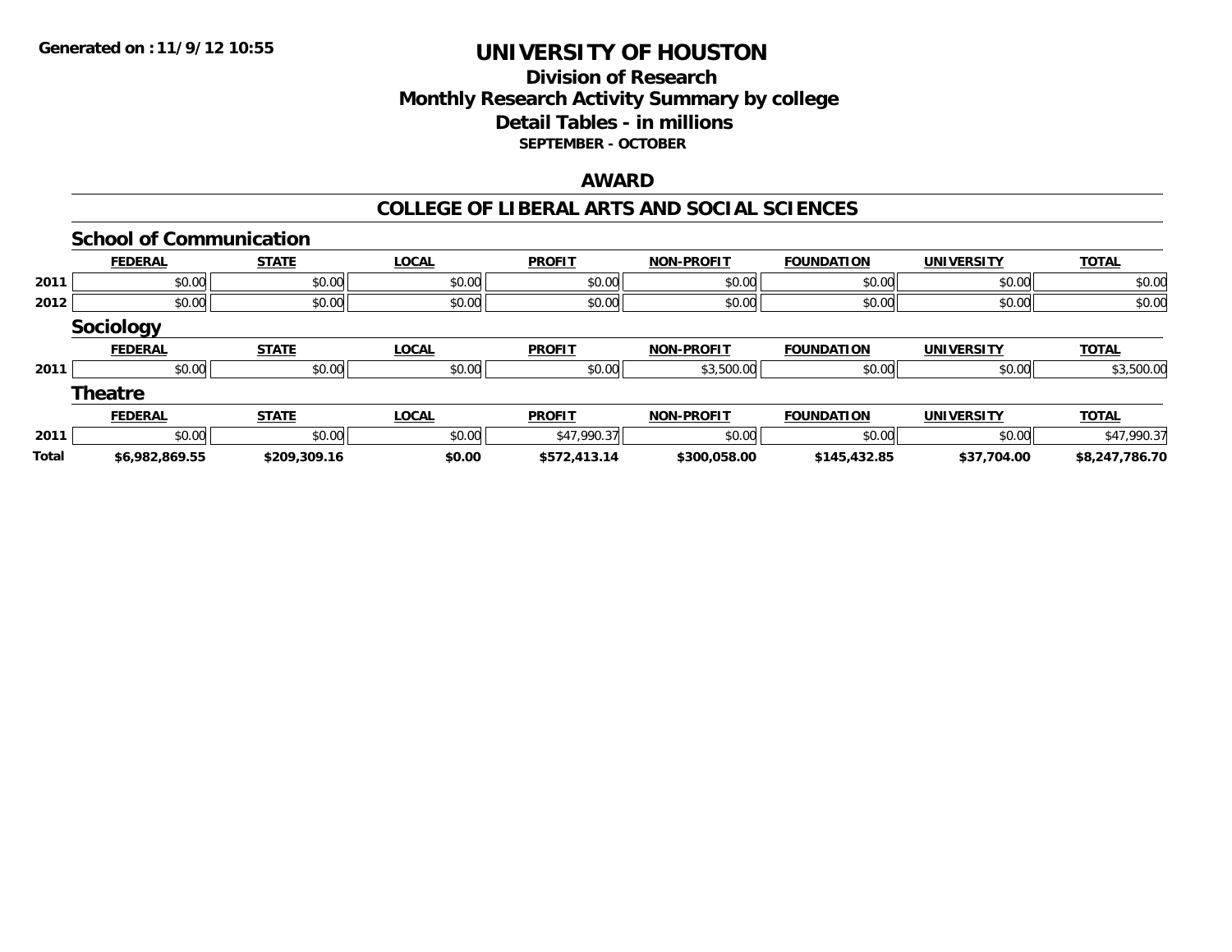Generated on :11/9/12 10:55

# UNIVERSITY OF HOUSTON

## Division of Research
## Monthly Research Activity Summary by college
## Detail Tables - in millions
### SEPTEMBER - OCTOBER

## AWARD

## COLLEGE OF LIBERAL ARTS AND SOCIAL SCIENCES

### School of Communication

| | FEDERAL | STATE | LOCAL | PROFIT | NON-PROFIT | FOUNDATION | UNIVERSITY | TOTAL |
|---|---|---|---|---|---|---|---|---|
| 2011 | $0.00 | $0.00 | $0.00 | $0.00 | $0.00 | $0.00 | $0.00 | $0.00 |
| 2012 | $0.00 | $0.00 | $0.00 | $0.00 | $0.00 | $0.00 | $0.00 | $0.00 |

### Sociology

| | FEDERAL | STATE | LOCAL | PROFIT | NON-PROFIT | FOUNDATION | UNIVERSITY | TOTAL |
|---|---|---|---|---|---|---|---|---|
| 2011 | $0.00 | $0.00 | $0.00 | $0.00 | $3,500.00 | $0.00 | $0.00 | $3,500.00 |

### Theatre

| | FEDERAL | STATE | LOCAL | PROFIT | NON-PROFIT | FOUNDATION | UNIVERSITY | TOTAL |
|---|---|---|---|---|---|---|---|---|
| 2011 | $0.00 | $0.00 | $0.00 | $47,990.37 | $0.00 | $0.00 | $0.00 | $47,990.37 |
| **Total** | **$6,982,869.55** | **$209,309.16** | **$0.00** | **$572,413.14** | **$300,058.00** | **$145,432.85** | **$37,704.00** | **$8,247,786.70** |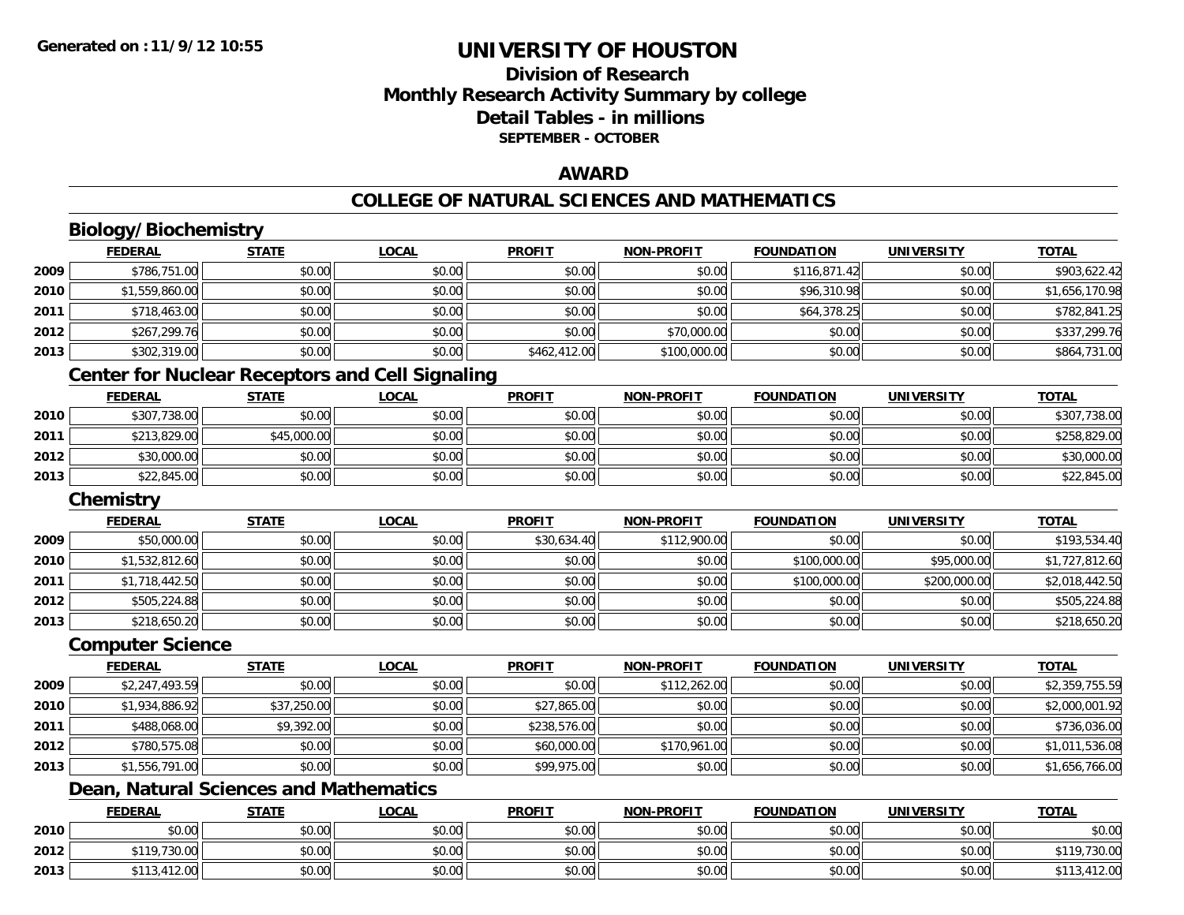**Generated on :11/9/12 10:55**

# UNIVERSITY OF HOUSTON

## Division of Research
## Monthly Research Activity Summary by college
## Detail Tables - in millions
### SEPTEMBER - OCTOBER

## AWARD

## COLLEGE OF NATURAL SCIENCES AND MATHEMATICS

### Biology/Biochemistry

| | FEDERAL | STATE | LOCAL | PROFIT | NON-PROFIT | FOUNDATION | UNIVERSITY | TOTAL |
|---|---|---|---|---|---|---|---|---|
| 2009 | $786,751.00 | $0.00 | $0.00 | $0.00 | $0.00 | $116,871.42 | $0.00 | $903,622.42 |
| 2010 | $1,559,860.00 | $0.00 | $0.00 | $0.00 | $0.00 | $96,310.98 | $0.00 | $1,656,170.98 |
| 2011 | $718,463.00 | $0.00 | $0.00 | $0.00 | $0.00 | $64,378.25 | $0.00 | $782,841.25 |
| 2012 | $267,299.76 | $0.00 | $0.00 | $0.00 | $70,000.00 | $0.00 | $0.00 | $337,299.76 |
| 2013 | $302,319.00 | $0.00 | $0.00 | $462,412.00 | $100,000.00 | $0.00 | $0.00 | $864,731.00 |

### Center for Nuclear Receptors and Cell Signaling

| | FEDERAL | STATE | LOCAL | PROFIT | NON-PROFIT | FOUNDATION | UNIVERSITY | TOTAL |
|---|---|---|---|---|---|---|---|---|
| 2010 | $307,738.00 | $0.00 | $0.00 | $0.00 | $0.00 | $0.00 | $0.00 | $307,738.00 |
| 2011 | $213,829.00 | $45,000.00 | $0.00 | $0.00 | $0.00 | $0.00 | $0.00 | $258,829.00 |
| 2012 | $30,000.00 | $0.00 | $0.00 | $0.00 | $0.00 | $0.00 | $0.00 | $30,000.00 |
| 2013 | $22,845.00 | $0.00 | $0.00 | $0.00 | $0.00 | $0.00 | $0.00 | $22,845.00 |

### Chemistry

| | FEDERAL | STATE | LOCAL | PROFIT | NON-PROFIT | FOUNDATION | UNIVERSITY | TOTAL |
|---|---|---|---|---|---|---|---|---|
| 2009 | $50,000.00 | $0.00 | $0.00 | $30,634.40 | $112,900.00 | $0.00 | $0.00 | $193,534.40 |
| 2010 | $1,532,812.60 | $0.00 | $0.00 | $0.00 | $0.00 | $100,000.00 | $95,000.00 | $1,727,812.60 |
| 2011 | $1,718,442.50 | $0.00 | $0.00 | $0.00 | $0.00 | $100,000.00 | $200,000.00 | $2,018,442.50 |
| 2012 | $505,224.88 | $0.00 | $0.00 | $0.00 | $0.00 | $0.00 | $0.00 | $505,224.88 |
| 2013 | $218,650.20 | $0.00 | $0.00 | $0.00 | $0.00 | $0.00 | $0.00 | $218,650.20 |

### Computer Science

| | FEDERAL | STATE | LOCAL | PROFIT | NON-PROFIT | FOUNDATION | UNIVERSITY | TOTAL |
|---|---|---|---|---|---|---|---|---|
| 2009 | $2,247,493.59 | $0.00 | $0.00 | $0.00 | $112,262.00 | $0.00 | $0.00 | $2,359,755.59 |
| 2010 | $1,934,886.92 | $37,250.00 | $0.00 | $27,865.00 | $0.00 | $0.00 | $0.00 | $2,000,001.92 |
| 2011 | $488,068.00 | $9,392.00 | $0.00 | $238,576.00 | $0.00 | $0.00 | $0.00 | $736,036.00 |
| 2012 | $780,575.08 | $0.00 | $0.00 | $60,000.00 | $170,961.00 | $0.00 | $0.00 | $1,011,536.08 |
| 2013 | $1,556,791.00 | $0.00 | $0.00 | $99,975.00 | $0.00 | $0.00 | $0.00 | $1,656,766.00 |

### Dean, Natural Sciences and Mathematics

| | FEDERAL | STATE | LOCAL | PROFIT | NON-PROFIT | FOUNDATION | UNIVERSITY | TOTAL |
|---|---|---|---|---|---|---|---|---|
| 2010 | $0.00 | $0.00 | $0.00 | $0.00 | $0.00 | $0.00 | $0.00 | $0.00 |
| 2012 | $119,730.00 | $0.00 | $0.00 | $0.00 | $0.00 | $0.00 | $0.00 | $119,730.00 |
| 2013 | $113,412.00 | $0.00 | $0.00 | $0.00 | $0.00 | $0.00 | $0.00 | $113,412.00 |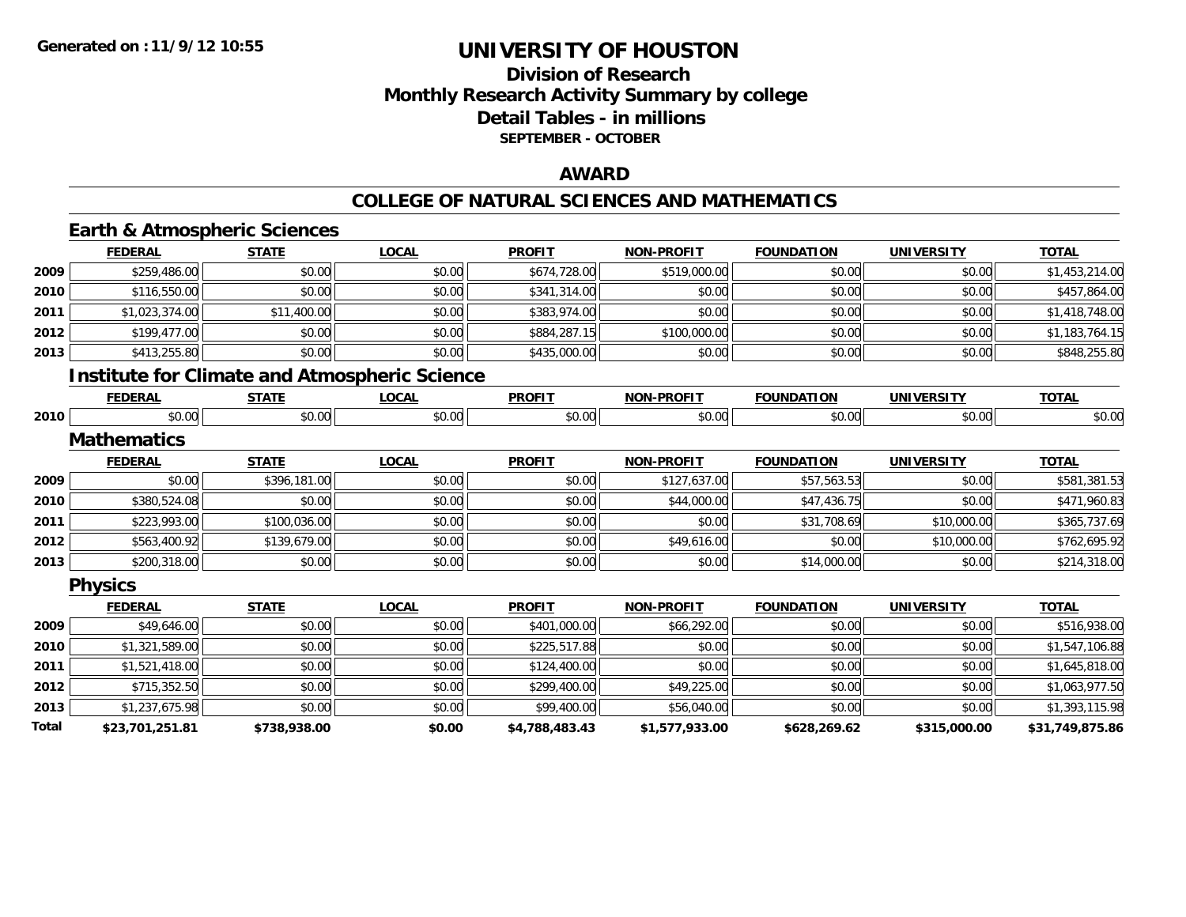# UNIVERSITY OF HOUSTON

## Division of Research
## Monthly Research Activity Summary by college
## Detail Tables - in millions
### SEPTEMBER - OCTOBER

Generated on :11/9/12 10:55

## AWARD

## COLLEGE OF NATURAL SCIENCES AND MATHEMATICS

### Earth & Atmospheric Sciences

| | FEDERAL | STATE | LOCAL | PROFIT | NON-PROFIT | FOUNDATION | UNIVERSITY | TOTAL |
|---|---|---|---|---|---|---|---|---|
| 2009 | $259,486.00 | $0.00 | $0.00 | $674,728.00 | $519,000.00 | $0.00 | $0.00 | $1,453,214.00 |
| 2010 | $116,550.00 | $0.00 | $0.00 | $341,314.00 | $0.00 | $0.00 | $0.00 | $457,864.00 |
| 2011 | $1,023,374.00 | $11,400.00 | $0.00 | $383,974.00 | $0.00 | $0.00 | $0.00 | $1,418,748.00 |
| 2012 | $199,477.00 | $0.00 | $0.00 | $884,287.15 | $100,000.00 | $0.00 | $0.00 | $1,183,764.15 |
| 2013 | $413,255.80 | $0.00 | $0.00 | $435,000.00 | $0.00 | $0.00 | $0.00 | $848,255.80 |

### Institute for Climate and Atmospheric Science

| | FEDERAL | STATE | LOCAL | PROFIT | NON-PROFIT | FOUNDATION | UNIVERSITY | TOTAL |
|---|---|---|---|---|---|---|---|---|
| 2010 | $0.00 | $0.00 | $0.00 | $0.00 | $0.00 | $0.00 | $0.00 | $0.00 |

### Mathematics

| | FEDERAL | STATE | LOCAL | PROFIT | NON-PROFIT | FOUNDATION | UNIVERSITY | TOTAL |
|---|---|---|---|---|---|---|---|---|
| 2009 | $0.00 | $396,181.00 | $0.00 | $0.00 | $127,637.00 | $57,563.53 | $0.00 | $581,381.53 |
| 2010 | $380,524.08 | $0.00 | $0.00 | $0.00 | $44,000.00 | $47,436.75 | $0.00 | $471,960.83 |
| 2011 | $223,993.00 | $100,036.00 | $0.00 | $0.00 | $0.00 | $31,708.69 | $10,000.00 | $365,737.69 |
| 2012 | $563,400.92 | $139,679.00 | $0.00 | $0.00 | $49,616.00 | $0.00 | $10,000.00 | $762,695.92 |
| 2013 | $200,318.00 | $0.00 | $0.00 | $0.00 | $0.00 | $14,000.00 | $0.00 | $214,318.00 |

### Physics

| | FEDERAL | STATE | LOCAL | PROFIT | NON-PROFIT | FOUNDATION | UNIVERSITY | TOTAL |
|---|---|---|---|---|---|---|---|---|
| 2009 | $49,646.00 | $0.00 | $0.00 | $401,000.00 | $66,292.00 | $0.00 | $0.00 | $516,938.00 |
| 2010 | $1,321,589.00 | $0.00 | $0.00 | $225,517.88 | $0.00 | $0.00 | $0.00 | $1,547,106.88 |
| 2011 | $1,521,418.00 | $0.00 | $0.00 | $124,400.00 | $0.00 | $0.00 | $0.00 | $1,645,818.00 |
| 2012 | $715,352.50 | $0.00 | $0.00 | $299,400.00 | $49,225.00 | $0.00 | $0.00 | $1,063,977.50 |
| 2013 | $1,237,675.98 | $0.00 | $0.00 | $99,400.00 | $56,040.00 | $0.00 | $0.00 | $1,393,115.98 |
| **Total** | **$23,701,251.81** | **$738,938.00** | **$0.00** | **$4,788,483.43** | **$1,577,933.00** | **$628,269.62** | **$315,000.00** | **$31,749,875.86** |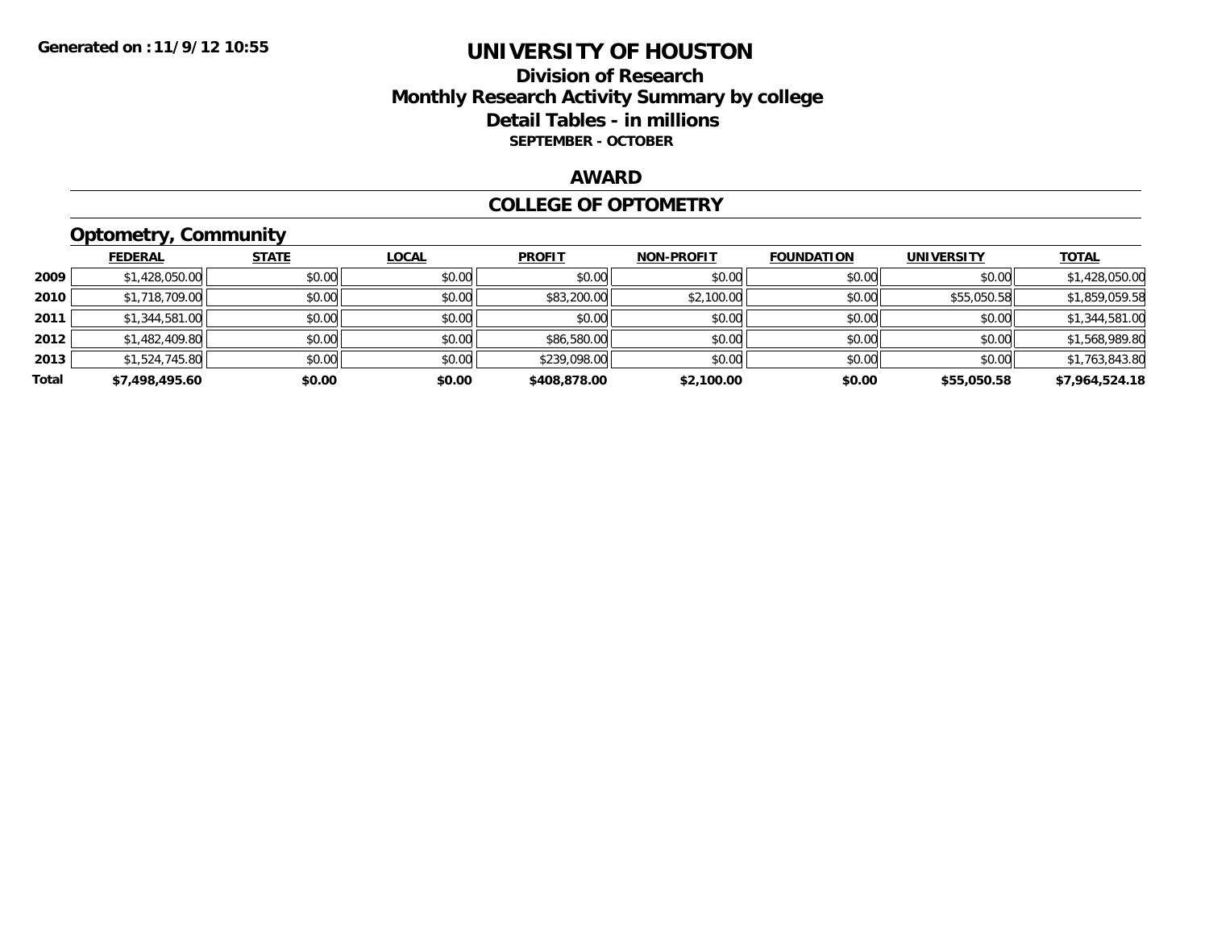Generated on :11/9/12 10:55

# UNIVERSITY OF HOUSTON

## Division of Research
## Monthly Research Activity Summary by college
## Detail Tables - in millions
### SEPTEMBER - OCTOBER

### AWARD

### COLLEGE OF OPTOMETRY

#### Optometry, Community

| | FEDERAL | STATE | LOCAL | PROFIT | NON-PROFIT | FOUNDATION | UNIVERSITY | TOTAL |
|---|---|---|---|---|---|---|---|---|
| 2009 | $1,428,050.00 | $0.00 | $0.00 | $0.00 | $0.00 | $0.00 | $0.00 | $1,428,050.00 |
| 2010 | $1,718,709.00 | $0.00 | $0.00 | $83,200.00 | $2,100.00 | $0.00 | $55,050.58 | $1,859,059.58 |
| 2011 | $1,344,581.00 | $0.00 | $0.00 | $0.00 | $0.00 | $0.00 | $0.00 | $1,344,581.00 |
| 2012 | $1,482,409.80 | $0.00 | $0.00 | $86,580.00 | $0.00 | $0.00 | $0.00 | $1,568,989.80 |
| 2013 | $1,524,745.80 | $0.00 | $0.00 | $239,098.00 | $0.00 | $0.00 | $0.00 | $1,763,843.80 |
| **Total** | **$7,498,495.60** | **$0.00** | **$0.00** | **$408,878.00** | **$2,100.00** | **$0.00** | **$55,050.58** | **$7,964,524.18** |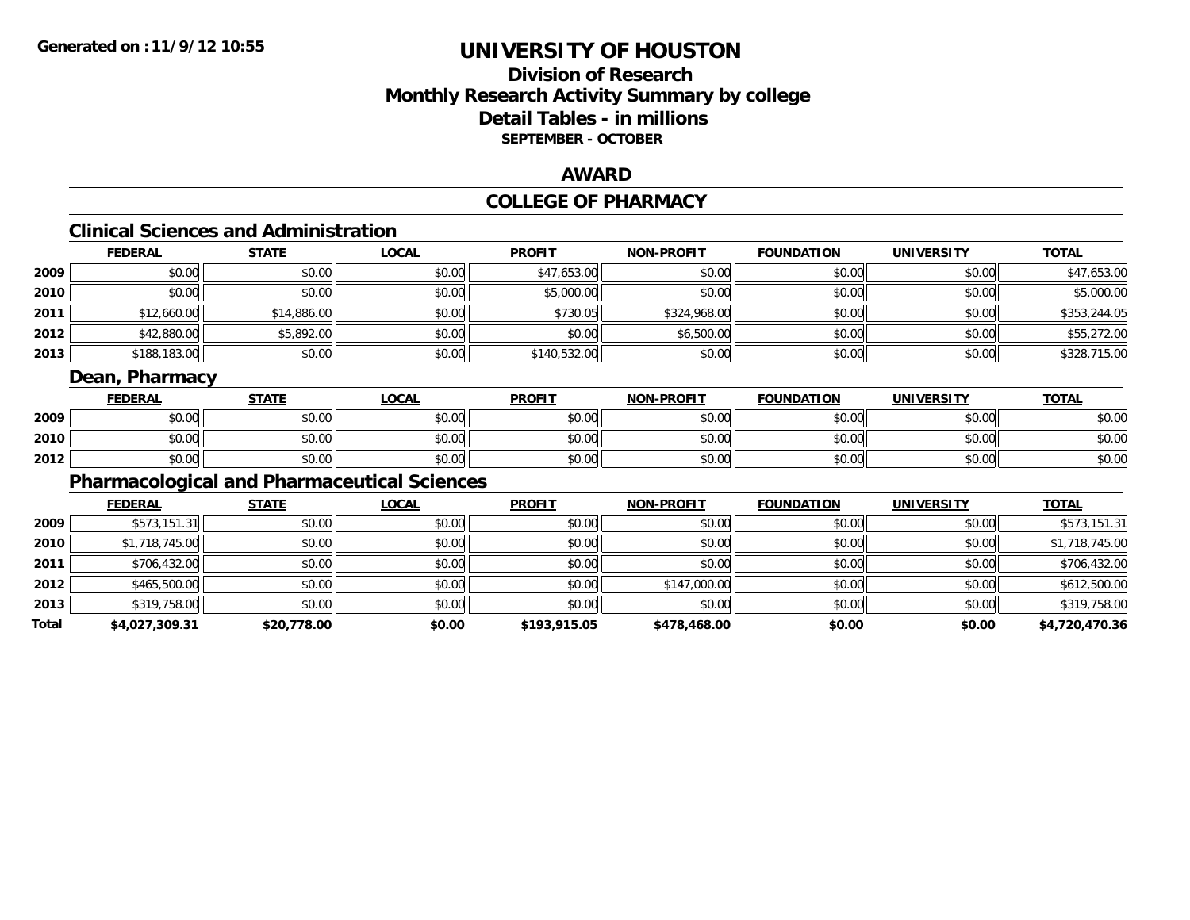# UNIVERSITY OF HOUSTON

## Division of Research
## Monthly Research Activity Summary by college
## Detail Tables - in millions
### SEPTEMBER - OCTOBER

Generated on : 11/9/12 10:55

## AWARD

## COLLEGE OF PHARMACY

### Clinical Sciences and Administration

| | FEDERAL | STATE | LOCAL | PROFIT | NON-PROFIT | FOUNDATION | UNIVERSITY | TOTAL |
|---|---|---|---|---|---|---|---|---|
| 2009 | $0.00 | $0.00 | $0.00 | $47,653.00 | $0.00 | $0.00 | $0.00 | $47,653.00 |
| 2010 | $0.00 | $0.00 | $0.00 | $5,000.00 | $0.00 | $0.00 | $0.00 | $5,000.00 |
| 2011 | $12,660.00 | $14,886.00 | $0.00 | $730.05 | $324,968.00 | $0.00 | $0.00 | $353,244.05 |
| 2012 | $42,880.00 | $5,892.00 | $0.00 | $0.00 | $6,500.00 | $0.00 | $0.00 | $55,272.00 |
| 2013 | $188,183.00 | $0.00 | $0.00 | $140,532.00 | $0.00 | $0.00 | $0.00 | $328,715.00 |

### Dean, Pharmacy

| | FEDERAL | STATE | LOCAL | PROFIT | NON-PROFIT | FOUNDATION | UNIVERSITY | TOTAL |
|---|---|---|---|---|---|---|---|---|
| 2009 | $0.00 | $0.00 | $0.00 | $0.00 | $0.00 | $0.00 | $0.00 | $0.00 |
| 2010 | $0.00 | $0.00 | $0.00 | $0.00 | $0.00 | $0.00 | $0.00 | $0.00 |
| 2012 | $0.00 | $0.00 | $0.00 | $0.00 | $0.00 | $0.00 | $0.00 | $0.00 |

### Pharmacological and Pharmaceutical Sciences

| | FEDERAL | STATE | LOCAL | PROFIT | NON-PROFIT | FOUNDATION | UNIVERSITY | TOTAL |
|---|---|---|---|---|---|---|---|---|
| 2009 | $573,151.31 | $0.00 | $0.00 | $0.00 | $0.00 | $0.00 | $0.00 | $573,151.31 |
| 2010 | $1,718,745.00 | $0.00 | $0.00 | $0.00 | $0.00 | $0.00 | $0.00 | $1,718,745.00 |
| 2011 | $706,432.00 | $0.00 | $0.00 | $0.00 | $0.00 | $0.00 | $0.00 | $706,432.00 |
| 2012 | $465,500.00 | $0.00 | $0.00 | $0.00 | $147,000.00 | $0.00 | $0.00 | $612,500.00 |
| 2013 | $319,758.00 | $0.00 | $0.00 | $0.00 | $0.00 | $0.00 | $0.00 | $319,758.00 |
| **Total** | **$4,027,309.31** | **$20,778.00** | **$0.00** | **$193,915.05** | **$478,468.00** | **$0.00** | **$0.00** | **$4,720,470.36** |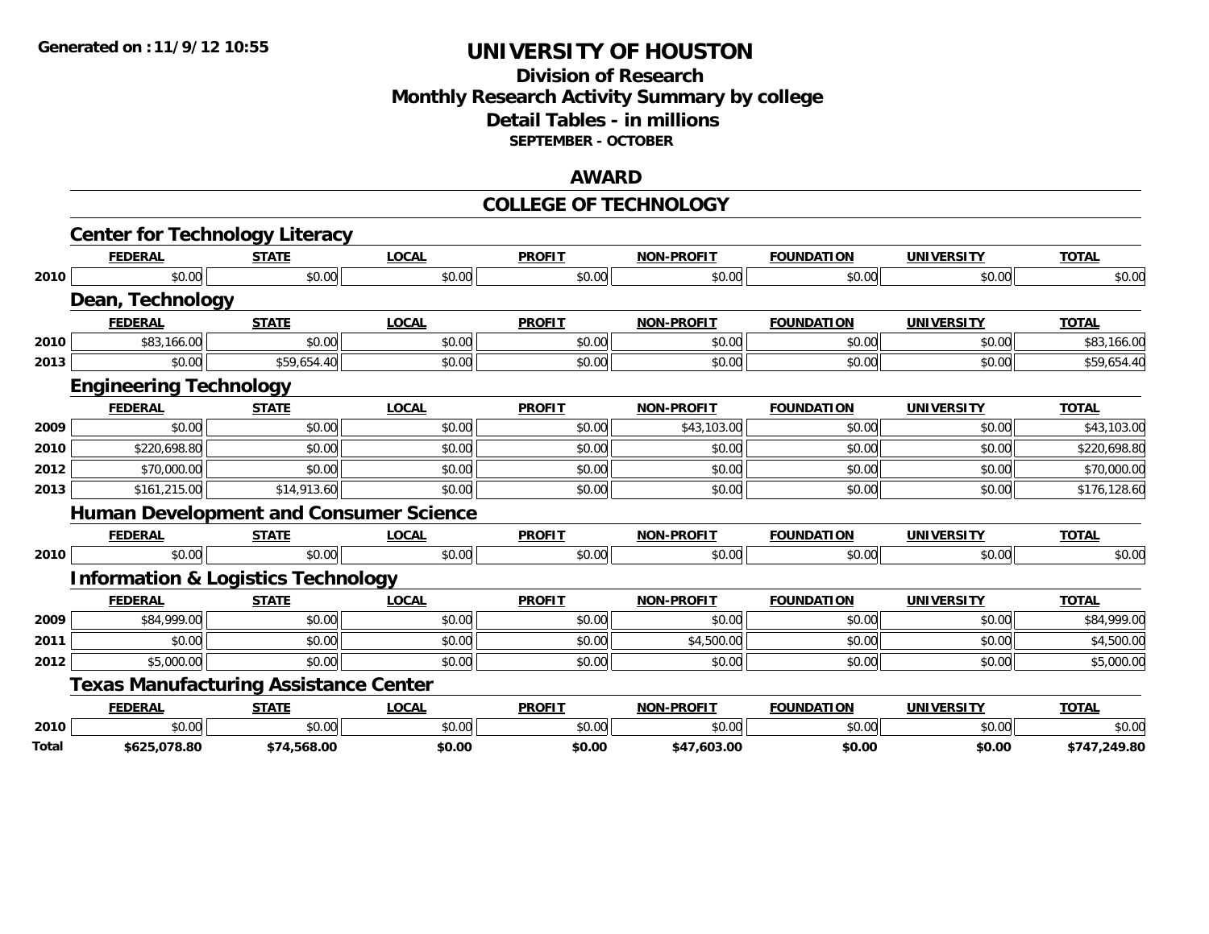**Generated on : 11/9/12 10:55**

# UNIVERSITY OF HOUSTON

## Division of Research
## Monthly Research Activity Summary by college
## Detail Tables - in millions
### SEPTEMBER - OCTOBER

## AWARD

## COLLEGE OF TECHNOLOGY

### Center for Technology Literacy

| | FEDERAL | STATE | LOCAL | PROFIT | NON-PROFIT | FOUNDATION | UNIVERSITY | TOTAL |
|---|---|---|---|---|---|---|---|---|
| 2010 | $0.00 | $0.00 | $0.00 | $0.00 | $0.00 | $0.00 | $0.00 | $0.00 |

### Dean, Technology

| | FEDERAL | STATE | LOCAL | PROFIT | NON-PROFIT | FOUNDATION | UNIVERSITY | TOTAL |
|---|---|---|---|---|---|---|---|---|
| 2010 | $83,166.00 | $0.00 | $0.00 | $0.00 | $0.00 | $0.00 | $0.00 | $83,166.00 |
| 2013 | $0.00 | $59,654.40 | $0.00 | $0.00 | $0.00 | $0.00 | $0.00 | $59,654.40 |

### Engineering Technology

| | FEDERAL | STATE | LOCAL | PROFIT | NON-PROFIT | FOUNDATION | UNIVERSITY | TOTAL |
|---|---|---|---|---|---|---|---|---|
| 2009 | $0.00 | $0.00 | $0.00 | $0.00 | $43,103.00 | $0.00 | $0.00 | $43,103.00 |
| 2010 | $220,698.80 | $0.00 | $0.00 | $0.00 | $0.00 | $0.00 | $0.00 | $220,698.80 |
| 2012 | $70,000.00 | $0.00 | $0.00 | $0.00 | $0.00 | $0.00 | $0.00 | $70,000.00 |
| 2013 | $161,215.00 | $14,913.60 | $0.00 | $0.00 | $0.00 | $0.00 | $0.00 | $176,128.60 |

### Human Development and Consumer Science

| | FEDERAL | STATE | LOCAL | PROFIT | NON-PROFIT | FOUNDATION | UNIVERSITY | TOTAL |
|---|---|---|---|---|---|---|---|---|
| 2010 | $0.00 | $0.00 | $0.00 | $0.00 | $0.00 | $0.00 | $0.00 | $0.00 |

### Information & Logistics Technology

| | FEDERAL | STATE | LOCAL | PROFIT | NON-PROFIT | FOUNDATION | UNIVERSITY | TOTAL |
|---|---|---|---|---|---|---|---|---|
| 2009 | $84,999.00 | $0.00 | $0.00 | $0.00 | $0.00 | $0.00 | $0.00 | $84,999.00 |
| 2011 | $0.00 | $0.00 | $0.00 | $0.00 | $4,500.00 | $0.00 | $0.00 | $4,500.00 |
| 2012 | $5,000.00 | $0.00 | $0.00 | $0.00 | $0.00 | $0.00 | $0.00 | $5,000.00 |

### Texas Manufacturing Assistance Center

| | FEDERAL | STATE | LOCAL | PROFIT | NON-PROFIT | FOUNDATION | UNIVERSITY | TOTAL |
|---|---|---|---|---|---|---|---|---|
| 2010 | $0.00 | $0.00 | $0.00 | $0.00 | $0.00 | $0.00 | $0.00 | $0.00 |
| **Total** | **$625,078.80** | **$74,568.00** | **$0.00** | **$0.00** | **$47,603.00** | **$0.00** | **$0.00** | **$747,249.80** |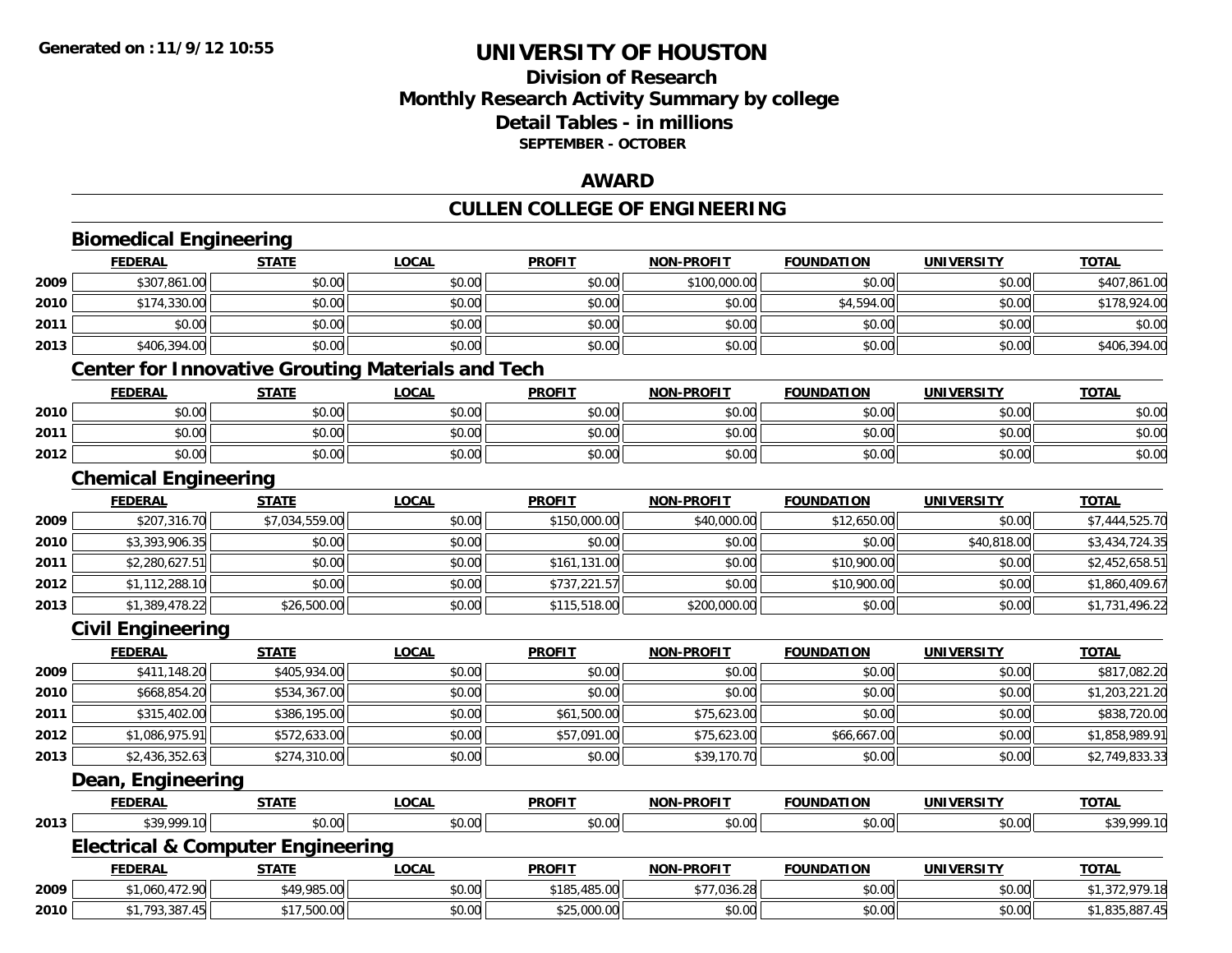**Generated on :11/9/12 10:55**

# UNIVERSITY OF HOUSTON

## Division of Research
## Monthly Research Activity Summary by college
## Detail Tables - in millions
### SEPTEMBER - OCTOBER

## AWARD

## CULLEN COLLEGE OF ENGINEERING

### Biomedical Engineering

| | FEDERAL | STATE | LOCAL | PROFIT | NON-PROFIT | FOUNDATION | UNIVERSITY | TOTAL |
|---|---|---|---|---|---|---|---|---|
| 2009 | $307,861.00 | $0.00 | $0.00 | $0.00 | $100,000.00 | $0.00 | $0.00 | $407,861.00 |
| 2010 | $174,330.00 | $0.00 | $0.00 | $0.00 | $0.00 | $4,594.00 | $0.00 | $178,924.00 |
| 2011 | $0.00 | $0.00 | $0.00 | $0.00 | $0.00 | $0.00 | $0.00 | $0.00 |
| 2013 | $406,394.00 | $0.00 | $0.00 | $0.00 | $0.00 | $0.00 | $0.00 | $406,394.00 |

### Center for Innovative Grouting Materials and Tech

| | FEDERAL | STATE | LOCAL | PROFIT | NON-PROFIT | FOUNDATION | UNIVERSITY | TOTAL |
|---|---|---|---|---|---|---|---|---|
| 2010 | $0.00 | $0.00 | $0.00 | $0.00 | $0.00 | $0.00 | $0.00 | $0.00 |
| 2011 | $0.00 | $0.00 | $0.00 | $0.00 | $0.00 | $0.00 | $0.00 | $0.00 |
| 2012 | $0.00 | $0.00 | $0.00 | $0.00 | $0.00 | $0.00 | $0.00 | $0.00 |

### Chemical Engineering

| | FEDERAL | STATE | LOCAL | PROFIT | NON-PROFIT | FOUNDATION | UNIVERSITY | TOTAL |
|---|---|---|---|---|---|---|---|---|
| 2009 | $207,316.70 | $7,034,559.00 | $0.00 | $150,000.00 | $40,000.00 | $12,650.00 | $0.00 | $7,444,525.70 |
| 2010 | $3,393,906.35 | $0.00 | $0.00 | $0.00 | $0.00 | $0.00 | $40,818.00 | $3,434,724.35 |
| 2011 | $2,280,627.51 | $0.00 | $0.00 | $161,131.00 | $0.00 | $10,900.00 | $0.00 | $2,452,658.51 |
| 2012 | $1,112,288.10 | $0.00 | $0.00 | $737,221.57 | $0.00 | $10,900.00 | $0.00 | $1,860,409.67 |
| 2013 | $1,389,478.22 | $26,500.00 | $0.00 | $115,518.00 | $200,000.00 | $0.00 | $0.00 | $1,731,496.22 |

### Civil Engineering

| | FEDERAL | STATE | LOCAL | PROFIT | NON-PROFIT | FOUNDATION | UNIVERSITY | TOTAL |
|---|---|---|---|---|---|---|---|---|
| 2009 | $411,148.20 | $405,934.00 | $0.00 | $0.00 | $0.00 | $0.00 | $0.00 | $817,082.20 |
| 2010 | $668,854.20 | $534,367.00 | $0.00 | $0.00 | $0.00 | $0.00 | $0.00 | $1,203,221.20 |
| 2011 | $315,402.00 | $386,195.00 | $0.00 | $61,500.00 | $75,623.00 | $0.00 | $0.00 | $838,720.00 |
| 2012 | $1,086,975.91 | $572,633.00 | $0.00 | $57,091.00 | $75,623.00 | $66,667.00 | $0.00 | $1,858,989.91 |
| 2013 | $2,436,352.63 | $274,310.00 | $0.00 | $0.00 | $39,170.70 | $0.00 | $0.00 | $2,749,833.33 |

### Dean, Engineering

| | FEDERAL | STATE | LOCAL | PROFIT | NON-PROFIT | FOUNDATION | UNIVERSITY | TOTAL |
|---|---|---|---|---|---|---|---|---|
| 2013 | $39,999.10 | $0.00 | $0.00 | $0.00 | $0.00 | $0.00 | $0.00 | $39,999.10 |

### Electrical & Computer Engineering

| | FEDERAL | STATE | LOCAL | PROFIT | NON-PROFIT | FOUNDATION | UNIVERSITY | TOTAL |
|---|---|---|---|---|---|---|---|---|
| 2009 | $1,060,472.90 | $49,985.00 | $0.00 | $185,485.00 | $77,036.28 | $0.00 | $0.00 | $1,372,979.18 |
| 2010 | $1,793,387.45 | $17,500.00 | $0.00 | $25,000.00 | $0.00 | $0.00 | $0.00 | $1,835,887.45 |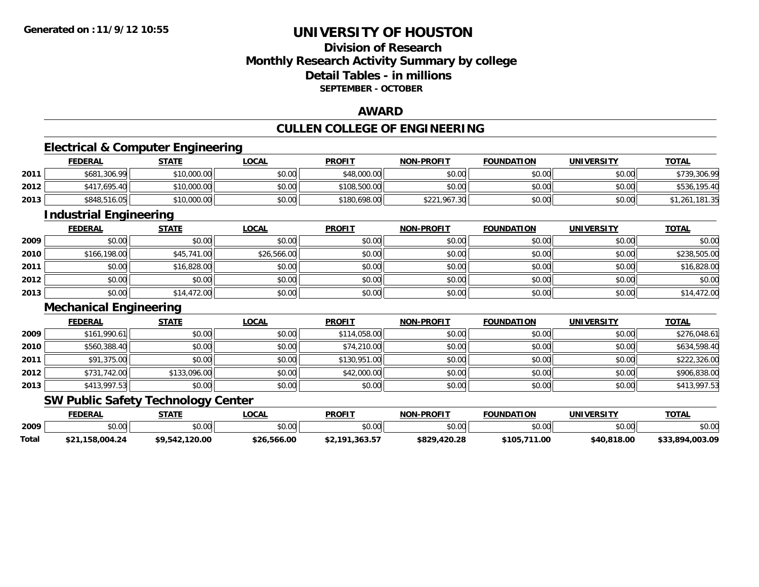**Generated on :11/9/12 10:55**

# UNIVERSITY OF HOUSTON

## Division of Research
## Monthly Research Activity Summary by college
## Detail Tables - in millions
**SEPTEMBER - OCTOBER**

## AWARD

## CULLEN COLLEGE OF ENGINEERING

### Electrical & Computer Engineering

| | FEDERAL | STATE | LOCAL | PROFIT | NON-PROFIT | FOUNDATION | UNIVERSITY | TOTAL |
|---|---|---|---|---|---|---|---|---|
| 2011 | $681,306.99 | $10,000.00 | $0.00 | $48,000.00 | $0.00 | $0.00 | $0.00 | $739,306.99 |
| 2012 | $417,695.40 | $10,000.00 | $0.00 | $108,500.00 | $0.00 | $0.00 | $0.00 | $536,195.40 |
| 2013 | $848,516.05 | $10,000.00 | $0.00 | $180,698.00 | $221,967.30 | $0.00 | $0.00 | $1,261,181.35 |

### Industrial Engineering

| | FEDERAL | STATE | LOCAL | PROFIT | NON-PROFIT | FOUNDATION | UNIVERSITY | TOTAL |
|---|---|---|---|---|---|---|---|---|
| 2009 | $0.00 | $0.00 | $0.00 | $0.00 | $0.00 | $0.00 | $0.00 | $0.00 |
| 2010 | $166,198.00 | $45,741.00 | $26,566.00 | $0.00 | $0.00 | $0.00 | $0.00 | $238,505.00 |
| 2011 | $0.00 | $16,828.00 | $0.00 | $0.00 | $0.00 | $0.00 | $0.00 | $16,828.00 |
| 2012 | $0.00 | $0.00 | $0.00 | $0.00 | $0.00 | $0.00 | $0.00 | $0.00 |
| 2013 | $0.00 | $14,472.00 | $0.00 | $0.00 | $0.00 | $0.00 | $0.00 | $14,472.00 |

### Mechanical Engineering

| | FEDERAL | STATE | LOCAL | PROFIT | NON-PROFIT | FOUNDATION | UNIVERSITY | TOTAL |
|---|---|---|---|---|---|---|---|---|
| 2009 | $161,990.61 | $0.00 | $0.00 | $114,058.00 | $0.00 | $0.00 | $0.00 | $276,048.61 |
| 2010 | $560,388.40 | $0.00 | $0.00 | $74,210.00 | $0.00 | $0.00 | $0.00 | $634,598.40 |
| 2011 | $91,375.00 | $0.00 | $0.00 | $130,951.00 | $0.00 | $0.00 | $0.00 | $222,326.00 |
| 2012 | $731,742.00 | $133,096.00 | $0.00 | $42,000.00 | $0.00 | $0.00 | $0.00 | $906,838.00 |
| 2013 | $413,997.53 | $0.00 | $0.00 | $0.00 | $0.00 | $0.00 | $0.00 | $413,997.53 |

### SW Public Safety Technology Center

| | FEDERAL | STATE | LOCAL | PROFIT | NON-PROFIT | FOUNDATION | UNIVERSITY | TOTAL |
|---|---|---|---|---|---|---|---|---|
| 2009 | $0.00 | $0.00 | $0.00 | $0.00 | $0.00 | $0.00 | $0.00 | $0.00 |
| **Total** | **$21,158,004.24** | **$9,542,120.00** | **$26,566.00** | **$2,191,363.57** | **$829,420.28** | **$105,711.00** | **$40,818.00** | **$33,894,003.09** |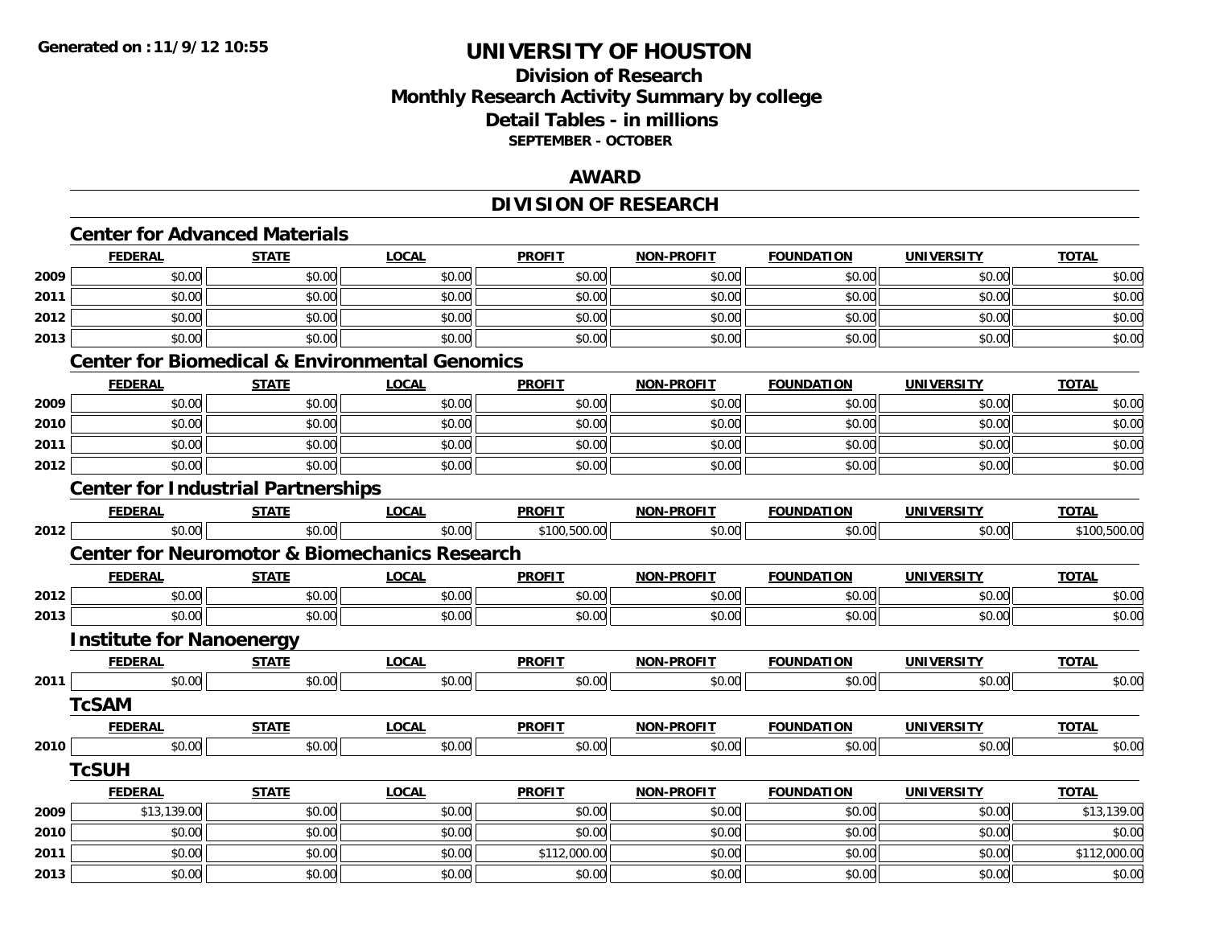**Generated on :11/9/12 10:55**

# UNIVERSITY OF HOUSTON

## Division of Research
## Monthly Research Activity Summary by college
## Detail Tables - in millions
### SEPTEMBER - OCTOBER

## AWARD

## DIVISION OF RESEARCH

### Center for Advanced Materials

| | FEDERAL | STATE | LOCAL | PROFIT | NON-PROFIT | FOUNDATION | UNIVERSITY | TOTAL |
|---|---|---|---|---|---|---|---|---|
| 2009 | $0.00 | $0.00 | $0.00 | $0.00 | $0.00 | $0.00 | $0.00 | $0.00 |
| 2011 | $0.00 | $0.00 | $0.00 | $0.00 | $0.00 | $0.00 | $0.00 | $0.00 |
| 2012 | $0.00 | $0.00 | $0.00 | $0.00 | $0.00 | $0.00 | $0.00 | $0.00 |
| 2013 | $0.00 | $0.00 | $0.00 | $0.00 | $0.00 | $0.00 | $0.00 | $0.00 |

### Center for Biomedical & Environmental Genomics

| | FEDERAL | STATE | LOCAL | PROFIT | NON-PROFIT | FOUNDATION | UNIVERSITY | TOTAL |
|---|---|---|---|---|---|---|---|---|
| 2009 | $0.00 | $0.00 | $0.00 | $0.00 | $0.00 | $0.00 | $0.00 | $0.00 |
| 2010 | $0.00 | $0.00 | $0.00 | $0.00 | $0.00 | $0.00 | $0.00 | $0.00 |
| 2011 | $0.00 | $0.00 | $0.00 | $0.00 | $0.00 | $0.00 | $0.00 | $0.00 |
| 2012 | $0.00 | $0.00 | $0.00 | $0.00 | $0.00 | $0.00 | $0.00 | $0.00 |

### Center for Industrial Partnerships

| | FEDERAL | STATE | LOCAL | PROFIT | NON-PROFIT | FOUNDATION | UNIVERSITY | TOTAL |
|---|---|---|---|---|---|---|---|---|
| 2012 | $0.00 | $0.00 | $0.00 | $100,500.00 | $0.00 | $0.00 | $0.00 | $100,500.00 |

### Center for Neuromotor & Biomechanics Research

| | FEDERAL | STATE | LOCAL | PROFIT | NON-PROFIT | FOUNDATION | UNIVERSITY | TOTAL |
|---|---|---|---|---|---|---|---|---|
| 2012 | $0.00 | $0.00 | $0.00 | $0.00 | $0.00 | $0.00 | $0.00 | $0.00 |
| 2013 | $0.00 | $0.00 | $0.00 | $0.00 | $0.00 | $0.00 | $0.00 | $0.00 |

### Institute for Nanoenergy

| | FEDERAL | STATE | LOCAL | PROFIT | NON-PROFIT | FOUNDATION | UNIVERSITY | TOTAL |
|---|---|---|---|---|---|---|---|---|
| 2011 | $0.00 | $0.00 | $0.00 | $0.00 | $0.00 | $0.00 | $0.00 | $0.00 |

### TcSAM

| | FEDERAL | STATE | LOCAL | PROFIT | NON-PROFIT | FOUNDATION | UNIVERSITY | TOTAL |
|---|---|---|---|---|---|---|---|---|
| 2010 | $0.00 | $0.00 | $0.00 | $0.00 | $0.00 | $0.00 | $0.00 | $0.00 |

### TcSUH

| | FEDERAL | STATE | LOCAL | PROFIT | NON-PROFIT | FOUNDATION | UNIVERSITY | TOTAL |
|---|---|---|---|---|---|---|---|---|
| 2009 | $13,139.00 | $0.00 | $0.00 | $0.00 | $0.00 | $0.00 | $0.00 | $13,139.00 |
| 2010 | $0.00 | $0.00 | $0.00 | $0.00 | $0.00 | $0.00 | $0.00 | $0.00 |
| 2011 | $0.00 | $0.00 | $0.00 | $112,000.00 | $0.00 | $0.00 | $0.00 | $112,000.00 |
| 2013 | $0.00 | $0.00 | $0.00 | $0.00 | $0.00 | $0.00 | $0.00 | $0.00 |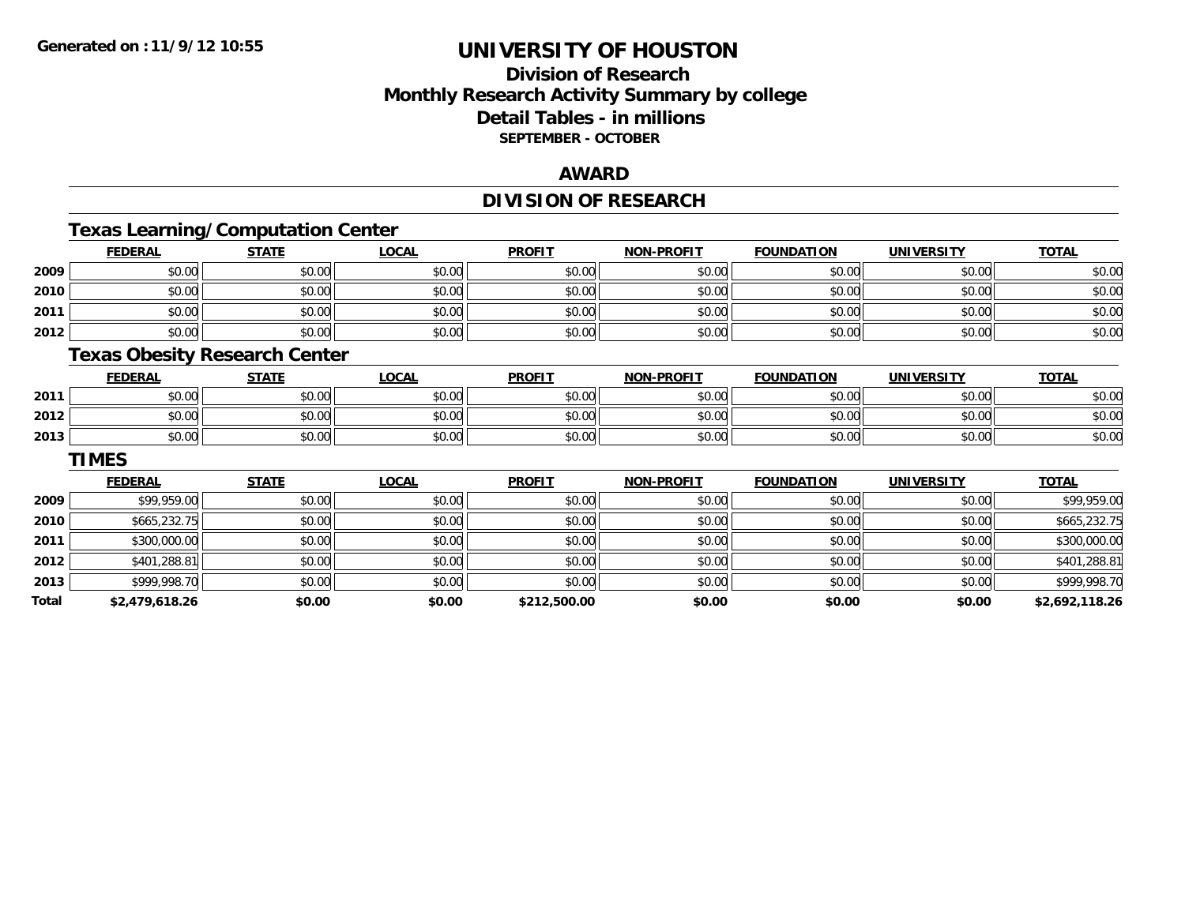# UNIVERSITY OF HOUSTON

## Division of Research
## Monthly Research Activity Summary by college
## Detail Tables - in millions
### SEPTEMBER - OCTOBER

Generated on : 11/9/12 10:55

## AWARD

## DIVISION OF RESEARCH

### Texas Learning/Computation Center

| | FEDERAL | STATE | LOCAL | PROFIT | NON-PROFIT | FOUNDATION | UNIVERSITY | TOTAL |
|---|---|---|---|---|---|---|---|---|
| 2009 | $0.00 | $0.00 | $0.00 | $0.00 | $0.00 | $0.00 | $0.00 | $0.00 |
| 2010 | $0.00 | $0.00 | $0.00 | $0.00 | $0.00 | $0.00 | $0.00 | $0.00 |
| 2011 | $0.00 | $0.00 | $0.00 | $0.00 | $0.00 | $0.00 | $0.00 | $0.00 |
| 2012 | $0.00 | $0.00 | $0.00 | $0.00 | $0.00 | $0.00 | $0.00 | $0.00 |

### Texas Obesity Research Center

| | FEDERAL | STATE | LOCAL | PROFIT | NON-PROFIT | FOUNDATION | UNIVERSITY | TOTAL |
|---|---|---|---|---|---|---|---|---|
| 2011 | $0.00 | $0.00 | $0.00 | $0.00 | $0.00 | $0.00 | $0.00 | $0.00 |
| 2012 | $0.00 | $0.00 | $0.00 | $0.00 | $0.00 | $0.00 | $0.00 | $0.00 |
| 2013 | $0.00 | $0.00 | $0.00 | $0.00 | $0.00 | $0.00 | $0.00 | $0.00 |

### TIMES

| | FEDERAL | STATE | LOCAL | PROFIT | NON-PROFIT | FOUNDATION | UNIVERSITY | TOTAL |
|---|---|---|---|---|---|---|---|---|
| 2009 | $99,959.00 | $0.00 | $0.00 | $0.00 | $0.00 | $0.00 | $0.00 | $99,959.00 |
| 2010 | $665,232.75 | $0.00 | $0.00 | $0.00 | $0.00 | $0.00 | $0.00 | $665,232.75 |
| 2011 | $300,000.00 | $0.00 | $0.00 | $0.00 | $0.00 | $0.00 | $0.00 | $300,000.00 |
| 2012 | $401,288.81 | $0.00 | $0.00 | $0.00 | $0.00 | $0.00 | $0.00 | $401,288.81 |
| 2013 | $999,998.70 | $0.00 | $0.00 | $0.00 | $0.00 | $0.00 | $0.00 | $999,998.70 |
| **Total** | **$2,479,618.26** | **$0.00** | **$0.00** | **$212,500.00** | **$0.00** | **$0.00** | **$0.00** | **$2,692,118.26** |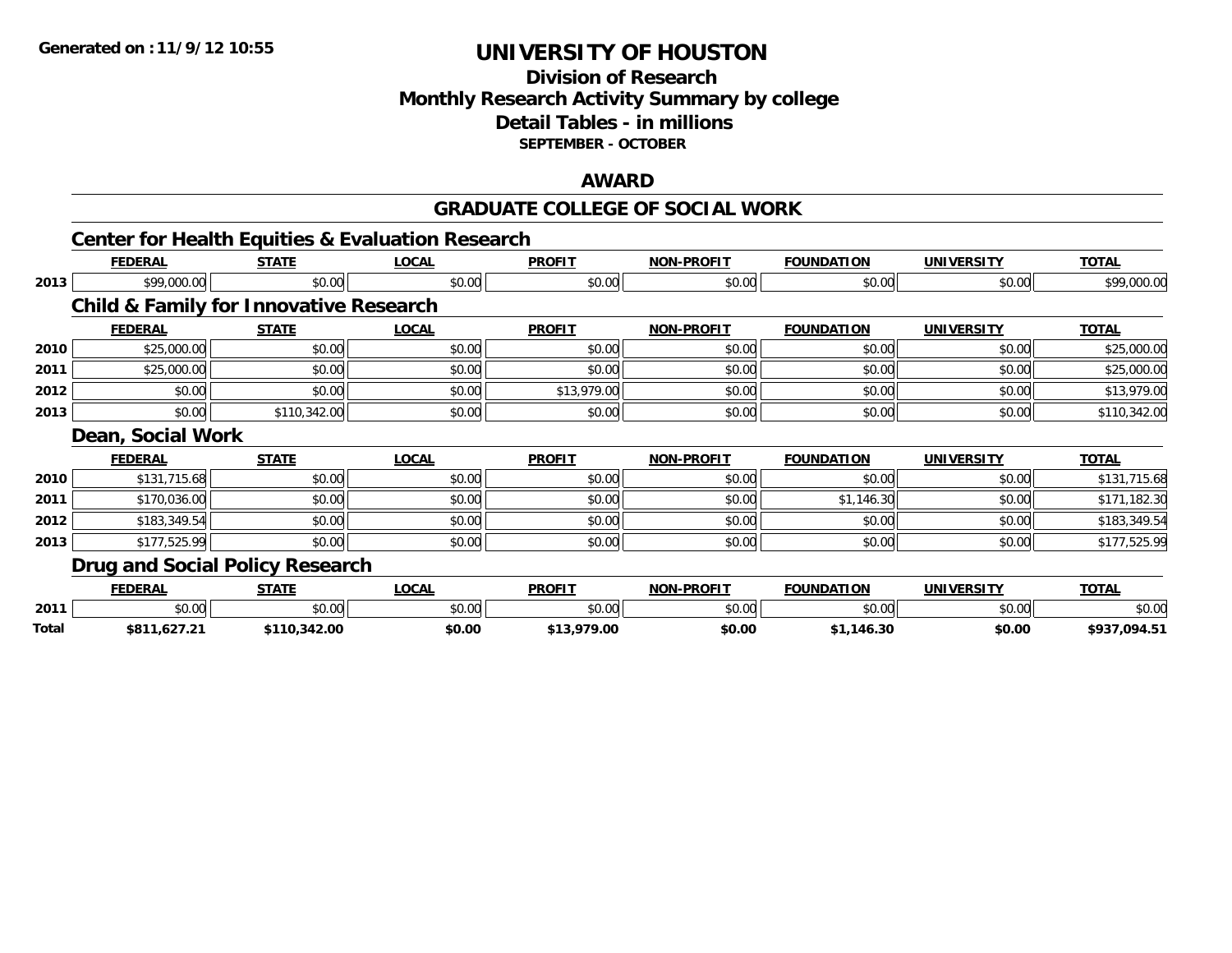**Generated on :11/9/12 10:55**

# UNIVERSITY OF HOUSTON

## Division of Research
## Monthly Research Activity Summary by college
## Detail Tables - in millions
### SEPTEMBER - OCTOBER

## AWARD

## GRADUATE COLLEGE OF SOCIAL WORK

### Center for Health Equities & Evaluation Research

| | FEDERAL | STATE | LOCAL | PROFIT | NON-PROFIT | FOUNDATION | UNIVERSITY | TOTAL |
|---|---|---|---|---|---|---|---|---|
| 2013 | $99,000.00 | $0.00 | $0.00 | $0.00 | $0.00 | $0.00 | $0.00 | $99,000.00 |

### Child & Family for Innovative Research

| | FEDERAL | STATE | LOCAL | PROFIT | NON-PROFIT | FOUNDATION | UNIVERSITY | TOTAL |
|---|---|---|---|---|---|---|---|---|
| 2010 | $25,000.00 | $0.00 | $0.00 | $0.00 | $0.00 | $0.00 | $0.00 | $25,000.00 |
| 2011 | $25,000.00 | $0.00 | $0.00 | $0.00 | $0.00 | $0.00 | $0.00 | $25,000.00 |
| 2012 | $0.00 | $0.00 | $0.00 | $13,979.00 | $0.00 | $0.00 | $0.00 | $13,979.00 |
| 2013 | $0.00 | $110,342.00 | $0.00 | $0.00 | $0.00 | $0.00 | $0.00 | $110,342.00 |

### Dean, Social Work

| | FEDERAL | STATE | LOCAL | PROFIT | NON-PROFIT | FOUNDATION | UNIVERSITY | TOTAL |
|---|---|---|---|---|---|---|---|---|
| 2010 | $131,715.68 | $0.00 | $0.00 | $0.00 | $0.00 | $0.00 | $0.00 | $131,715.68 |
| 2011 | $170,036.00 | $0.00 | $0.00 | $0.00 | $0.00 | $1,146.30 | $0.00 | $171,182.30 |
| 2012 | $183,349.54 | $0.00 | $0.00 | $0.00 | $0.00 | $0.00 | $0.00 | $183,349.54 |
| 2013 | $177,525.99 | $0.00 | $0.00 | $0.00 | $0.00 | $0.00 | $0.00 | $177,525.99 |

### Drug and Social Policy Research

| | FEDERAL | STATE | LOCAL | PROFIT | NON-PROFIT | FOUNDATION | UNIVERSITY | TOTAL |
|---|---|---|---|---|---|---|---|---|
| 2011 | $0.00 | $0.00 | $0.00 | $0.00 | $0.00 | $0.00 | $0.00 | $0.00 |
| **Total** | **$811,627.21** | **$110,342.00** | **$0.00** | **$13,979.00** | **$0.00** | **$1,146.30** | **$0.00** | **$937,094.51** |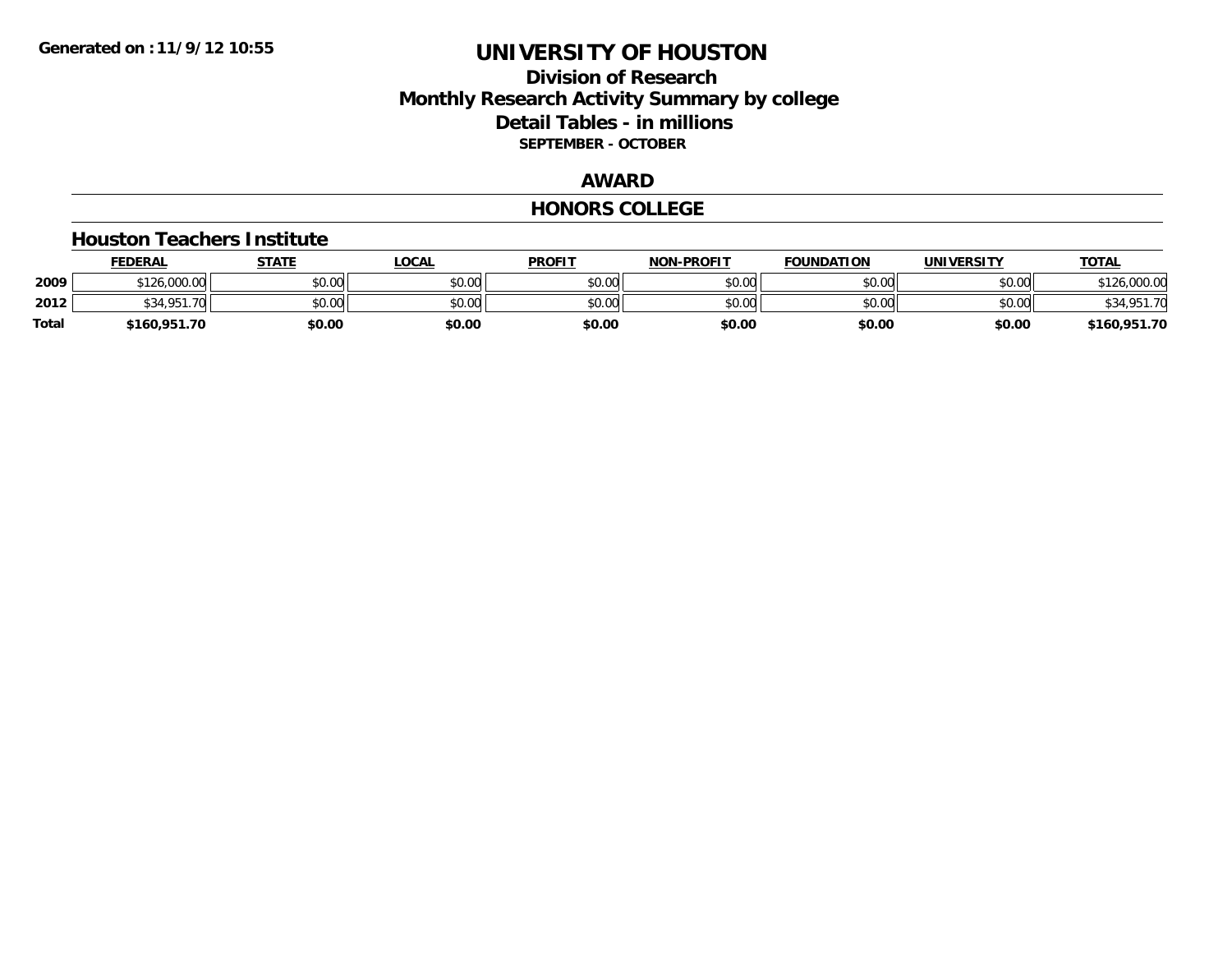# UNIVERSITY OF HOUSTON

## Division of Research
## Monthly Research Activity Summary by college
## Detail Tables - in millions
### SEPTEMBER - OCTOBER

## AWARD

## HONORS COLLEGE

### Houston Teachers Institute

| | FEDERAL | STATE | LOCAL | PROFIT | NON-PROFIT | FOUNDATION | UNIVERSITY | TOTAL |
|---|---|---|---|---|---|---|---|---|
| 2009 | $126,000.00 | $0.00 | $0.00 | $0.00 | $0.00 | $0.00 | $0.00 | $126,000.00 |
| 2012 | $34,951.70 | $0.00 | $0.00 | $0.00 | $0.00 | $0.00 | $0.00 | $34,951.70 |
| **Total** | **$160,951.70** | **$0.00** | **$0.00** | **$0.00** | **$0.00** | **$0.00** | **$0.00** | **$160,951.70** |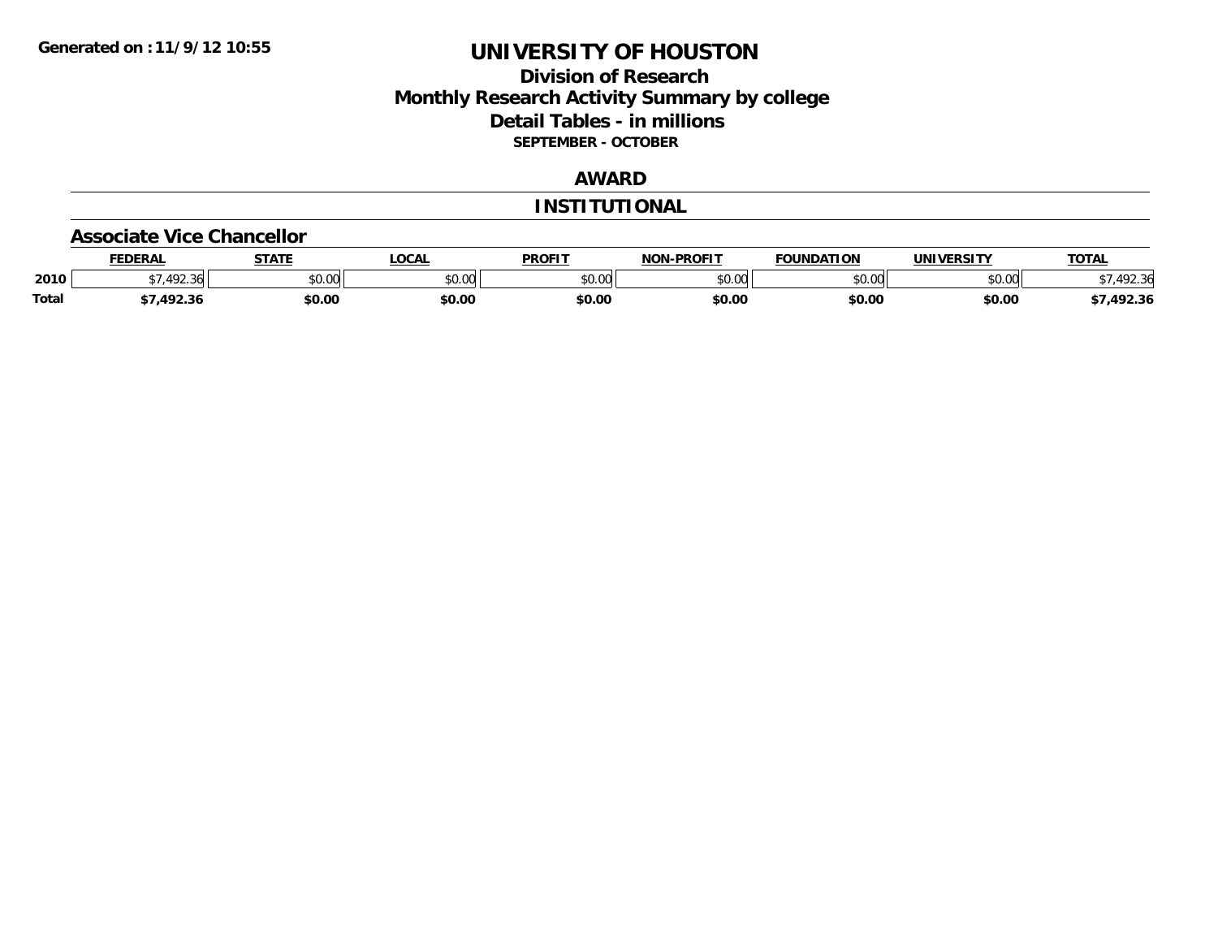**Generated on : 11/9/12 10:55**

# UNIVERSITY OF HOUSTON

## Division of Research
## Monthly Research Activity Summary by college
## Detail Tables - in millions
### SEPTEMBER - OCTOBER

## AWARD

## INSTITUTIONAL

### Associate Vice Chancellor

| | FEDERAL | STATE | LOCAL | PROFIT | NON-PROFIT | FOUNDATION | UNIVERSITY | TOTAL |
|---|---|---|---|---|---|---|---|---|
| 2010 | $7,492.36 | $0.00 | $0.00 | $0.00 | $0.00 | $0.00 | $0.00 | $7,492.36 |
| **Total** | **$7,492.36** | **$0.00** | **$0.00** | **$0.00** | **$0.00** | **$0.00** | **$0.00** | **$7,492.36** |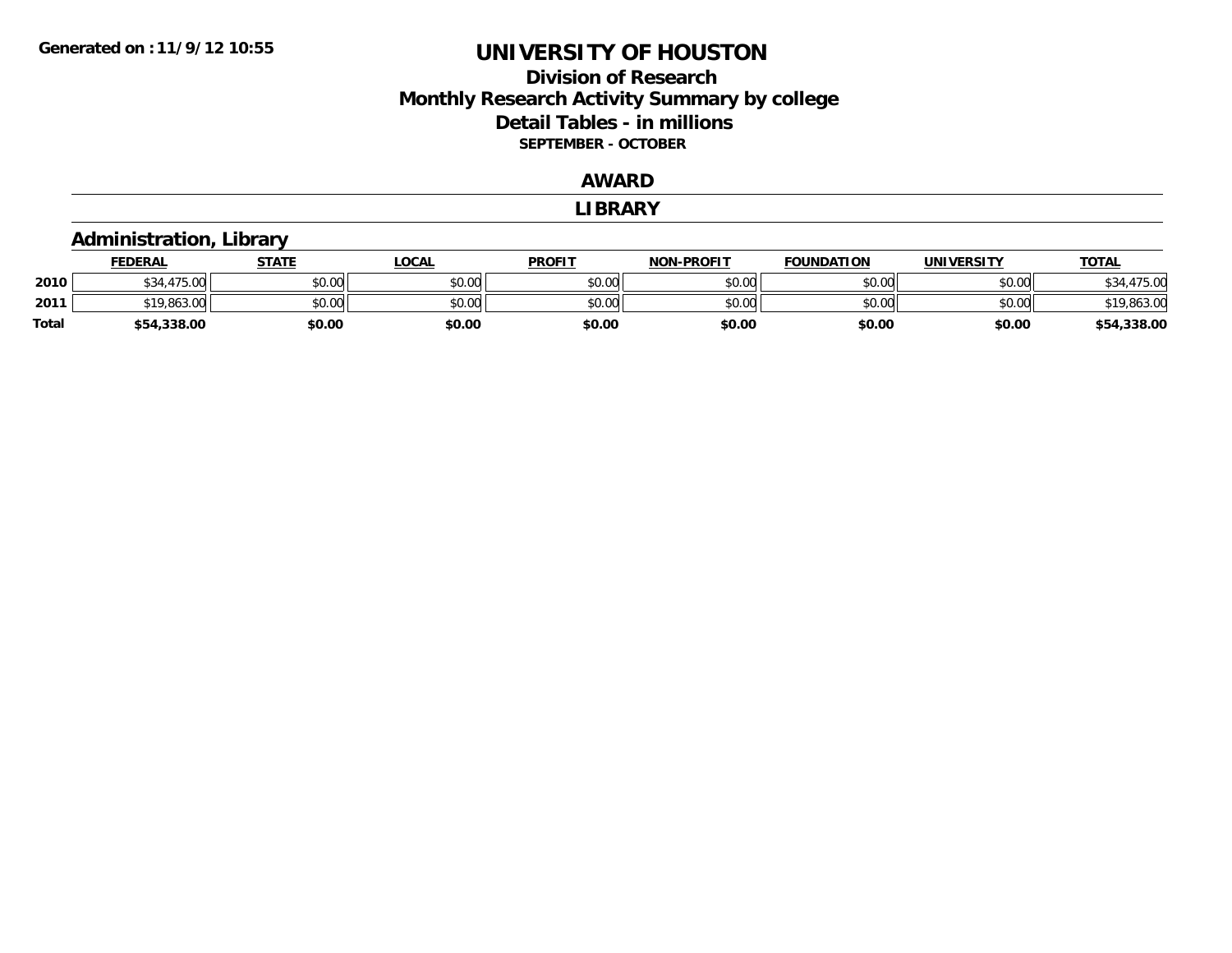Generated on :11/9/12 10:55

# UNIVERSITY OF HOUSTON

## Division of Research
## Monthly Research Activity Summary by college
## Detail Tables - in millions

**SEPTEMBER - OCTOBER**

### AWARD

### LIBRARY

### Administration, Library

| | FEDERAL | STATE | LOCAL | PROFIT | NON-PROFIT | FOUNDATION | UNIVERSITY | TOTAL |
|---|---|---|---|---|---|---|---|---|
| 2010 | $34,475.00 | $0.00 | $0.00 | $0.00 | $0.00 | $0.00 | $0.00 | $34,475.00 |
| 2011 | $19,863.00 | $0.00 | $0.00 | $0.00 | $0.00 | $0.00 | $0.00 | $19,863.00 |
| **Total** | **$54,338.00** | **$0.00** | **$0.00** | **$0.00** | **$0.00** | **$0.00** | **$0.00** | **$54,338.00** |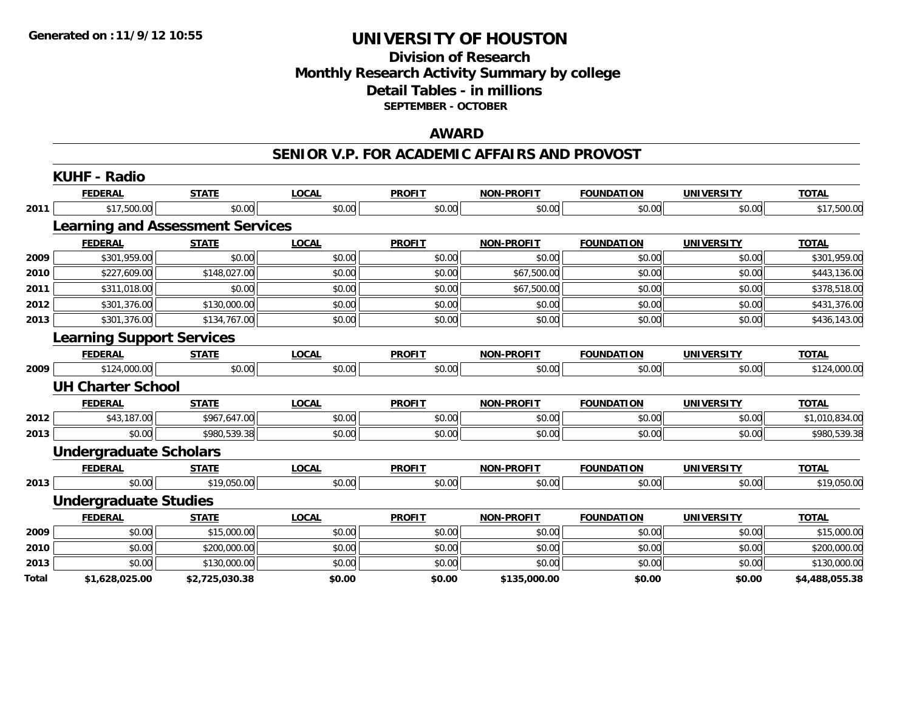Generated on :11/9/12 10:55

# UNIVERSITY OF HOUSTON

## Division of Research
## Monthly Research Activity Summary by college
## Detail Tables - in millions
### SEPTEMBER - OCTOBER

## AWARD

## SENIOR V.P. FOR ACADEMIC AFFAIRS AND PROVOST

### KUHF - Radio

| | FEDERAL | STATE | LOCAL | PROFIT | NON-PROFIT | FOUNDATION | UNIVERSITY | TOTAL |
|---|---|---|---|---|---|---|---|---|
| 2011 | $17,500.00 | $0.00 | $0.00 | $0.00 | $0.00 | $0.00 | $0.00 | $17,500.00 |

### Learning and Assessment Services

| | FEDERAL | STATE | LOCAL | PROFIT | NON-PROFIT | FOUNDATION | UNIVERSITY | TOTAL |
|---|---|---|---|---|---|---|---|---|
| 2009 | $301,959.00 | $0.00 | $0.00 | $0.00 | $0.00 | $0.00 | $0.00 | $301,959.00 |
| 2010 | $227,609.00 | $148,027.00 | $0.00 | $0.00 | $67,500.00 | $0.00 | $0.00 | $443,136.00 |
| 2011 | $311,018.00 | $0.00 | $0.00 | $0.00 | $67,500.00 | $0.00 | $0.00 | $378,518.00 |
| 2012 | $301,376.00 | $130,000.00 | $0.00 | $0.00 | $0.00 | $0.00 | $0.00 | $431,376.00 |
| 2013 | $301,376.00 | $134,767.00 | $0.00 | $0.00 | $0.00 | $0.00 | $0.00 | $436,143.00 |

### Learning Support Services

| | FEDERAL | STATE | LOCAL | PROFIT | NON-PROFIT | FOUNDATION | UNIVERSITY | TOTAL |
|---|---|---|---|---|---|---|---|---|
| 2009 | $124,000.00 | $0.00 | $0.00 | $0.00 | $0.00 | $0.00 | $0.00 | $124,000.00 |

### UH Charter School

| | FEDERAL | STATE | LOCAL | PROFIT | NON-PROFIT | FOUNDATION | UNIVERSITY | TOTAL |
|---|---|---|---|---|---|---|---|---|
| 2012 | $43,187.00 | $967,647.00 | $0.00 | $0.00 | $0.00 | $0.00 | $0.00 | $1,010,834.00 |
| 2013 | $0.00 | $980,539.38 | $0.00 | $0.00 | $0.00 | $0.00 | $0.00 | $980,539.38 |

### Undergraduate Scholars

| | FEDERAL | STATE | LOCAL | PROFIT | NON-PROFIT | FOUNDATION | UNIVERSITY | TOTAL |
|---|---|---|---|---|---|---|---|---|
| 2013 | $0.00 | $19,050.00 | $0.00 | $0.00 | $0.00 | $0.00 | $0.00 | $19,050.00 |

### Undergraduate Studies

| | FEDERAL | STATE | LOCAL | PROFIT | NON-PROFIT | FOUNDATION | UNIVERSITY | TOTAL |
|---|---|---|---|---|---|---|---|---|
| 2009 | $0.00 | $15,000.00 | $0.00 | $0.00 | $0.00 | $0.00 | $0.00 | $15,000.00 |
| 2010 | $0.00 | $200,000.00 | $0.00 | $0.00 | $0.00 | $0.00 | $0.00 | $200,000.00 |
| 2013 | $0.00 | $130,000.00 | $0.00 | $0.00 | $0.00 | $0.00 | $0.00 | $130,000.00 |
| **Total** | **$1,628,025.00** | **$2,725,030.38** | **$0.00** | **$0.00** | **$135,000.00** | **$0.00** | **$0.00** | **$4,488,055.38** |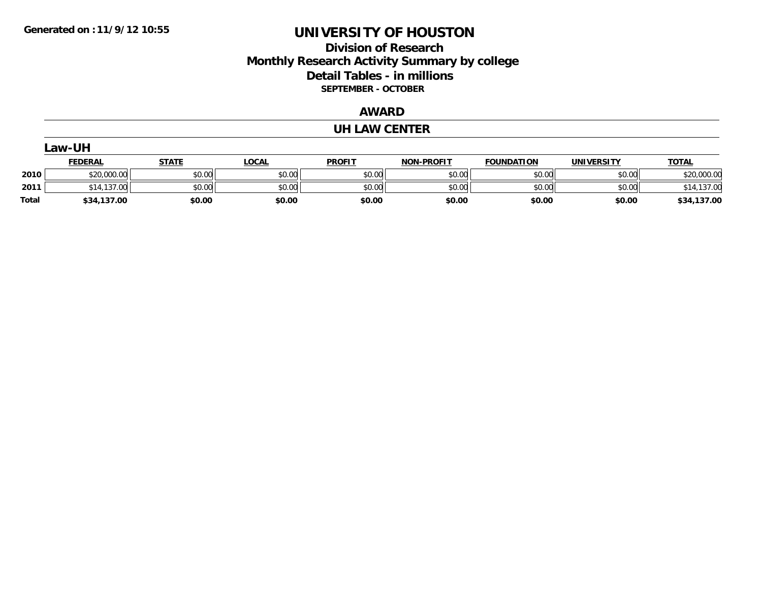**Generated on :11/9/12 10:55**

# UNIVERSITY OF HOUSTON

## Division of Research
## Monthly Research Activity Summary by college
## Detail Tables - in millions
### SEPTEMBER - OCTOBER

### AWARD

### UH LAW CENTER

#### Law-UH

| | FEDERAL | STATE | LOCAL | PROFIT | NON-PROFIT | FOUNDATION | UNIVERSITY | TOTAL |
|---|---|---|---|---|---|---|---|---|
| 2010 | $20,000.00 | $0.00 | $0.00 | $0.00 | $0.00 | $0.00 | $0.00 | $20,000.00 |
| 2011 | $14,137.00 | $0.00 | $0.00 | $0.00 | $0.00 | $0.00 | $0.00 | $14,137.00 |
| **Total** | **$34,137.00** | **$0.00** | **$0.00** | **$0.00** | **$0.00** | **$0.00** | **$0.00** | **$34,137.00** |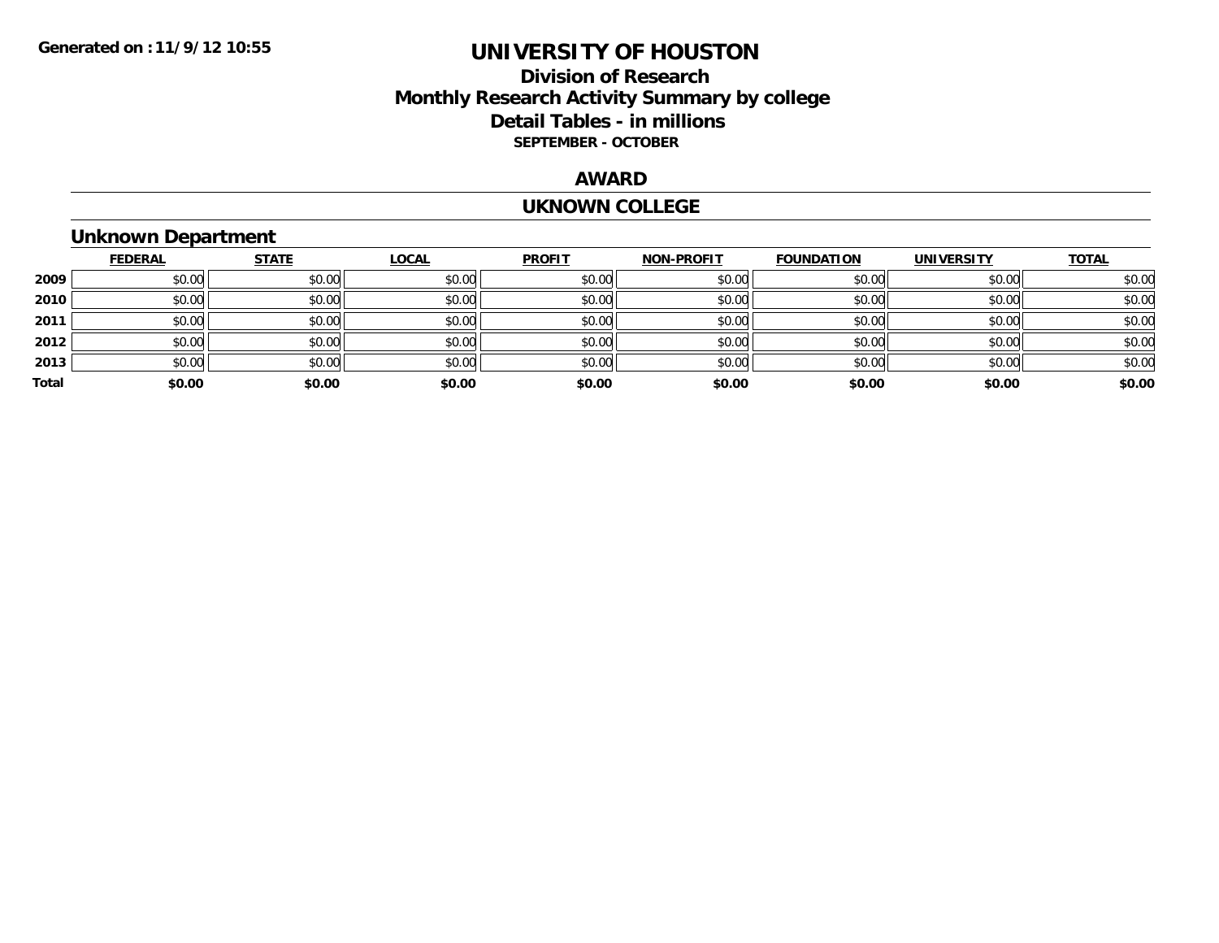# UNIVERSITY OF HOUSTON

## Division of Research
## Monthly Research Activity Summary by college
## Detail Tables - in millions
**SEPTEMBER - OCTOBER**

Generated on : 11/9/12 10:55

## AWARD

## UKNOWN COLLEGE

### Unknown Department

| | FEDERAL | STATE | LOCAL | PROFIT | NON-PROFIT | FOUNDATION | UNIVERSITY | TOTAL |
|---|---|---|---|---|---|---|---|---|
| 2009 | $0.00 | $0.00 | $0.00 | $0.00 | $0.00 | $0.00 | $0.00 | $0.00 |
| 2010 | $0.00 | $0.00 | $0.00 | $0.00 | $0.00 | $0.00 | $0.00 | $0.00 |
| 2011 | $0.00 | $0.00 | $0.00 | $0.00 | $0.00 | $0.00 | $0.00 | $0.00 |
| 2012 | $0.00 | $0.00 | $0.00 | $0.00 | $0.00 | $0.00 | $0.00 | $0.00 |
| 2013 | $0.00 | $0.00 | $0.00 | $0.00 | $0.00 | $0.00 | $0.00 | $0.00 |
| **Total** | **$0.00** | **$0.00** | **$0.00** | **$0.00** | **$0.00** | **$0.00** | **$0.00** | **$0.00** |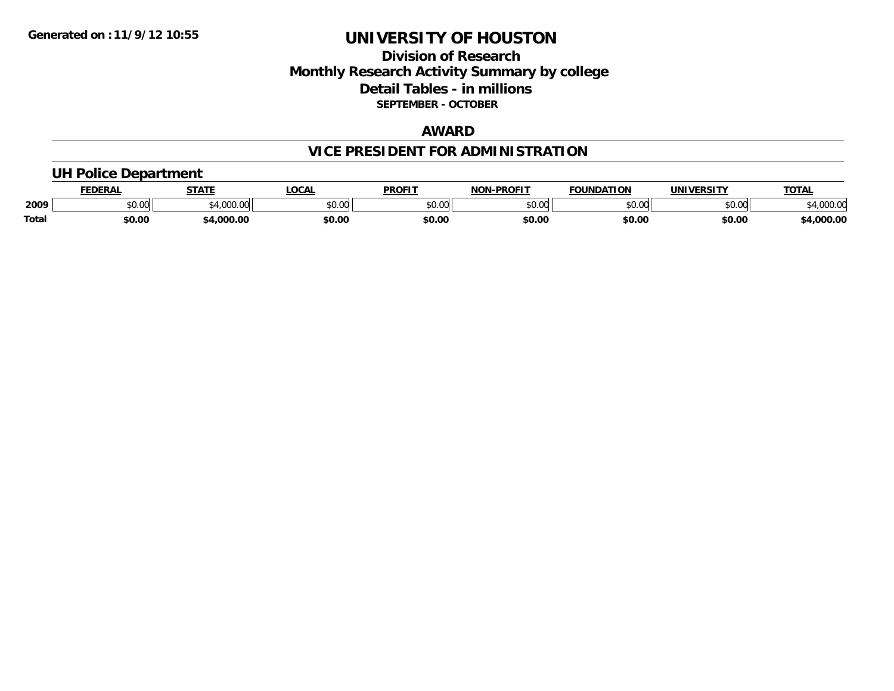# UNIVERSITY OF HOUSTON

## Division of Research

## Monthly Research Activity Summary by college

## Detail Tables - in millions

**SEPTEMBER - OCTOBER**

## AWARD

## VICE PRESIDENT FOR ADMINISTRATION

### UH Police Department

| | FEDERAL | STATE | LOCAL | PROFIT | NON-PROFIT | FOUNDATION | UNIVERSITY | TOTAL |
|---|---|---|---|---|---|---|---|---|
| 2009 | $0.00 | $4,000.00 | $0.00 | $0.00 | $0.00 | $0.00 | $0.00 | $4,000.00 |
| **Total** | **$0.00** | **$4,000.00** | **$0.00** | **$0.00** | **$0.00** | **$0.00** | **$0.00** | **$4,000.00** |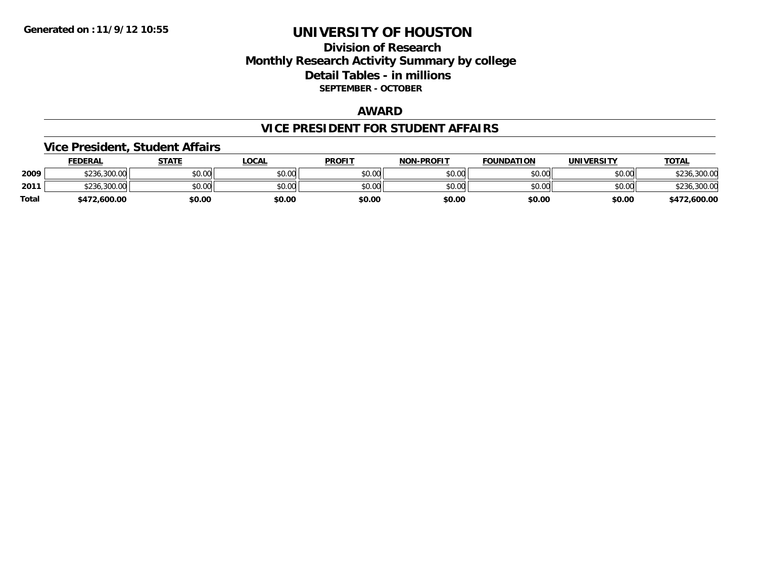Generated on :11/9/12 10:55

# UNIVERSITY OF HOUSTON

## Division of Research
## Monthly Research Activity Summary by college
## Detail Tables - in millions
### SEPTEMBER - OCTOBER

## AWARD

## VICE PRESIDENT FOR STUDENT AFFAIRS

### Vice President, Student Affairs

| | FEDERAL | STATE | LOCAL | PROFIT | NON-PROFIT | FOUNDATION | UNIVERSITY | TOTAL |
|---|---|---|---|---|---|---|---|---|
| 2009 | $236,300.00 | $0.00 | $0.00 | $0.00 | $0.00 | $0.00 | $0.00 | $236,300.00 |
| 2011 | $236,300.00 | $0.00 | $0.00 | $0.00 | $0.00 | $0.00 | $0.00 | $236,300.00 |
| **Total** | **$472,600.00** | **$0.00** | **$0.00** | **$0.00** | **$0.00** | **$0.00** | **$0.00** | **$472,600.00** |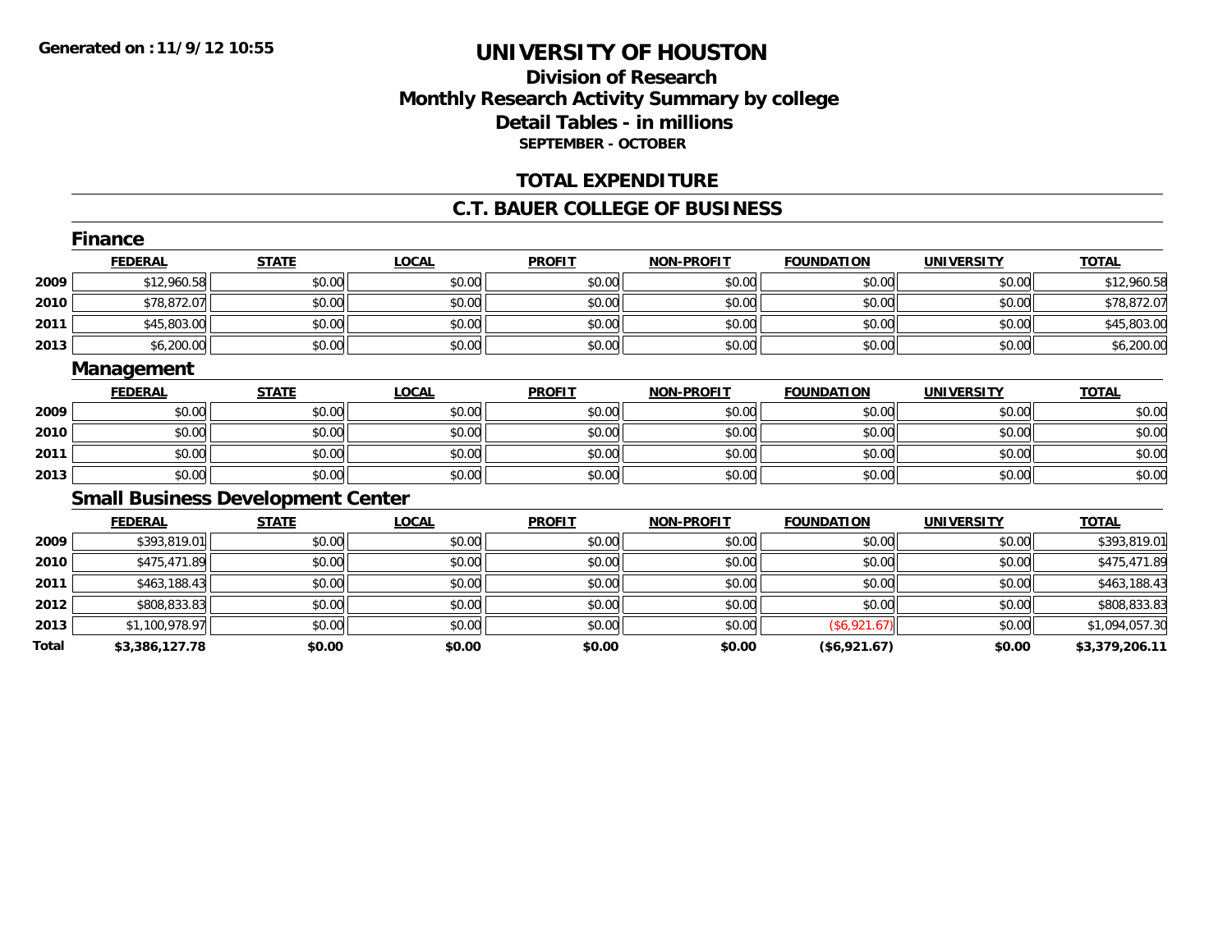**Generated on :11/9/12 10:55**

# UNIVERSITY OF HOUSTON

## Division of Research
## Monthly Research Activity Summary by college
## Detail Tables - in millions
### SEPTEMBER - OCTOBER

## TOTAL EXPENDITURE

## C.T. BAUER COLLEGE OF BUSINESS

### Finance

| | FEDERAL | STATE | LOCAL | PROFIT | NON-PROFIT | FOUNDATION | UNIVERSITY | TOTAL |
|---|---|---|---|---|---|---|---|---|
| 2009 | $12,960.58 | $0.00 | $0.00 | $0.00 | $0.00 | $0.00 | $0.00 | $12,960.58 |
| 2010 | $78,872.07 | $0.00 | $0.00 | $0.00 | $0.00 | $0.00 | $0.00 | $78,872.07 |
| 2011 | $45,803.00 | $0.00 | $0.00 | $0.00 | $0.00 | $0.00 | $0.00 | $45,803.00 |
| 2013 | $6,200.00 | $0.00 | $0.00 | $0.00 | $0.00 | $0.00 | $0.00 | $6,200.00 |

### Management

| | FEDERAL | STATE | LOCAL | PROFIT | NON-PROFIT | FOUNDATION | UNIVERSITY | TOTAL |
|---|---|---|---|---|---|---|---|---|
| 2009 | $0.00 | $0.00 | $0.00 | $0.00 | $0.00 | $0.00 | $0.00 | $0.00 |
| 2010 | $0.00 | $0.00 | $0.00 | $0.00 | $0.00 | $0.00 | $0.00 | $0.00 |
| 2011 | $0.00 | $0.00 | $0.00 | $0.00 | $0.00 | $0.00 | $0.00 | $0.00 |
| 2013 | $0.00 | $0.00 | $0.00 | $0.00 | $0.00 | $0.00 | $0.00 | $0.00 |

### Small Business Development Center

| | FEDERAL | STATE | LOCAL | PROFIT | NON-PROFIT | FOUNDATION | UNIVERSITY | TOTAL |
|---|---|---|---|---|---|---|---|---|
| 2009 | $393,819.01 | $0.00 | $0.00 | $0.00 | $0.00 | $0.00 | $0.00 | $393,819.01 |
| 2010 | $475,471.89 | $0.00 | $0.00 | $0.00 | $0.00 | $0.00 | $0.00 | $475,471.89 |
| 2011 | $463,188.43 | $0.00 | $0.00 | $0.00 | $0.00 | $0.00 | $0.00 | $463,188.43 |
| 2012 | $808,833.83 | $0.00 | $0.00 | $0.00 | $0.00 | $0.00 | $0.00 | $808,833.83 |
| 2013 | $1,100,978.97 | $0.00 | $0.00 | $0.00 | $0.00 | ($6,921.67) | $0.00 | $1,094,057.30 |
| **Total** | **$3,386,127.78** | **$0.00** | **$0.00** | **$0.00** | **$0.00** | **($6,921.67)** | **$0.00** | **$3,379,206.11** |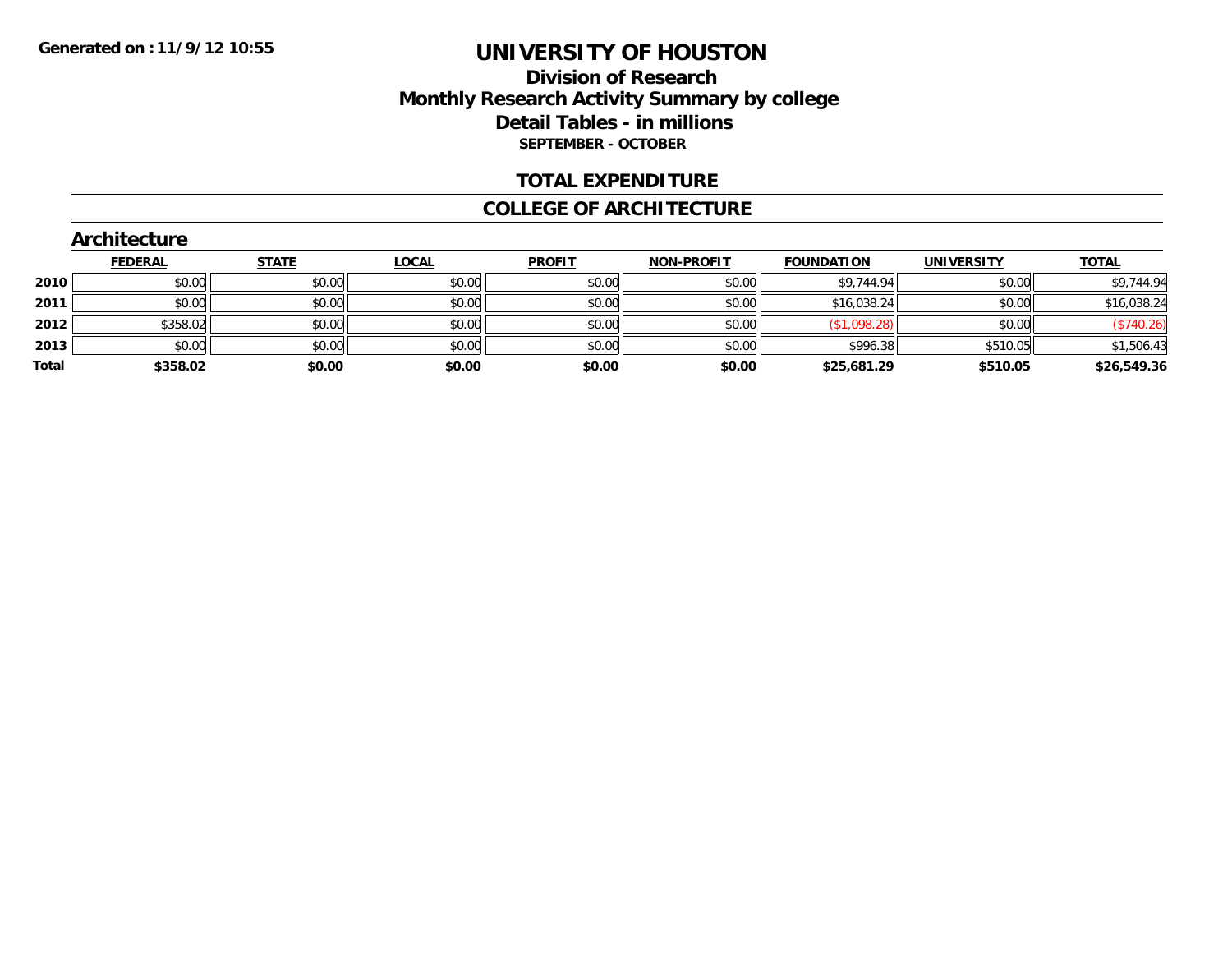Generated on :11/9/12 10:55

# UNIVERSITY OF HOUSTON

## Division of Research
## Monthly Research Activity Summary by college
## Detail Tables - in millions
### SEPTEMBER - OCTOBER

## TOTAL EXPENDITURE

## COLLEGE OF ARCHITECTURE

### Architecture

| | FEDERAL | STATE | LOCAL | PROFIT | NON-PROFIT | FOUNDATION | UNIVERSITY | TOTAL |
|---|---|---|---|---|---|---|---|---|
| 2010 | $0.00 | $0.00 | $0.00 | $0.00 | $0.00 | $9,744.94 | $0.00 | $9,744.94 |
| 2011 | $0.00 | $0.00 | $0.00 | $0.00 | $0.00 | $16,038.24 | $0.00 | $16,038.24 |
| 2012 | $358.02 | $0.00 | $0.00 | $0.00 | $0.00 | ($1,098.28) | $0.00 | ($740.26) |
| 2013 | $0.00 | $0.00 | $0.00 | $0.00 | $0.00 | $996.38 | $510.05 | $1,506.43 |
| **Total** | **$358.02** | **$0.00** | **$0.00** | **$0.00** | **$0.00** | **$25,681.29** | **$510.05** | **$26,549.36** |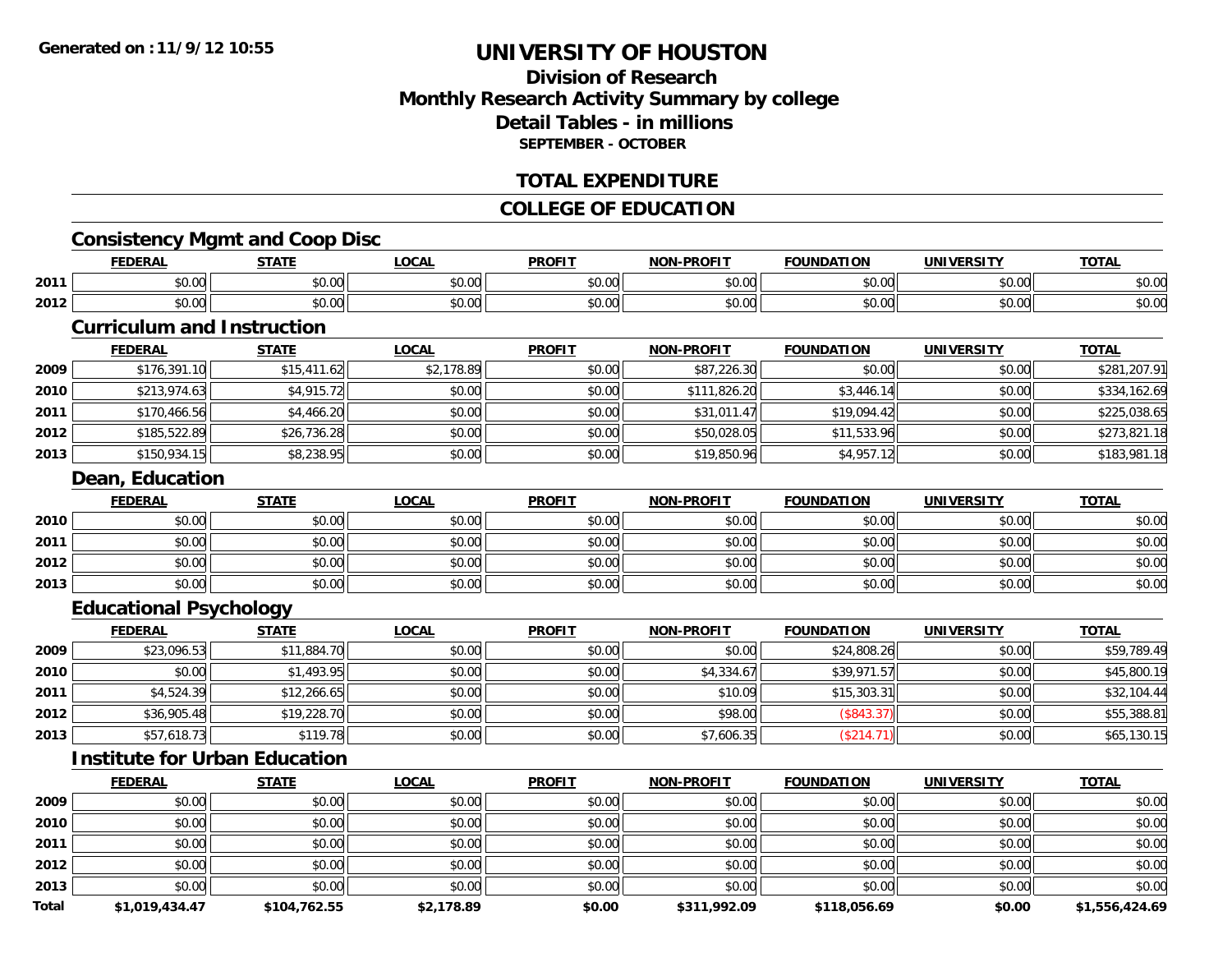# UNIVERSITY OF HOUSTON

## Division of Research
## Monthly Research Activity Summary by college
## Detail Tables - in millions
### SEPTEMBER - OCTOBER

## TOTAL EXPENDITURE

## COLLEGE OF EDUCATION

### Consistency Mgmt and Coop Disc

| | FEDERAL | STATE | LOCAL | PROFIT | NON-PROFIT | FOUNDATION | UNIVERSITY | TOTAL |
|---|---|---|---|---|---|---|---|---|
| 2011 | $0.00 | $0.00 | $0.00 | $0.00 | $0.00 | $0.00 | $0.00 | $0.00 |
| 2012 | $0.00 | $0.00 | $0.00 | $0.00 | $0.00 | $0.00 | $0.00 | $0.00 |

### Curriculum and Instruction

| | FEDERAL | STATE | LOCAL | PROFIT | NON-PROFIT | FOUNDATION | UNIVERSITY | TOTAL |
|---|---|---|---|---|---|---|---|---|
| 2009 | $176,391.10 | $15,411.62 | $2,178.89 | $0.00 | $87,226.30 | $0.00 | $0.00 | $281,207.91 |
| 2010 | $213,974.63 | $4,915.72 | $0.00 | $0.00 | $111,826.20 | $3,446.14 | $0.00 | $334,162.69 |
| 2011 | $170,466.56 | $4,466.20 | $0.00 | $0.00 | $31,011.47 | $19,094.42 | $0.00 | $225,038.65 |
| 2012 | $185,522.89 | $26,736.28 | $0.00 | $0.00 | $50,028.05 | $11,533.96 | $0.00 | $273,821.18 |
| 2013 | $150,934.15 | $8,238.95 | $0.00 | $0.00 | $19,850.96 | $4,957.12 | $0.00 | $183,981.18 |

### Dean, Education

| | FEDERAL | STATE | LOCAL | PROFIT | NON-PROFIT | FOUNDATION | UNIVERSITY | TOTAL |
|---|---|---|---|---|---|---|---|---|
| 2010 | $0.00 | $0.00 | $0.00 | $0.00 | $0.00 | $0.00 | $0.00 | $0.00 |
| 2011 | $0.00 | $0.00 | $0.00 | $0.00 | $0.00 | $0.00 | $0.00 | $0.00 |
| 2012 | $0.00 | $0.00 | $0.00 | $0.00 | $0.00 | $0.00 | $0.00 | $0.00 |
| 2013 | $0.00 | $0.00 | $0.00 | $0.00 | $0.00 | $0.00 | $0.00 | $0.00 |

### Educational Psychology

| | FEDERAL | STATE | LOCAL | PROFIT | NON-PROFIT | FOUNDATION | UNIVERSITY | TOTAL |
|---|---|---|---|---|---|---|---|---|
| 2009 | $23,096.53 | $11,884.70 | $0.00 | $0.00 | $0.00 | $24,808.26 | $0.00 | $59,789.49 |
| 2010 | $0.00 | $1,493.95 | $0.00 | $0.00 | $4,334.67 | $39,971.57 | $0.00 | $45,800.19 |
| 2011 | $4,524.39 | $12,266.65 | $0.00 | $0.00 | $10.09 | $15,303.31 | $0.00 | $32,104.44 |
| 2012 | $36,905.48 | $19,228.70 | $0.00 | $0.00 | $98.00 | ($843.37) | $0.00 | $55,388.81 |
| 2013 | $57,618.73 | $119.78 | $0.00 | $0.00 | $7,606.35 | ($214.71) | $0.00 | $65,130.15 |

### Institute for Urban Education

| | FEDERAL | STATE | LOCAL | PROFIT | NON-PROFIT | FOUNDATION | UNIVERSITY | TOTAL |
|---|---|---|---|---|---|---|---|---|
| 2009 | $0.00 | $0.00 | $0.00 | $0.00 | $0.00 | $0.00 | $0.00 | $0.00 |
| 2010 | $0.00 | $0.00 | $0.00 | $0.00 | $0.00 | $0.00 | $0.00 | $0.00 |
| 2011 | $0.00 | $0.00 | $0.00 | $0.00 | $0.00 | $0.00 | $0.00 | $0.00 |
| 2012 | $0.00 | $0.00 | $0.00 | $0.00 | $0.00 | $0.00 | $0.00 | $0.00 |
| 2013 | $0.00 | $0.00 | $0.00 | $0.00 | $0.00 | $0.00 | $0.00 | $0.00 |
| **Total** | **$1,019,434.47** | **$104,762.55** | **$2,178.89** | **$0.00** | **$311,992.09** | **$118,056.69** | **$0.00** | **$1,556,424.69** |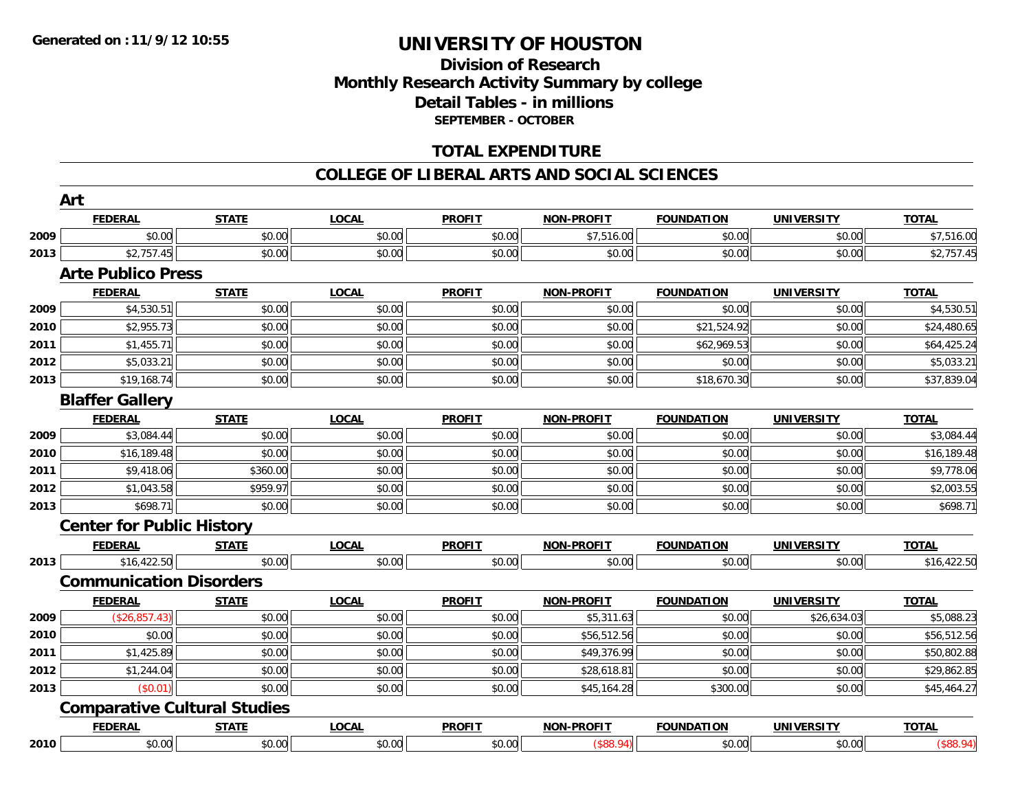**Generated on :11/9/12 10:55**

# UNIVERSITY OF HOUSTON

## Division of Research
## Monthly Research Activity Summary by college
## Detail Tables - in millions
### SEPTEMBER - OCTOBER

## TOTAL EXPENDITURE

## COLLEGE OF LIBERAL ARTS AND SOCIAL SCIENCES

### Art

| | FEDERAL | STATE | LOCAL | PROFIT | NON-PROFIT | FOUNDATION | UNIVERSITY | TOTAL |
|---|---|---|---|---|---|---|---|---|
| 2009 | $0.00 | $0.00 | $0.00 | $0.00 | $7,516.00 | $0.00 | $0.00 | $7,516.00 |
| 2013 | $2,757.45 | $0.00 | $0.00 | $0.00 | $0.00 | $0.00 | $0.00 | $2,757.45 |

### Arte Publico Press

| | FEDERAL | STATE | LOCAL | PROFIT | NON-PROFIT | FOUNDATION | UNIVERSITY | TOTAL |
|---|---|---|---|---|---|---|---|---|
| 2009 | $4,530.51 | $0.00 | $0.00 | $0.00 | $0.00 | $0.00 | $0.00 | $4,530.51 |
| 2010 | $2,955.73 | $0.00 | $0.00 | $0.00 | $0.00 | $21,524.92 | $0.00 | $24,480.65 |
| 2011 | $1,455.71 | $0.00 | $0.00 | $0.00 | $0.00 | $62,969.53 | $0.00 | $64,425.24 |
| 2012 | $5,033.21 | $0.00 | $0.00 | $0.00 | $0.00 | $0.00 | $0.00 | $5,033.21 |
| 2013 | $19,168.74 | $0.00 | $0.00 | $0.00 | $0.00 | $18,670.30 | $0.00 | $37,839.04 |

### Blaffer Gallery

| | FEDERAL | STATE | LOCAL | PROFIT | NON-PROFIT | FOUNDATION | UNIVERSITY | TOTAL |
|---|---|---|---|---|---|---|---|---|
| 2009 | $3,084.44 | $0.00 | $0.00 | $0.00 | $0.00 | $0.00 | $0.00 | $3,084.44 |
| 2010 | $16,189.48 | $0.00 | $0.00 | $0.00 | $0.00 | $0.00 | $0.00 | $16,189.48 |
| 2011 | $9,418.06 | $360.00 | $0.00 | $0.00 | $0.00 | $0.00 | $0.00 | $9,778.06 |
| 2012 | $1,043.58 | $959.97 | $0.00 | $0.00 | $0.00 | $0.00 | $0.00 | $2,003.55 |
| 2013 | $698.71 | $0.00 | $0.00 | $0.00 | $0.00 | $0.00 | $0.00 | $698.71 |

### Center for Public History

| | FEDERAL | STATE | LOCAL | PROFIT | NON-PROFIT | FOUNDATION | UNIVERSITY | TOTAL |
|---|---|---|---|---|---|---|---|---|
| 2013 | $16,422.50 | $0.00 | $0.00 | $0.00 | $0.00 | $0.00 | $0.00 | $16,422.50 |

### Communication Disorders

| | FEDERAL | STATE | LOCAL | PROFIT | NON-PROFIT | FOUNDATION | UNIVERSITY | TOTAL |
|---|---|---|---|---|---|---|---|---|
| 2009 | ($26,857.43) | $0.00 | $0.00 | $0.00 | $5,311.63 | $0.00 | $26,634.03 | $5,088.23 |
| 2010 | $0.00 | $0.00 | $0.00 | $0.00 | $56,512.56 | $0.00 | $0.00 | $56,512.56 |
| 2011 | $1,425.89 | $0.00 | $0.00 | $0.00 | $49,376.99 | $0.00 | $0.00 | $50,802.88 |
| 2012 | $1,244.04 | $0.00 | $0.00 | $0.00 | $28,618.81 | $0.00 | $0.00 | $29,862.85 |
| 2013 | ($0.01) | $0.00 | $0.00 | $0.00 | $45,164.28 | $300.00 | $0.00 | $45,464.27 |

### Comparative Cultural Studies

| | FEDERAL | STATE | LOCAL | PROFIT | NON-PROFIT | FOUNDATION | UNIVERSITY | TOTAL |
|---|---|---|---|---|---|---|---|---|
| 2010 | $0.00 | $0.00 | $0.00 | $0.00 | ($88.94) | $0.00 | $0.00 | ($88.94) |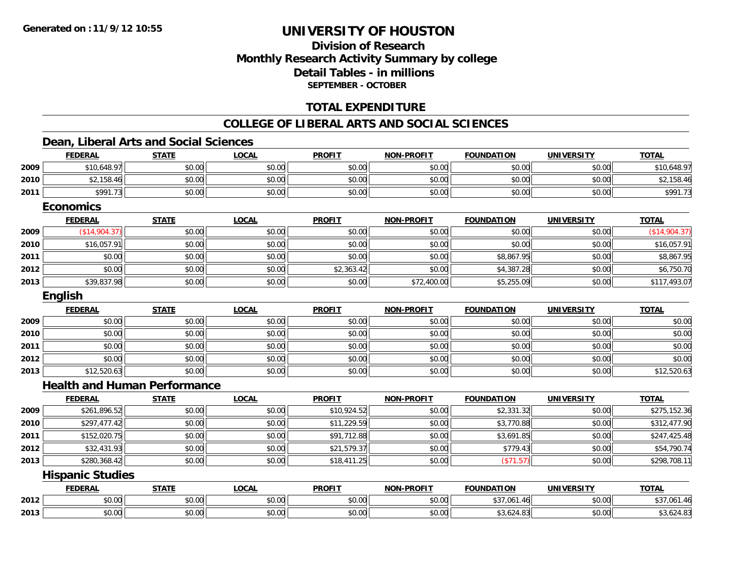**Generated on :11/9/12 10:55**

# UNIVERSITY OF HOUSTON

## Division of Research
## Monthly Research Activity Summary by college
## Detail Tables - in millions
### SEPTEMBER - OCTOBER

## TOTAL EXPENDITURE

## COLLEGE OF LIBERAL ARTS AND SOCIAL SCIENCES

### Dean, Liberal Arts and Social Sciences

| | FEDERAL | STATE | LOCAL | PROFIT | NON-PROFIT | FOUNDATION | UNIVERSITY | TOTAL |
|---|---|---|---|---|---|---|---|---|
| 2009 | $10,648.97 | $0.00 | $0.00 | $0.00 | $0.00 | $0.00 | $0.00 | $10,648.97 |
| 2010 | $2,158.46 | $0.00 | $0.00 | $0.00 | $0.00 | $0.00 | $0.00 | $2,158.46 |
| 2011 | $991.73 | $0.00 | $0.00 | $0.00 | $0.00 | $0.00 | $0.00 | $991.73 |

### Economics

| | FEDERAL | STATE | LOCAL | PROFIT | NON-PROFIT | FOUNDATION | UNIVERSITY | TOTAL |
|---|---|---|---|---|---|---|---|---|
| 2009 | ($14,904.37) | $0.00 | $0.00 | $0.00 | $0.00 | $0.00 | $0.00 | ($14,904.37) |
| 2010 | $16,057.91 | $0.00 | $0.00 | $0.00 | $0.00 | $0.00 | $0.00 | $16,057.91 |
| 2011 | $0.00 | $0.00 | $0.00 | $0.00 | $0.00 | $8,867.95 | $0.00 | $8,867.95 |
| 2012 | $0.00 | $0.00 | $0.00 | $2,363.42 | $0.00 | $4,387.28 | $0.00 | $6,750.70 |
| 2013 | $39,837.98 | $0.00 | $0.00 | $0.00 | $72,400.00 | $5,255.09 | $0.00 | $117,493.07 |

### English

| | FEDERAL | STATE | LOCAL | PROFIT | NON-PROFIT | FOUNDATION | UNIVERSITY | TOTAL |
|---|---|---|---|---|---|---|---|---|
| 2009 | $0.00 | $0.00 | $0.00 | $0.00 | $0.00 | $0.00 | $0.00 | $0.00 |
| 2010 | $0.00 | $0.00 | $0.00 | $0.00 | $0.00 | $0.00 | $0.00 | $0.00 |
| 2011 | $0.00 | $0.00 | $0.00 | $0.00 | $0.00 | $0.00 | $0.00 | $0.00 |
| 2012 | $0.00 | $0.00 | $0.00 | $0.00 | $0.00 | $0.00 | $0.00 | $0.00 |
| 2013 | $12,520.63 | $0.00 | $0.00 | $0.00 | $0.00 | $0.00 | $0.00 | $12,520.63 |

### Health and Human Performance

| | FEDERAL | STATE | LOCAL | PROFIT | NON-PROFIT | FOUNDATION | UNIVERSITY | TOTAL |
|---|---|---|---|---|---|---|---|---|
| 2009 | $261,896.52 | $0.00 | $0.00 | $10,924.52 | $0.00 | $2,331.32 | $0.00 | $275,152.36 |
| 2010 | $297,477.42 | $0.00 | $0.00 | $11,229.59 | $0.00 | $3,770.88 | $0.00 | $312,477.90 |
| 2011 | $152,020.75 | $0.00 | $0.00 | $91,712.88 | $0.00 | $3,691.85 | $0.00 | $247,425.48 |
| 2012 | $32,431.93 | $0.00 | $0.00 | $21,579.37 | $0.00 | $779.43 | $0.00 | $54,790.74 |
| 2013 | $280,368.42 | $0.00 | $0.00 | $18,411.25 | $0.00 | ($71.57) | $0.00 | $298,708.11 |

### Hispanic Studies

| | FEDERAL | STATE | LOCAL | PROFIT | NON-PROFIT | FOUNDATION | UNIVERSITY | TOTAL |
|---|---|---|---|---|---|---|---|---|
| 2012 | $0.00 | $0.00 | $0.00 | $0.00 | $0.00 | $37,061.46 | $0.00 | $37,061.46 |
| 2013 | $0.00 | $0.00 | $0.00 | $0.00 | $0.00 | $3,624.83 | $0.00 | $3,624.83 |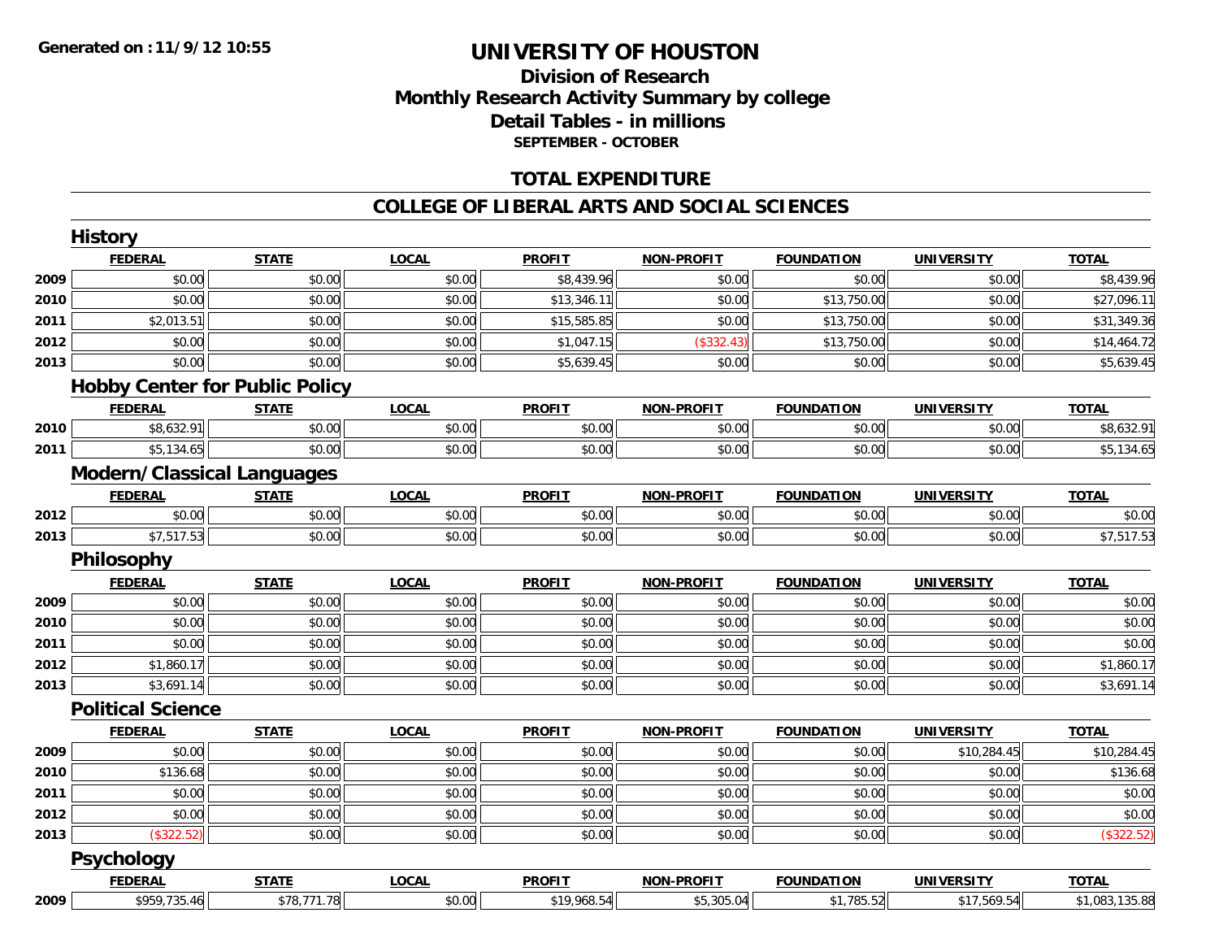**Generated on :11/9/12 10:55**

# UNIVERSITY OF HOUSTON

## Division of Research
## Monthly Research Activity Summary by college
## Detail Tables - in millions
### SEPTEMBER - OCTOBER

## TOTAL EXPENDITURE

## COLLEGE OF LIBERAL ARTS AND SOCIAL SCIENCES

### History

| | FEDERAL | STATE | LOCAL | PROFIT | NON-PROFIT | FOUNDATION | UNIVERSITY | TOTAL |
|---|---|---|---|---|---|---|---|---|
| 2009 | $0.00 | $0.00 | $0.00 | $8,439.96 | $0.00 | $0.00 | $0.00 | $8,439.96 |
| 2010 | $0.00 | $0.00 | $0.00 | $13,346.11 | $0.00 | $13,750.00 | $0.00 | $27,096.11 |
| 2011 | $2,013.51 | $0.00 | $0.00 | $15,585.85 | $0.00 | $13,750.00 | $0.00 | $31,349.36 |
| 2012 | $0.00 | $0.00 | $0.00 | $1,047.15 | ($332.43) | $13,750.00 | $0.00 | $14,464.72 |
| 2013 | $0.00 | $0.00 | $0.00 | $5,639.45 | $0.00 | $0.00 | $0.00 | $5,639.45 |

### Hobby Center for Public Policy

| | FEDERAL | STATE | LOCAL | PROFIT | NON-PROFIT | FOUNDATION | UNIVERSITY | TOTAL |
|---|---|---|---|---|---|---|---|---|
| 2010 | $8,632.91 | $0.00 | $0.00 | $0.00 | $0.00 | $0.00 | $0.00 | $8,632.91 |
| 2011 | $5,134.65 | $0.00 | $0.00 | $0.00 | $0.00 | $0.00 | $0.00 | $5,134.65 |

### Modern/Classical Languages

| | FEDERAL | STATE | LOCAL | PROFIT | NON-PROFIT | FOUNDATION | UNIVERSITY | TOTAL |
|---|---|---|---|---|---|---|---|---|
| 2012 | $0.00 | $0.00 | $0.00 | $0.00 | $0.00 | $0.00 | $0.00 | $0.00 |
| 2013 | $7,517.53 | $0.00 | $0.00 | $0.00 | $0.00 | $0.00 | $0.00 | $7,517.53 |

### Philosophy

| | FEDERAL | STATE | LOCAL | PROFIT | NON-PROFIT | FOUNDATION | UNIVERSITY | TOTAL |
|---|---|---|---|---|---|---|---|---|
| 2009 | $0.00 | $0.00 | $0.00 | $0.00 | $0.00 | $0.00 | $0.00 | $0.00 |
| 2010 | $0.00 | $0.00 | $0.00 | $0.00 | $0.00 | $0.00 | $0.00 | $0.00 |
| 2011 | $0.00 | $0.00 | $0.00 | $0.00 | $0.00 | $0.00 | $0.00 | $0.00 |
| 2012 | $1,860.17 | $0.00 | $0.00 | $0.00 | $0.00 | $0.00 | $0.00 | $1,860.17 |
| 2013 | $3,691.14 | $0.00 | $0.00 | $0.00 | $0.00 | $0.00 | $0.00 | $3,691.14 |

### Political Science

| | FEDERAL | STATE | LOCAL | PROFIT | NON-PROFIT | FOUNDATION | UNIVERSITY | TOTAL |
|---|---|---|---|---|---|---|---|---|
| 2009 | $0.00 | $0.00 | $0.00 | $0.00 | $0.00 | $0.00 | $10,284.45 | $10,284.45 |
| 2010 | $136.68 | $0.00 | $0.00 | $0.00 | $0.00 | $0.00 | $0.00 | $136.68 |
| 2011 | $0.00 | $0.00 | $0.00 | $0.00 | $0.00 | $0.00 | $0.00 | $0.00 |
| 2012 | $0.00 | $0.00 | $0.00 | $0.00 | $0.00 | $0.00 | $0.00 | $0.00 |
| 2013 | ($322.52) | $0.00 | $0.00 | $0.00 | $0.00 | $0.00 | $0.00 | ($322.52) |

### Psychology

| | FEDERAL | STATE | LOCAL | PROFIT | NON-PROFIT | FOUNDATION | UNIVERSITY | TOTAL |
|---|---|---|---|---|---|---|---|---|
| 2009 | $959,735.46 | $78,771.78 | $0.00 | $19,968.54 | $5,305.04 | $1,785.52 | $17,569.54 | $1,083,135.88 |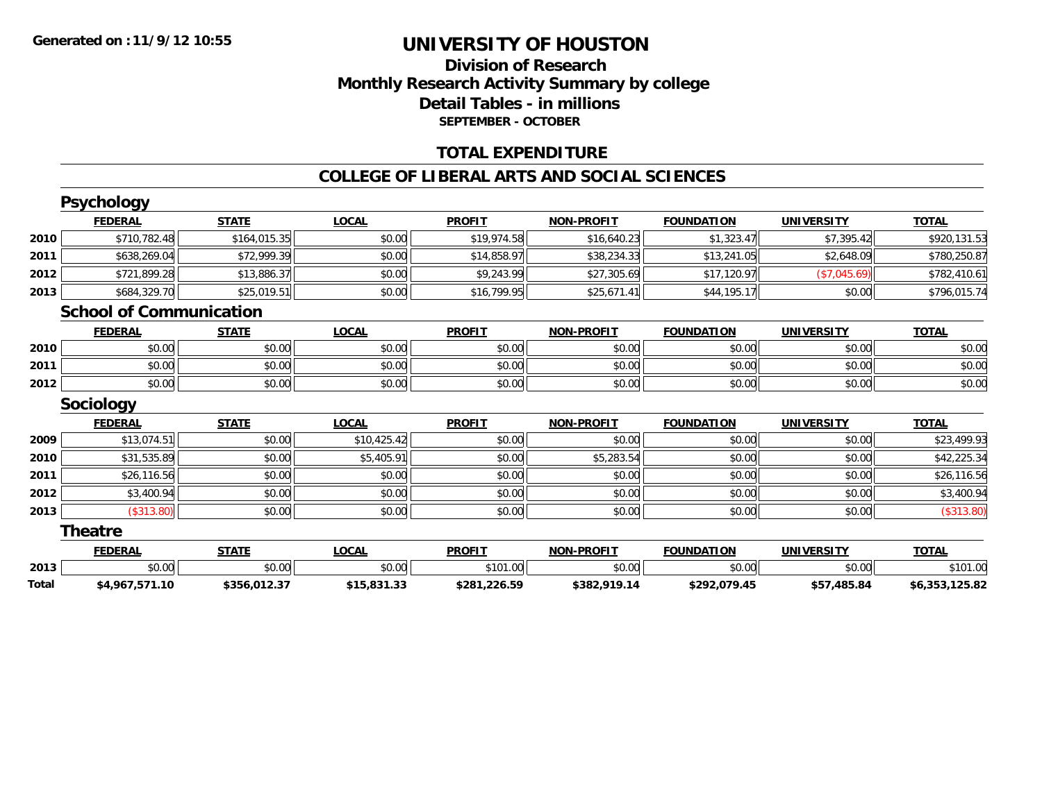# UNIVERSITY OF HOUSTON

## Division of Research
## Monthly Research Activity Summary by college
## Detail Tables - in millions
### SEPTEMBER - OCTOBER

## TOTAL EXPENDITURE

## COLLEGE OF LIBERAL ARTS AND SOCIAL SCIENCES

### Psychology

| | FEDERAL | STATE | LOCAL | PROFIT | NON-PROFIT | FOUNDATION | UNIVERSITY | TOTAL |
|---|---|---|---|---|---|---|---|---|
| 2010 | $710,782.48 | $164,015.35 | $0.00 | $19,974.58 | $16,640.23 | $1,323.47 | $7,395.42 | $920,131.53 |
| 2011 | $638,269.04 | $72,999.39 | $0.00 | $14,858.97 | $38,234.33 | $13,241.05 | $2,648.09 | $780,250.87 |
| 2012 | $721,899.28 | $13,886.37 | $0.00 | $9,243.99 | $27,305.69 | $17,120.97 | ($7,045.69) | $782,410.61 |
| 2013 | $684,329.70 | $25,019.51 | $0.00 | $16,799.95 | $25,671.41 | $44,195.17 | $0.00 | $796,015.74 |

### School of Communication

| | FEDERAL | STATE | LOCAL | PROFIT | NON-PROFIT | FOUNDATION | UNIVERSITY | TOTAL |
|---|---|---|---|---|---|---|---|---|
| 2010 | $0.00 | $0.00 | $0.00 | $0.00 | $0.00 | $0.00 | $0.00 | $0.00 |
| 2011 | $0.00 | $0.00 | $0.00 | $0.00 | $0.00 | $0.00 | $0.00 | $0.00 |
| 2012 | $0.00 | $0.00 | $0.00 | $0.00 | $0.00 | $0.00 | $0.00 | $0.00 |

### Sociology

| | FEDERAL | STATE | LOCAL | PROFIT | NON-PROFIT | FOUNDATION | UNIVERSITY | TOTAL |
|---|---|---|---|---|---|---|---|---|
| 2009 | $13,074.51 | $0.00 | $10,425.42 | $0.00 | $0.00 | $0.00 | $0.00 | $23,499.93 |
| 2010 | $31,535.89 | $0.00 | $5,405.91 | $0.00 | $5,283.54 | $0.00 | $0.00 | $42,225.34 |
| 2011 | $26,116.56 | $0.00 | $0.00 | $0.00 | $0.00 | $0.00 | $0.00 | $26,116.56 |
| 2012 | $3,400.94 | $0.00 | $0.00 | $0.00 | $0.00 | $0.00 | $0.00 | $3,400.94 |
| 2013 | ($313.80) | $0.00 | $0.00 | $0.00 | $0.00 | $0.00 | $0.00 | ($313.80) |

### Theatre

| | FEDERAL | STATE | LOCAL | PROFIT | NON-PROFIT | FOUNDATION | UNIVERSITY | TOTAL |
|---|---|---|---|---|---|---|---|---|
| 2013 | $0.00 | $0.00 | $0.00 | $101.00 | $0.00 | $0.00 | $0.00 | $101.00 |
| **Total** | **$4,967,571.10** | **$356,012.37** | **$15,831.33** | **$281,226.59** | **$382,919.14** | **$292,079.45** | **$57,485.84** | **$6,353,125.82** |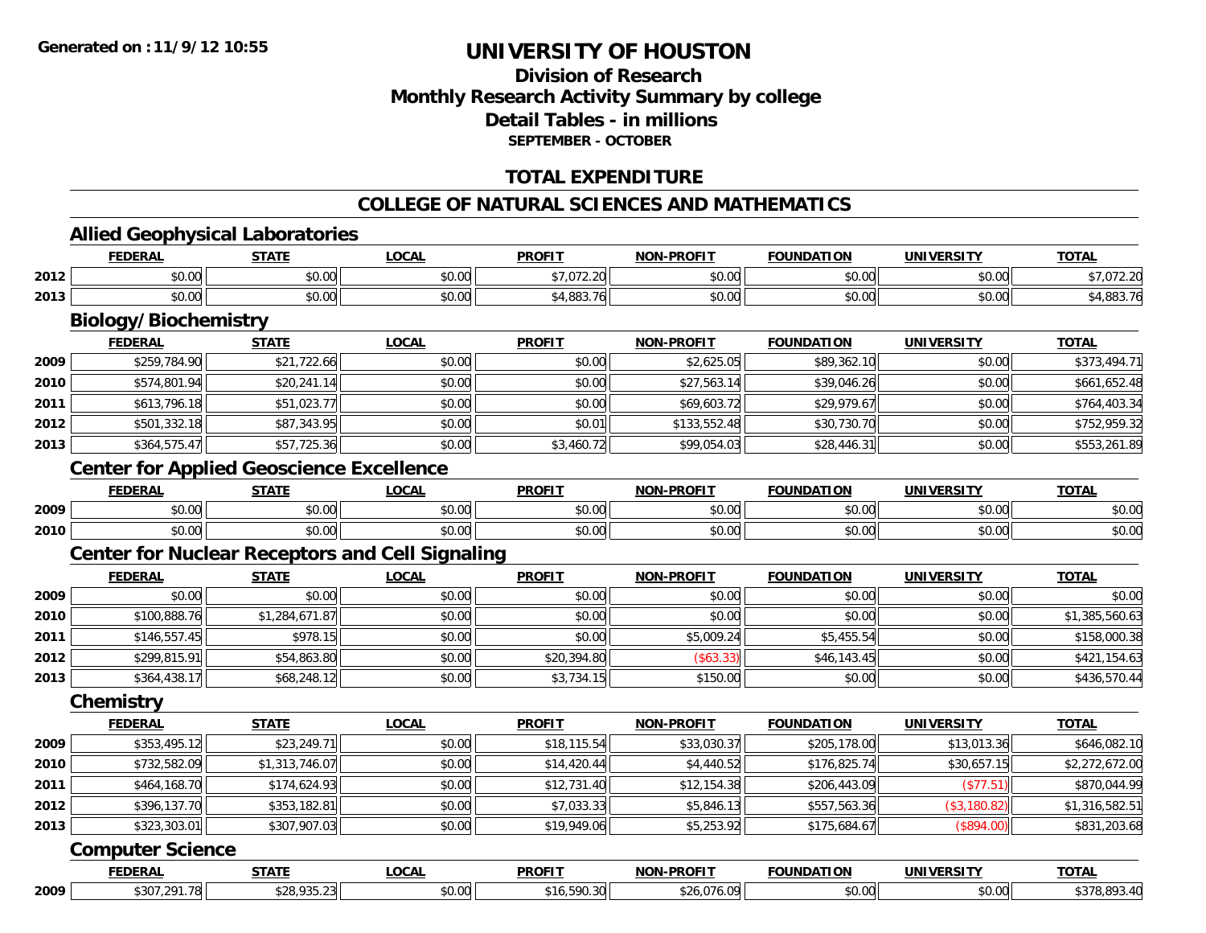# UNIVERSITY OF HOUSTON

## Division of Research
## Monthly Research Activity Summary by college
## Detail Tables - in millions
### SEPTEMBER - OCTOBER

## TOTAL EXPENDITURE

## COLLEGE OF NATURAL SCIENCES AND MATHEMATICS

### Allied Geophysical Laboratories

| | FEDERAL | STATE | LOCAL | PROFIT | NON-PROFIT | FOUNDATION | UNIVERSITY | TOTAL |
|---|---|---|---|---|---|---|---|---|
| 2012 | $0.00 | $0.00 | $0.00 | $7,072.20 | $0.00 | $0.00 | $0.00 | $7,072.20 |
| 2013 | $0.00 | $0.00 | $0.00 | $4,883.76 | $0.00 | $0.00 | $0.00 | $4,883.76 |

### Biology/Biochemistry

| | FEDERAL | STATE | LOCAL | PROFIT | NON-PROFIT | FOUNDATION | UNIVERSITY | TOTAL |
|---|---|---|---|---|---|---|---|---|
| 2009 | $259,784.90 | $21,722.66 | $0.00 | $0.00 | $2,625.05 | $89,362.10 | $0.00 | $373,494.71 |
| 2010 | $574,801.94 | $20,241.14 | $0.00 | $0.00 | $27,563.14 | $39,046.26 | $0.00 | $661,652.48 |
| 2011 | $613,796.18 | $51,023.77 | $0.00 | $0.00 | $69,603.72 | $29,979.67 | $0.00 | $764,403.34 |
| 2012 | $501,332.18 | $87,343.95 | $0.00 | $0.01 | $133,552.48 | $30,730.70 | $0.00 | $752,959.32 |
| 2013 | $364,575.47 | $57,725.36 | $0.00 | $3,460.72 | $99,054.03 | $28,446.31 | $0.00 | $553,261.89 |

### Center for Applied Geoscience Excellence

| | FEDERAL | STATE | LOCAL | PROFIT | NON-PROFIT | FOUNDATION | UNIVERSITY | TOTAL |
|---|---|---|---|---|---|---|---|---|
| 2009 | $0.00 | $0.00 | $0.00 | $0.00 | $0.00 | $0.00 | $0.00 | $0.00 |
| 2010 | $0.00 | $0.00 | $0.00 | $0.00 | $0.00 | $0.00 | $0.00 | $0.00 |

### Center for Nuclear Receptors and Cell Signaling

| | FEDERAL | STATE | LOCAL | PROFIT | NON-PROFIT | FOUNDATION | UNIVERSITY | TOTAL |
|---|---|---|---|---|---|---|---|---|
| 2009 | $0.00 | $0.00 | $0.00 | $0.00 | $0.00 | $0.00 | $0.00 | $0.00 |
| 2010 | $100,888.76 | $1,284,671.87 | $0.00 | $0.00 | $0.00 | $0.00 | $0.00 | $1,385,560.63 |
| 2011 | $146,557.45 | $978.15 | $0.00 | $0.00 | $5,009.24 | $5,455.54 | $0.00 | $158,000.38 |
| 2012 | $299,815.91 | $54,863.80 | $0.00 | $20,394.80 | ($63.33) | $46,143.45 | $0.00 | $421,154.63 |
| 2013 | $364,438.17 | $68,248.12 | $0.00 | $3,734.15 | $150.00 | $0.00 | $0.00 | $436,570.44 |

### Chemistry

| | FEDERAL | STATE | LOCAL | PROFIT | NON-PROFIT | FOUNDATION | UNIVERSITY | TOTAL |
|---|---|---|---|---|---|---|---|---|
| 2009 | $353,495.12 | $23,249.71 | $0.00 | $18,115.54 | $33,030.37 | $205,178.00 | $13,013.36 | $646,082.10 |
| 2010 | $732,582.09 | $1,313,746.07 | $0.00 | $14,420.44 | $4,440.52 | $176,825.74 | $30,657.15 | $2,272,672.00 |
| 2011 | $464,168.70 | $174,624.93 | $0.00 | $12,731.40 | $12,154.38 | $206,443.09 | ($77.51) | $870,044.99 |
| 2012 | $396,137.70 | $353,182.81 | $0.00 | $7,033.33 | $5,846.13 | $557,563.36 | ($3,180.82) | $1,316,582.51 |
| 2013 | $323,303.01 | $307,907.03 | $0.00 | $19,949.06 | $5,253.92 | $175,684.67 | ($894.00) | $831,203.68 |

### Computer Science

| | FEDERAL | STATE | LOCAL | PROFIT | NON-PROFIT | FOUNDATION | UNIVERSITY | TOTAL |
|---|---|---|---|---|---|---|---|---|
| 2009 | $307,291.78 | $28,935.23 | $0.00 | $16,590.30 | $26,076.09 | $0.00 | $0.00 | $378,893.40 |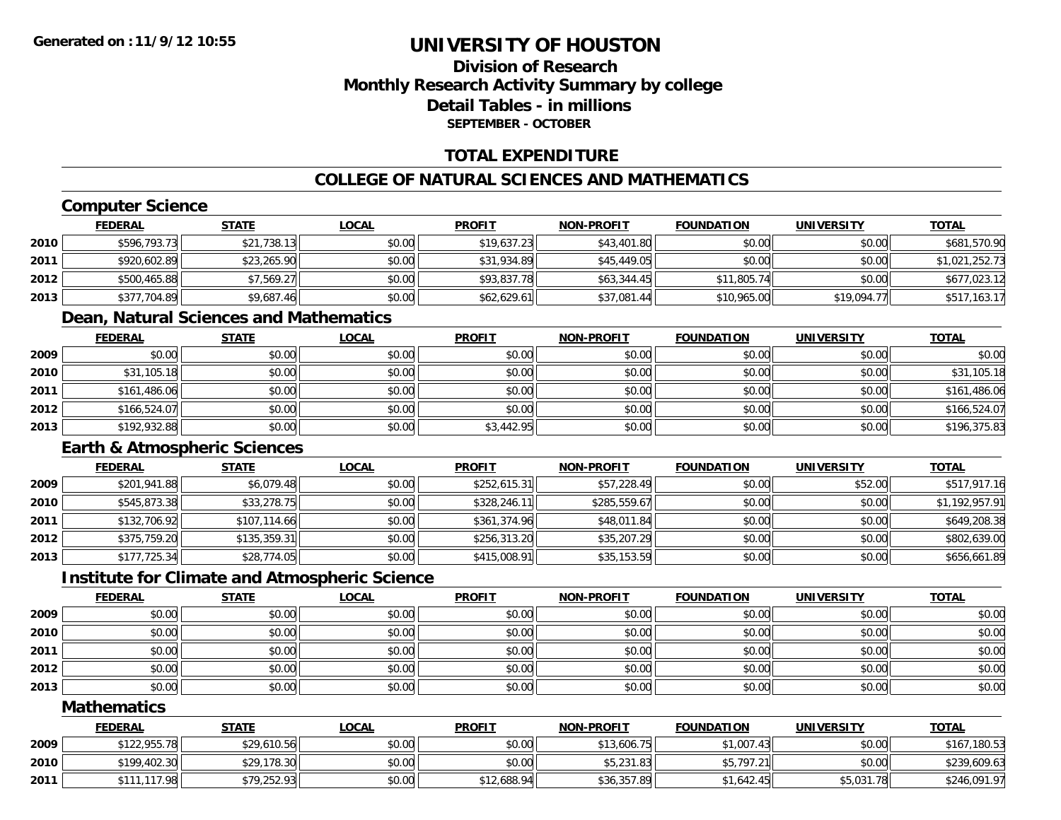# UNIVERSITY OF HOUSTON

## Division of Research
## Monthly Research Activity Summary by college
## Detail Tables - in millions
### SEPTEMBER - OCTOBER

## TOTAL EXPENDITURE

## COLLEGE OF NATURAL SCIENCES AND MATHEMATICS

### Computer Science

| | FEDERAL | STATE | LOCAL | PROFIT | NON-PROFIT | FOUNDATION | UNIVERSITY | TOTAL |
|---|---|---|---|---|---|---|---|---|
| 2010 | $596,793.73 | $21,738.13 | $0.00 | $19,637.23 | $43,401.80 | $0.00 | $0.00 | $681,570.90 |
| 2011 | $920,602.89 | $23,265.90 | $0.00 | $31,934.89 | $45,449.05 | $0.00 | $0.00 | $1,021,252.73 |
| 2012 | $500,465.88 | $7,569.27 | $0.00 | $93,837.78 | $63,344.45 | $11,805.74 | $0.00 | $677,023.12 |
| 2013 | $377,704.89 | $9,687.46 | $0.00 | $62,629.61 | $37,081.44 | $10,965.00 | $19,094.77 | $517,163.17 |

### Dean, Natural Sciences and Mathematics

| | FEDERAL | STATE | LOCAL | PROFIT | NON-PROFIT | FOUNDATION | UNIVERSITY | TOTAL |
|---|---|---|---|---|---|---|---|---|
| 2009 | $0.00 | $0.00 | $0.00 | $0.00 | $0.00 | $0.00 | $0.00 | $0.00 |
| 2010 | $31,105.18 | $0.00 | $0.00 | $0.00 | $0.00 | $0.00 | $0.00 | $31,105.18 |
| 2011 | $161,486.06 | $0.00 | $0.00 | $0.00 | $0.00 | $0.00 | $0.00 | $161,486.06 |
| 2012 | $166,524.07 | $0.00 | $0.00 | $0.00 | $0.00 | $0.00 | $0.00 | $166,524.07 |
| 2013 | $192,932.88 | $0.00 | $0.00 | $3,442.95 | $0.00 | $0.00 | $0.00 | $196,375.83 |

### Earth & Atmospheric Sciences

| | FEDERAL | STATE | LOCAL | PROFIT | NON-PROFIT | FOUNDATION | UNIVERSITY | TOTAL |
|---|---|---|---|---|---|---|---|---|
| 2009 | $201,941.88 | $6,079.48 | $0.00 | $252,615.31 | $57,228.49 | $0.00 | $52.00 | $517,917.16 |
| 2010 | $545,873.38 | $33,278.75 | $0.00 | $328,246.11 | $285,559.67 | $0.00 | $0.00 | $1,192,957.91 |
| 2011 | $132,706.92 | $107,114.66 | $0.00 | $361,374.96 | $48,011.84 | $0.00 | $0.00 | $649,208.38 |
| 2012 | $375,759.20 | $135,359.31 | $0.00 | $256,313.20 | $35,207.29 | $0.00 | $0.00 | $802,639.00 |
| 2013 | $177,725.34 | $28,774.05 | $0.00 | $415,008.91 | $35,153.59 | $0.00 | $0.00 | $656,661.89 |

### Institute for Climate and Atmospheric Science

| | FEDERAL | STATE | LOCAL | PROFIT | NON-PROFIT | FOUNDATION | UNIVERSITY | TOTAL |
|---|---|---|---|---|---|---|---|---|
| 2009 | $0.00 | $0.00 | $0.00 | $0.00 | $0.00 | $0.00 | $0.00 | $0.00 |
| 2010 | $0.00 | $0.00 | $0.00 | $0.00 | $0.00 | $0.00 | $0.00 | $0.00 |
| 2011 | $0.00 | $0.00 | $0.00 | $0.00 | $0.00 | $0.00 | $0.00 | $0.00 |
| 2012 | $0.00 | $0.00 | $0.00 | $0.00 | $0.00 | $0.00 | $0.00 | $0.00 |
| 2013 | $0.00 | $0.00 | $0.00 | $0.00 | $0.00 | $0.00 | $0.00 | $0.00 |

### Mathematics

| | FEDERAL | STATE | LOCAL | PROFIT | NON-PROFIT | FOUNDATION | UNIVERSITY | TOTAL |
|---|---|---|---|---|---|---|---|---|
| 2009 | $122,955.78 | $29,610.56 | $0.00 | $0.00 | $13,606.75 | $1,007.43 | $0.00 | $167,180.53 |
| 2010 | $199,402.30 | $29,178.30 | $0.00 | $0.00 | $5,231.83 | $5,797.21 | $0.00 | $239,609.63 |
| 2011 | $111,117.98 | $79,252.93 | $0.00 | $12,688.94 | $36,357.89 | $1,642.45 | $5,031.78 | $246,091.97 |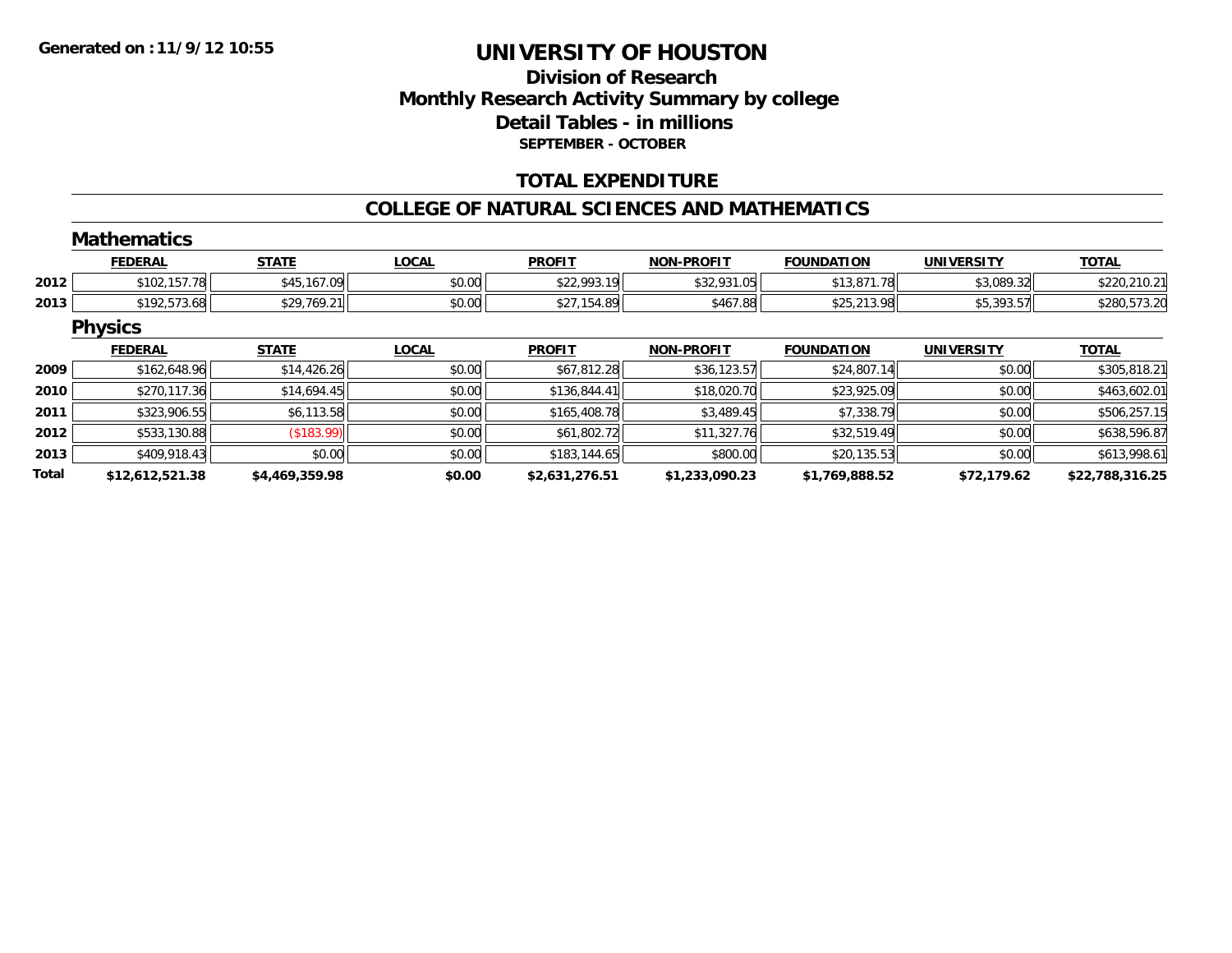**Generated on :11/9/12 10:55**

# UNIVERSITY OF HOUSTON

## Division of Research
## Monthly Research Activity Summary by college
## Detail Tables - in millions
### SEPTEMBER - OCTOBER

## TOTAL EXPENDITURE

## COLLEGE OF NATURAL SCIENCES AND MATHEMATICS

### Mathematics

| | FEDERAL | STATE | LOCAL | PROFIT | NON-PROFIT | FOUNDATION | UNIVERSITY | TOTAL |
|---|---|---|---|---|---|---|---|---|
| 2012 | $102,157.78 | $45,167.09 | $0.00 | $22,993.19 | $32,931.05 | $13,871.78 | $3,089.32 | $220,210.21 |
| 2013 | $192,573.68 | $29,769.21 | $0.00 | $27,154.89 | $467.88 | $25,213.98 | $5,393.57 | $280,573.20 |

### Physics

| | FEDERAL | STATE | LOCAL | PROFIT | NON-PROFIT | FOUNDATION | UNIVERSITY | TOTAL |
|---|---|---|---|---|---|---|---|---|
| 2009 | $162,648.96 | $14,426.26 | $0.00 | $67,812.28 | $36,123.57 | $24,807.14 | $0.00 | $305,818.21 |
| 2010 | $270,117.36 | $14,694.45 | $0.00 | $136,844.41 | $18,020.70 | $23,925.09 | $0.00 | $463,602.01 |
| 2011 | $323,906.55 | $6,113.58 | $0.00 | $165,408.78 | $3,489.45 | $7,338.79 | $0.00 | $506,257.15 |
| 2012 | $533,130.88 | ($183.99) | $0.00 | $61,802.72 | $11,327.76 | $32,519.49 | $0.00 | $638,596.87 |
| 2013 | $409,918.43 | $0.00 | $0.00 | $183,144.65 | $800.00 | $20,135.53 | $0.00 | $613,998.61 |
| **Total** | **$12,612,521.38** | **$4,469,359.98** | **$0.00** | **$2,631,276.51** | **$1,233,090.23** | **$1,769,888.52** | **$72,179.62** | **$22,788,316.25** |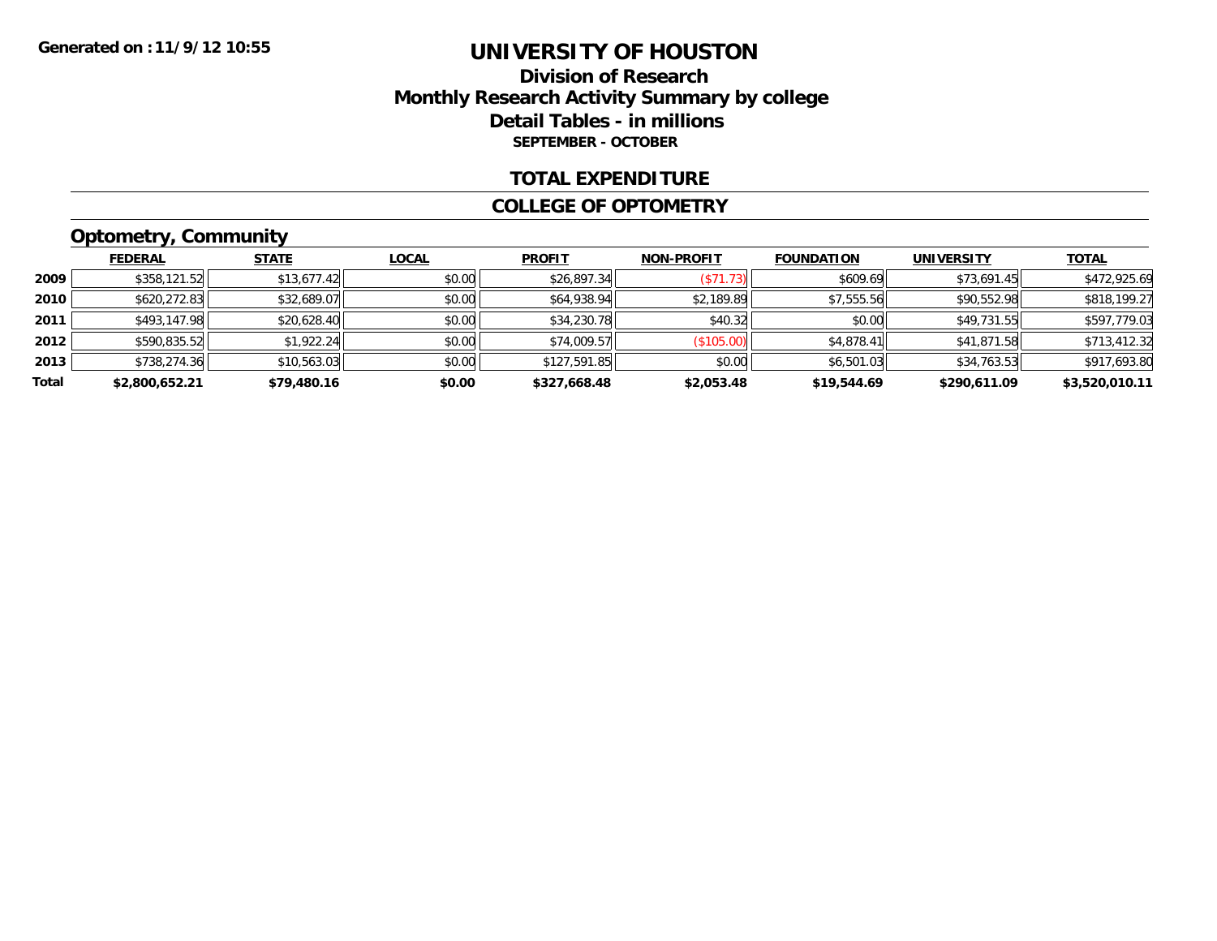Generated on :11/9/12 10:55

# UNIVERSITY OF HOUSTON

## Division of Research
## Monthly Research Activity Summary by college
## Detail Tables - in millions
### SEPTEMBER - OCTOBER

### TOTAL EXPENDITURE

### COLLEGE OF OPTOMETRY

### Optometry, Community

| | FEDERAL | STATE | LOCAL | PROFIT | NON-PROFIT | FOUNDATION | UNIVERSITY | TOTAL |
|---|---|---|---|---|---|---|---|---|
| 2009 | $358,121.52 | $13,677.42 | $0.00 | $26,897.34 | ($71.73) | $609.69 | $73,691.45 | $472,925.69 |
| 2010 | $620,272.83 | $32,689.07 | $0.00 | $64,938.94 | $2,189.89 | $7,555.56 | $90,552.98 | $818,199.27 |
| 2011 | $493,147.98 | $20,628.40 | $0.00 | $34,230.78 | $40.32 | $0.00 | $49,731.55 | $597,779.03 |
| 2012 | $590,835.52 | $1,922.24 | $0.00 | $74,009.57 | ($105.00) | $4,878.41 | $41,871.58 | $713,412.32 |
| 2013 | $738,274.36 | $10,563.03 | $0.00 | $127,591.85 | $0.00 | $6,501.03 | $34,763.53 | $917,693.80 |
| **Total** | **$2,800,652.21** | **$79,480.16** | **$0.00** | **$327,668.48** | **$2,053.48** | **$19,544.69** | **$290,611.09** | **$3,520,010.11** |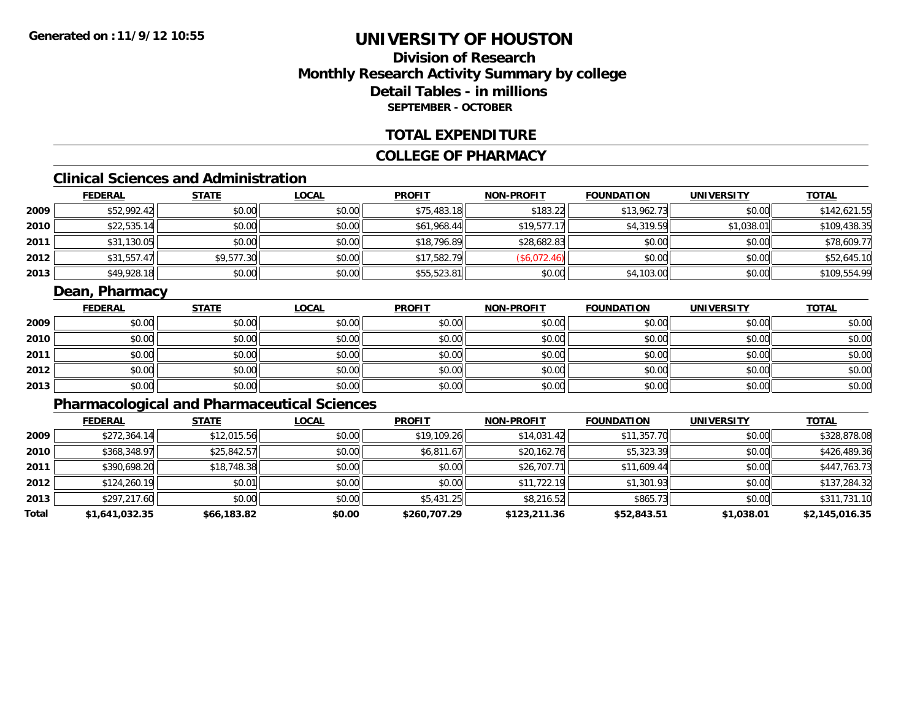**Generated on :11/9/12 10:55**

# UNIVERSITY OF HOUSTON

## Division of Research
## Monthly Research Activity Summary by college
## Detail Tables - in millions
### SEPTEMBER - OCTOBER

## TOTAL EXPENDITURE

## COLLEGE OF PHARMACY

### Clinical Sciences and Administration

| | FEDERAL | STATE | LOCAL | PROFIT | NON-PROFIT | FOUNDATION | UNIVERSITY | TOTAL |
|---|---|---|---|---|---|---|---|---|
| 2009 | $52,992.42 | $0.00 | $0.00 | $75,483.18 | $183.22 | $13,962.73 | $0.00 | $142,621.55 |
| 2010 | $22,535.14 | $0.00 | $0.00 | $61,968.44 | $19,577.17 | $4,319.59 | $1,038.01 | $109,438.35 |
| 2011 | $31,130.05 | $0.00 | $0.00 | $18,796.89 | $28,682.83 | $0.00 | $0.00 | $78,609.77 |
| 2012 | $31,557.47 | $9,577.30 | $0.00 | $17,582.79 | ($6,072.46) | $0.00 | $0.00 | $52,645.10 |
| 2013 | $49,928.18 | $0.00 | $0.00 | $55,523.81 | $0.00 | $4,103.00 | $0.00 | $109,554.99 |

### Dean, Pharmacy

| | FEDERAL | STATE | LOCAL | PROFIT | NON-PROFIT | FOUNDATION | UNIVERSITY | TOTAL |
|---|---|---|---|---|---|---|---|---|
| 2009 | $0.00 | $0.00 | $0.00 | $0.00 | $0.00 | $0.00 | $0.00 | $0.00 |
| 2010 | $0.00 | $0.00 | $0.00 | $0.00 | $0.00 | $0.00 | $0.00 | $0.00 |
| 2011 | $0.00 | $0.00 | $0.00 | $0.00 | $0.00 | $0.00 | $0.00 | $0.00 |
| 2012 | $0.00 | $0.00 | $0.00 | $0.00 | $0.00 | $0.00 | $0.00 | $0.00 |
| 2013 | $0.00 | $0.00 | $0.00 | $0.00 | $0.00 | $0.00 | $0.00 | $0.00 |

### Pharmacological and Pharmaceutical Sciences

| | FEDERAL | STATE | LOCAL | PROFIT | NON-PROFIT | FOUNDATION | UNIVERSITY | TOTAL |
|---|---|---|---|---|---|---|---|---|
| 2009 | $272,364.14 | $12,015.56 | $0.00 | $19,109.26 | $14,031.42 | $11,357.70 | $0.00 | $328,878.08 |
| 2010 | $368,348.97 | $25,842.57 | $0.00 | $6,811.67 | $20,162.76 | $5,323.39 | $0.00 | $426,489.36 |
| 2011 | $390,698.20 | $18,748.38 | $0.00 | $0.00 | $26,707.71 | $11,609.44 | $0.00 | $447,763.73 |
| 2012 | $124,260.19 | $0.01 | $0.00 | $0.00 | $11,722.19 | $1,301.93 | $0.00 | $137,284.32 |
| 2013 | $297,217.60 | $0.00 | $0.00 | $5,431.25 | $8,216.52 | $865.73 | $0.00 | $311,731.10 |
| **Total** | **$1,641,032.35** | **$66,183.82** | **$0.00** | **$260,707.29** | **$123,211.36** | **$52,843.51** | **$1,038.01** | **$2,145,016.35** |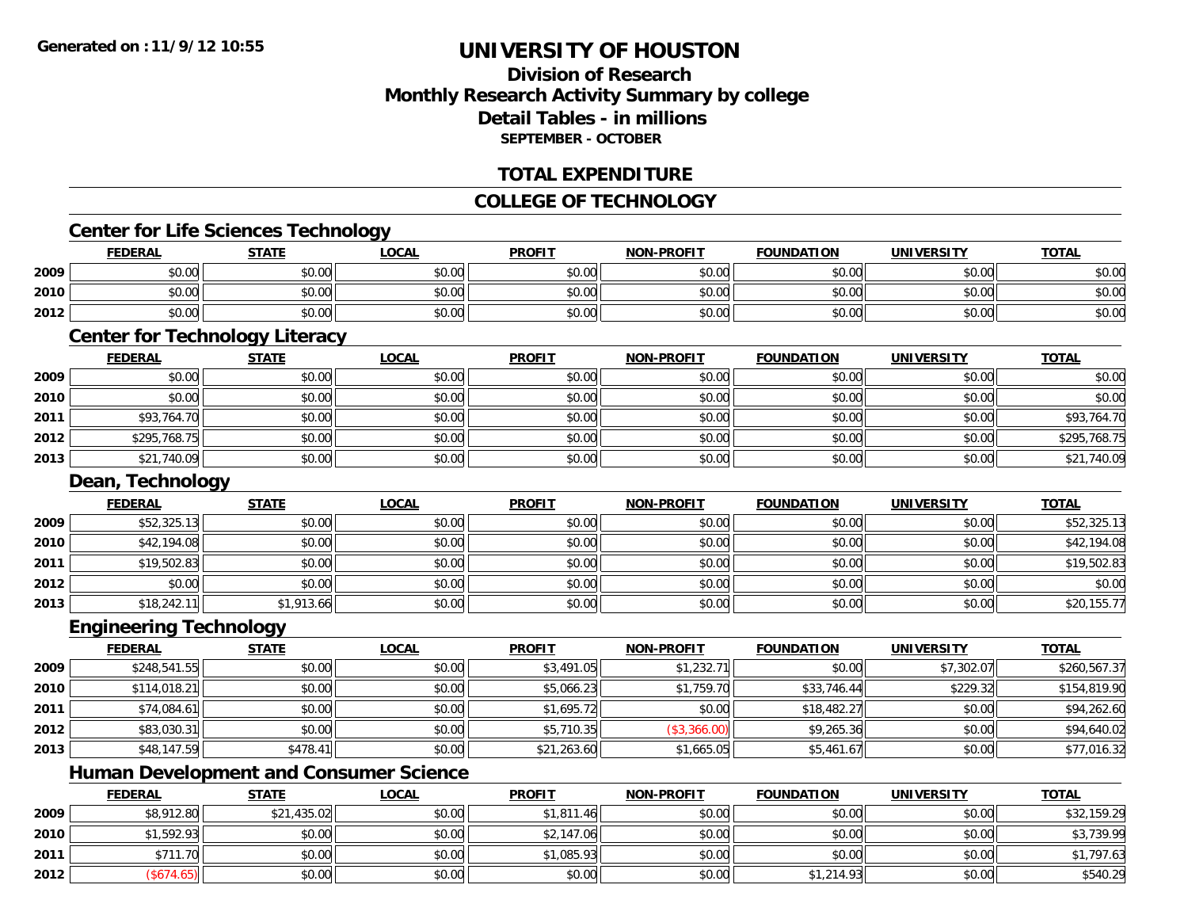**Generated on :11/9/12 10:55**

# UNIVERSITY OF HOUSTON

## Division of Research
## Monthly Research Activity Summary by college
## Detail Tables - in millions
### SEPTEMBER - OCTOBER

## TOTAL EXPENDITURE

## COLLEGE OF TECHNOLOGY

### Center for Life Sciences Technology

| | FEDERAL | STATE | LOCAL | PROFIT | NON-PROFIT | FOUNDATION | UNIVERSITY | TOTAL |
|---|---|---|---|---|---|---|---|---|
| 2009 | $0.00 | $0.00 | $0.00 | $0.00 | $0.00 | $0.00 | $0.00 | $0.00 |
| 2010 | $0.00 | $0.00 | $0.00 | $0.00 | $0.00 | $0.00 | $0.00 | $0.00 |
| 2012 | $0.00 | $0.00 | $0.00 | $0.00 | $0.00 | $0.00 | $0.00 | $0.00 |

### Center for Technology Literacy

| | FEDERAL | STATE | LOCAL | PROFIT | NON-PROFIT | FOUNDATION | UNIVERSITY | TOTAL |
|---|---|---|---|---|---|---|---|---|
| 2009 | $0.00 | $0.00 | $0.00 | $0.00 | $0.00 | $0.00 | $0.00 | $0.00 |
| 2010 | $0.00 | $0.00 | $0.00 | $0.00 | $0.00 | $0.00 | $0.00 | $0.00 |
| 2011 | $93,764.70 | $0.00 | $0.00 | $0.00 | $0.00 | $0.00 | $0.00 | $93,764.70 |
| 2012 | $295,768.75 | $0.00 | $0.00 | $0.00 | $0.00 | $0.00 | $0.00 | $295,768.75 |
| 2013 | $21,740.09 | $0.00 | $0.00 | $0.00 | $0.00 | $0.00 | $0.00 | $21,740.09 |

### Dean, Technology

| | FEDERAL | STATE | LOCAL | PROFIT | NON-PROFIT | FOUNDATION | UNIVERSITY | TOTAL |
|---|---|---|---|---|---|---|---|---|
| 2009 | $52,325.13 | $0.00 | $0.00 | $0.00 | $0.00 | $0.00 | $0.00 | $52,325.13 |
| 2010 | $42,194.08 | $0.00 | $0.00 | $0.00 | $0.00 | $0.00 | $0.00 | $42,194.08 |
| 2011 | $19,502.83 | $0.00 | $0.00 | $0.00 | $0.00 | $0.00 | $0.00 | $19,502.83 |
| 2012 | $0.00 | $0.00 | $0.00 | $0.00 | $0.00 | $0.00 | $0.00 | $0.00 |
| 2013 | $18,242.11 | $1,913.66 | $0.00 | $0.00 | $0.00 | $0.00 | $0.00 | $20,155.77 |

### Engineering Technology

| | FEDERAL | STATE | LOCAL | PROFIT | NON-PROFIT | FOUNDATION | UNIVERSITY | TOTAL |
|---|---|---|---|---|---|---|---|---|
| 2009 | $248,541.55 | $0.00 | $0.00 | $3,491.05 | $1,232.71 | $0.00 | $7,302.07 | $260,567.37 |
| 2010 | $114,018.21 | $0.00 | $0.00 | $5,066.23 | $1,759.70 | $33,746.44 | $229.32 | $154,819.90 |
| 2011 | $74,084.61 | $0.00 | $0.00 | $1,695.72 | $0.00 | $18,482.27 | $0.00 | $94,262.60 |
| 2012 | $83,030.31 | $0.00 | $0.00 | $5,710.35 | ($3,366.00) | $9,265.36 | $0.00 | $94,640.02 |
| 2013 | $48,147.59 | $478.41 | $0.00 | $21,263.60 | $1,665.05 | $5,461.67 | $0.00 | $77,016.32 |

### Human Development and Consumer Science

| | FEDERAL | STATE | LOCAL | PROFIT | NON-PROFIT | FOUNDATION | UNIVERSITY | TOTAL |
|---|---|---|---|---|---|---|---|---|
| 2009 | $8,912.80 | $21,435.02 | $0.00 | $1,811.46 | $0.00 | $0.00 | $0.00 | $32,159.29 |
| 2010 | $1,592.93 | $0.00 | $0.00 | $2,147.06 | $0.00 | $0.00 | $0.00 | $3,739.99 |
| 2011 | $711.70 | $0.00 | $0.00 | $1,085.93 | $0.00 | $0.00 | $0.00 | $1,797.63 |
| 2012 | ($674.65) | $0.00 | $0.00 | $0.00 | $0.00 | $1,214.93 | $0.00 | $540.29 |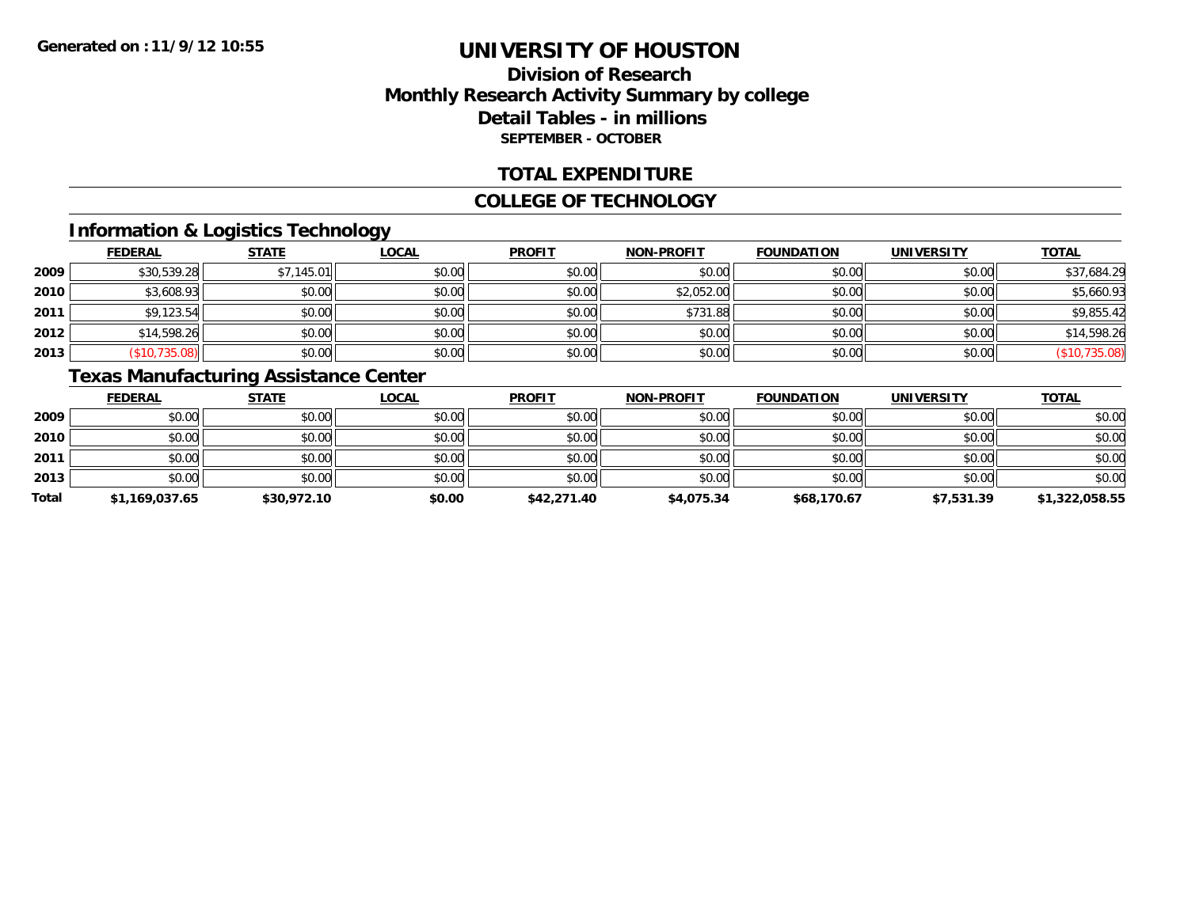Generated on :11/9/12 10:55

# UNIVERSITY OF HOUSTON

## Division of Research
## Monthly Research Activity Summary by college
## Detail Tables - in millions
### SEPTEMBER - OCTOBER

## TOTAL EXPENDITURE

## COLLEGE OF TECHNOLOGY

### Information & Logistics Technology

| | FEDERAL | STATE | LOCAL | PROFIT | NON-PROFIT | FOUNDATION | UNIVERSITY | TOTAL |
|---|---|---|---|---|---|---|---|---|
| 2009 | $30,539.28 | $7,145.01 | $0.00 | $0.00 | $0.00 | $0.00 | $0.00 | $37,684.29 |
| 2010 | $3,608.93 | $0.00 | $0.00 | $0.00 | $2,052.00 | $0.00 | $0.00 | $5,660.93 |
| 2011 | $9,123.54 | $0.00 | $0.00 | $0.00 | $731.88 | $0.00 | $0.00 | $9,855.42 |
| 2012 | $14,598.26 | $0.00 | $0.00 | $0.00 | $0.00 | $0.00 | $0.00 | $14,598.26 |
| 2013 | ($10,735.08) | $0.00 | $0.00 | $0.00 | $0.00 | $0.00 | $0.00 | ($10,735.08) |

### Texas Manufacturing Assistance Center

| | FEDERAL | STATE | LOCAL | PROFIT | NON-PROFIT | FOUNDATION | UNIVERSITY | TOTAL |
|---|---|---|---|---|---|---|---|---|
| 2009 | $0.00 | $0.00 | $0.00 | $0.00 | $0.00 | $0.00 | $0.00 | $0.00 |
| 2010 | $0.00 | $0.00 | $0.00 | $0.00 | $0.00 | $0.00 | $0.00 | $0.00 |
| 2011 | $0.00 | $0.00 | $0.00 | $0.00 | $0.00 | $0.00 | $0.00 | $0.00 |
| 2013 | $0.00 | $0.00 | $0.00 | $0.00 | $0.00 | $0.00 | $0.00 | $0.00 |
| **Total** | **$1,169,037.65** | **$30,972.10** | **$0.00** | **$42,271.40** | **$4,075.34** | **$68,170.67** | **$7,531.39** | **$1,322,058.55** |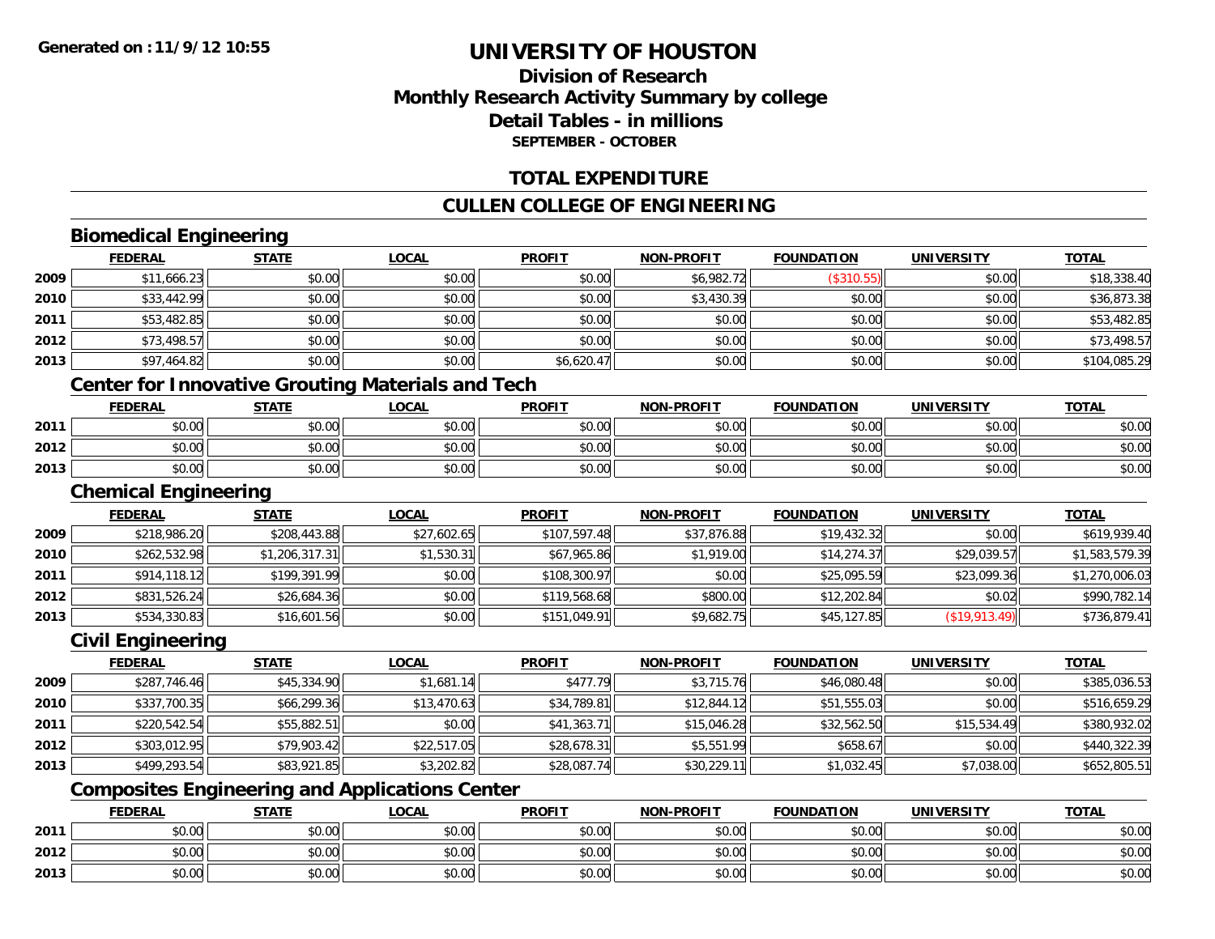**Generated on :11/9/12 10:55**

# UNIVERSITY OF HOUSTON

## Division of Research
## Monthly Research Activity Summary by college
## Detail Tables - in millions
### SEPTEMBER - OCTOBER

## TOTAL EXPENDITURE

## CULLEN COLLEGE OF ENGINEERING

### Biomedical Engineering

| | FEDERAL | STATE | LOCAL | PROFIT | NON-PROFIT | FOUNDATION | UNIVERSITY | TOTAL |
|---|---|---|---|---|---|---|---|---|
| 2009 | $11,666.23 | $0.00 | $0.00 | $0.00 | $6,982.72 | ($310.55) | $0.00 | $18,338.40 |
| 2010 | $33,442.99 | $0.00 | $0.00 | $0.00 | $3,430.39 | $0.00 | $0.00 | $36,873.38 |
| 2011 | $53,482.85 | $0.00 | $0.00 | $0.00 | $0.00 | $0.00 | $0.00 | $53,482.85 |
| 2012 | $73,498.57 | $0.00 | $0.00 | $0.00 | $0.00 | $0.00 | $0.00 | $73,498.57 |
| 2013 | $97,464.82 | $0.00 | $0.00 | $6,620.47 | $0.00 | $0.00 | $0.00 | $104,085.29 |

### Center for Innovative Grouting Materials and Tech

| | FEDERAL | STATE | LOCAL | PROFIT | NON-PROFIT | FOUNDATION | UNIVERSITY | TOTAL |
|---|---|---|---|---|---|---|---|---|
| 2011 | $0.00 | $0.00 | $0.00 | $0.00 | $0.00 | $0.00 | $0.00 | $0.00 |
| 2012 | $0.00 | $0.00 | $0.00 | $0.00 | $0.00 | $0.00 | $0.00 | $0.00 |
| 2013 | $0.00 | $0.00 | $0.00 | $0.00 | $0.00 | $0.00 | $0.00 | $0.00 |

### Chemical Engineering

| | FEDERAL | STATE | LOCAL | PROFIT | NON-PROFIT | FOUNDATION | UNIVERSITY | TOTAL |
|---|---|---|---|---|---|---|---|---|
| 2009 | $218,986.20 | $208,443.88 | $27,602.65 | $107,597.48 | $37,876.88 | $19,432.32 | $0.00 | $619,939.40 |
| 2010 | $262,532.98 | $1,206,317.31 | $1,530.31 | $67,965.86 | $1,919.00 | $14,274.37 | $29,039.57 | $1,583,579.39 |
| 2011 | $914,118.12 | $199,391.99 | $0.00 | $108,300.97 | $0.00 | $25,095.59 | $23,099.36 | $1,270,006.03 |
| 2012 | $831,526.24 | $26,684.36 | $0.00 | $119,568.68 | $800.00 | $12,202.84 | $0.02 | $990,782.14 |
| 2013 | $534,330.83 | $16,601.56 | $0.00 | $151,049.91 | $9,682.75 | $45,127.85 | ($19,913.49) | $736,879.41 |

### Civil Engineering

| | FEDERAL | STATE | LOCAL | PROFIT | NON-PROFIT | FOUNDATION | UNIVERSITY | TOTAL |
|---|---|---|---|---|---|---|---|---|
| 2009 | $287,746.46 | $45,334.90 | $1,681.14 | $477.79 | $3,715.76 | $46,080.48 | $0.00 | $385,036.53 |
| 2010 | $337,700.35 | $66,299.36 | $13,470.63 | $34,789.81 | $12,844.12 | $51,555.03 | $0.00 | $516,659.29 |
| 2011 | $220,542.54 | $55,882.51 | $0.00 | $41,363.71 | $15,046.28 | $32,562.50 | $15,534.49 | $380,932.02 |
| 2012 | $303,012.95 | $79,903.42 | $22,517.05 | $28,678.31 | $5,551.99 | $658.67 | $0.00 | $440,322.39 |
| 2013 | $499,293.54 | $83,921.85 | $3,202.82 | $28,087.74 | $30,229.11 | $1,032.45 | $7,038.00 | $652,805.51 |

### Composites Engineering and Applications Center

| | FEDERAL | STATE | LOCAL | PROFIT | NON-PROFIT | FOUNDATION | UNIVERSITY | TOTAL |
|---|---|---|---|---|---|---|---|---|
| 2011 | $0.00 | $0.00 | $0.00 | $0.00 | $0.00 | $0.00 | $0.00 | $0.00 |
| 2012 | $0.00 | $0.00 | $0.00 | $0.00 | $0.00 | $0.00 | $0.00 | $0.00 |
| 2013 | $0.00 | $0.00 | $0.00 | $0.00 | $0.00 | $0.00 | $0.00 | $0.00 |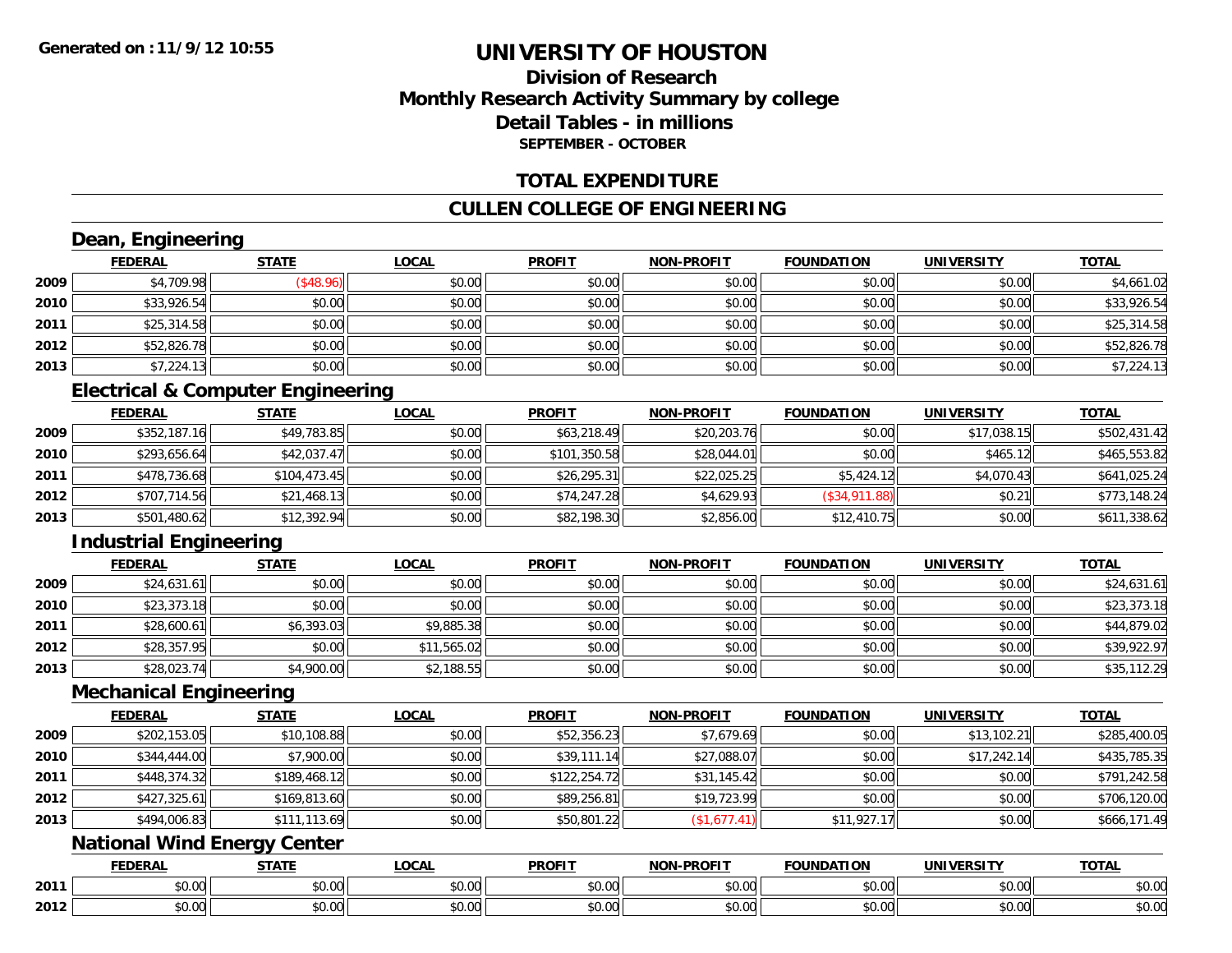# UNIVERSITY OF HOUSTON

## Division of Research
## Monthly Research Activity Summary by college
## Detail Tables - in millions
### SEPTEMBER - OCTOBER

Generated on : 11/9/12 10:55

## TOTAL EXPENDITURE

## CULLEN COLLEGE OF ENGINEERING

### Dean, Engineering

| | FEDERAL | STATE | LOCAL | PROFIT | NON-PROFIT | FOUNDATION | UNIVERSITY | TOTAL |
|---|---|---|---|---|---|---|---|---|
| 2009 | $4,709.98 | ($48.96) | $0.00 | $0.00 | $0.00 | $0.00 | $0.00 | $4,661.02 |
| 2010 | $33,926.54 | $0.00 | $0.00 | $0.00 | $0.00 | $0.00 | $0.00 | $33,926.54 |
| 2011 | $25,314.58 | $0.00 | $0.00 | $0.00 | $0.00 | $0.00 | $0.00 | $25,314.58 |
| 2012 | $52,826.78 | $0.00 | $0.00 | $0.00 | $0.00 | $0.00 | $0.00 | $52,826.78 |
| 2013 | $7,224.13 | $0.00 | $0.00 | $0.00 | $0.00 | $0.00 | $0.00 | $7,224.13 |

### Electrical & Computer Engineering

| | FEDERAL | STATE | LOCAL | PROFIT | NON-PROFIT | FOUNDATION | UNIVERSITY | TOTAL |
|---|---|---|---|---|---|---|---|---|
| 2009 | $352,187.16 | $49,783.85 | $0.00 | $63,218.49 | $20,203.76 | $0.00 | $17,038.15 | $502,431.42 |
| 2010 | $293,656.64 | $42,037.47 | $0.00 | $101,350.58 | $28,044.01 | $0.00 | $465.12 | $465,553.82 |
| 2011 | $478,736.68 | $104,473.45 | $0.00 | $26,295.31 | $22,025.25 | $5,424.12 | $4,070.43 | $641,025.24 |
| 2012 | $707,714.56 | $21,468.13 | $0.00 | $74,247.28 | $4,629.93 | ($34,911.88) | $0.21 | $773,148.24 |
| 2013 | $501,480.62 | $12,392.94 | $0.00 | $82,198.30 | $2,856.00 | $12,410.75 | $0.00 | $611,338.62 |

### Industrial Engineering

| | FEDERAL | STATE | LOCAL | PROFIT | NON-PROFIT | FOUNDATION | UNIVERSITY | TOTAL |
|---|---|---|---|---|---|---|---|---|
| 2009 | $24,631.61 | $0.00 | $0.00 | $0.00 | $0.00 | $0.00 | $0.00 | $24,631.61 |
| 2010 | $23,373.18 | $0.00 | $0.00 | $0.00 | $0.00 | $0.00 | $0.00 | $23,373.18 |
| 2011 | $28,600.61 | $6,393.03 | $9,885.38 | $0.00 | $0.00 | $0.00 | $0.00 | $44,879.02 |
| 2012 | $28,357.95 | $0.00 | $11,565.02 | $0.00 | $0.00 | $0.00 | $0.00 | $39,922.97 |
| 2013 | $28,023.74 | $4,900.00 | $2,188.55 | $0.00 | $0.00 | $0.00 | $0.00 | $35,112.29 |

### Mechanical Engineering

| | FEDERAL | STATE | LOCAL | PROFIT | NON-PROFIT | FOUNDATION | UNIVERSITY | TOTAL |
|---|---|---|---|---|---|---|---|---|
| 2009 | $202,153.05 | $10,108.88 | $0.00 | $52,356.23 | $7,679.69 | $0.00 | $13,102.21 | $285,400.05 |
| 2010 | $344,444.00 | $7,900.00 | $0.00 | $39,111.14 | $27,088.07 | $0.00 | $17,242.14 | $435,785.35 |
| 2011 | $448,374.32 | $189,468.12 | $0.00 | $122,254.72 | $31,145.42 | $0.00 | $0.00 | $791,242.58 |
| 2012 | $427,325.61 | $169,813.60 | $0.00 | $89,256.81 | $19,723.99 | $0.00 | $0.00 | $706,120.00 |
| 2013 | $494,006.83 | $111,113.69 | $0.00 | $50,801.22 | ($1,677.41) | $11,927.17 | $0.00 | $666,171.49 |

### National Wind Energy Center

| | FEDERAL | STATE | LOCAL | PROFIT | NON-PROFIT | FOUNDATION | UNIVERSITY | TOTAL |
|---|---|---|---|---|---|---|---|---|
| 2011 | $0.00 | $0.00 | $0.00 | $0.00 | $0.00 | $0.00 | $0.00 | $0.00 |
| 2012 | $0.00 | $0.00 | $0.00 | $0.00 | $0.00 | $0.00 | $0.00 | $0.00 |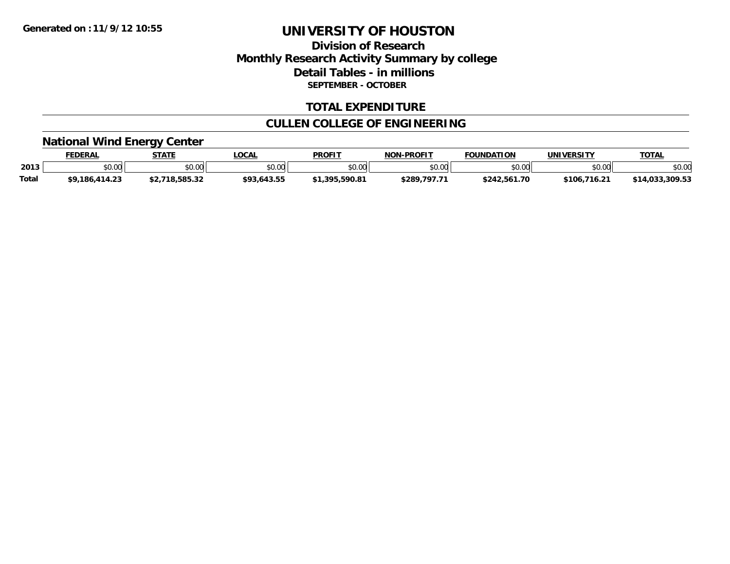**Generated on :11/9/12 10:55**

# UNIVERSITY OF HOUSTON

## Division of Research
## Monthly Research Activity Summary by college
## Detail Tables - in millions
**SEPTEMBER - OCTOBER**

## TOTAL EXPENDITURE

## CULLEN COLLEGE OF ENGINEERING

### National Wind Energy Center

| | FEDERAL | STATE | LOCAL | PROFIT | NON-PROFIT | FOUNDATION | UNIVERSITY | TOTAL |
|---|---|---|---|---|---|---|---|---|
| 2013 | $0.00 | $0.00 | $0.00 | $0.00 | $0.00 | $0.00 | $0.00 | $0.00 |
| **Total** | **$9,186,414.23** | **$2,718,585.32** | **$93,643.55** | **$1,395,590.81** | **$289,797.71** | **$242,561.70** | **$106,716.21** | **$14,033,309.53** |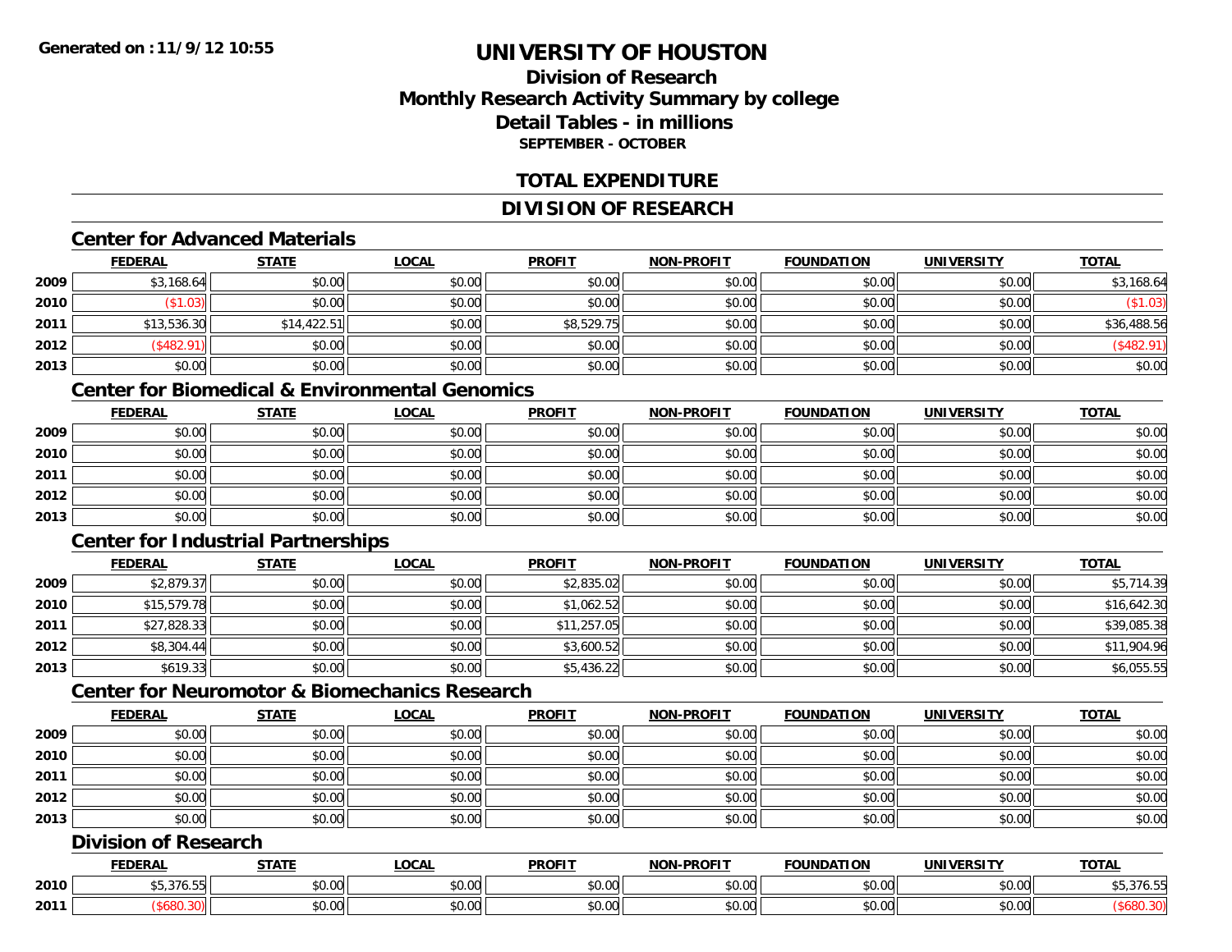**Generated on :11/9/12 10:55**

# UNIVERSITY OF HOUSTON

## Division of Research
## Monthly Research Activity Summary by college
## Detail Tables - in millions
### SEPTEMBER - OCTOBER

## TOTAL EXPENDITURE

## DIVISION OF RESEARCH

### Center for Advanced Materials

| | FEDERAL | STATE | LOCAL | PROFIT | NON-PROFIT | FOUNDATION | UNIVERSITY | TOTAL |
|---|---|---|---|---|---|---|---|---|
| 2009 | $3,168.64 | $0.00 | $0.00 | $0.00 | $0.00 | $0.00 | $0.00 | $3,168.64 |
| 2010 | ($1.03) | $0.00 | $0.00 | $0.00 | $0.00 | $0.00 | $0.00 | ($1.03) |
| 2011 | $13,536.30 | $14,422.51 | $0.00 | $8,529.75 | $0.00 | $0.00 | $0.00 | $36,488.56 |
| 2012 | ($482.91) | $0.00 | $0.00 | $0.00 | $0.00 | $0.00 | $0.00 | ($482.91) |
| 2013 | $0.00 | $0.00 | $0.00 | $0.00 | $0.00 | $0.00 | $0.00 | $0.00 |

### Center for Biomedical & Environmental Genomics

| | FEDERAL | STATE | LOCAL | PROFIT | NON-PROFIT | FOUNDATION | UNIVERSITY | TOTAL |
|---|---|---|---|---|---|---|---|---|
| 2009 | $0.00 | $0.00 | $0.00 | $0.00 | $0.00 | $0.00 | $0.00 | $0.00 |
| 2010 | $0.00 | $0.00 | $0.00 | $0.00 | $0.00 | $0.00 | $0.00 | $0.00 |
| 2011 | $0.00 | $0.00 | $0.00 | $0.00 | $0.00 | $0.00 | $0.00 | $0.00 |
| 2012 | $0.00 | $0.00 | $0.00 | $0.00 | $0.00 | $0.00 | $0.00 | $0.00 |
| 2013 | $0.00 | $0.00 | $0.00 | $0.00 | $0.00 | $0.00 | $0.00 | $0.00 |

### Center for Industrial Partnerships

| | FEDERAL | STATE | LOCAL | PROFIT | NON-PROFIT | FOUNDATION | UNIVERSITY | TOTAL |
|---|---|---|---|---|---|---|---|---|
| 2009 | $2,879.37 | $0.00 | $0.00 | $2,835.02 | $0.00 | $0.00 | $0.00 | $5,714.39 |
| 2010 | $15,579.78 | $0.00 | $0.00 | $1,062.52 | $0.00 | $0.00 | $0.00 | $16,642.30 |
| 2011 | $27,828.33 | $0.00 | $0.00 | $11,257.05 | $0.00 | $0.00 | $0.00 | $39,085.38 |
| 2012 | $8,304.44 | $0.00 | $0.00 | $3,600.52 | $0.00 | $0.00 | $0.00 | $11,904.96 |
| 2013 | $619.33 | $0.00 | $0.00 | $5,436.22 | $0.00 | $0.00 | $0.00 | $6,055.55 |

### Center for Neuromotor & Biomechanics Research

| | FEDERAL | STATE | LOCAL | PROFIT | NON-PROFIT | FOUNDATION | UNIVERSITY | TOTAL |
|---|---|---|---|---|---|---|---|---|
| 2009 | $0.00 | $0.00 | $0.00 | $0.00 | $0.00 | $0.00 | $0.00 | $0.00 |
| 2010 | $0.00 | $0.00 | $0.00 | $0.00 | $0.00 | $0.00 | $0.00 | $0.00 |
| 2011 | $0.00 | $0.00 | $0.00 | $0.00 | $0.00 | $0.00 | $0.00 | $0.00 |
| 2012 | $0.00 | $0.00 | $0.00 | $0.00 | $0.00 | $0.00 | $0.00 | $0.00 |
| 2013 | $0.00 | $0.00 | $0.00 | $0.00 | $0.00 | $0.00 | $0.00 | $0.00 |

### Division of Research

| | FEDERAL | STATE | LOCAL | PROFIT | NON-PROFIT | FOUNDATION | UNIVERSITY | TOTAL |
|---|---|---|---|---|---|---|---|---|
| 2010 | $5,376.55 | $0.00 | $0.00 | $0.00 | $0.00 | $0.00 | $0.00 | $5,376.55 |
| 2011 | ($680.30) | $0.00 | $0.00 | $0.00 | $0.00 | $0.00 | $0.00 | ($680.30) |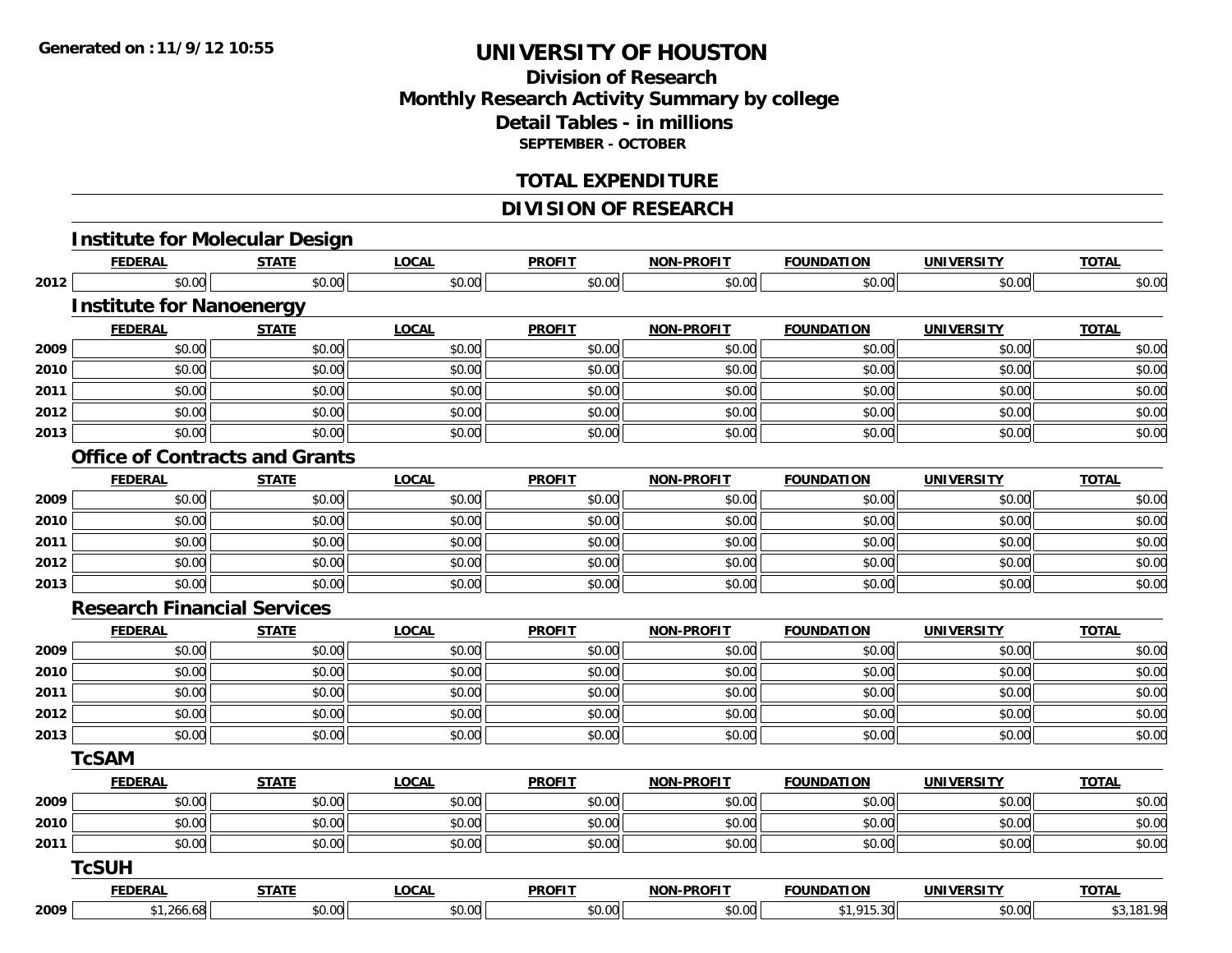# UNIVERSITY OF HOUSTON

## Division of Research
## Monthly Research Activity Summary by college
## Detail Tables - in millions
### SEPTEMBER - OCTOBER

## TOTAL EXPENDITURE

## DIVISION OF RESEARCH

### Institute for Molecular Design

| | FEDERAL | STATE | LOCAL | PROFIT | NON-PROFIT | FOUNDATION | UNIVERSITY | TOTAL |
|---|---|---|---|---|---|---|---|---|
| 2012 | $0.00 | $0.00 | $0.00 | $0.00 | $0.00 | $0.00 | $0.00 | $0.00 |

### Institute for Nanoenergy

| | FEDERAL | STATE | LOCAL | PROFIT | NON-PROFIT | FOUNDATION | UNIVERSITY | TOTAL |
|---|---|---|---|---|---|---|---|---|
| 2009 | $0.00 | $0.00 | $0.00 | $0.00 | $0.00 | $0.00 | $0.00 | $0.00 |
| 2010 | $0.00 | $0.00 | $0.00 | $0.00 | $0.00 | $0.00 | $0.00 | $0.00 |
| 2011 | $0.00 | $0.00 | $0.00 | $0.00 | $0.00 | $0.00 | $0.00 | $0.00 |
| 2012 | $0.00 | $0.00 | $0.00 | $0.00 | $0.00 | $0.00 | $0.00 | $0.00 |
| 2013 | $0.00 | $0.00 | $0.00 | $0.00 | $0.00 | $0.00 | $0.00 | $0.00 |

### Office of Contracts and Grants

| | FEDERAL | STATE | LOCAL | PROFIT | NON-PROFIT | FOUNDATION | UNIVERSITY | TOTAL |
|---|---|---|---|---|---|---|---|---|
| 2009 | $0.00 | $0.00 | $0.00 | $0.00 | $0.00 | $0.00 | $0.00 | $0.00 |
| 2010 | $0.00 | $0.00 | $0.00 | $0.00 | $0.00 | $0.00 | $0.00 | $0.00 |
| 2011 | $0.00 | $0.00 | $0.00 | $0.00 | $0.00 | $0.00 | $0.00 | $0.00 |
| 2012 | $0.00 | $0.00 | $0.00 | $0.00 | $0.00 | $0.00 | $0.00 | $0.00 |
| 2013 | $0.00 | $0.00 | $0.00 | $0.00 | $0.00 | $0.00 | $0.00 | $0.00 |

### Research Financial Services

| | FEDERAL | STATE | LOCAL | PROFIT | NON-PROFIT | FOUNDATION | UNIVERSITY | TOTAL |
|---|---|---|---|---|---|---|---|---|
| 2009 | $0.00 | $0.00 | $0.00 | $0.00 | $0.00 | $0.00 | $0.00 | $0.00 |
| 2010 | $0.00 | $0.00 | $0.00 | $0.00 | $0.00 | $0.00 | $0.00 | $0.00 |
| 2011 | $0.00 | $0.00 | $0.00 | $0.00 | $0.00 | $0.00 | $0.00 | $0.00 |
| 2012 | $0.00 | $0.00 | $0.00 | $0.00 | $0.00 | $0.00 | $0.00 | $0.00 |
| 2013 | $0.00 | $0.00 | $0.00 | $0.00 | $0.00 | $0.00 | $0.00 | $0.00 |

### TcSAM

| | FEDERAL | STATE | LOCAL | PROFIT | NON-PROFIT | FOUNDATION | UNIVERSITY | TOTAL |
|---|---|---|---|---|---|---|---|---|
| 2009 | $0.00 | $0.00 | $0.00 | $0.00 | $0.00 | $0.00 | $0.00 | $0.00 |
| 2010 | $0.00 | $0.00 | $0.00 | $0.00 | $0.00 | $0.00 | $0.00 | $0.00 |
| 2011 | $0.00 | $0.00 | $0.00 | $0.00 | $0.00 | $0.00 | $0.00 | $0.00 |

### TcSUH

| | FEDERAL | STATE | LOCAL | PROFIT | NON-PROFIT | FOUNDATION | UNIVERSITY | TOTAL |
|---|---|---|---|---|---|---|---|---|
| 2009 | $1,266.68 | $0.00 | $0.00 | $0.00 | $0.00 | $1,915.30 | $0.00 | $3,181.98 |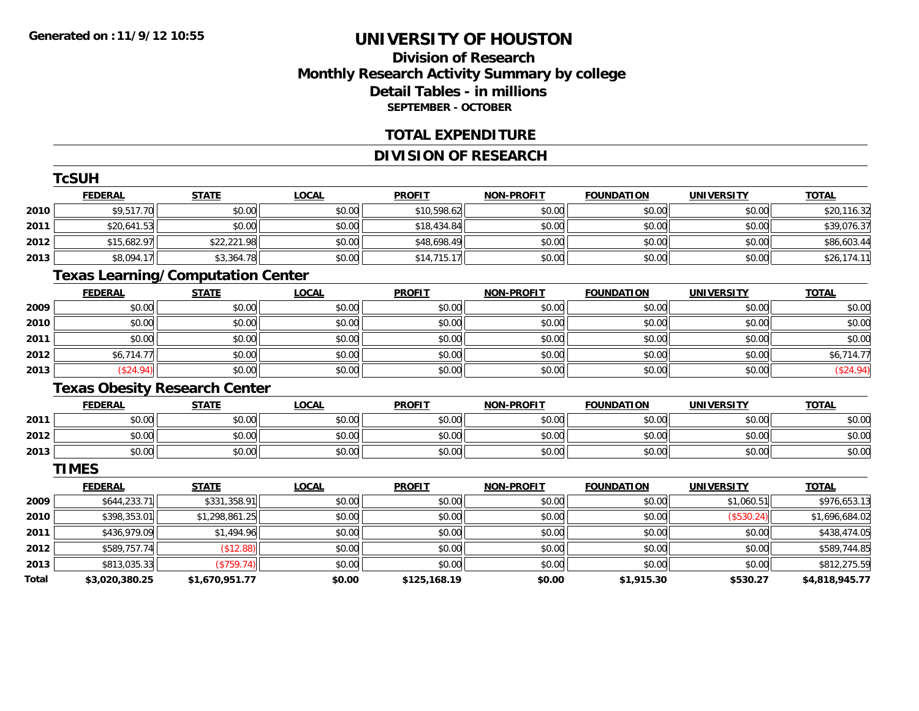Generated on :11/9/12 10:55

# UNIVERSITY OF HOUSTON

## Division of Research
## Monthly Research Activity Summary by college
## Detail Tables - in millions
### SEPTEMBER - OCTOBER

## TOTAL EXPENDITURE

## DIVISION OF RESEARCH

### TcSUH

| | FEDERAL | STATE | LOCAL | PROFIT | NON-PROFIT | FOUNDATION | UNIVERSITY | TOTAL |
|---|---|---|---|---|---|---|---|---|
| 2010 | $9,517.70 | $0.00 | $0.00 | $10,598.62 | $0.00 | $0.00 | $0.00 | $20,116.32 |
| 2011 | $20,641.53 | $0.00 | $0.00 | $18,434.84 | $0.00 | $0.00 | $0.00 | $39,076.37 |
| 2012 | $15,682.97 | $22,221.98 | $0.00 | $48,698.49 | $0.00 | $0.00 | $0.00 | $86,603.44 |
| 2013 | $8,094.17 | $3,364.78 | $0.00 | $14,715.17 | $0.00 | $0.00 | $0.00 | $26,174.11 |

### Texas Learning/Computation Center

| | FEDERAL | STATE | LOCAL | PROFIT | NON-PROFIT | FOUNDATION | UNIVERSITY | TOTAL |
|---|---|---|---|---|---|---|---|---|
| 2009 | $0.00 | $0.00 | $0.00 | $0.00 | $0.00 | $0.00 | $0.00 | $0.00 |
| 2010 | $0.00 | $0.00 | $0.00 | $0.00 | $0.00 | $0.00 | $0.00 | $0.00 |
| 2011 | $0.00 | $0.00 | $0.00 | $0.00 | $0.00 | $0.00 | $0.00 | $0.00 |
| 2012 | $6,714.77 | $0.00 | $0.00 | $0.00 | $0.00 | $0.00 | $0.00 | $6,714.77 |
| 2013 | ($24.94) | $0.00 | $0.00 | $0.00 | $0.00 | $0.00 | $0.00 | ($24.94) |

### Texas Obesity Research Center

| | FEDERAL | STATE | LOCAL | PROFIT | NON-PROFIT | FOUNDATION | UNIVERSITY | TOTAL |
|---|---|---|---|---|---|---|---|---|
| 2011 | $0.00 | $0.00 | $0.00 | $0.00 | $0.00 | $0.00 | $0.00 | $0.00 |
| 2012 | $0.00 | $0.00 | $0.00 | $0.00 | $0.00 | $0.00 | $0.00 | $0.00 |
| 2013 | $0.00 | $0.00 | $0.00 | $0.00 | $0.00 | $0.00 | $0.00 | $0.00 |

### TIMES

| | FEDERAL | STATE | LOCAL | PROFIT | NON-PROFIT | FOUNDATION | UNIVERSITY | TOTAL |
|---|---|---|---|---|---|---|---|---|
| 2009 | $644,233.71 | $331,358.91 | $0.00 | $0.00 | $0.00 | $0.00 | $1,060.51 | $976,653.13 |
| 2010 | $398,353.01 | $1,298,861.25 | $0.00 | $0.00 | $0.00 | $0.00 | ($530.24) | $1,696,684.02 |
| 2011 | $436,979.09 | $1,494.96 | $0.00 | $0.00 | $0.00 | $0.00 | $0.00 | $438,474.05 |
| 2012 | $589,757.74 | ($12.88) | $0.00 | $0.00 | $0.00 | $0.00 | $0.00 | $589,744.85 |
| 2013 | $813,035.33 | ($759.74) | $0.00 | $0.00 | $0.00 | $0.00 | $0.00 | $812,275.59 |
| **Total** | **$3,020,380.25** | **$1,670,951.77** | **$0.00** | **$125,168.19** | **$0.00** | **$1,915.30** | **$530.27** | **$4,818,945.77** |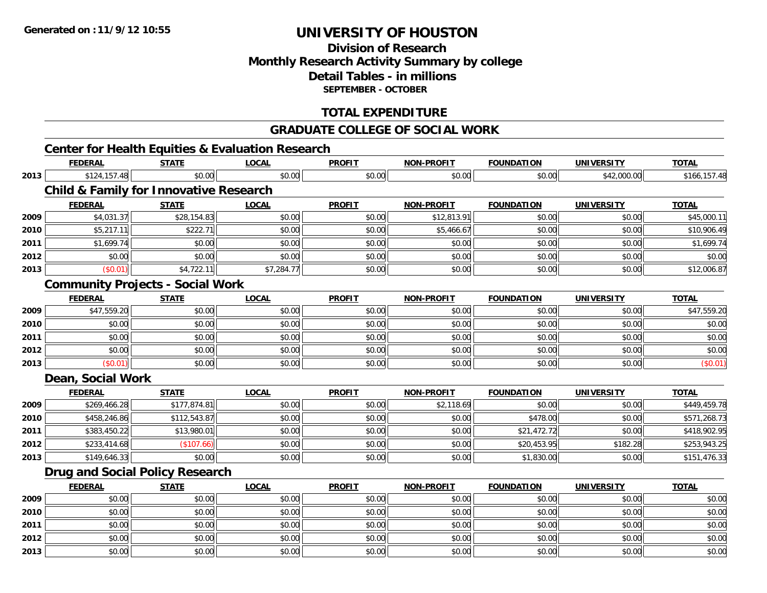**Generated on :11/9/12 10:55**

# UNIVERSITY OF HOUSTON

## Division of Research
## Monthly Research Activity Summary by college
## Detail Tables - in millions
### SEPTEMBER - OCTOBER

## TOTAL EXPENDITURE

## GRADUATE COLLEGE OF SOCIAL WORK

### Center for Health Equities & Evaluation Research

| | FEDERAL | STATE | LOCAL | PROFIT | NON-PROFIT | FOUNDATION | UNIVERSITY | TOTAL |
|---|---|---|---|---|---|---|---|---|
| 2013 | $124,157.48 | $0.00 | $0.00 | $0.00 | $0.00 | $0.00 | $42,000.00 | $166,157.48 |

### Child & Family for Innovative Research

| | FEDERAL | STATE | LOCAL | PROFIT | NON-PROFIT | FOUNDATION | UNIVERSITY | TOTAL |
|---|---|---|---|---|---|---|---|---|
| 2009 | $4,031.37 | $28,154.83 | $0.00 | $0.00 | $12,813.91 | $0.00 | $0.00 | $45,000.11 |
| 2010 | $5,217.11 | $222.71 | $0.00 | $0.00 | $5,466.67 | $0.00 | $0.00 | $10,906.49 |
| 2011 | $1,699.74 | $0.00 | $0.00 | $0.00 | $0.00 | $0.00 | $0.00 | $1,699.74 |
| 2012 | $0.00 | $0.00 | $0.00 | $0.00 | $0.00 | $0.00 | $0.00 | $0.00 |
| 2013 | ($0.01) | $4,722.11 | $7,284.77 | $0.00 | $0.00 | $0.00 | $0.00 | $12,006.87 |

### Community Projects - Social Work

| | FEDERAL | STATE | LOCAL | PROFIT | NON-PROFIT | FOUNDATION | UNIVERSITY | TOTAL |
|---|---|---|---|---|---|---|---|---|
| 2009 | $47,559.20 | $0.00 | $0.00 | $0.00 | $0.00 | $0.00 | $0.00 | $47,559.20 |
| 2010 | $0.00 | $0.00 | $0.00 | $0.00 | $0.00 | $0.00 | $0.00 | $0.00 |
| 2011 | $0.00 | $0.00 | $0.00 | $0.00 | $0.00 | $0.00 | $0.00 | $0.00 |
| 2012 | $0.00 | $0.00 | $0.00 | $0.00 | $0.00 | $0.00 | $0.00 | $0.00 |
| 2013 | ($0.01) | $0.00 | $0.00 | $0.00 | $0.00 | $0.00 | $0.00 | ($0.01) |

### Dean, Social Work

| | FEDERAL | STATE | LOCAL | PROFIT | NON-PROFIT | FOUNDATION | UNIVERSITY | TOTAL |
|---|---|---|---|---|---|---|---|---|
| 2009 | $269,466.28 | $177,874.81 | $0.00 | $0.00 | $2,118.69 | $0.00 | $0.00 | $449,459.78 |
| 2010 | $458,246.86 | $112,543.87 | $0.00 | $0.00 | $0.00 | $478.00 | $0.00 | $571,268.73 |
| 2011 | $383,450.22 | $13,980.01 | $0.00 | $0.00 | $0.00 | $21,472.72 | $0.00 | $418,902.95 |
| 2012 | $233,414.68 | ($107.66) | $0.00 | $0.00 | $0.00 | $20,453.95 | $182.28 | $253,943.25 |
| 2013 | $149,646.33 | $0.00 | $0.00 | $0.00 | $0.00 | $1,830.00 | $0.00 | $151,476.33 |

### Drug and Social Policy Research

| | FEDERAL | STATE | LOCAL | PROFIT | NON-PROFIT | FOUNDATION | UNIVERSITY | TOTAL |
|---|---|---|---|---|---|---|---|---|
| 2009 | $0.00 | $0.00 | $0.00 | $0.00 | $0.00 | $0.00 | $0.00 | $0.00 |
| 2010 | $0.00 | $0.00 | $0.00 | $0.00 | $0.00 | $0.00 | $0.00 | $0.00 |
| 2011 | $0.00 | $0.00 | $0.00 | $0.00 | $0.00 | $0.00 | $0.00 | $0.00 |
| 2012 | $0.00 | $0.00 | $0.00 | $0.00 | $0.00 | $0.00 | $0.00 | $0.00 |
| 2013 | $0.00 | $0.00 | $0.00 | $0.00 | $0.00 | $0.00 | $0.00 | $0.00 |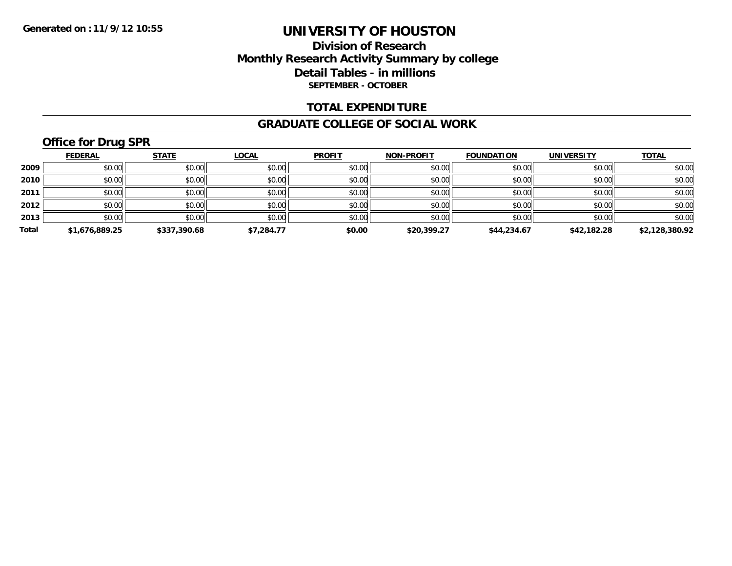Generated on :11/9/12 10:55

# UNIVERSITY OF HOUSTON

## Division of Research
## Monthly Research Activity Summary by college
## Detail Tables - in millions
**SEPTEMBER - OCTOBER**

## TOTAL EXPENDITURE

## GRADUATE COLLEGE OF SOCIAL WORK

### Office for Drug SPR

| | FEDERAL | STATE | LOCAL | PROFIT | NON-PROFIT | FOUNDATION | UNIVERSITY | TOTAL |
|---|---|---|---|---|---|---|---|---|
| 2009 | $0.00 | $0.00 | $0.00 | $0.00 | $0.00 | $0.00 | $0.00 | $0.00 |
| 2010 | $0.00 | $0.00 | $0.00 | $0.00 | $0.00 | $0.00 | $0.00 | $0.00 |
| 2011 | $0.00 | $0.00 | $0.00 | $0.00 | $0.00 | $0.00 | $0.00 | $0.00 |
| 2012 | $0.00 | $0.00 | $0.00 | $0.00 | $0.00 | $0.00 | $0.00 | $0.00 |
| 2013 | $0.00 | $0.00 | $0.00 | $0.00 | $0.00 | $0.00 | $0.00 | $0.00 |
| **Total** | **$1,676,889.25** | **$337,390.68** | **$7,284.77** | **$0.00** | **$20,399.27** | **$44,234.67** | **$42,182.28** | **$2,128,380.92** |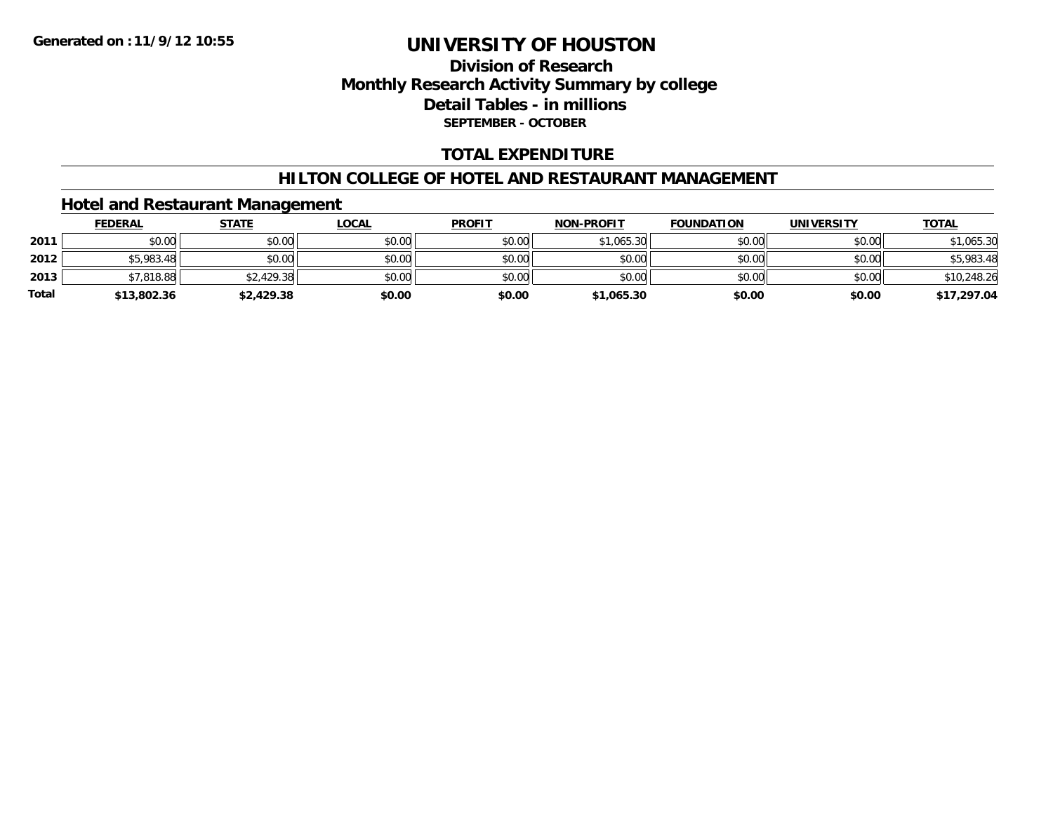# UNIVERSITY OF HOUSTON

## Division of Research
## Monthly Research Activity Summary by college
## Detail Tables - in millions
### SEPTEMBER - OCTOBER

**Generated on : 11/9/12 10:55**

## TOTAL EXPENDITURE

## HILTON COLLEGE OF HOTEL AND RESTAURANT MANAGEMENT

### Hotel and Restaurant Management

| | FEDERAL | STATE | LOCAL | PROFIT | NON-PROFIT | FOUNDATION | UNIVERSITY | TOTAL |
|---|---|---|---|---|---|---|---|---|
| 2011 | $0.00 | $0.00 | $0.00 | $0.00 | $1,065.30 | $0.00 | $0.00 | $1,065.30 |
| 2012 | $5,983.48 | $0.00 | $0.00 | $0.00 | $0.00 | $0.00 | $0.00 | $5,983.48 |
| 2013 | $7,818.88 | $2,429.38 | $0.00 | $0.00 | $0.00 | $0.00 | $0.00 | $10,248.26 |
| **Total** | **$13,802.36** | **$2,429.38** | **$0.00** | **$0.00** | **$1,065.30** | **$0.00** | **$0.00** | **$17,297.04** |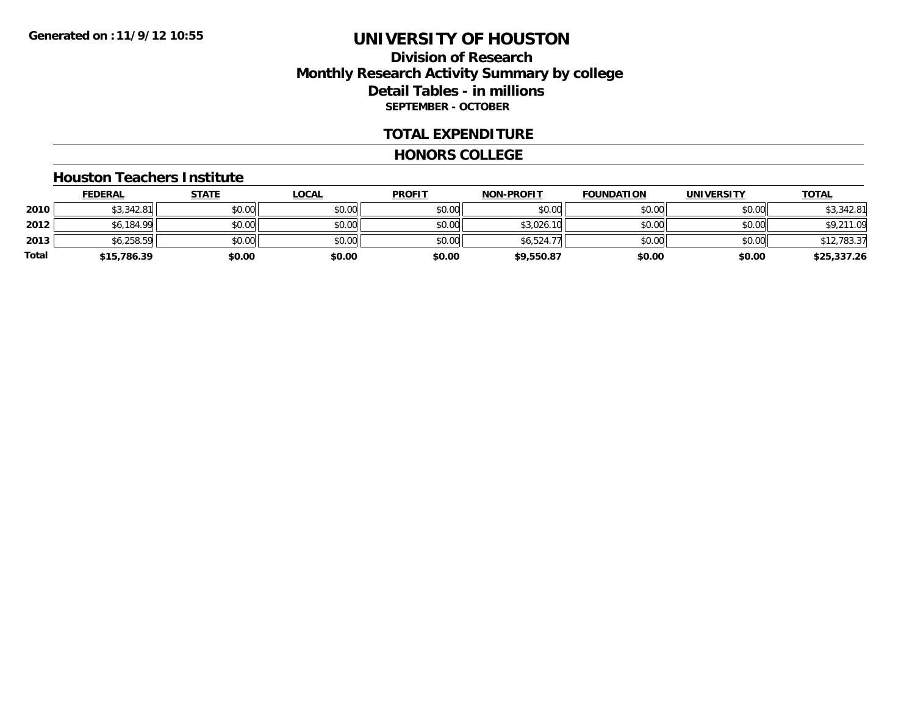**Generated on :11/9/12 10:55**

# UNIVERSITY OF HOUSTON

## Division of Research
## Monthly Research Activity Summary by college
## Detail Tables - in millions
### SEPTEMBER - OCTOBER

## TOTAL EXPENDITURE

## HONORS COLLEGE

### Houston Teachers Institute

| | FEDERAL | STATE | LOCAL | PROFIT | NON-PROFIT | FOUNDATION | UNIVERSITY | TOTAL |
|---|---|---|---|---|---|---|---|---|
| 2010 | $3,342.81 | $0.00 | $0.00 | $0.00 | $0.00 | $0.00 | $0.00 | $3,342.81 |
| 2012 | $6,184.99 | $0.00 | $0.00 | $0.00 | $3,026.10 | $0.00 | $0.00 | $9,211.09 |
| 2013 | $6,258.59 | $0.00 | $0.00 | $0.00 | $6,524.77 | $0.00 | $0.00 | $12,783.37 |
| **Total** | **$15,786.39** | **$0.00** | **$0.00** | **$0.00** | **$9,550.87** | **$0.00** | **$0.00** | **$25,337.26** |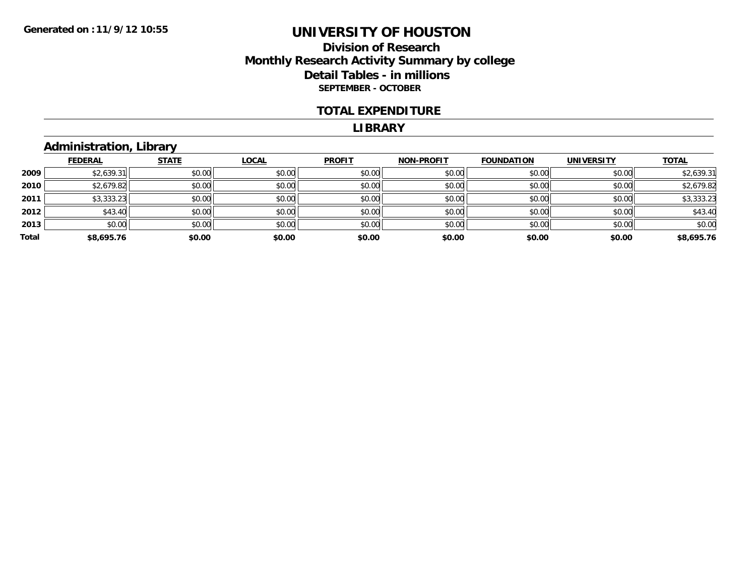**Generated on :11/9/12 10:55**

# UNIVERSITY OF HOUSTON

## Division of Research
## Monthly Research Activity Summary by college
## Detail Tables - in millions
### SEPTEMBER - OCTOBER

### TOTAL EXPENDITURE

### LIBRARY

### Administration, Library

| | FEDERAL | STATE | LOCAL | PROFIT | NON-PROFIT | FOUNDATION | UNIVERSITY | TOTAL |
|---|---|---|---|---|---|---|---|---|
| **2009** | $2,639.31 | $0.00 | $0.00 | $0.00 | $0.00 | $0.00 | $0.00 | $2,639.31 |
| **2010** | $2,679.82 | $0.00 | $0.00 | $0.00 | $0.00 | $0.00 | $0.00 | $2,679.82 |
| **2011** | $3,333.23 | $0.00 | $0.00 | $0.00 | $0.00 | $0.00 | $0.00 | $3,333.23 |
| **2012** | $43.40 | $0.00 | $0.00 | $0.00 | $0.00 | $0.00 | $0.00 | $43.40 |
| **2013** | $0.00 | $0.00 | $0.00 | $0.00 | $0.00 | $0.00 | $0.00 | $0.00 |
| **Total** | **$8,695.76** | **$0.00** | **$0.00** | **$0.00** | **$0.00** | **$0.00** | **$0.00** | **$8,695.76** |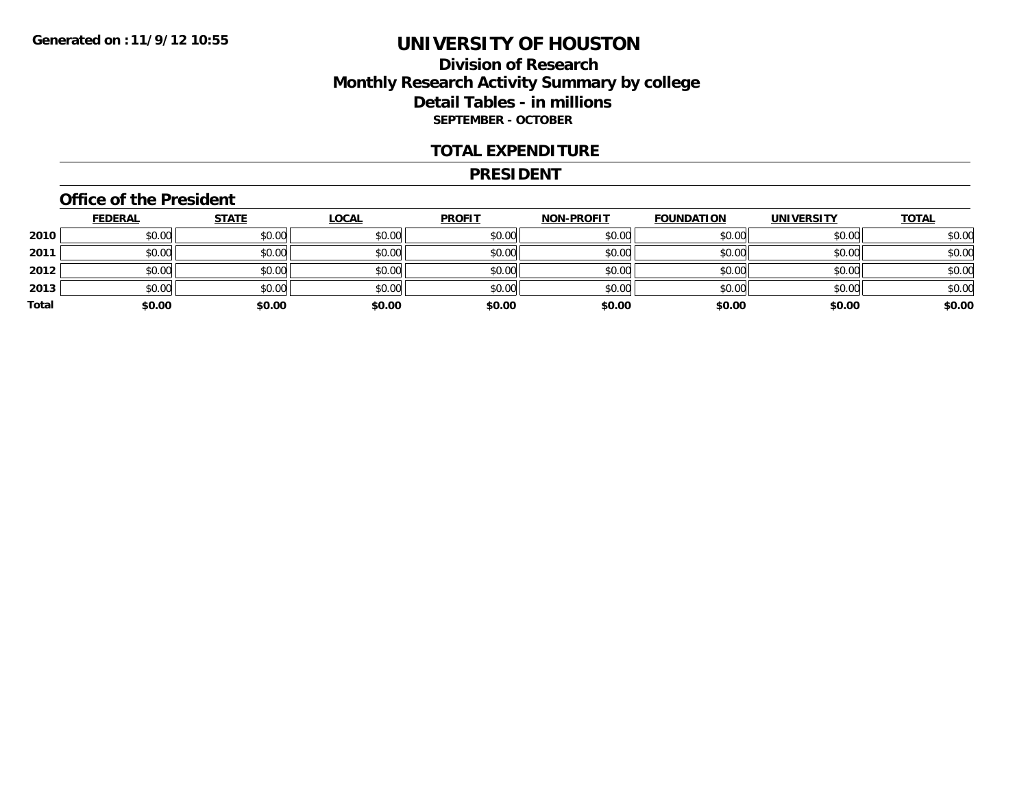**Generated on :11/9/12 10:55**

# UNIVERSITY OF HOUSTON

## Division of Research
## Monthly Research Activity Summary by college
## Detail Tables - in millions
### SEPTEMBER - OCTOBER

## TOTAL EXPENDITURE

## PRESIDENT

### Office of the President

| | FEDERAL | STATE | LOCAL | PROFIT | NON-PROFIT | FOUNDATION | UNIVERSITY | TOTAL |
|---|---|---|---|---|---|---|---|---|
| **2010** | $0.00 | $0.00 | $0.00 | $0.00 | $0.00 | $0.00 | $0.00 | $0.00 |
| **2011** | $0.00 | $0.00 | $0.00 | $0.00 | $0.00 | $0.00 | $0.00 | $0.00 |
| **2012** | $0.00 | $0.00 | $0.00 | $0.00 | $0.00 | $0.00 | $0.00 | $0.00 |
| **2013** | $0.00 | $0.00 | $0.00 | $0.00 | $0.00 | $0.00 | $0.00 | $0.00 |
| **Total** | **$0.00** | **$0.00** | **$0.00** | **$0.00** | **$0.00** | **$0.00** | **$0.00** | **$0.00** |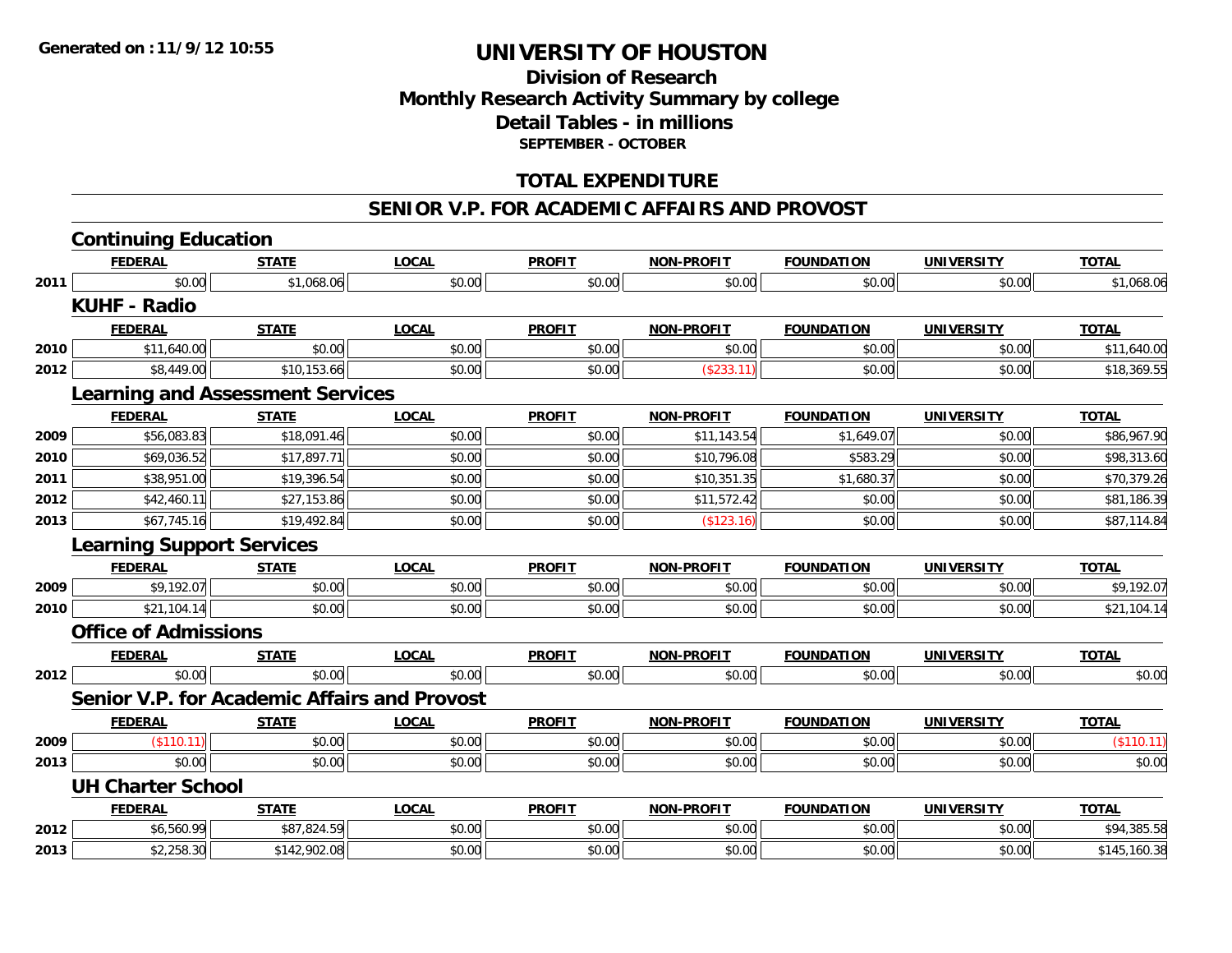Generated on :11/9/12 10:55

# UNIVERSITY OF HOUSTON

## Division of Research
## Monthly Research Activity Summary by college
## Detail Tables - in millions
### SEPTEMBER - OCTOBER

## TOTAL EXPENDITURE

## SENIOR V.P. FOR ACADEMIC AFFAIRS AND PROVOST

### Continuing Education

| | FEDERAL | STATE | LOCAL | PROFIT | NON-PROFIT | FOUNDATION | UNIVERSITY | TOTAL |
|---|---|---|---|---|---|---|---|---|
| 2011 | $0.00 | $1,068.06 | $0.00 | $0.00 | $0.00 | $0.00 | $0.00 | $1,068.06 |

### KUHF - Radio

| | FEDERAL | STATE | LOCAL | PROFIT | NON-PROFIT | FOUNDATION | UNIVERSITY | TOTAL |
|---|---|---|---|---|---|---|---|---|
| 2010 | $11,640.00 | $0.00 | $0.00 | $0.00 | $0.00 | $0.00 | $0.00 | $11,640.00 |
| 2012 | $8,449.00 | $10,153.66 | $0.00 | $0.00 | ($233.11) | $0.00 | $0.00 | $18,369.55 |

### Learning and Assessment Services

| | FEDERAL | STATE | LOCAL | PROFIT | NON-PROFIT | FOUNDATION | UNIVERSITY | TOTAL |
|---|---|---|---|---|---|---|---|---|
| 2009 | $56,083.83 | $18,091.46 | $0.00 | $0.00 | $11,143.54 | $1,649.07 | $0.00 | $86,967.90 |
| 2010 | $69,036.52 | $17,897.71 | $0.00 | $0.00 | $10,796.08 | $583.29 | $0.00 | $98,313.60 |
| 2011 | $38,951.00 | $19,396.54 | $0.00 | $0.00 | $10,351.35 | $1,680.37 | $0.00 | $70,379.26 |
| 2012 | $42,460.11 | $27,153.86 | $0.00 | $0.00 | $11,572.42 | $0.00 | $0.00 | $81,186.39 |
| 2013 | $67,745.16 | $19,492.84 | $0.00 | $0.00 | ($123.16) | $0.00 | $0.00 | $87,114.84 |

### Learning Support Services

| | FEDERAL | STATE | LOCAL | PROFIT | NON-PROFIT | FOUNDATION | UNIVERSITY | TOTAL |
|---|---|---|---|---|---|---|---|---|
| 2009 | $9,192.07 | $0.00 | $0.00 | $0.00 | $0.00 | $0.00 | $0.00 | $9,192.07 |
| 2010 | $21,104.14 | $0.00 | $0.00 | $0.00 | $0.00 | $0.00 | $0.00 | $21,104.14 |

### Office of Admissions

| | FEDERAL | STATE | LOCAL | PROFIT | NON-PROFIT | FOUNDATION | UNIVERSITY | TOTAL |
|---|---|---|---|---|---|---|---|---|
| 2012 | $0.00 | $0.00 | $0.00 | $0.00 | $0.00 | $0.00 | $0.00 | $0.00 |

### Senior V.P. for Academic Affairs and Provost

| | FEDERAL | STATE | LOCAL | PROFIT | NON-PROFIT | FOUNDATION | UNIVERSITY | TOTAL |
|---|---|---|---|---|---|---|---|---|
| 2009 | ($110.11) | $0.00 | $0.00 | $0.00 | $0.00 | $0.00 | $0.00 | ($110.11) |
| 2013 | $0.00 | $0.00 | $0.00 | $0.00 | $0.00 | $0.00 | $0.00 | $0.00 |

### UH Charter School

| | FEDERAL | STATE | LOCAL | PROFIT | NON-PROFIT | FOUNDATION | UNIVERSITY | TOTAL |
|---|---|---|---|---|---|---|---|---|
| 2012 | $6,560.99 | $87,824.59 | $0.00 | $0.00 | $0.00 | $0.00 | $0.00 | $94,385.58 |
| 2013 | $2,258.30 | $142,902.08 | $0.00 | $0.00 | $0.00 | $0.00 | $0.00 | $145,160.38 |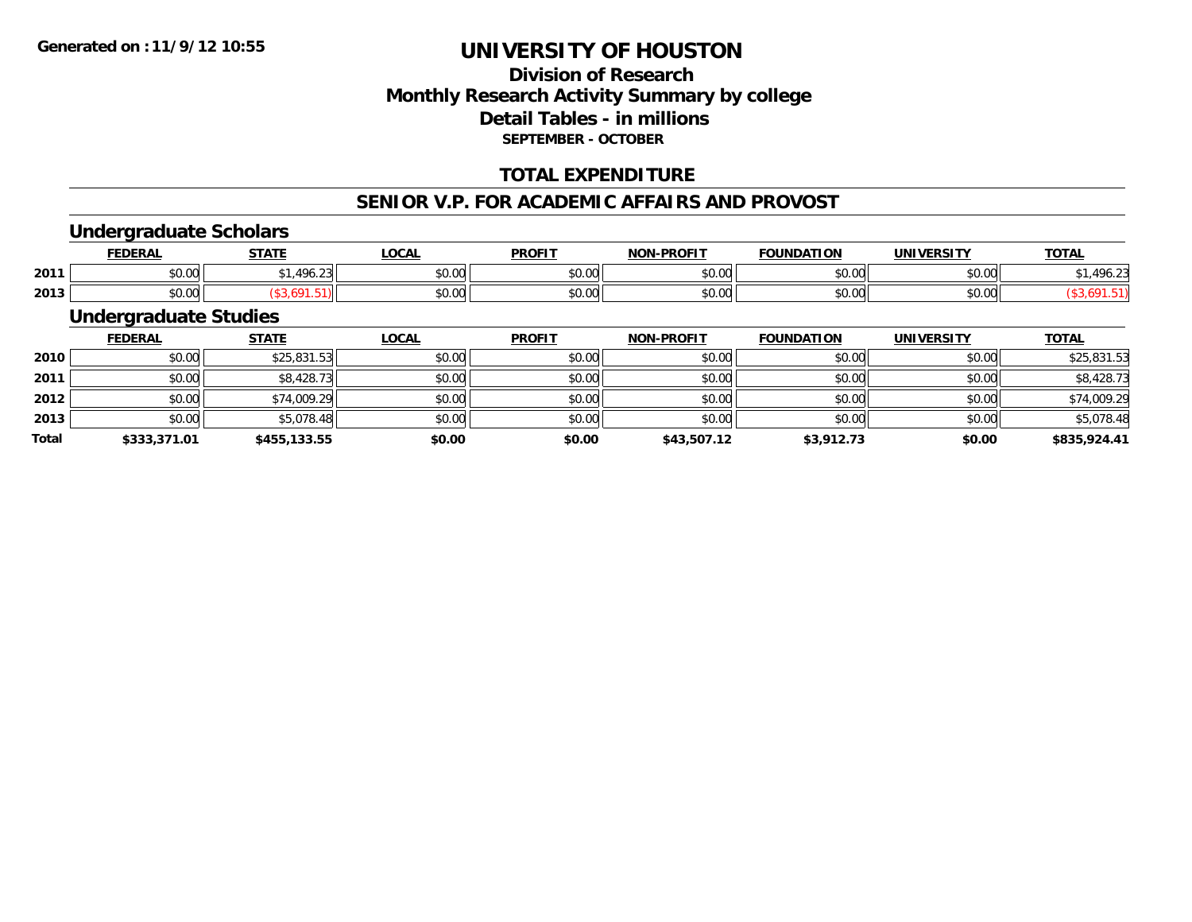**Generated on :11/9/12 10:55**

# UNIVERSITY OF HOUSTON

## Division of Research
## Monthly Research Activity Summary by college
## Detail Tables - in millions
### SEPTEMBER - OCTOBER

## TOTAL EXPENDITURE

## SENIOR V.P. FOR ACADEMIC AFFAIRS AND PROVOST

### Undergraduate Scholars

| | FEDERAL | STATE | LOCAL | PROFIT | NON-PROFIT | FOUNDATION | UNIVERSITY | TOTAL |
|---|---|---|---|---|---|---|---|---|
| 2011 | $0.00 | $1,496.23 | $0.00 | $0.00 | $0.00 | $0.00 | $0.00 | $1,496.23 |
| 2013 | $0.00 | ($3,691.51) | $0.00 | $0.00 | $0.00 | $0.00 | $0.00 | ($3,691.51) |

### Undergraduate Studies

| | FEDERAL | STATE | LOCAL | PROFIT | NON-PROFIT | FOUNDATION | UNIVERSITY | TOTAL |
|---|---|---|---|---|---|---|---|---|
| 2010 | $0.00 | $25,831.53 | $0.00 | $0.00 | $0.00 | $0.00 | $0.00 | $25,831.53 |
| 2011 | $0.00 | $8,428.73 | $0.00 | $0.00 | $0.00 | $0.00 | $0.00 | $8,428.73 |
| 2012 | $0.00 | $74,009.29 | $0.00 | $0.00 | $0.00 | $0.00 | $0.00 | $74,009.29 |
| 2013 | $0.00 | $5,078.48 | $0.00 | $0.00 | $0.00 | $0.00 | $0.00 | $5,078.48 |
| **Total** | **$333,371.01** | **$455,133.55** | **$0.00** | **$0.00** | **$43,507.12** | **$3,912.73** | **$0.00** | **$835,924.41** |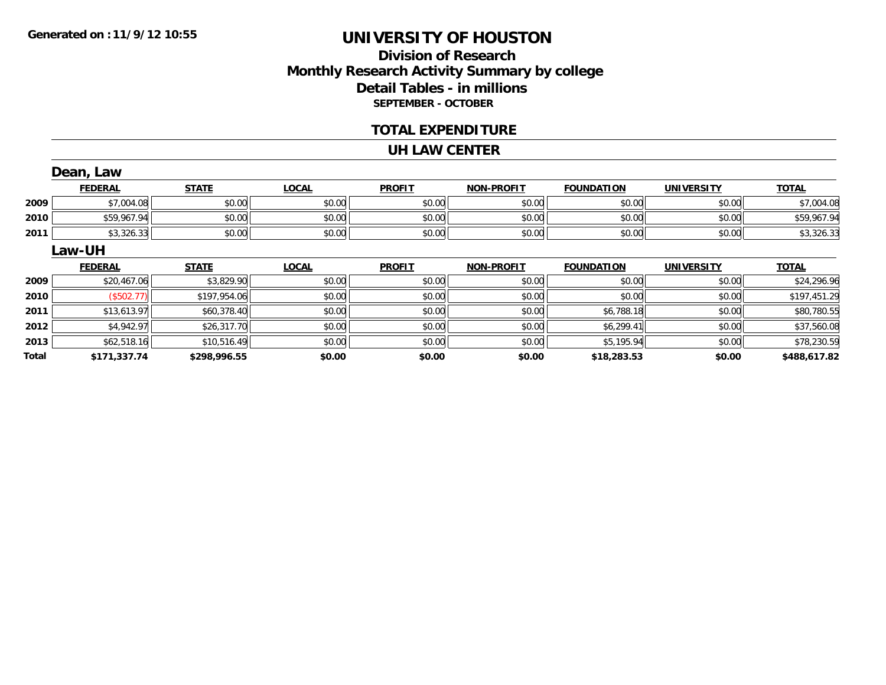Generated on :11/9/12 10:55

# UNIVERSITY OF HOUSTON

## Division of Research
## Monthly Research Activity Summary by college
## Detail Tables - in millions
### SEPTEMBER - OCTOBER

## TOTAL EXPENDITURE

## UH LAW CENTER

### Dean, Law

| | FEDERAL | STATE | LOCAL | PROFIT | NON-PROFIT | FOUNDATION | UNIVERSITY | TOTAL |
|---|---|---|---|---|---|---|---|---|
| 2009 | $7,004.08 | $0.00 | $0.00 | $0.00 | $0.00 | $0.00 | $0.00 | $7,004.08 |
| 2010 | $59,967.94 | $0.00 | $0.00 | $0.00 | $0.00 | $0.00 | $0.00 | $59,967.94 |
| 2011 | $3,326.33 | $0.00 | $0.00 | $0.00 | $0.00 | $0.00 | $0.00 | $3,326.33 |

### Law-UH

| | FEDERAL | STATE | LOCAL | PROFIT | NON-PROFIT | FOUNDATION | UNIVERSITY | TOTAL |
|---|---|---|---|---|---|---|---|---|
| 2009 | $20,467.06 | $3,829.90 | $0.00 | $0.00 | $0.00 | $0.00 | $0.00 | $24,296.96 |
| 2010 | ($502.77) | $197,954.06 | $0.00 | $0.00 | $0.00 | $0.00 | $0.00 | $197,451.29 |
| 2011 | $13,613.97 | $60,378.40 | $0.00 | $0.00 | $0.00 | $6,788.18 | $0.00 | $80,780.55 |
| 2012 | $4,942.97 | $26,317.70 | $0.00 | $0.00 | $0.00 | $6,299.41 | $0.00 | $37,560.08 |
| 2013 | $62,518.16 | $10,516.49 | $0.00 | $0.00 | $0.00 | $5,195.94 | $0.00 | $78,230.59 |
| **Total** | **$171,337.74** | **$298,996.55** | **$0.00** | **$0.00** | **$0.00** | **$18,283.53** | **$0.00** | **$488,617.82** |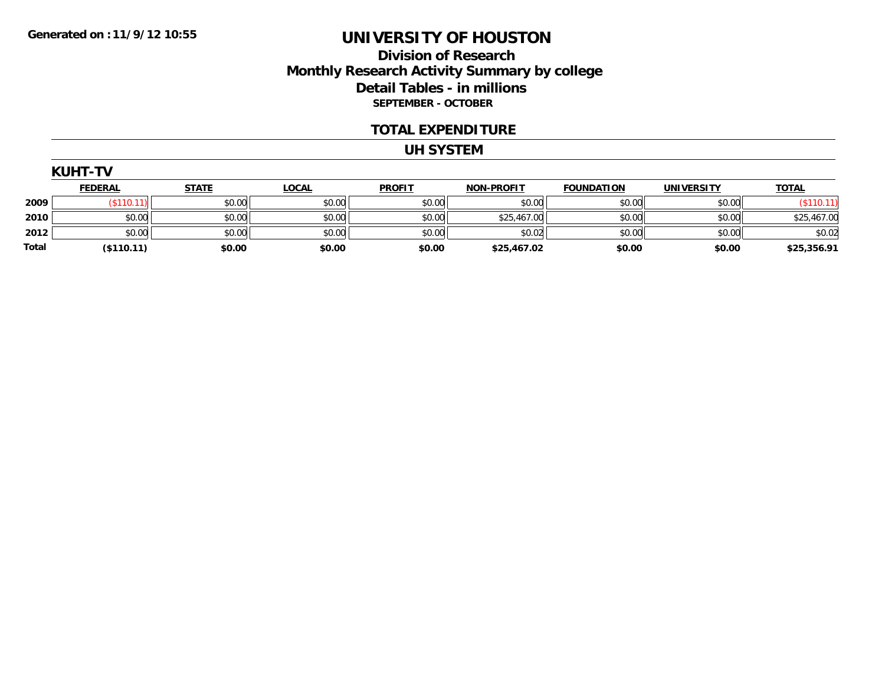Generated on :11/9/12 10:55

# UNIVERSITY OF HOUSTON

## Division of Research

## Monthly Research Activity Summary by college

## Detail Tables - in millions

### SEPTEMBER - OCTOBER

## TOTAL EXPENDITURE

## UH SYSTEM

### KUHT-TV

| | FEDERAL | STATE | LOCAL | PROFIT | NON-PROFIT | FOUNDATION | UNIVERSITY | TOTAL |
|---|---|---|---|---|---|---|---|---|
| 2009 | ($110.11) | $0.00 | $0.00 | $0.00 | $0.00 | $0.00 | $0.00 | ($110.11) |
| 2010 | $0.00 | $0.00 | $0.00 | $0.00 | $25,467.00 | $0.00 | $0.00 | $25,467.00 |
| 2012 | $0.00 | $0.00 | $0.00 | $0.00 | $0.02 | $0.00 | $0.00 | $0.02 |
| **Total** | **($110.11)** | **$0.00** | **$0.00** | **$0.00** | **$25,467.02** | **$0.00** | **$0.00** | **$25,356.91** |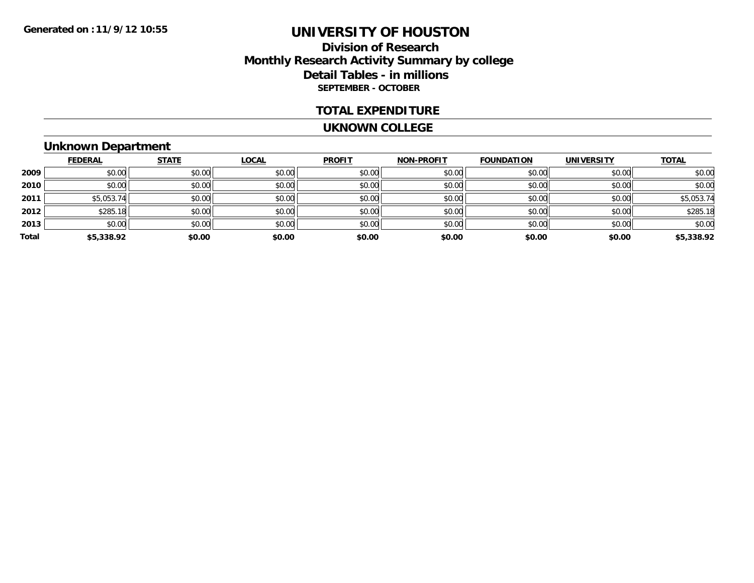Generated on :11/9/12 10:55

# UNIVERSITY OF HOUSTON

## Division of Research
## Monthly Research Activity Summary by college
## Detail Tables - in millions
**SEPTEMBER - OCTOBER**

### TOTAL EXPENDITURE

### UKNOWN COLLEGE

### Unknown Department

| | FEDERAL | STATE | LOCAL | PROFIT | NON-PROFIT | FOUNDATION | UNIVERSITY | TOTAL |
|---|---|---|---|---|---|---|---|---|
| 2009 | $0.00 | $0.00 | $0.00 | $0.00 | $0.00 | $0.00 | $0.00 | $0.00 |
| 2010 | $0.00 | $0.00 | $0.00 | $0.00 | $0.00 | $0.00 | $0.00 | $0.00 |
| 2011 | $5,053.74 | $0.00 | $0.00 | $0.00 | $0.00 | $0.00 | $0.00 | $5,053.74 |
| 2012 | $285.18 | $0.00 | $0.00 | $0.00 | $0.00 | $0.00 | $0.00 | $285.18 |
| 2013 | $0.00 | $0.00 | $0.00 | $0.00 | $0.00 | $0.00 | $0.00 | $0.00 |
| **Total** | **$5,338.92** | **$0.00** | **$0.00** | **$0.00** | **$0.00** | **$0.00** | **$0.00** | **$5,338.92** |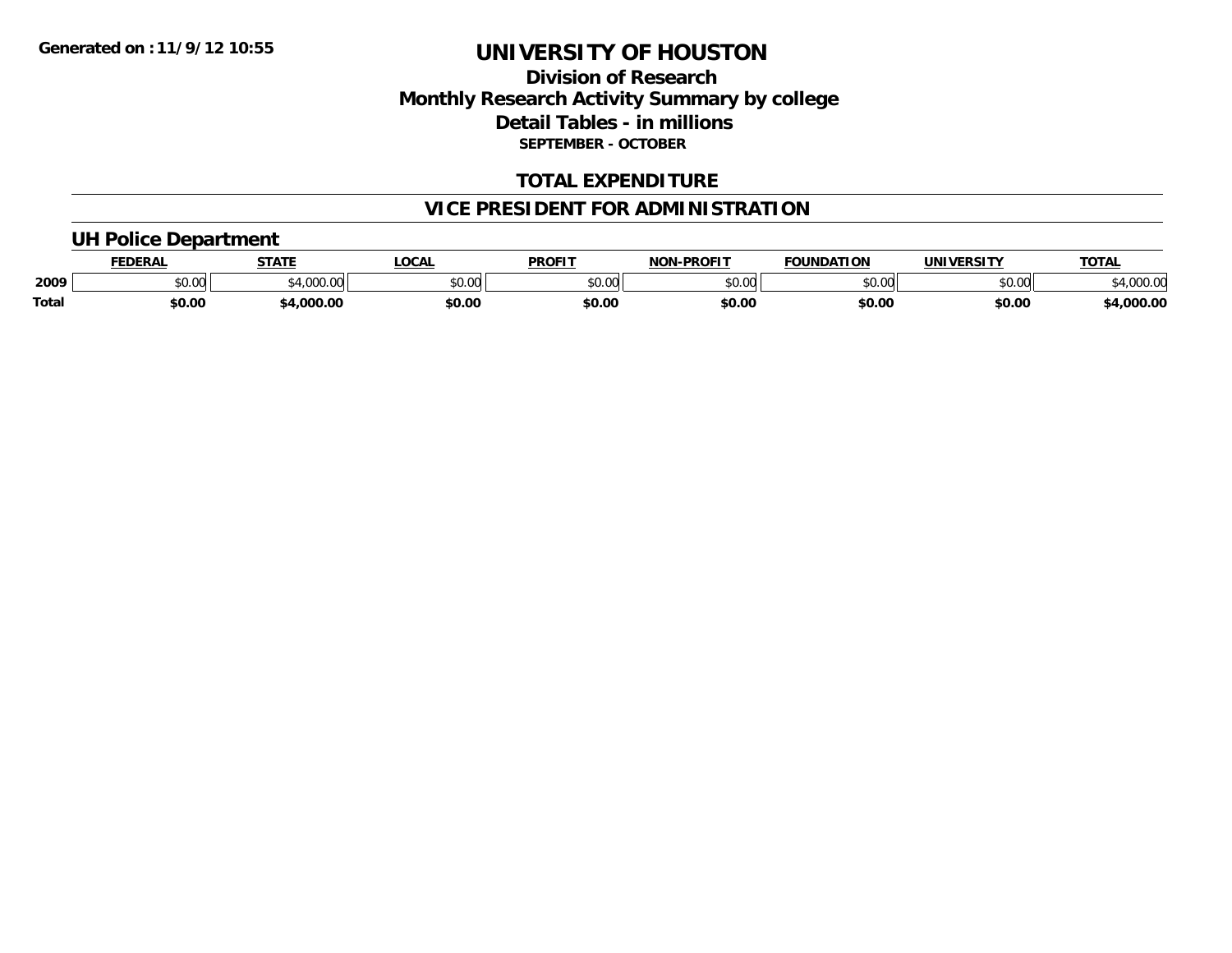# UNIVERSITY OF HOUSTON

## Division of Research
## Monthly Research Activity Summary by college
## Detail Tables - in millions
### SEPTEMBER - OCTOBER

## TOTAL EXPENDITURE

## VICE PRESIDENT FOR ADMINISTRATION

### UH Police Department

| | FEDERAL | STATE | LOCAL | PROFIT | NON-PROFIT | FOUNDATION | UNIVERSITY | TOTAL |
|---|---|---|---|---|---|---|---|---|
| 2009 | $0.00 | $4,000.00 | $0.00 | $0.00 | $0.00 | $0.00 | $0.00 | $4,000.00 |
| **Total** | **$0.00** | **$4,000.00** | **$0.00** | **$0.00** | **$0.00** | **$0.00** | **$0.00** | **$4,000.00** |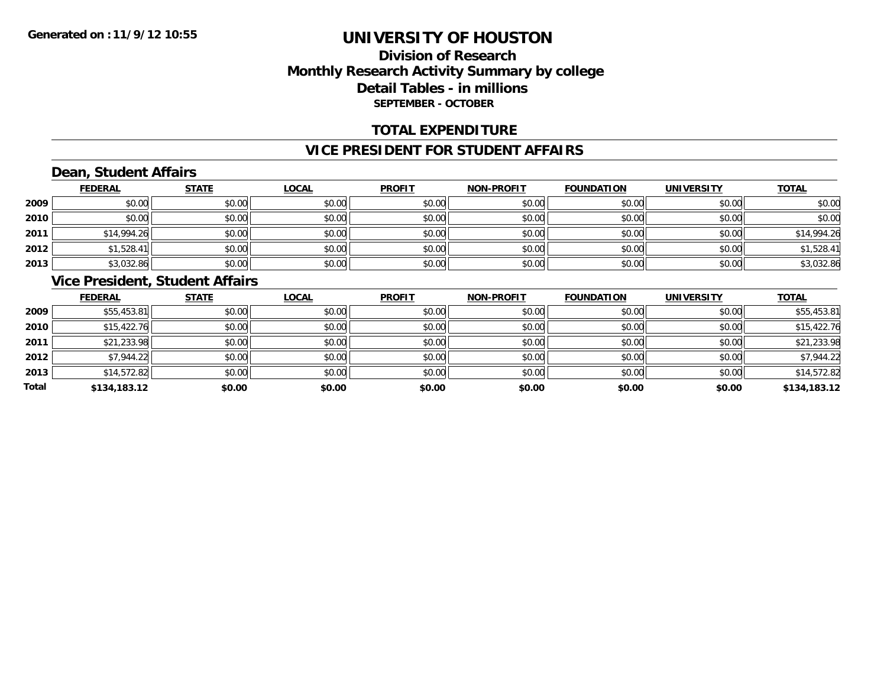# UNIVERSITY OF HOUSTON

## Division of Research
## Monthly Research Activity Summary by college
## Detail Tables - in millions
### SEPTEMBER - OCTOBER

## TOTAL EXPENDITURE

## VICE PRESIDENT FOR STUDENT AFFAIRS

### Dean, Student Affairs

| | FEDERAL | STATE | LOCAL | PROFIT | NON-PROFIT | FOUNDATION | UNIVERSITY | TOTAL |
|---|---|---|---|---|---|---|---|---|
| 2009 | $0.00 | $0.00 | $0.00 | $0.00 | $0.00 | $0.00 | $0.00 | $0.00 |
| 2010 | $0.00 | $0.00 | $0.00 | $0.00 | $0.00 | $0.00 | $0.00 | $0.00 |
| 2011 | $14,994.26 | $0.00 | $0.00 | $0.00 | $0.00 | $0.00 | $0.00 | $14,994.26 |
| 2012 | $1,528.41 | $0.00 | $0.00 | $0.00 | $0.00 | $0.00 | $0.00 | $1,528.41 |
| 2013 | $3,032.86 | $0.00 | $0.00 | $0.00 | $0.00 | $0.00 | $0.00 | $3,032.86 |

### Vice President, Student Affairs

| | FEDERAL | STATE | LOCAL | PROFIT | NON-PROFIT | FOUNDATION | UNIVERSITY | TOTAL |
|---|---|---|---|---|---|---|---|---|
| 2009 | $55,453.81 | $0.00 | $0.00 | $0.00 | $0.00 | $0.00 | $0.00 | $55,453.81 |
| 2010 | $15,422.76 | $0.00 | $0.00 | $0.00 | $0.00 | $0.00 | $0.00 | $15,422.76 |
| 2011 | $21,233.98 | $0.00 | $0.00 | $0.00 | $0.00 | $0.00 | $0.00 | $21,233.98 |
| 2012 | $7,944.22 | $0.00 | $0.00 | $0.00 | $0.00 | $0.00 | $0.00 | $7,944.22 |
| 2013 | $14,572.82 | $0.00 | $0.00 | $0.00 | $0.00 | $0.00 | $0.00 | $14,572.82 |
| **Total** | **$134,183.12** | **$0.00** | **$0.00** | **$0.00** | **$0.00** | **$0.00** | **$0.00** | **$134,183.12** |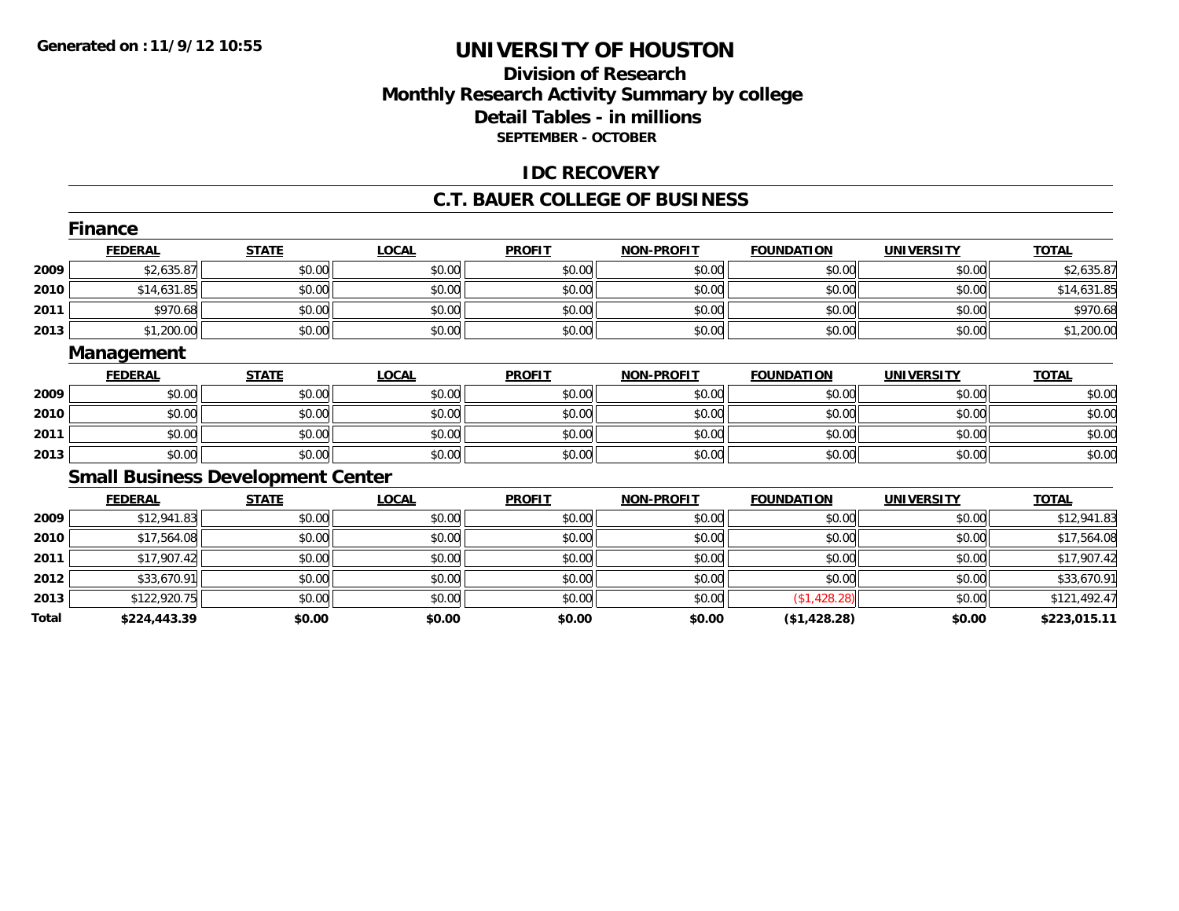Generated on :11/9/12 10:55

# UNIVERSITY OF HOUSTON

## Division of Research
## Monthly Research Activity Summary by college
## Detail Tables - in millions
### SEPTEMBER - OCTOBER

## IDC RECOVERY

## C.T. BAUER COLLEGE OF BUSINESS

### Finance

| | FEDERAL | STATE | LOCAL | PROFIT | NON-PROFIT | FOUNDATION | UNIVERSITY | TOTAL |
|---|---|---|---|---|---|---|---|---|
| 2009 | $2,635.87 | $0.00 | $0.00 | $0.00 | $0.00 | $0.00 | $0.00 | $2,635.87 |
| 2010 | $14,631.85 | $0.00 | $0.00 | $0.00 | $0.00 | $0.00 | $0.00 | $14,631.85 |
| 2011 | $970.68 | $0.00 | $0.00 | $0.00 | $0.00 | $0.00 | $0.00 | $970.68 |
| 2013 | $1,200.00 | $0.00 | $0.00 | $0.00 | $0.00 | $0.00 | $0.00 | $1,200.00 |

### Management

| | FEDERAL | STATE | LOCAL | PROFIT | NON-PROFIT | FOUNDATION | UNIVERSITY | TOTAL |
|---|---|---|---|---|---|---|---|---|
| 2009 | $0.00 | $0.00 | $0.00 | $0.00 | $0.00 | $0.00 | $0.00 | $0.00 |
| 2010 | $0.00 | $0.00 | $0.00 | $0.00 | $0.00 | $0.00 | $0.00 | $0.00 |
| 2011 | $0.00 | $0.00 | $0.00 | $0.00 | $0.00 | $0.00 | $0.00 | $0.00 |
| 2013 | $0.00 | $0.00 | $0.00 | $0.00 | $0.00 | $0.00 | $0.00 | $0.00 |

### Small Business Development Center

| | FEDERAL | STATE | LOCAL | PROFIT | NON-PROFIT | FOUNDATION | UNIVERSITY | TOTAL |
|---|---|---|---|---|---|---|---|---|
| 2009 | $12,941.83 | $0.00 | $0.00 | $0.00 | $0.00 | $0.00 | $0.00 | $12,941.83 |
| 2010 | $17,564.08 | $0.00 | $0.00 | $0.00 | $0.00 | $0.00 | $0.00 | $17,564.08 |
| 2011 | $17,907.42 | $0.00 | $0.00 | $0.00 | $0.00 | $0.00 | $0.00 | $17,907.42 |
| 2012 | $33,670.91 | $0.00 | $0.00 | $0.00 | $0.00 | $0.00 | $0.00 | $33,670.91 |
| 2013 | $122,920.75 | $0.00 | $0.00 | $0.00 | $0.00 | ($1,428.28) | $0.00 | $121,492.47 |
| **Total** | **$224,443.39** | **$0.00** | **$0.00** | **$0.00** | **$0.00** | **($1,428.28)** | **$0.00** | **$223,015.11** |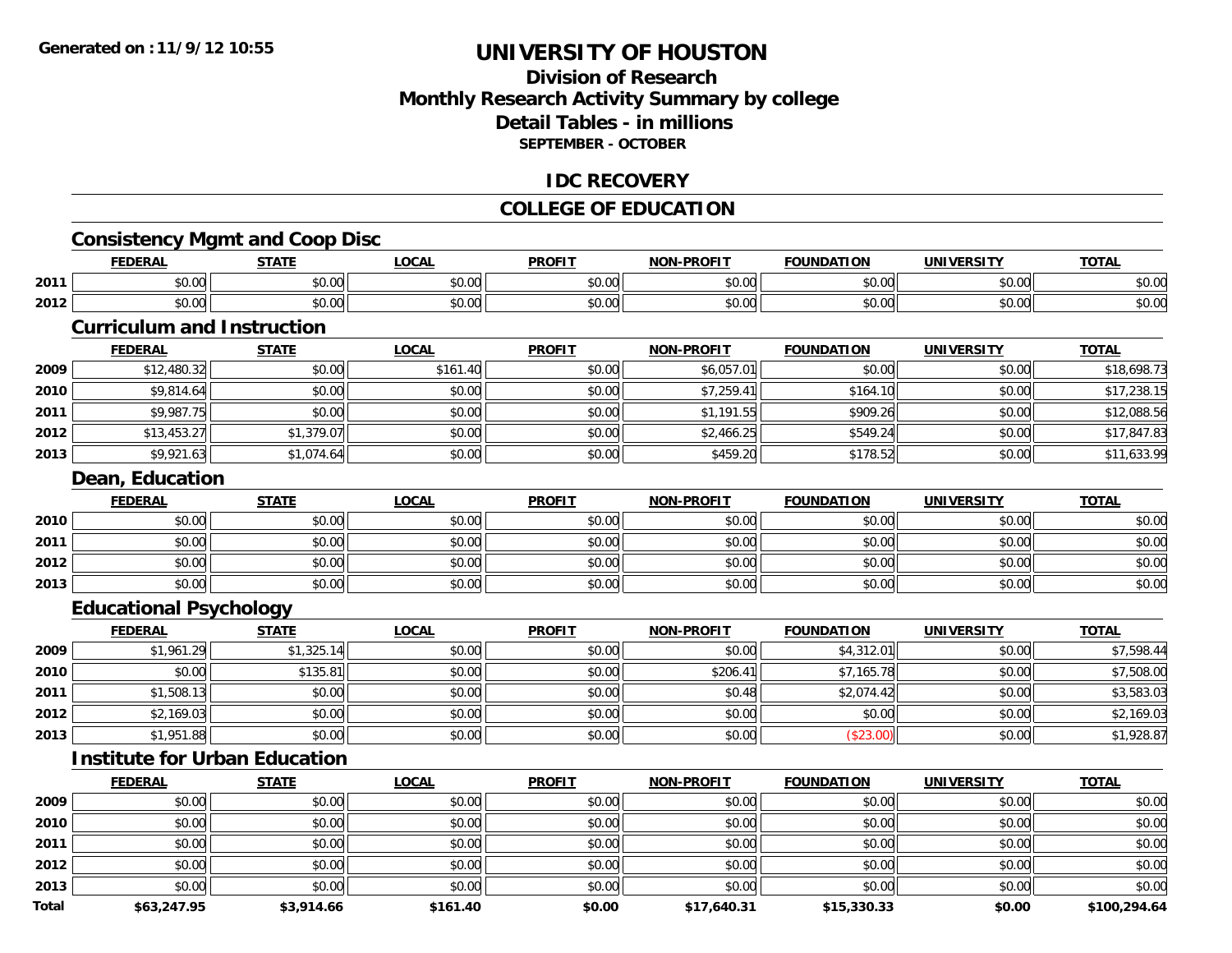# UNIVERSITY OF HOUSTON

## Division of Research
## Monthly Research Activity Summary by college
## Detail Tables - in millions
### SEPTEMBER - OCTOBER

## IDC RECOVERY

## COLLEGE OF EDUCATION

### Consistency Mgmt and Coop Disc

| | FEDERAL | STATE | LOCAL | PROFIT | NON-PROFIT | FOUNDATION | UNIVERSITY | TOTAL |
|---|---|---|---|---|---|---|---|---|
| 2011 | $0.00 | $0.00 | $0.00 | $0.00 | $0.00 | $0.00 | $0.00 | $0.00 |
| 2012 | $0.00 | $0.00 | $0.00 | $0.00 | $0.00 | $0.00 | $0.00 | $0.00 |

### Curriculum and Instruction

| | FEDERAL | STATE | LOCAL | PROFIT | NON-PROFIT | FOUNDATION | UNIVERSITY | TOTAL |
|---|---|---|---|---|---|---|---|---|
| 2009 | $12,480.32 | $0.00 | $161.40 | $0.00 | $6,057.01 | $0.00 | $0.00 | $18,698.73 |
| 2010 | $9,814.64 | $0.00 | $0.00 | $0.00 | $7,259.41 | $164.10 | $0.00 | $17,238.15 |
| 2011 | $9,987.75 | $0.00 | $0.00 | $0.00 | $1,191.55 | $909.26 | $0.00 | $12,088.56 |
| 2012 | $13,453.27 | $1,379.07 | $0.00 | $0.00 | $2,466.25 | $549.24 | $0.00 | $17,847.83 |
| 2013 | $9,921.63 | $1,074.64 | $0.00 | $0.00 | $459.20 | $178.52 | $0.00 | $11,633.99 |

### Dean, Education

| | FEDERAL | STATE | LOCAL | PROFIT | NON-PROFIT | FOUNDATION | UNIVERSITY | TOTAL |
|---|---|---|---|---|---|---|---|---|
| 2010 | $0.00 | $0.00 | $0.00 | $0.00 | $0.00 | $0.00 | $0.00 | $0.00 |
| 2011 | $0.00 | $0.00 | $0.00 | $0.00 | $0.00 | $0.00 | $0.00 | $0.00 |
| 2012 | $0.00 | $0.00 | $0.00 | $0.00 | $0.00 | $0.00 | $0.00 | $0.00 |
| 2013 | $0.00 | $0.00 | $0.00 | $0.00 | $0.00 | $0.00 | $0.00 | $0.00 |

### Educational Psychology

| | FEDERAL | STATE | LOCAL | PROFIT | NON-PROFIT | FOUNDATION | UNIVERSITY | TOTAL |
|---|---|---|---|---|---|---|---|---|
| 2009 | $1,961.29 | $1,325.14 | $0.00 | $0.00 | $0.00 | $4,312.01 | $0.00 | $7,598.44 |
| 2010 | $0.00 | $135.81 | $0.00 | $0.00 | $206.41 | $7,165.78 | $0.00 | $7,508.00 |
| 2011 | $1,508.13 | $0.00 | $0.00 | $0.00 | $0.48 | $2,074.42 | $0.00 | $3,583.03 |
| 2012 | $2,169.03 | $0.00 | $0.00 | $0.00 | $0.00 | $0.00 | $0.00 | $2,169.03 |
| 2013 | $1,951.88 | $0.00 | $0.00 | $0.00 | $0.00 | ($23.00) | $0.00 | $1,928.87 |

### Institute for Urban Education

| | FEDERAL | STATE | LOCAL | PROFIT | NON-PROFIT | FOUNDATION | UNIVERSITY | TOTAL |
|---|---|---|---|---|---|---|---|---|
| 2009 | $0.00 | $0.00 | $0.00 | $0.00 | $0.00 | $0.00 | $0.00 | $0.00 |
| 2010 | $0.00 | $0.00 | $0.00 | $0.00 | $0.00 | $0.00 | $0.00 | $0.00 |
| 2011 | $0.00 | $0.00 | $0.00 | $0.00 | $0.00 | $0.00 | $0.00 | $0.00 |
| 2012 | $0.00 | $0.00 | $0.00 | $0.00 | $0.00 | $0.00 | $0.00 | $0.00 |
| 2013 | $0.00 | $0.00 | $0.00 | $0.00 | $0.00 | $0.00 | $0.00 | $0.00 |
| **Total** | **$63,247.95** | **$3,914.66** | **$161.40** | **$0.00** | **$17,640.31** | **$15,330.33** | **$0.00** | **$100,294.64** |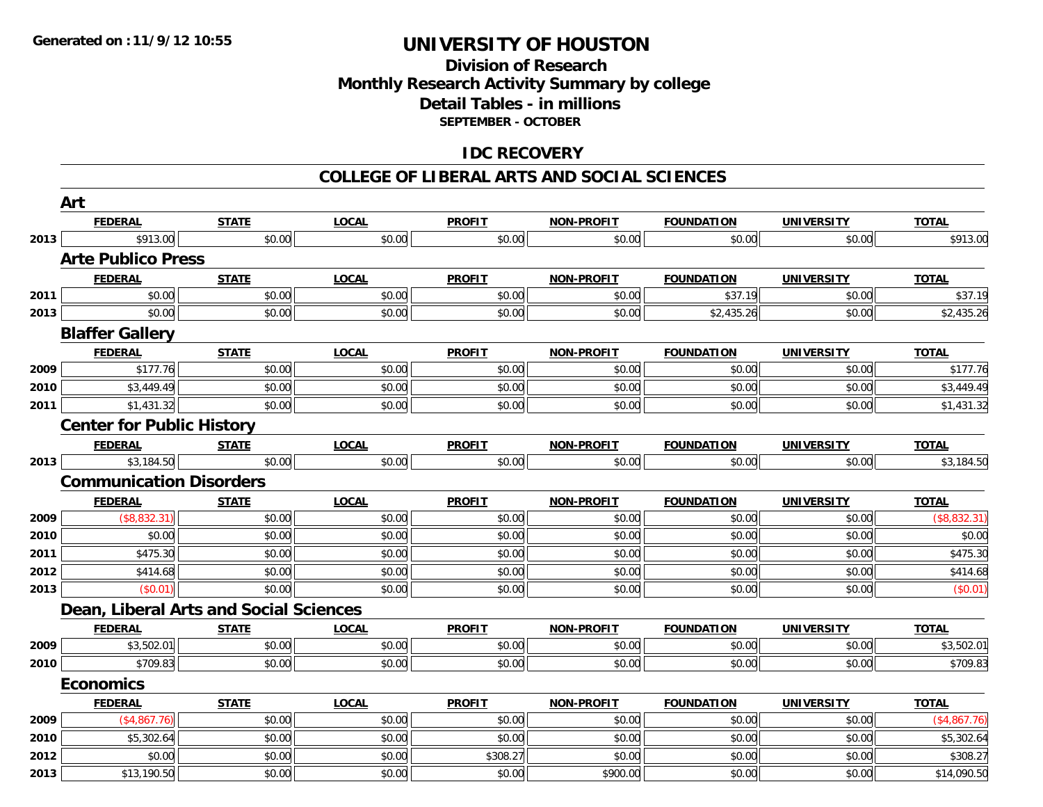Generated on :11/9/12 10:55

# UNIVERSITY OF HOUSTON

## Division of Research
## Monthly Research Activity Summary by college
## Detail Tables - in millions
### SEPTEMBER - OCTOBER

## IDC RECOVERY

## COLLEGE OF LIBERAL ARTS AND SOCIAL SCIENCES

### Art

| | FEDERAL | STATE | LOCAL | PROFIT | NON-PROFIT | FOUNDATION | UNIVERSITY | TOTAL |
|---|---|---|---|---|---|---|---|---|
| 2013 | $913.00 | $0.00 | $0.00 | $0.00 | $0.00 | $0.00 | $0.00 | $913.00 |

### Arte Publico Press

| | FEDERAL | STATE | LOCAL | PROFIT | NON-PROFIT | FOUNDATION | UNIVERSITY | TOTAL |
|---|---|---|---|---|---|---|---|---|
| 2011 | $0.00 | $0.00 | $0.00 | $0.00 | $0.00 | $37.19 | $0.00 | $37.19 |
| 2013 | $0.00 | $0.00 | $0.00 | $0.00 | $0.00 | $2,435.26 | $0.00 | $2,435.26 |

### Blaffer Gallery

| | FEDERAL | STATE | LOCAL | PROFIT | NON-PROFIT | FOUNDATION | UNIVERSITY | TOTAL |
|---|---|---|---|---|---|---|---|---|
| 2009 | $177.76 | $0.00 | $0.00 | $0.00 | $0.00 | $0.00 | $0.00 | $177.76 |
| 2010 | $3,449.49 | $0.00 | $0.00 | $0.00 | $0.00 | $0.00 | $0.00 | $3,449.49 |
| 2011 | $1,431.32 | $0.00 | $0.00 | $0.00 | $0.00 | $0.00 | $0.00 | $1,431.32 |

### Center for Public History

| | FEDERAL | STATE | LOCAL | PROFIT | NON-PROFIT | FOUNDATION | UNIVERSITY | TOTAL |
|---|---|---|---|---|---|---|---|---|
| 2013 | $3,184.50 | $0.00 | $0.00 | $0.00 | $0.00 | $0.00 | $0.00 | $3,184.50 |

### Communication Disorders

| | FEDERAL | STATE | LOCAL | PROFIT | NON-PROFIT | FOUNDATION | UNIVERSITY | TOTAL |
|---|---|---|---|---|---|---|---|---|
| 2009 | ($8,832.31) | $0.00 | $0.00 | $0.00 | $0.00 | $0.00 | $0.00 | ($8,832.31) |
| 2010 | $0.00 | $0.00 | $0.00 | $0.00 | $0.00 | $0.00 | $0.00 | $0.00 |
| 2011 | $475.30 | $0.00 | $0.00 | $0.00 | $0.00 | $0.00 | $0.00 | $475.30 |
| 2012 | $414.68 | $0.00 | $0.00 | $0.00 | $0.00 | $0.00 | $0.00 | $414.68 |
| 2013 | ($0.01) | $0.00 | $0.00 | $0.00 | $0.00 | $0.00 | $0.00 | ($0.01) |

### Dean, Liberal Arts and Social Sciences

| | FEDERAL | STATE | LOCAL | PROFIT | NON-PROFIT | FOUNDATION | UNIVERSITY | TOTAL |
|---|---|---|---|---|---|---|---|---|
| 2009 | $3,502.01 | $0.00 | $0.00 | $0.00 | $0.00 | $0.00 | $0.00 | $3,502.01 |
| 2010 | $709.83 | $0.00 | $0.00 | $0.00 | $0.00 | $0.00 | $0.00 | $709.83 |

### Economics

| | FEDERAL | STATE | LOCAL | PROFIT | NON-PROFIT | FOUNDATION | UNIVERSITY | TOTAL |
|---|---|---|---|---|---|---|---|---|
| 2009 | ($4,867.76) | $0.00 | $0.00 | $0.00 | $0.00 | $0.00 | $0.00 | ($4,867.76) |
| 2010 | $5,302.64 | $0.00 | $0.00 | $0.00 | $0.00 | $0.00 | $0.00 | $5,302.64 |
| 2012 | $0.00 | $0.00 | $0.00 | $308.27 | $0.00 | $0.00 | $0.00 | $308.27 |
| 2013 | $13,190.50 | $0.00 | $0.00 | $0.00 | $900.00 | $0.00 | $0.00 | $14,090.50 |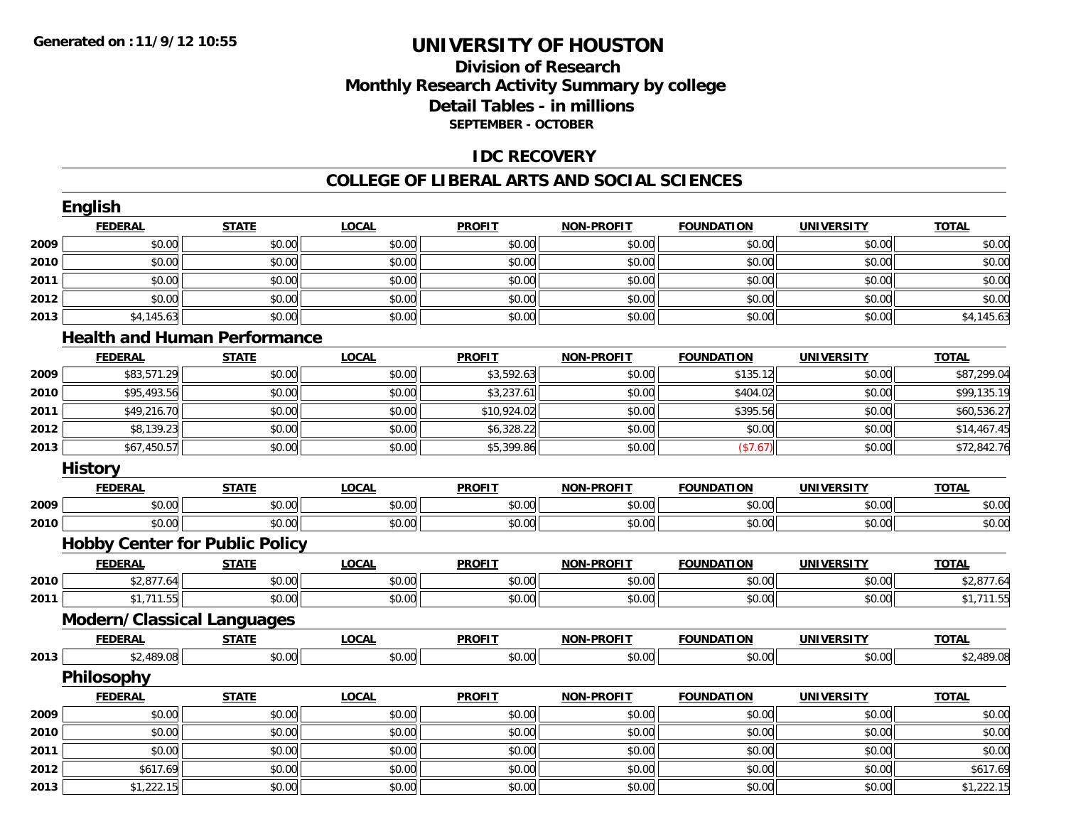Generated on :11/9/12 10:55

# UNIVERSITY OF HOUSTON

## Division of Research
## Monthly Research Activity Summary by college
## Detail Tables - in millions
**SEPTEMBER - OCTOBER**

## IDC RECOVERY

## COLLEGE OF LIBERAL ARTS AND SOCIAL SCIENCES

### English

| | FEDERAL | STATE | LOCAL | PROFIT | NON-PROFIT | FOUNDATION | UNIVERSITY | TOTAL |
|---|---|---|---|---|---|---|---|---|
| 2009 | $0.00 | $0.00 | $0.00 | $0.00 | $0.00 | $0.00 | $0.00 | $0.00 |
| 2010 | $0.00 | $0.00 | $0.00 | $0.00 | $0.00 | $0.00 | $0.00 | $0.00 |
| 2011 | $0.00 | $0.00 | $0.00 | $0.00 | $0.00 | $0.00 | $0.00 | $0.00 |
| 2012 | $0.00 | $0.00 | $0.00 | $0.00 | $0.00 | $0.00 | $0.00 | $0.00 |
| 2013 | $4,145.63 | $0.00 | $0.00 | $0.00 | $0.00 | $0.00 | $0.00 | $4,145.63 |

### Health and Human Performance

| | FEDERAL | STATE | LOCAL | PROFIT | NON-PROFIT | FOUNDATION | UNIVERSITY | TOTAL |
|---|---|---|---|---|---|---|---|---|
| 2009 | $83,571.29 | $0.00 | $0.00 | $3,592.63 | $0.00 | $135.12 | $0.00 | $87,299.04 |
| 2010 | $95,493.56 | $0.00 | $0.00 | $3,237.61 | $0.00 | $404.02 | $0.00 | $99,135.19 |
| 2011 | $49,216.70 | $0.00 | $0.00 | $10,924.02 | $0.00 | $395.56 | $0.00 | $60,536.27 |
| 2012 | $8,139.23 | $0.00 | $0.00 | $6,328.22 | $0.00 | $0.00 | $0.00 | $14,467.45 |
| 2013 | $67,450.57 | $0.00 | $0.00 | $5,399.86 | $0.00 | ($7.67) | $0.00 | $72,842.76 |

### History

| | FEDERAL | STATE | LOCAL | PROFIT | NON-PROFIT | FOUNDATION | UNIVERSITY | TOTAL |
|---|---|---|---|---|---|---|---|---|
| 2009 | $0.00 | $0.00 | $0.00 | $0.00 | $0.00 | $0.00 | $0.00 | $0.00 |
| 2010 | $0.00 | $0.00 | $0.00 | $0.00 | $0.00 | $0.00 | $0.00 | $0.00 |

### Hobby Center for Public Policy

| | FEDERAL | STATE | LOCAL | PROFIT | NON-PROFIT | FOUNDATION | UNIVERSITY | TOTAL |
|---|---|---|---|---|---|---|---|---|
| 2010 | $2,877.64 | $0.00 | $0.00 | $0.00 | $0.00 | $0.00 | $0.00 | $2,877.64 |
| 2011 | $1,711.55 | $0.00 | $0.00 | $0.00 | $0.00 | $0.00 | $0.00 | $1,711.55 |

### Modern/Classical Languages

| | FEDERAL | STATE | LOCAL | PROFIT | NON-PROFIT | FOUNDATION | UNIVERSITY | TOTAL |
|---|---|---|---|---|---|---|---|---|
| 2013 | $2,489.08 | $0.00 | $0.00 | $0.00 | $0.00 | $0.00 | $0.00 | $2,489.08 |

### Philosophy

| | FEDERAL | STATE | LOCAL | PROFIT | NON-PROFIT | FOUNDATION | UNIVERSITY | TOTAL |
|---|---|---|---|---|---|---|---|---|
| 2009 | $0.00 | $0.00 | $0.00 | $0.00 | $0.00 | $0.00 | $0.00 | $0.00 |
| 2010 | $0.00 | $0.00 | $0.00 | $0.00 | $0.00 | $0.00 | $0.00 | $0.00 |
| 2011 | $0.00 | $0.00 | $0.00 | $0.00 | $0.00 | $0.00 | $0.00 | $0.00 |
| 2012 | $617.69 | $0.00 | $0.00 | $0.00 | $0.00 | $0.00 | $0.00 | $617.69 |
| 2013 | $1,222.15 | $0.00 | $0.00 | $0.00 | $0.00 | $0.00 | $0.00 | $1,222.15 |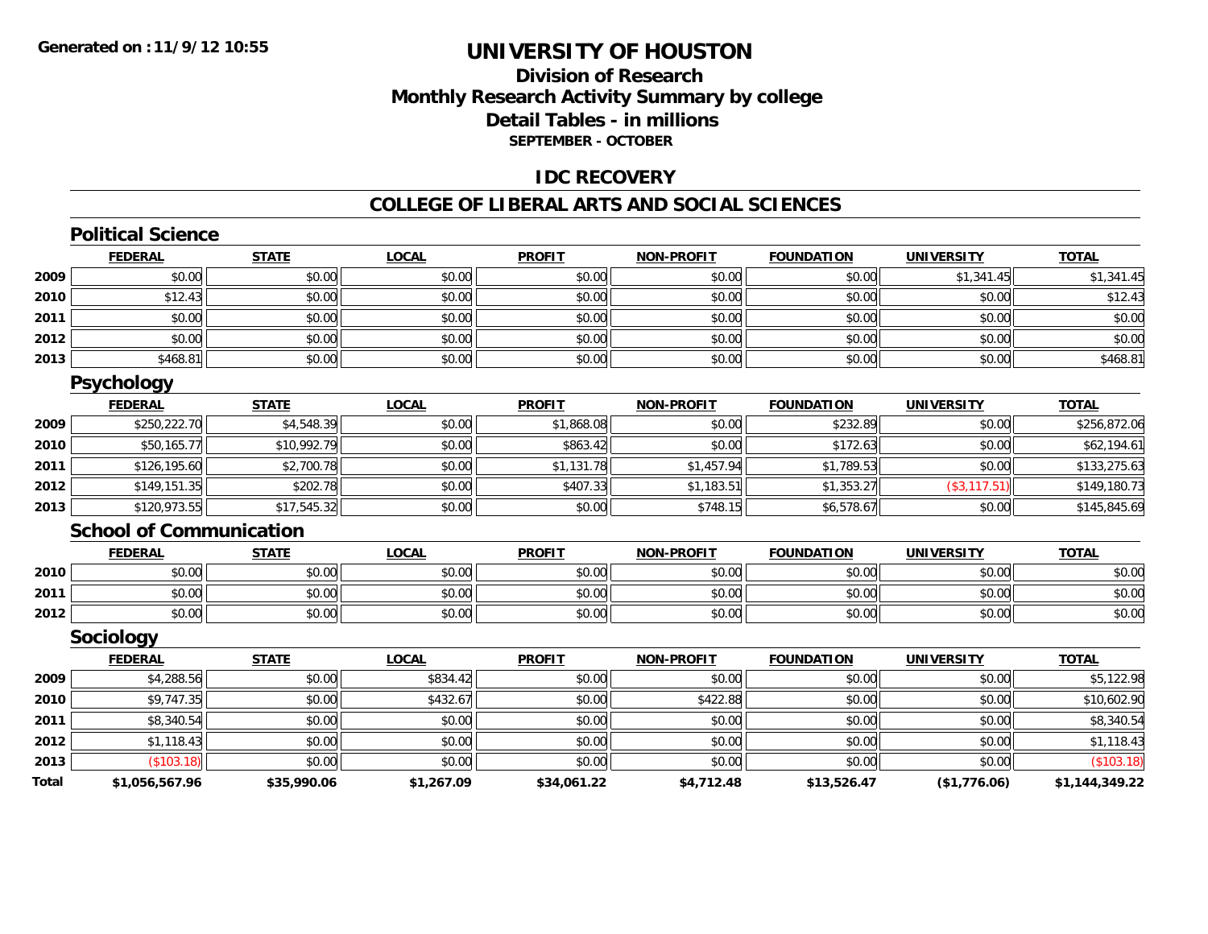Generated on :11/9/12 10:55

# UNIVERSITY OF HOUSTON

## Division of Research
## Monthly Research Activity Summary by college
## Detail Tables - in millions
### SEPTEMBER - OCTOBER

## IDC RECOVERY

## COLLEGE OF LIBERAL ARTS AND SOCIAL SCIENCES

### Political Science

| | FEDERAL | STATE | LOCAL | PROFIT | NON-PROFIT | FOUNDATION | UNIVERSITY | TOTAL |
|---|---|---|---|---|---|---|---|---|
| 2009 | $0.00 | $0.00 | $0.00 | $0.00 | $0.00 | $0.00 | $1,341.45 | $1,341.45 |
| 2010 | $12.43 | $0.00 | $0.00 | $0.00 | $0.00 | $0.00 | $0.00 | $12.43 |
| 2011 | $0.00 | $0.00 | $0.00 | $0.00 | $0.00 | $0.00 | $0.00 | $0.00 |
| 2012 | $0.00 | $0.00 | $0.00 | $0.00 | $0.00 | $0.00 | $0.00 | $0.00 |
| 2013 | $468.81 | $0.00 | $0.00 | $0.00 | $0.00 | $0.00 | $0.00 | $468.81 |

### Psychology

| | FEDERAL | STATE | LOCAL | PROFIT | NON-PROFIT | FOUNDATION | UNIVERSITY | TOTAL |
|---|---|---|---|---|---|---|---|---|
| 2009 | $250,222.70 | $4,548.39 | $0.00 | $1,868.08 | $0.00 | $232.89 | $0.00 | $256,872.06 |
| 2010 | $50,165.77 | $10,992.79 | $0.00 | $863.42 | $0.00 | $172.63 | $0.00 | $62,194.61 |
| 2011 | $126,195.60 | $2,700.78 | $0.00 | $1,131.78 | $1,457.94 | $1,789.53 | $0.00 | $133,275.63 |
| 2012 | $149,151.35 | $202.78 | $0.00 | $407.33 | $1,183.51 | $1,353.27 | ($3,117.51) | $149,180.73 |
| 2013 | $120,973.55 | $17,545.32 | $0.00 | $0.00 | $748.15 | $6,578.67 | $0.00 | $145,845.69 |

### School of Communication

| | FEDERAL | STATE | LOCAL | PROFIT | NON-PROFIT | FOUNDATION | UNIVERSITY | TOTAL |
|---|---|---|---|---|---|---|---|---|
| 2010 | $0.00 | $0.00 | $0.00 | $0.00 | $0.00 | $0.00 | $0.00 | $0.00 |
| 2011 | $0.00 | $0.00 | $0.00 | $0.00 | $0.00 | $0.00 | $0.00 | $0.00 |
| 2012 | $0.00 | $0.00 | $0.00 | $0.00 | $0.00 | $0.00 | $0.00 | $0.00 |

### Sociology

| | FEDERAL | STATE | LOCAL | PROFIT | NON-PROFIT | FOUNDATION | UNIVERSITY | TOTAL |
|---|---|---|---|---|---|---|---|---|
| 2009 | $4,288.56 | $0.00 | $834.42 | $0.00 | $0.00 | $0.00 | $0.00 | $5,122.98 |
| 2010 | $9,747.35 | $0.00 | $432.67 | $0.00 | $422.88 | $0.00 | $0.00 | $10,602.90 |
| 2011 | $8,340.54 | $0.00 | $0.00 | $0.00 | $0.00 | $0.00 | $0.00 | $8,340.54 |
| 2012 | $1,118.43 | $0.00 | $0.00 | $0.00 | $0.00 | $0.00 | $0.00 | $1,118.43 |
| 2013 | ($103.18) | $0.00 | $0.00 | $0.00 | $0.00 | $0.00 | $0.00 | ($103.18) |
| **Total** | **$1,056,567.96** | **$35,990.06** | **$1,267.09** | **$34,061.22** | **$4,712.48** | **$13,526.47** | **($1,776.06)** | **$1,144,349.22** |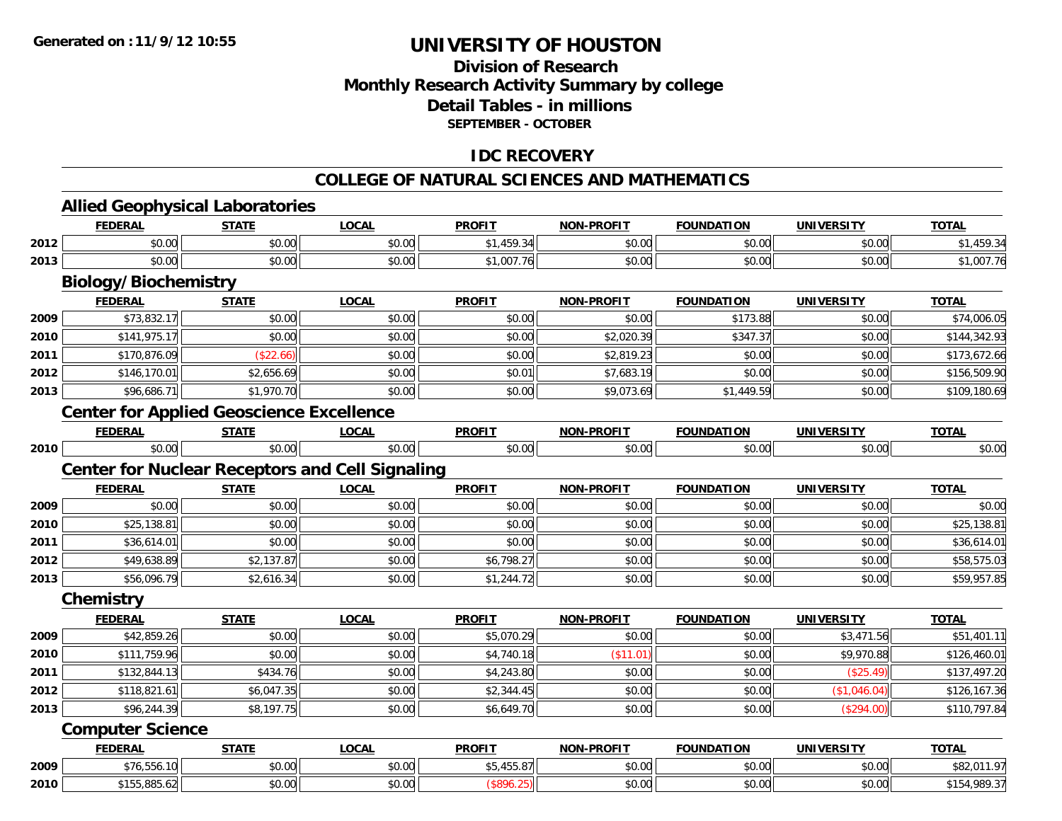# UNIVERSITY OF HOUSTON

## Division of Research
## Monthly Research Activity Summary by college
## Detail Tables - in millions
### SEPTEMBER - OCTOBER

## IDC RECOVERY

## COLLEGE OF NATURAL SCIENCES AND MATHEMATICS

### Allied Geophysical Laboratories

| | FEDERAL | STATE | LOCAL | PROFIT | NON-PROFIT | FOUNDATION | UNIVERSITY | TOTAL |
|---|---|---|---|---|---|---|---|---|
| 2012 | $0.00 | $0.00 | $0.00 | $1,459.34 | $0.00 | $0.00 | $0.00 | $1,459.34 |
| 2013 | $0.00 | $0.00 | $0.00 | $1,007.76 | $0.00 | $0.00 | $0.00 | $1,007.76 |

### Biology/Biochemistry

| | FEDERAL | STATE | LOCAL | PROFIT | NON-PROFIT | FOUNDATION | UNIVERSITY | TOTAL |
|---|---|---|---|---|---|---|---|---|
| 2009 | $73,832.17 | $0.00 | $0.00 | $0.00 | $0.00 | $173.88 | $0.00 | $74,006.05 |
| 2010 | $141,975.17 | $0.00 | $0.00 | $0.00 | $2,020.39 | $347.37 | $0.00 | $144,342.93 |
| 2011 | $170,876.09 | ($22.66) | $0.00 | $0.00 | $2,819.23 | $0.00 | $0.00 | $173,672.66 |
| 2012 | $146,170.01 | $2,656.69 | $0.00 | $0.01 | $7,683.19 | $0.00 | $0.00 | $156,509.90 |
| 2013 | $96,686.71 | $1,970.70 | $0.00 | $0.00 | $9,073.69 | $1,449.59 | $0.00 | $109,180.69 |

### Center for Applied Geoscience Excellence

| | FEDERAL | STATE | LOCAL | PROFIT | NON-PROFIT | FOUNDATION | UNIVERSITY | TOTAL |
|---|---|---|---|---|---|---|---|---|
| 2010 | $0.00 | $0.00 | $0.00 | $0.00 | $0.00 | $0.00 | $0.00 | $0.00 |

### Center for Nuclear Receptors and Cell Signaling

| | FEDERAL | STATE | LOCAL | PROFIT | NON-PROFIT | FOUNDATION | UNIVERSITY | TOTAL |
|---|---|---|---|---|---|---|---|---|
| 2009 | $0.00 | $0.00 | $0.00 | $0.00 | $0.00 | $0.00 | $0.00 | $0.00 |
| 2010 | $25,138.81 | $0.00 | $0.00 | $0.00 | $0.00 | $0.00 | $0.00 | $25,138.81 |
| 2011 | $36,614.01 | $0.00 | $0.00 | $0.00 | $0.00 | $0.00 | $0.00 | $36,614.01 |
| 2012 | $49,638.89 | $2,137.87 | $0.00 | $6,798.27 | $0.00 | $0.00 | $0.00 | $58,575.03 |
| 2013 | $56,096.79 | $2,616.34 | $0.00 | $1,244.72 | $0.00 | $0.00 | $0.00 | $59,957.85 |

### Chemistry

| | FEDERAL | STATE | LOCAL | PROFIT | NON-PROFIT | FOUNDATION | UNIVERSITY | TOTAL |
|---|---|---|---|---|---|---|---|---|
| 2009 | $42,859.26 | $0.00 | $0.00 | $5,070.29 | $0.00 | $0.00 | $3,471.56 | $51,401.11 |
| 2010 | $111,759.96 | $0.00 | $0.00 | $4,740.18 | ($11.01) | $0.00 | $9,970.88 | $126,460.01 |
| 2011 | $132,844.13 | $434.76 | $0.00 | $4,243.80 | $0.00 | $0.00 | ($25.49) | $137,497.20 |
| 2012 | $118,821.61 | $6,047.35 | $0.00 | $2,344.45 | $0.00 | $0.00 | ($1,046.04) | $126,167.36 |
| 2013 | $96,244.39 | $8,197.75 | $0.00 | $6,649.70 | $0.00 | $0.00 | ($294.00) | $110,797.84 |

### Computer Science

| | FEDERAL | STATE | LOCAL | PROFIT | NON-PROFIT | FOUNDATION | UNIVERSITY | TOTAL |
|---|---|---|---|---|---|---|---|---|
| 2009 | $76,556.10 | $0.00 | $0.00 | $5,455.87 | $0.00 | $0.00 | $0.00 | $82,011.97 |
| 2010 | $155,885.62 | $0.00 | $0.00 | ($896.25) | $0.00 | $0.00 | $0.00 | $154,989.37 |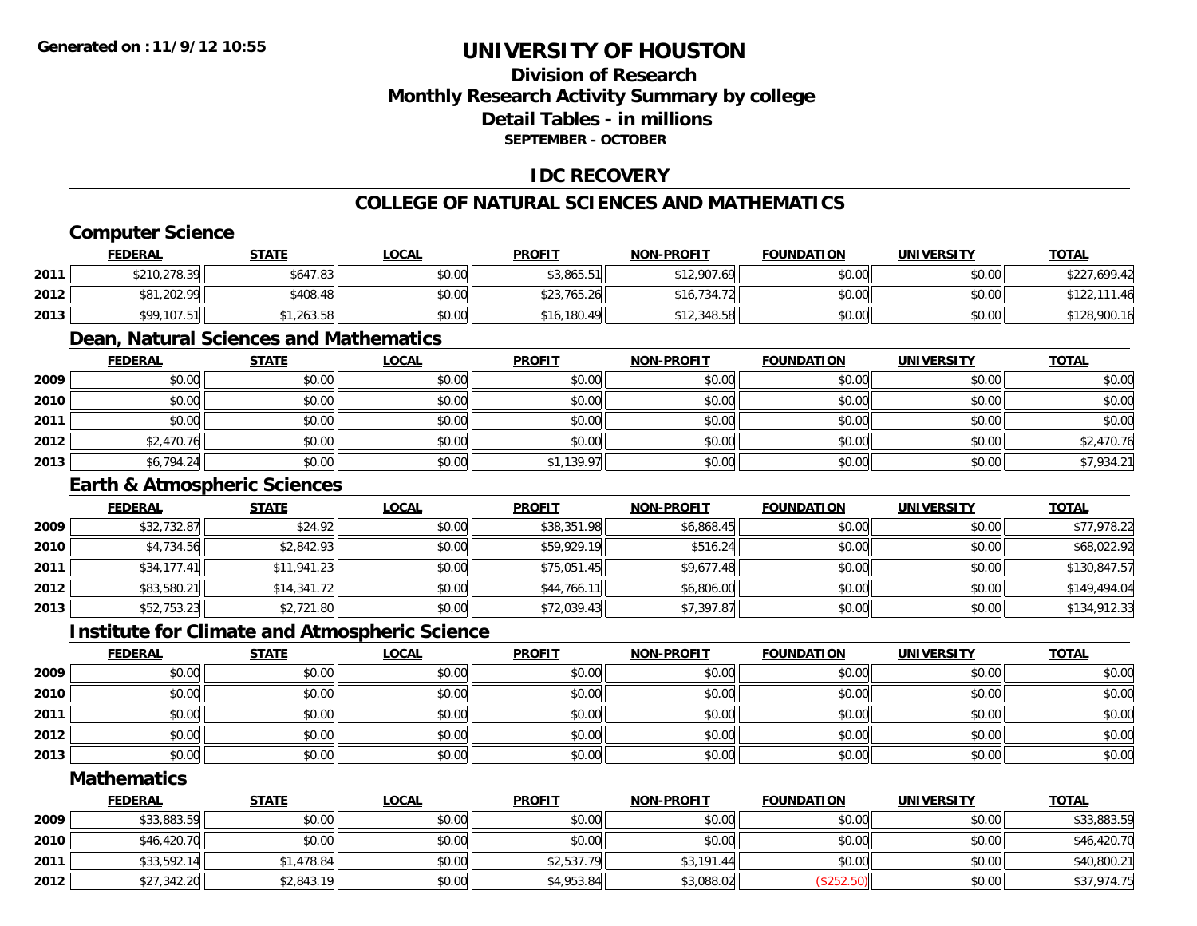**Generated on :11/9/12 10:55**

# UNIVERSITY OF HOUSTON

## Division of Research
## Monthly Research Activity Summary by college
## Detail Tables - in millions
**SEPTEMBER - OCTOBER**

## IDC RECOVERY

## COLLEGE OF NATURAL SCIENCES AND MATHEMATICS

### Computer Science

| | FEDERAL | STATE | LOCAL | PROFIT | NON-PROFIT | FOUNDATION | UNIVERSITY | TOTAL |
|---|---|---|---|---|---|---|---|---|
| 2011 | $210,278.39 | $647.83 | $0.00 | $3,865.51 | $12,907.69 | $0.00 | $0.00 | $227,699.42 |
| 2012 | $81,202.99 | $408.48 | $0.00 | $23,765.26 | $16,734.72 | $0.00 | $0.00 | $122,111.46 |
| 2013 | $99,107.51 | $1,263.58 | $0.00 | $16,180.49 | $12,348.58 | $0.00 | $0.00 | $128,900.16 |

### Dean, Natural Sciences and Mathematics

| | FEDERAL | STATE | LOCAL | PROFIT | NON-PROFIT | FOUNDATION | UNIVERSITY | TOTAL |
|---|---|---|---|---|---|---|---|---|
| 2009 | $0.00 | $0.00 | $0.00 | $0.00 | $0.00 | $0.00 | $0.00 | $0.00 |
| 2010 | $0.00 | $0.00 | $0.00 | $0.00 | $0.00 | $0.00 | $0.00 | $0.00 |
| 2011 | $0.00 | $0.00 | $0.00 | $0.00 | $0.00 | $0.00 | $0.00 | $0.00 |
| 2012 | $2,470.76 | $0.00 | $0.00 | $0.00 | $0.00 | $0.00 | $0.00 | $2,470.76 |
| 2013 | $6,794.24 | $0.00 | $0.00 | $1,139.97 | $0.00 | $0.00 | $0.00 | $7,934.21 |

### Earth & Atmospheric Sciences

| | FEDERAL | STATE | LOCAL | PROFIT | NON-PROFIT | FOUNDATION | UNIVERSITY | TOTAL |
|---|---|---|---|---|---|---|---|---|
| 2009 | $32,732.87 | $24.92 | $0.00 | $38,351.98 | $6,868.45 | $0.00 | $0.00 | $77,978.22 |
| 2010 | $4,734.56 | $2,842.93 | $0.00 | $59,929.19 | $516.24 | $0.00 | $0.00 | $68,022.92 |
| 2011 | $34,177.41 | $11,941.23 | $0.00 | $75,051.45 | $9,677.48 | $0.00 | $0.00 | $130,847.57 |
| 2012 | $83,580.21 | $14,341.72 | $0.00 | $44,766.11 | $6,806.00 | $0.00 | $0.00 | $149,494.04 |
| 2013 | $52,753.23 | $2,721.80 | $0.00 | $72,039.43 | $7,397.87 | $0.00 | $0.00 | $134,912.33 |

### Institute for Climate and Atmospheric Science

| | FEDERAL | STATE | LOCAL | PROFIT | NON-PROFIT | FOUNDATION | UNIVERSITY | TOTAL |
|---|---|---|---|---|---|---|---|---|
| 2009 | $0.00 | $0.00 | $0.00 | $0.00 | $0.00 | $0.00 | $0.00 | $0.00 |
| 2010 | $0.00 | $0.00 | $0.00 | $0.00 | $0.00 | $0.00 | $0.00 | $0.00 |
| 2011 | $0.00 | $0.00 | $0.00 | $0.00 | $0.00 | $0.00 | $0.00 | $0.00 |
| 2012 | $0.00 | $0.00 | $0.00 | $0.00 | $0.00 | $0.00 | $0.00 | $0.00 |
| 2013 | $0.00 | $0.00 | $0.00 | $0.00 | $0.00 | $0.00 | $0.00 | $0.00 |

### Mathematics

| | FEDERAL | STATE | LOCAL | PROFIT | NON-PROFIT | FOUNDATION | UNIVERSITY | TOTAL |
|---|---|---|---|---|---|---|---|---|
| 2009 | $33,883.59 | $0.00 | $0.00 | $0.00 | $0.00 | $0.00 | $0.00 | $33,883.59 |
| 2010 | $46,420.70 | $0.00 | $0.00 | $0.00 | $0.00 | $0.00 | $0.00 | $46,420.70 |
| 2011 | $33,592.14 | $1,478.84 | $0.00 | $2,537.79 | $3,191.44 | $0.00 | $0.00 | $40,800.21 |
| 2012 | $27,342.20 | $2,843.19 | $0.00 | $4,953.84 | $3,088.02 | ($252.50) | $0.00 | $37,974.75 |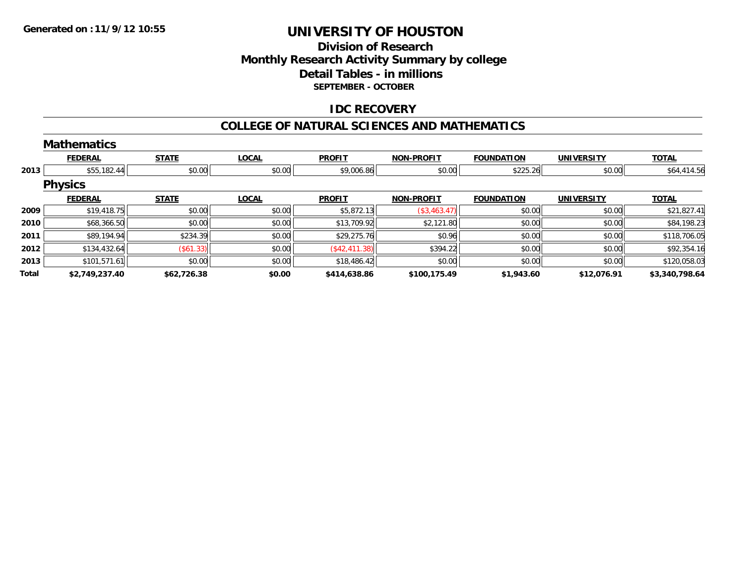Generated on :11/9/12 10:55

# UNIVERSITY OF HOUSTON

## Division of Research
## Monthly Research Activity Summary by college
## Detail Tables - in millions
### SEPTEMBER - OCTOBER

### IDC RECOVERY

### COLLEGE OF NATURAL SCIENCES AND MATHEMATICS

#### Mathematics

| | FEDERAL | STATE | LOCAL | PROFIT | NON-PROFIT | FOUNDATION | UNIVERSITY | TOTAL |
|---|---|---|---|---|---|---|---|---|
| 2013 | $55,182.44 | $0.00 | $0.00 | $9,006.86 | $0.00 | $225.26 | $0.00 | $64,414.56 |

#### Physics

| | FEDERAL | STATE | LOCAL | PROFIT | NON-PROFIT | FOUNDATION | UNIVERSITY | TOTAL |
|---|---|---|---|---|---|---|---|---|
| 2009 | $19,418.75 | $0.00 | $0.00 | $5,872.13 | ($3,463.47) | $0.00 | $0.00 | $21,827.41 |
| 2010 | $68,366.50 | $0.00 | $0.00 | $13,709.92 | $2,121.80 | $0.00 | $0.00 | $84,198.23 |
| 2011 | $89,194.94 | $234.39 | $0.00 | $29,275.76 | $0.96 | $0.00 | $0.00 | $118,706.05 |
| 2012 | $134,432.64 | ($61.33) | $0.00 | ($42,411.38) | $394.22 | $0.00 | $0.00 | $92,354.16 |
| 2013 | $101,571.61 | $0.00 | $0.00 | $18,486.42 | $0.00 | $0.00 | $0.00 | $120,058.03 |
| **Total** | **$2,749,237.40** | **$62,726.38** | **$0.00** | **$414,638.86** | **$100,175.49** | **$1,943.60** | **$12,076.91** | **$3,340,798.64** |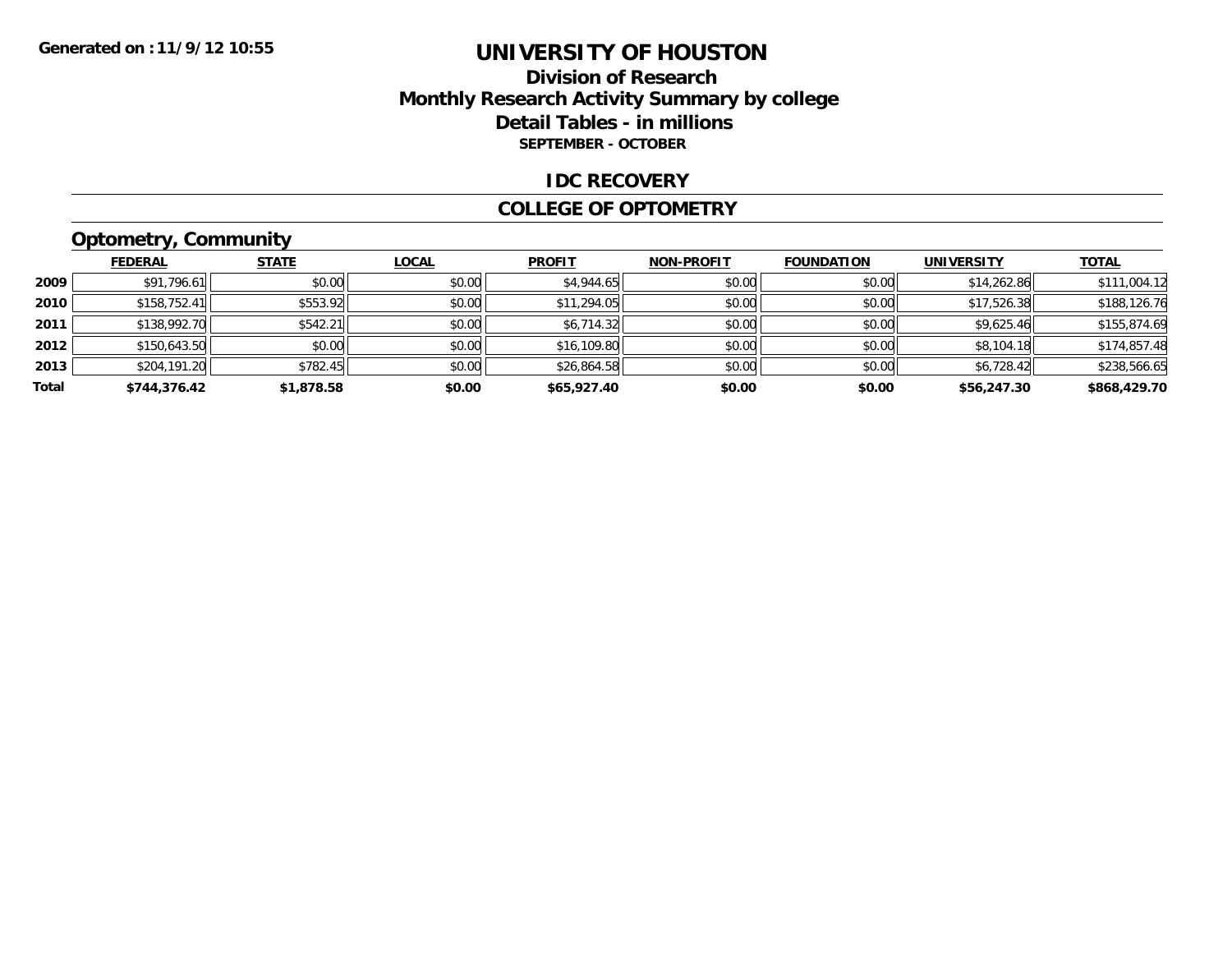Generated on :11/9/12 10:55

# UNIVERSITY OF HOUSTON

## Division of Research
## Monthly Research Activity Summary by college
## Detail Tables - in millions

**SEPTEMBER - OCTOBER**

### IDC RECOVERY

### COLLEGE OF OPTOMETRY

### Optometry, Community

| | FEDERAL | STATE | LOCAL | PROFIT | NON-PROFIT | FOUNDATION | UNIVERSITY | TOTAL |
|---|---|---|---|---|---|---|---|---|
| 2009 | $91,796.61 | $0.00 | $0.00 | $4,944.65 | $0.00 | $0.00 | $14,262.86 | $111,004.12 |
| 2010 | $158,752.41 | $553.92 | $0.00 | $11,294.05 | $0.00 | $0.00 | $17,526.38 | $188,126.76 |
| 2011 | $138,992.70 | $542.21 | $0.00 | $6,714.32 | $0.00 | $0.00 | $9,625.46 | $155,874.69 |
| 2012 | $150,643.50 | $0.00 | $0.00 | $16,109.80 | $0.00 | $0.00 | $8,104.18 | $174,857.48 |
| 2013 | $204,191.20 | $782.45 | $0.00 | $26,864.58 | $0.00 | $0.00 | $6,728.42 | $238,566.65 |
| **Total** | **$744,376.42** | **$1,878.58** | **$0.00** | **$65,927.40** | **$0.00** | **$0.00** | **$56,247.30** | **$868,429.70** |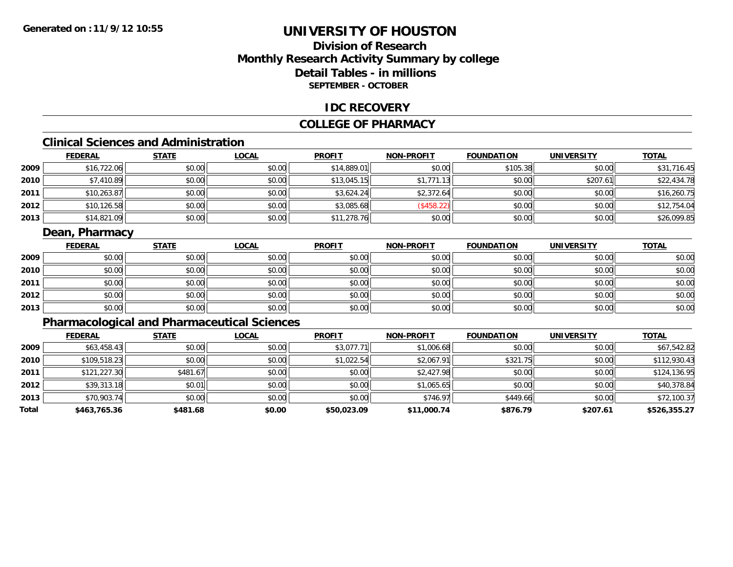Generated on :11/9/12 10:55

# UNIVERSITY OF HOUSTON

## Division of Research
## Monthly Research Activity Summary by college
## Detail Tables - in millions
### SEPTEMBER - OCTOBER

### IDC RECOVERY

### COLLEGE OF PHARMACY

#### Clinical Sciences and Administration

| | FEDERAL | STATE | LOCAL | PROFIT | NON-PROFIT | FOUNDATION | UNIVERSITY | TOTAL |
|---|---|---|---|---|---|---|---|---|
| 2009 | $16,722.06 | $0.00 | $0.00 | $14,889.01 | $0.00 | $105.38 | $0.00 | $31,716.45 |
| 2010 | $7,410.89 | $0.00 | $0.00 | $13,045.15 | $1,771.13 | $0.00 | $207.61 | $22,434.78 |
| 2011 | $10,263.87 | $0.00 | $0.00 | $3,624.24 | $2,372.64 | $0.00 | $0.00 | $16,260.75 |
| 2012 | $10,126.58 | $0.00 | $0.00 | $3,085.68 | ($458.22) | $0.00 | $0.00 | $12,754.04 |
| 2013 | $14,821.09 | $0.00 | $0.00 | $11,278.76 | $0.00 | $0.00 | $0.00 | $26,099.85 |

#### Dean, Pharmacy

| | FEDERAL | STATE | LOCAL | PROFIT | NON-PROFIT | FOUNDATION | UNIVERSITY | TOTAL |
|---|---|---|---|---|---|---|---|---|
| 2009 | $0.00 | $0.00 | $0.00 | $0.00 | $0.00 | $0.00 | $0.00 | $0.00 |
| 2010 | $0.00 | $0.00 | $0.00 | $0.00 | $0.00 | $0.00 | $0.00 | $0.00 |
| 2011 | $0.00 | $0.00 | $0.00 | $0.00 | $0.00 | $0.00 | $0.00 | $0.00 |
| 2012 | $0.00 | $0.00 | $0.00 | $0.00 | $0.00 | $0.00 | $0.00 | $0.00 |
| 2013 | $0.00 | $0.00 | $0.00 | $0.00 | $0.00 | $0.00 | $0.00 | $0.00 |

#### Pharmacological and Pharmaceutical Sciences

| | FEDERAL | STATE | LOCAL | PROFIT | NON-PROFIT | FOUNDATION | UNIVERSITY | TOTAL |
|---|---|---|---|---|---|---|---|---|
| 2009 | $63,458.43 | $0.00 | $0.00 | $3,077.71 | $1,006.68 | $0.00 | $0.00 | $67,542.82 |
| 2010 | $109,518.23 | $0.00 | $0.00 | $1,022.54 | $2,067.91 | $321.75 | $0.00 | $112,930.43 |
| 2011 | $121,227.30 | $481.67 | $0.00 | $0.00 | $2,427.98 | $0.00 | $0.00 | $124,136.95 |
| 2012 | $39,313.18 | $0.01 | $0.00 | $0.00 | $1,065.65 | $0.00 | $0.00 | $40,378.84 |
| 2013 | $70,903.74 | $0.00 | $0.00 | $0.00 | $746.97 | $449.66 | $0.00 | $72,100.37 |
| **Total** | **$463,765.36** | **$481.68** | **$0.00** | **$50,023.09** | **$11,000.74** | **$876.79** | **$207.61** | **$526,355.27** |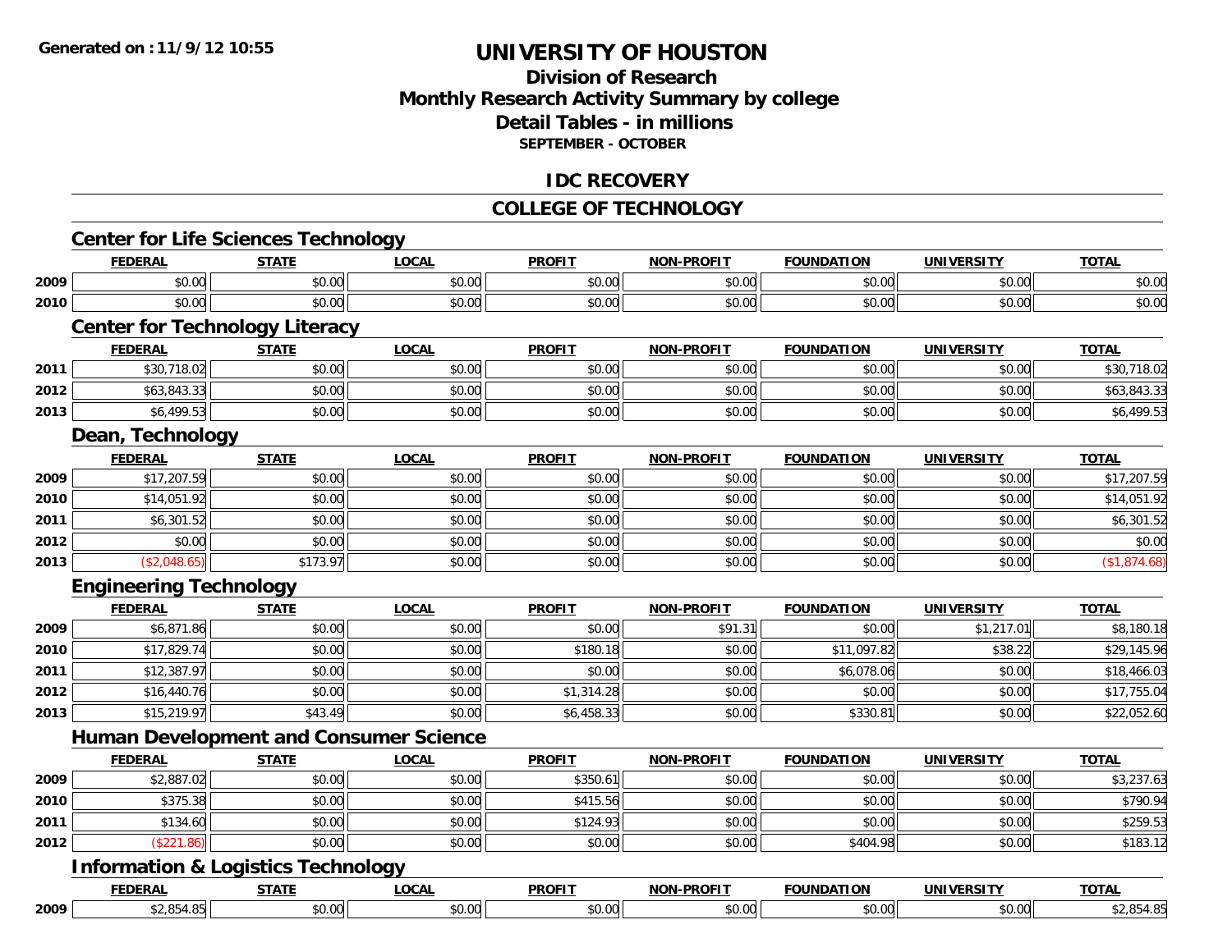# UNIVERSITY OF HOUSTON

## Division of Research
## Monthly Research Activity Summary by college
## Detail Tables - in millions
### SEPTEMBER - OCTOBER

## IDC RECOVERY

## COLLEGE OF TECHNOLOGY

### Center for Life Sciences Technology

| | FEDERAL | STATE | LOCAL | PROFIT | NON-PROFIT | FOUNDATION | UNIVERSITY | TOTAL |
|---|---|---|---|---|---|---|---|---|
| 2009 | $0.00 | $0.00 | $0.00 | $0.00 | $0.00 | $0.00 | $0.00 | $0.00 |
| 2010 | $0.00 | $0.00 | $0.00 | $0.00 | $0.00 | $0.00 | $0.00 | $0.00 |

### Center for Technology Literacy

| | FEDERAL | STATE | LOCAL | PROFIT | NON-PROFIT | FOUNDATION | UNIVERSITY | TOTAL |
|---|---|---|---|---|---|---|---|---|
| 2011 | $30,718.02 | $0.00 | $0.00 | $0.00 | $0.00 | $0.00 | $0.00 | $30,718.02 |
| 2012 | $63,843.33 | $0.00 | $0.00 | $0.00 | $0.00 | $0.00 | $0.00 | $63,843.33 |
| 2013 | $6,499.53 | $0.00 | $0.00 | $0.00 | $0.00 | $0.00 | $0.00 | $6,499.53 |

### Dean, Technology

| | FEDERAL | STATE | LOCAL | PROFIT | NON-PROFIT | FOUNDATION | UNIVERSITY | TOTAL |
|---|---|---|---|---|---|---|---|---|
| 2009 | $17,207.59 | $0.00 | $0.00 | $0.00 | $0.00 | $0.00 | $0.00 | $17,207.59 |
| 2010 | $14,051.92 | $0.00 | $0.00 | $0.00 | $0.00 | $0.00 | $0.00 | $14,051.92 |
| 2011 | $6,301.52 | $0.00 | $0.00 | $0.00 | $0.00 | $0.00 | $0.00 | $6,301.52 |
| 2012 | $0.00 | $0.00 | $0.00 | $0.00 | $0.00 | $0.00 | $0.00 | $0.00 |
| 2013 | ($2,048.65) | $173.97 | $0.00 | $0.00 | $0.00 | $0.00 | $0.00 | ($1,874.68) |

### Engineering Technology

| | FEDERAL | STATE | LOCAL | PROFIT | NON-PROFIT | FOUNDATION | UNIVERSITY | TOTAL |
|---|---|---|---|---|---|---|---|---|
| 2009 | $6,871.86 | $0.00 | $0.00 | $0.00 | $91.31 | $0.00 | $1,217.01 | $8,180.18 |
| 2010 | $17,829.74 | $0.00 | $0.00 | $180.18 | $0.00 | $11,097.82 | $38.22 | $29,145.96 |
| 2011 | $12,387.97 | $0.00 | $0.00 | $0.00 | $0.00 | $6,078.06 | $0.00 | $18,466.03 |
| 2012 | $16,440.76 | $0.00 | $0.00 | $1,314.28 | $0.00 | $0.00 | $0.00 | $17,755.04 |
| 2013 | $15,219.97 | $43.49 | $0.00 | $6,458.33 | $0.00 | $330.81 | $0.00 | $22,052.60 |

### Human Development and Consumer Science

| | FEDERAL | STATE | LOCAL | PROFIT | NON-PROFIT | FOUNDATION | UNIVERSITY | TOTAL |
|---|---|---|---|---|---|---|---|---|
| 2009 | $2,887.02 | $0.00 | $0.00 | $350.61 | $0.00 | $0.00 | $0.00 | $3,237.63 |
| 2010 | $375.38 | $0.00 | $0.00 | $415.56 | $0.00 | $0.00 | $0.00 | $790.94 |
| 2011 | $134.60 | $0.00 | $0.00 | $124.93 | $0.00 | $0.00 | $0.00 | $259.53 |
| 2012 | ($221.86) | $0.00 | $0.00 | $0.00 | $0.00 | $404.98 | $0.00 | $183.12 |

### Information & Logistics Technology

| | FEDERAL | STATE | LOCAL | PROFIT | NON-PROFIT | FOUNDATION | UNIVERSITY | TOTAL |
|---|---|---|---|---|---|---|---|---|
| 2009 | $2,854.85 | $0.00 | $0.00 | $0.00 | $0.00 | $0.00 | $0.00 | $2,854.85 |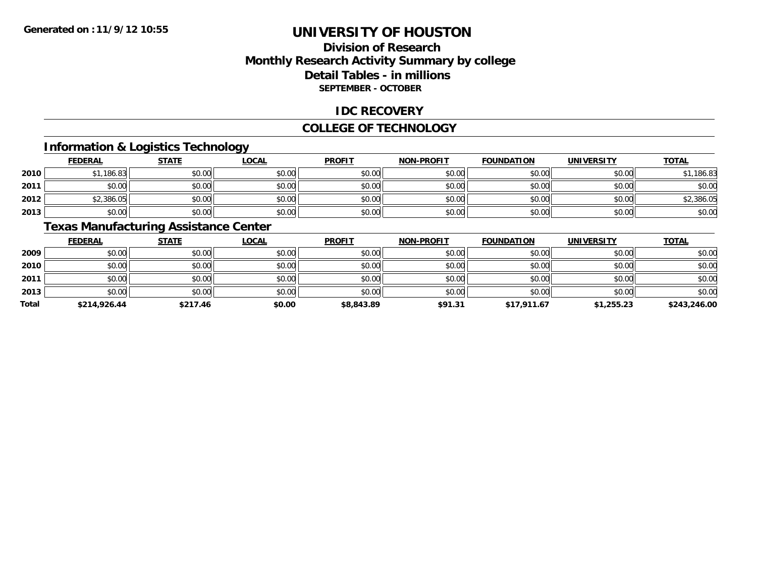# UNIVERSITY OF HOUSTON

## Division of Research
## Monthly Research Activity Summary by college
## Detail Tables - in millions
### SEPTEMBER - OCTOBER

Generated on : 11/9/12 10:55

## IDC RECOVERY

## COLLEGE OF TECHNOLOGY

### Information & Logistics Technology

| | FEDERAL | STATE | LOCAL | PROFIT | NON-PROFIT | FOUNDATION | UNIVERSITY | TOTAL |
|---|---|---|---|---|---|---|---|---|
| 2010 | $1,186.83 | $0.00 | $0.00 | $0.00 | $0.00 | $0.00 | $0.00 | $1,186.83 |
| 2011 | $0.00 | $0.00 | $0.00 | $0.00 | $0.00 | $0.00 | $0.00 | $0.00 |
| 2012 | $2,386.05 | $0.00 | $0.00 | $0.00 | $0.00 | $0.00 | $0.00 | $2,386.05 |
| 2013 | $0.00 | $0.00 | $0.00 | $0.00 | $0.00 | $0.00 | $0.00 | $0.00 |

### Texas Manufacturing Assistance Center

| | FEDERAL | STATE | LOCAL | PROFIT | NON-PROFIT | FOUNDATION | UNIVERSITY | TOTAL |
|---|---|---|---|---|---|---|---|---|
| 2009 | $0.00 | $0.00 | $0.00 | $0.00 | $0.00 | $0.00 | $0.00 | $0.00 |
| 2010 | $0.00 | $0.00 | $0.00 | $0.00 | $0.00 | $0.00 | $0.00 | $0.00 |
| 2011 | $0.00 | $0.00 | $0.00 | $0.00 | $0.00 | $0.00 | $0.00 | $0.00 |
| 2013 | $0.00 | $0.00 | $0.00 | $0.00 | $0.00 | $0.00 | $0.00 | $0.00 |
| **Total** | **$214,926.44** | **$217.46** | **$0.00** | **$8,843.89** | **$91.31** | **$17,911.67** | **$1,255.23** | **$243,246.00** |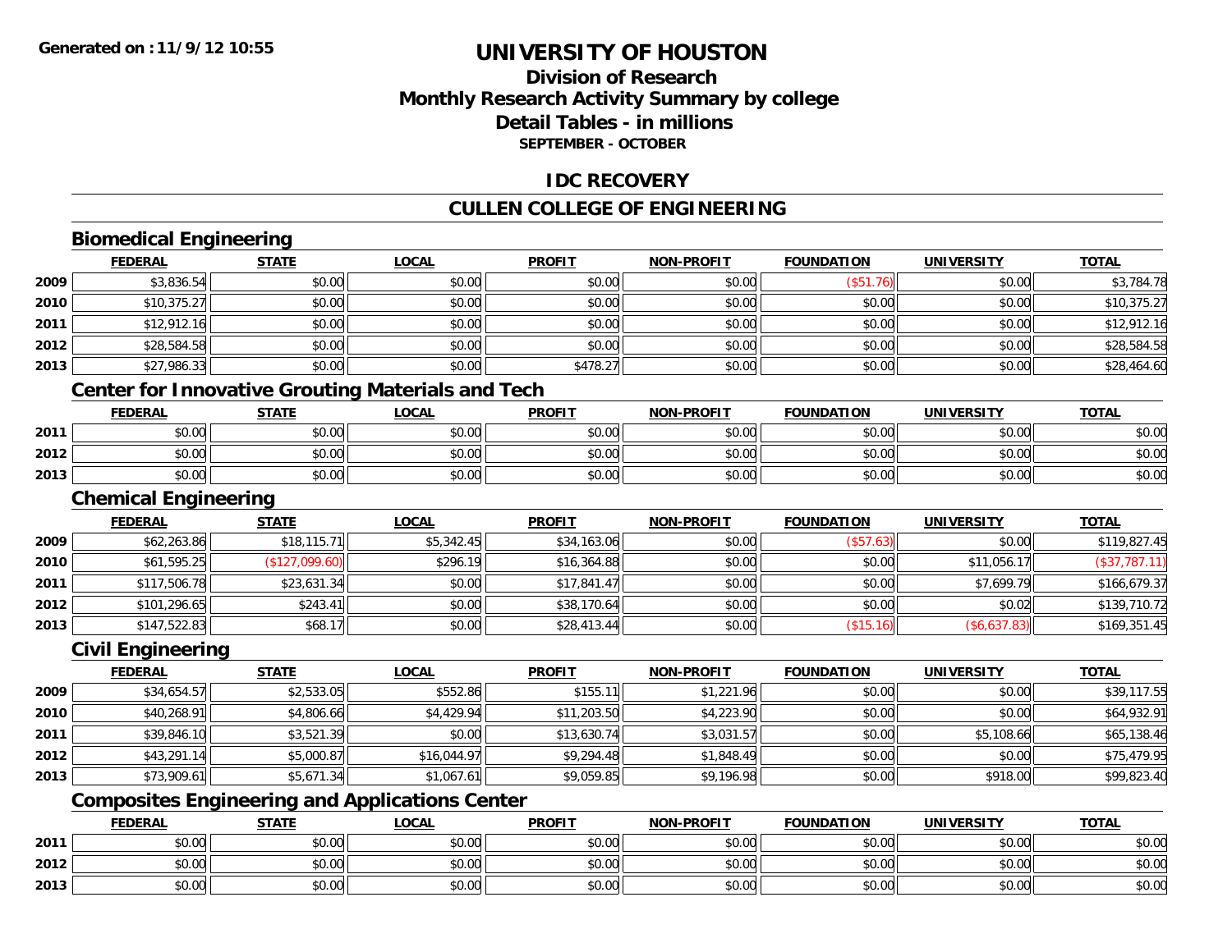# UNIVERSITY OF HOUSTON

## Division of Research
## Monthly Research Activity Summary by college
## Detail Tables - in millions
### SEPTEMBER - OCTOBER

## IDC RECOVERY

## CULLEN COLLEGE OF ENGINEERING

### Biomedical Engineering

| | FEDERAL | STATE | LOCAL | PROFIT | NON-PROFIT | FOUNDATION | UNIVERSITY | TOTAL |
|---|---|---|---|---|---|---|---|---|
| 2009 | $3,836.54 | $0.00 | $0.00 | $0.00 | $0.00 | ($51.76) | $0.00 | $3,784.78 |
| 2010 | $10,375.27 | $0.00 | $0.00 | $0.00 | $0.00 | $0.00 | $0.00 | $10,375.27 |
| 2011 | $12,912.16 | $0.00 | $0.00 | $0.00 | $0.00 | $0.00 | $0.00 | $12,912.16 |
| 2012 | $28,584.58 | $0.00 | $0.00 | $0.00 | $0.00 | $0.00 | $0.00 | $28,584.58 |
| 2013 | $27,986.33 | $0.00 | $0.00 | $478.27 | $0.00 | $0.00 | $0.00 | $28,464.60 |

### Center for Innovative Grouting Materials and Tech

| | FEDERAL | STATE | LOCAL | PROFIT | NON-PROFIT | FOUNDATION | UNIVERSITY | TOTAL |
|---|---|---|---|---|---|---|---|---|
| 2011 | $0.00 | $0.00 | $0.00 | $0.00 | $0.00 | $0.00 | $0.00 | $0.00 |
| 2012 | $0.00 | $0.00 | $0.00 | $0.00 | $0.00 | $0.00 | $0.00 | $0.00 |
| 2013 | $0.00 | $0.00 | $0.00 | $0.00 | $0.00 | $0.00 | $0.00 | $0.00 |

### Chemical Engineering

| | FEDERAL | STATE | LOCAL | PROFIT | NON-PROFIT | FOUNDATION | UNIVERSITY | TOTAL |
|---|---|---|---|---|---|---|---|---|
| 2009 | $62,263.86 | $18,115.71 | $5,342.45 | $34,163.06 | $0.00 | ($57.63) | $0.00 | $119,827.45 |
| 2010 | $61,595.25 | ($127,099.60) | $296.19 | $16,364.88 | $0.00 | $0.00 | $11,056.17 | ($37,787.11) |
| 2011 | $117,506.78 | $23,631.34 | $0.00 | $17,841.47 | $0.00 | $0.00 | $7,699.79 | $166,679.37 |
| 2012 | $101,296.65 | $243.41 | $0.00 | $38,170.64 | $0.00 | $0.00 | $0.02 | $139,710.72 |
| 2013 | $147,522.83 | $68.17 | $0.00 | $28,413.44 | $0.00 | ($15.16) | ($6,637.83) | $169,351.45 |

### Civil Engineering

| | FEDERAL | STATE | LOCAL | PROFIT | NON-PROFIT | FOUNDATION | UNIVERSITY | TOTAL |
|---|---|---|---|---|---|---|---|---|
| 2009 | $34,654.57 | $2,533.05 | $552.86 | $155.11 | $1,221.96 | $0.00 | $0.00 | $39,117.55 |
| 2010 | $40,268.91 | $4,806.66 | $4,429.94 | $11,203.50 | $4,223.90 | $0.00 | $0.00 | $64,932.91 |
| 2011 | $39,846.10 | $3,521.39 | $0.00 | $13,630.74 | $3,031.57 | $0.00 | $5,108.66 | $65,138.46 |
| 2012 | $43,291.14 | $5,000.87 | $16,044.97 | $9,294.48 | $1,848.49 | $0.00 | $0.00 | $75,479.95 |
| 2013 | $73,909.61 | $5,671.34 | $1,067.61 | $9,059.85 | $9,196.98 | $0.00 | $918.00 | $99,823.40 |

### Composites Engineering and Applications Center

| | FEDERAL | STATE | LOCAL | PROFIT | NON-PROFIT | FOUNDATION | UNIVERSITY | TOTAL |
|---|---|---|---|---|---|---|---|---|
| 2011 | $0.00 | $0.00 | $0.00 | $0.00 | $0.00 | $0.00 | $0.00 | $0.00 |
| 2012 | $0.00 | $0.00 | $0.00 | $0.00 | $0.00 | $0.00 | $0.00 | $0.00 |
| 2013 | $0.00 | $0.00 | $0.00 | $0.00 | $0.00 | $0.00 | $0.00 | $0.00 |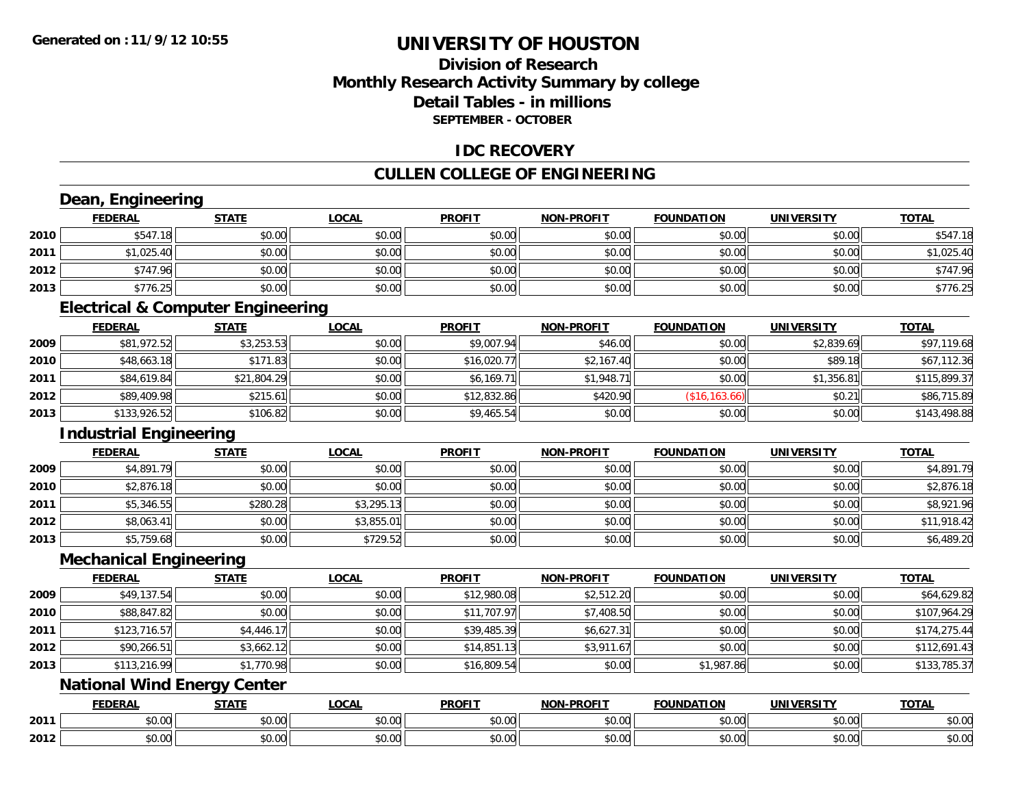**Generated on :11/9/12 10:55**

# UNIVERSITY OF HOUSTON

## Division of Research
## Monthly Research Activity Summary by college
## Detail Tables - in millions
### SEPTEMBER - OCTOBER

## IDC RECOVERY

## CULLEN COLLEGE OF ENGINEERING

### Dean, Engineering

| | FEDERAL | STATE | LOCAL | PROFIT | NON-PROFIT | FOUNDATION | UNIVERSITY | TOTAL |
|---|---|---|---|---|---|---|---|---|
| 2010 | $547.18 | $0.00 | $0.00 | $0.00 | $0.00 | $0.00 | $0.00 | $547.18 |
| 2011 | $1,025.40 | $0.00 | $0.00 | $0.00 | $0.00 | $0.00 | $0.00 | $1,025.40 |
| 2012 | $747.96 | $0.00 | $0.00 | $0.00 | $0.00 | $0.00 | $0.00 | $747.96 |
| 2013 | $776.25 | $0.00 | $0.00 | $0.00 | $0.00 | $0.00 | $0.00 | $776.25 |

### Electrical & Computer Engineering

| | FEDERAL | STATE | LOCAL | PROFIT | NON-PROFIT | FOUNDATION | UNIVERSITY | TOTAL |
|---|---|---|---|---|---|---|---|---|
| 2009 | $81,972.52 | $3,253.53 | $0.00 | $9,007.94 | $46.00 | $0.00 | $2,839.69 | $97,119.68 |
| 2010 | $48,663.18 | $171.83 | $0.00 | $16,020.77 | $2,167.40 | $0.00 | $89.18 | $67,112.36 |
| 2011 | $84,619.84 | $21,804.29 | $0.00 | $6,169.71 | $1,948.71 | $0.00 | $1,356.81 | $115,899.37 |
| 2012 | $89,409.98 | $215.61 | $0.00 | $12,832.86 | $420.90 | ($16,163.66) | $0.21 | $86,715.89 |
| 2013 | $133,926.52 | $106.82 | $0.00 | $9,465.54 | $0.00 | $0.00 | $0.00 | $143,498.88 |

### Industrial Engineering

| | FEDERAL | STATE | LOCAL | PROFIT | NON-PROFIT | FOUNDATION | UNIVERSITY | TOTAL |
|---|---|---|---|---|---|---|---|---|
| 2009 | $4,891.79 | $0.00 | $0.00 | $0.00 | $0.00 | $0.00 | $0.00 | $4,891.79 |
| 2010 | $2,876.18 | $0.00 | $0.00 | $0.00 | $0.00 | $0.00 | $0.00 | $2,876.18 |
| 2011 | $5,346.55 | $280.28 | $3,295.13 | $0.00 | $0.00 | $0.00 | $0.00 | $8,921.96 |
| 2012 | $8,063.41 | $0.00 | $3,855.01 | $0.00 | $0.00 | $0.00 | $0.00 | $11,918.42 |
| 2013 | $5,759.68 | $0.00 | $729.52 | $0.00 | $0.00 | $0.00 | $0.00 | $6,489.20 |

### Mechanical Engineering

| | FEDERAL | STATE | LOCAL | PROFIT | NON-PROFIT | FOUNDATION | UNIVERSITY | TOTAL |
|---|---|---|---|---|---|---|---|---|
| 2009 | $49,137.54 | $0.00 | $0.00 | $12,980.08 | $2,512.20 | $0.00 | $0.00 | $64,629.82 |
| 2010 | $88,847.82 | $0.00 | $0.00 | $11,707.97 | $7,408.50 | $0.00 | $0.00 | $107,964.29 |
| 2011 | $123,716.57 | $4,446.17 | $0.00 | $39,485.39 | $6,627.31 | $0.00 | $0.00 | $174,275.44 |
| 2012 | $90,266.51 | $3,662.12 | $0.00 | $14,851.13 | $3,911.67 | $0.00 | $0.00 | $112,691.43 |
| 2013 | $113,216.99 | $1,770.98 | $0.00 | $16,809.54 | $0.00 | $1,987.86 | $0.00 | $133,785.37 |

### National Wind Energy Center

| | FEDERAL | STATE | LOCAL | PROFIT | NON-PROFIT | FOUNDATION | UNIVERSITY | TOTAL |
|---|---|---|---|---|---|---|---|---|
| 2011 | $0.00 | $0.00 | $0.00 | $0.00 | $0.00 | $0.00 | $0.00 | $0.00 |
| 2012 | $0.00 | $0.00 | $0.00 | $0.00 | $0.00 | $0.00 | $0.00 | $0.00 |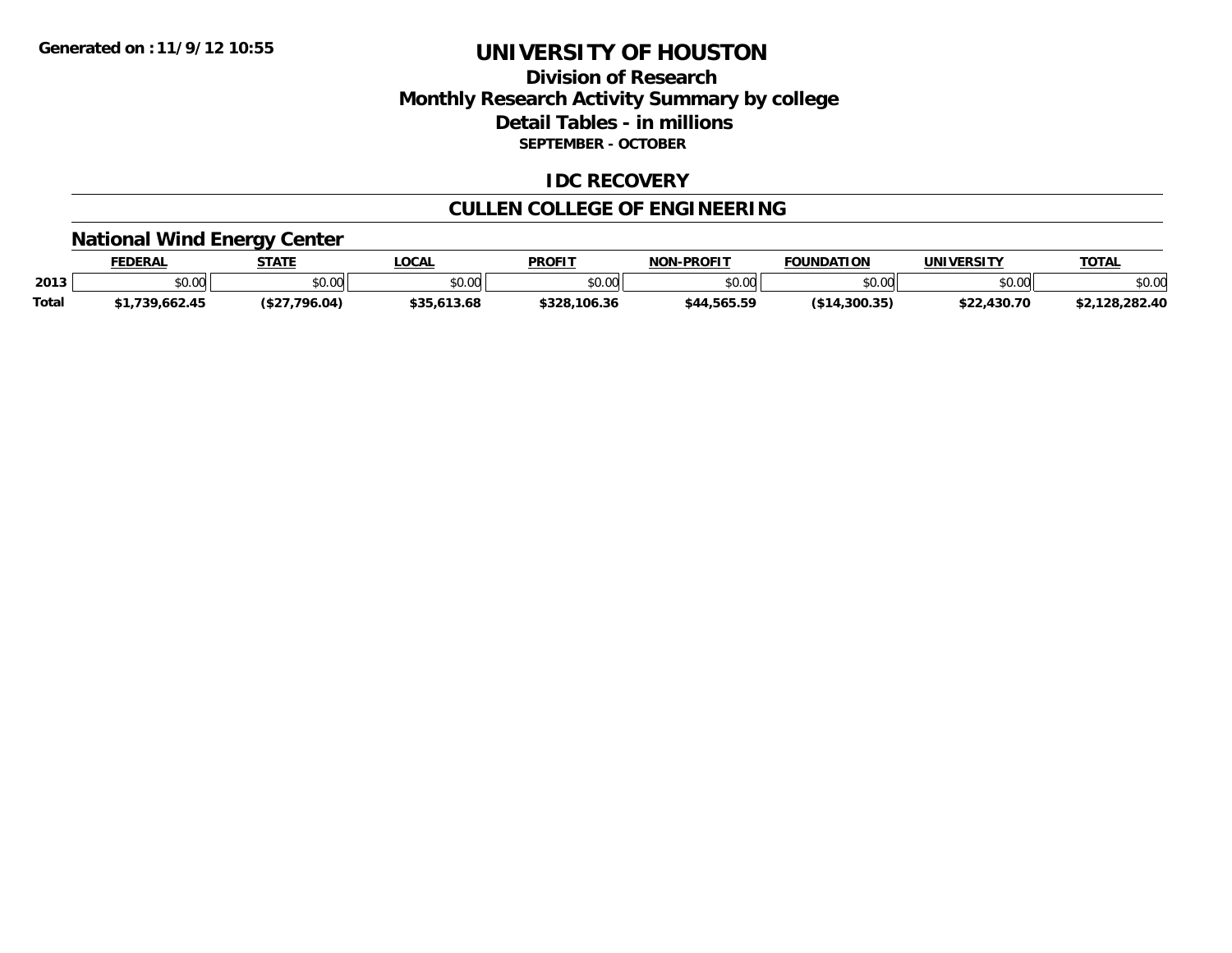**Generated on :11/9/12 10:55**

# UNIVERSITY OF HOUSTON

## Division of Research
## Monthly Research Activity Summary by college
## Detail Tables - in millions
### SEPTEMBER - OCTOBER

## IDC RECOVERY

## CULLEN COLLEGE OF ENGINEERING

### National Wind Energy Center

| | FEDERAL | STATE | LOCAL | PROFIT | NON-PROFIT | FOUNDATION | UNIVERSITY | TOTAL |
|---|---|---|---|---|---|---|---|---|
| 2013 | $0.00 | $0.00 | $0.00 | $0.00 | $0.00 | $0.00 | $0.00 | $0.00 |
| **Total** | **$1,739,662.45** | **($27,796.04)** | **$35,613.68** | **$328,106.36** | **$44,565.59** | **($14,300.35)** | **$22,430.70** | **$2,128,282.40** |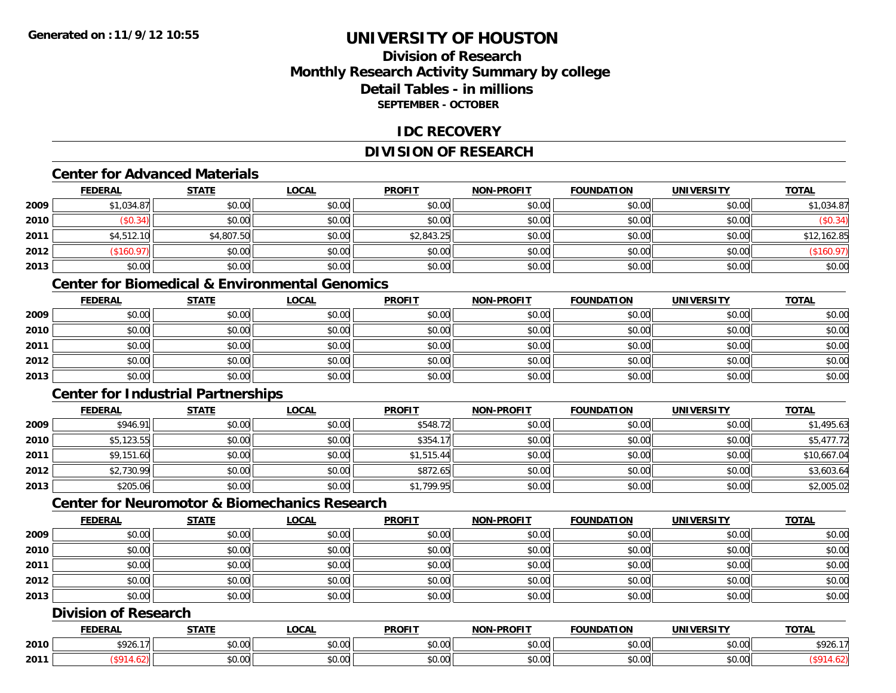**Generated on :11/9/12 10:55**

# UNIVERSITY OF HOUSTON

## Division of Research
## Monthly Research Activity Summary by college
## Detail Tables - in millions
### SEPTEMBER - OCTOBER

## IDC RECOVERY

## DIVISION OF RESEARCH

### Center for Advanced Materials

| | FEDERAL | STATE | LOCAL | PROFIT | NON-PROFIT | FOUNDATION | UNIVERSITY | TOTAL |
|---|---|---|---|---|---|---|---|---|
| 2009 | $1,034.87 | $0.00 | $0.00 | $0.00 | $0.00 | $0.00 | $0.00 | $1,034.87 |
| 2010 | ($0.34) | $0.00 | $0.00 | $0.00 | $0.00 | $0.00 | $0.00 | ($0.34) |
| 2011 | $4,512.10 | $4,807.50 | $0.00 | $2,843.25 | $0.00 | $0.00 | $0.00 | $12,162.85 |
| 2012 | ($160.97) | $0.00 | $0.00 | $0.00 | $0.00 | $0.00 | $0.00 | ($160.97) |
| 2013 | $0.00 | $0.00 | $0.00 | $0.00 | $0.00 | $0.00 | $0.00 | $0.00 |

### Center for Biomedical & Environmental Genomics

| | FEDERAL | STATE | LOCAL | PROFIT | NON-PROFIT | FOUNDATION | UNIVERSITY | TOTAL |
|---|---|---|---|---|---|---|---|---|
| 2009 | $0.00 | $0.00 | $0.00 | $0.00 | $0.00 | $0.00 | $0.00 | $0.00 |
| 2010 | $0.00 | $0.00 | $0.00 | $0.00 | $0.00 | $0.00 | $0.00 | $0.00 |
| 2011 | $0.00 | $0.00 | $0.00 | $0.00 | $0.00 | $0.00 | $0.00 | $0.00 |
| 2012 | $0.00 | $0.00 | $0.00 | $0.00 | $0.00 | $0.00 | $0.00 | $0.00 |
| 2013 | $0.00 | $0.00 | $0.00 | $0.00 | $0.00 | $0.00 | $0.00 | $0.00 |

### Center for Industrial Partnerships

| | FEDERAL | STATE | LOCAL | PROFIT | NON-PROFIT | FOUNDATION | UNIVERSITY | TOTAL |
|---|---|---|---|---|---|---|---|---|
| 2009 | $946.91 | $0.00 | $0.00 | $548.72 | $0.00 | $0.00 | $0.00 | $1,495.63 |
| 2010 | $5,123.55 | $0.00 | $0.00 | $354.17 | $0.00 | $0.00 | $0.00 | $5,477.72 |
| 2011 | $9,151.60 | $0.00 | $0.00 | $1,515.44 | $0.00 | $0.00 | $0.00 | $10,667.04 |
| 2012 | $2,730.99 | $0.00 | $0.00 | $872.65 | $0.00 | $0.00 | $0.00 | $3,603.64 |
| 2013 | $205.06 | $0.00 | $0.00 | $1,799.95 | $0.00 | $0.00 | $0.00 | $2,005.02 |

### Center for Neuromotor & Biomechanics Research

| | FEDERAL | STATE | LOCAL | PROFIT | NON-PROFIT | FOUNDATION | UNIVERSITY | TOTAL |
|---|---|---|---|---|---|---|---|---|
| 2009 | $0.00 | $0.00 | $0.00 | $0.00 | $0.00 | $0.00 | $0.00 | $0.00 |
| 2010 | $0.00 | $0.00 | $0.00 | $0.00 | $0.00 | $0.00 | $0.00 | $0.00 |
| 2011 | $0.00 | $0.00 | $0.00 | $0.00 | $0.00 | $0.00 | $0.00 | $0.00 |
| 2012 | $0.00 | $0.00 | $0.00 | $0.00 | $0.00 | $0.00 | $0.00 | $0.00 |
| 2013 | $0.00 | $0.00 | $0.00 | $0.00 | $0.00 | $0.00 | $0.00 | $0.00 |

### Division of Research

| | FEDERAL | STATE | LOCAL | PROFIT | NON-PROFIT | FOUNDATION | UNIVERSITY | TOTAL |
|---|---|---|---|---|---|---|---|---|
| 2010 | $926.17 | $0.00 | $0.00 | $0.00 | $0.00 | $0.00 | $0.00 | $926.17 |
| 2011 | ($914.62) | $0.00 | $0.00 | $0.00 | $0.00 | $0.00 | $0.00 | ($914.62) |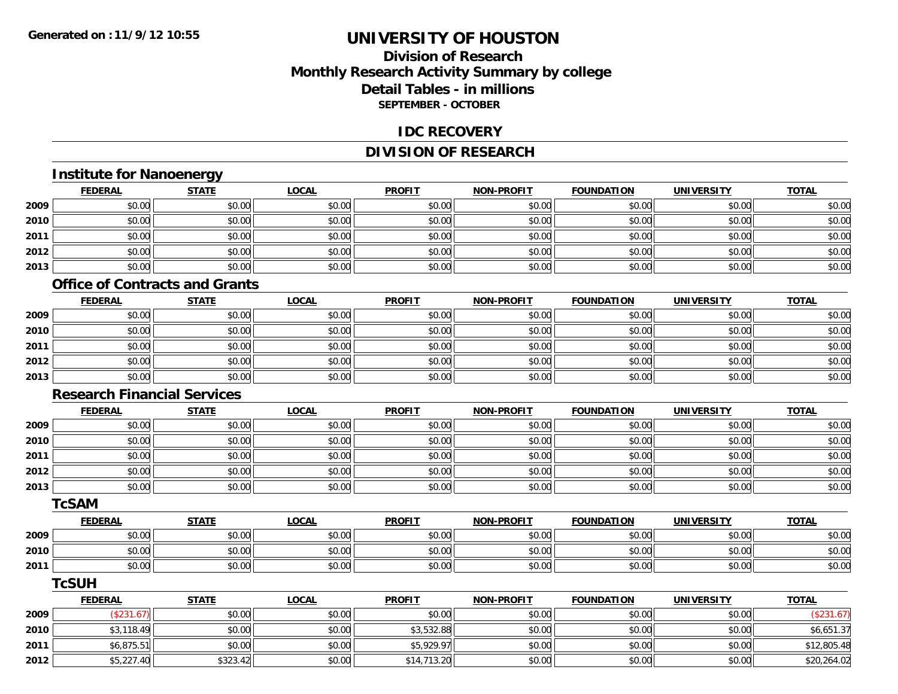# UNIVERSITY OF HOUSTON

## Division of Research
## Monthly Research Activity Summary by college
## Detail Tables - in millions
### SEPTEMBER - OCTOBER

## IDC RECOVERY

## DIVISION OF RESEARCH

### Institute for Nanoenergy

| | FEDERAL | STATE | LOCAL | PROFIT | NON-PROFIT | FOUNDATION | UNIVERSITY | TOTAL |
|---|---|---|---|---|---|---|---|---|
| 2009 | $0.00 | $0.00 | $0.00 | $0.00 | $0.00 | $0.00 | $0.00 | $0.00 |
| 2010 | $0.00 | $0.00 | $0.00 | $0.00 | $0.00 | $0.00 | $0.00 | $0.00 |
| 2011 | $0.00 | $0.00 | $0.00 | $0.00 | $0.00 | $0.00 | $0.00 | $0.00 |
| 2012 | $0.00 | $0.00 | $0.00 | $0.00 | $0.00 | $0.00 | $0.00 | $0.00 |
| 2013 | $0.00 | $0.00 | $0.00 | $0.00 | $0.00 | $0.00 | $0.00 | $0.00 |

### Office of Contracts and Grants

| | FEDERAL | STATE | LOCAL | PROFIT | NON-PROFIT | FOUNDATION | UNIVERSITY | TOTAL |
|---|---|---|---|---|---|---|---|---|
| 2009 | $0.00 | $0.00 | $0.00 | $0.00 | $0.00 | $0.00 | $0.00 | $0.00 |
| 2010 | $0.00 | $0.00 | $0.00 | $0.00 | $0.00 | $0.00 | $0.00 | $0.00 |
| 2011 | $0.00 | $0.00 | $0.00 | $0.00 | $0.00 | $0.00 | $0.00 | $0.00 |
| 2012 | $0.00 | $0.00 | $0.00 | $0.00 | $0.00 | $0.00 | $0.00 | $0.00 |
| 2013 | $0.00 | $0.00 | $0.00 | $0.00 | $0.00 | $0.00 | $0.00 | $0.00 |

### Research Financial Services

| | FEDERAL | STATE | LOCAL | PROFIT | NON-PROFIT | FOUNDATION | UNIVERSITY | TOTAL |
|---|---|---|---|---|---|---|---|---|
| 2009 | $0.00 | $0.00 | $0.00 | $0.00 | $0.00 | $0.00 | $0.00 | $0.00 |
| 2010 | $0.00 | $0.00 | $0.00 | $0.00 | $0.00 | $0.00 | $0.00 | $0.00 |
| 2011 | $0.00 | $0.00 | $0.00 | $0.00 | $0.00 | $0.00 | $0.00 | $0.00 |
| 2012 | $0.00 | $0.00 | $0.00 | $0.00 | $0.00 | $0.00 | $0.00 | $0.00 |
| 2013 | $0.00 | $0.00 | $0.00 | $0.00 | $0.00 | $0.00 | $0.00 | $0.00 |

### TcSAM

| | FEDERAL | STATE | LOCAL | PROFIT | NON-PROFIT | FOUNDATION | UNIVERSITY | TOTAL |
|---|---|---|---|---|---|---|---|---|
| 2009 | $0.00 | $0.00 | $0.00 | $0.00 | $0.00 | $0.00 | $0.00 | $0.00 |
| 2010 | $0.00 | $0.00 | $0.00 | $0.00 | $0.00 | $0.00 | $0.00 | $0.00 |
| 2011 | $0.00 | $0.00 | $0.00 | $0.00 | $0.00 | $0.00 | $0.00 | $0.00 |

### TcSUH

| | FEDERAL | STATE | LOCAL | PROFIT | NON-PROFIT | FOUNDATION | UNIVERSITY | TOTAL |
|---|---|---|---|---|---|---|---|---|
| 2009 | ($231.67) | $0.00 | $0.00 | $0.00 | $0.00 | $0.00 | $0.00 | ($231.67) |
| 2010 | $3,118.49 | $0.00 | $0.00 | $3,532.88 | $0.00 | $0.00 | $0.00 | $6,651.37 |
| 2011 | $6,875.51 | $0.00 | $0.00 | $5,929.97 | $0.00 | $0.00 | $0.00 | $12,805.48 |
| 2012 | $5,227.40 | $323.42 | $0.00 | $14,713.20 | $0.00 | $0.00 | $0.00 | $20,264.02 |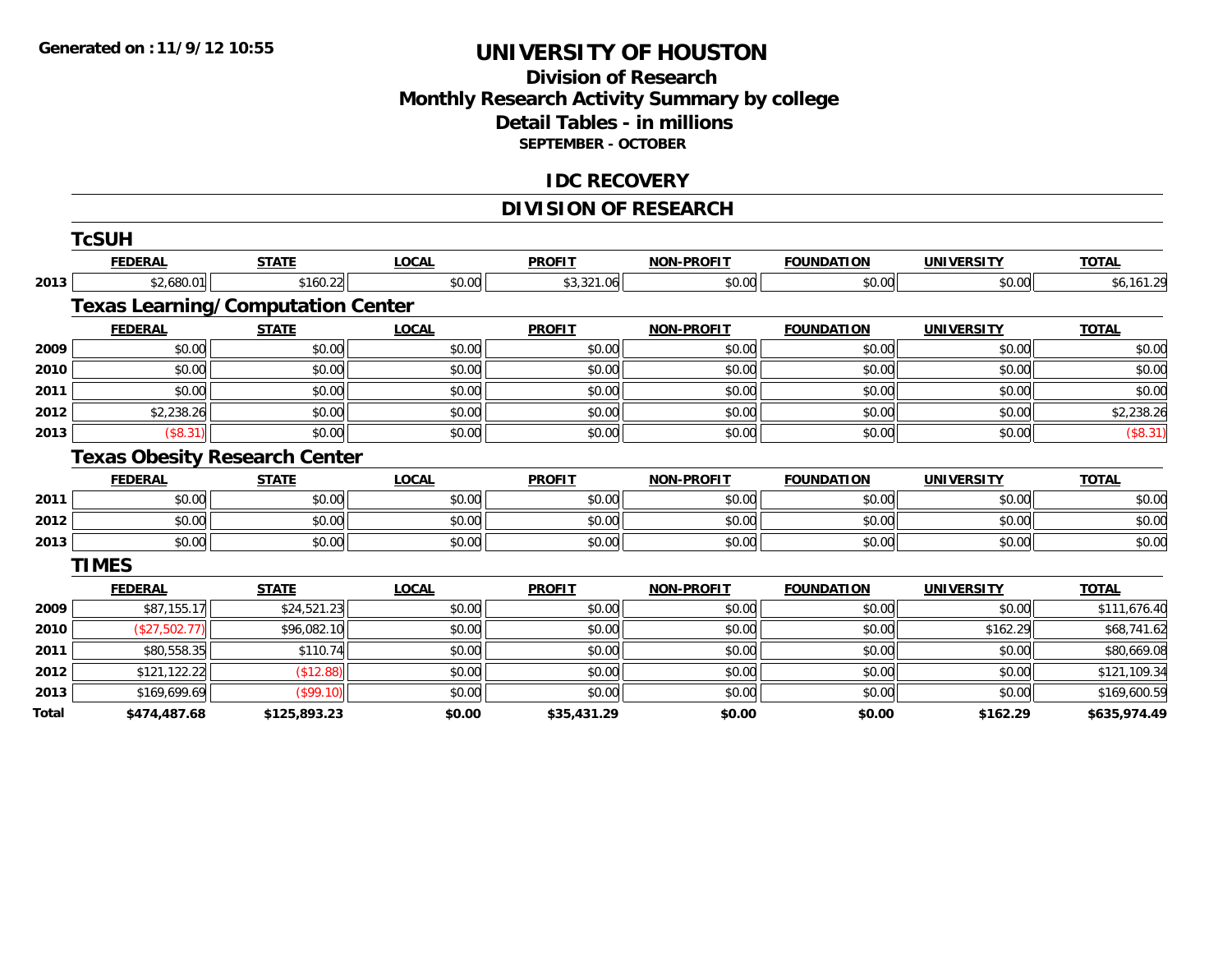Generated on :11/9/12 10:55

# UNIVERSITY OF HOUSTON

## Division of Research
## Monthly Research Activity Summary by college
## Detail Tables - in millions
### SEPTEMBER - OCTOBER

## IDC RECOVERY

## DIVISION OF RESEARCH

### TcSUH

| | FEDERAL | STATE | LOCAL | PROFIT | NON-PROFIT | FOUNDATION | UNIVERSITY | TOTAL |
|---|---|---|---|---|---|---|---|---|
| 2013 | $2,680.01 | $160.22 | $0.00 | $3,321.06 | $0.00 | $0.00 | $0.00 | $6,161.29 |

### Texas Learning/Computation Center

| | FEDERAL | STATE | LOCAL | PROFIT | NON-PROFIT | FOUNDATION | UNIVERSITY | TOTAL |
|---|---|---|---|---|---|---|---|---|
| 2009 | $0.00 | $0.00 | $0.00 | $0.00 | $0.00 | $0.00 | $0.00 | $0.00 |
| 2010 | $0.00 | $0.00 | $0.00 | $0.00 | $0.00 | $0.00 | $0.00 | $0.00 |
| 2011 | $0.00 | $0.00 | $0.00 | $0.00 | $0.00 | $0.00 | $0.00 | $0.00 |
| 2012 | $2,238.26 | $0.00 | $0.00 | $0.00 | $0.00 | $0.00 | $0.00 | $2,238.26 |
| 2013 | ($8.31) | $0.00 | $0.00 | $0.00 | $0.00 | $0.00 | $0.00 | ($8.31) |

### Texas Obesity Research Center

| | FEDERAL | STATE | LOCAL | PROFIT | NON-PROFIT | FOUNDATION | UNIVERSITY | TOTAL |
|---|---|---|---|---|---|---|---|---|
| 2011 | $0.00 | $0.00 | $0.00 | $0.00 | $0.00 | $0.00 | $0.00 | $0.00 |
| 2012 | $0.00 | $0.00 | $0.00 | $0.00 | $0.00 | $0.00 | $0.00 | $0.00 |
| 2013 | $0.00 | $0.00 | $0.00 | $0.00 | $0.00 | $0.00 | $0.00 | $0.00 |

### TIMES

| | FEDERAL | STATE | LOCAL | PROFIT | NON-PROFIT | FOUNDATION | UNIVERSITY | TOTAL |
|---|---|---|---|---|---|---|---|---|
| 2009 | $87,155.17 | $24,521.23 | $0.00 | $0.00 | $0.00 | $0.00 | $0.00 | $111,676.40 |
| 2010 | ($27,502.77) | $96,082.10 | $0.00 | $0.00 | $0.00 | $0.00 | $162.29 | $68,741.62 |
| 2011 | $80,558.35 | $110.74 | $0.00 | $0.00 | $0.00 | $0.00 | $0.00 | $80,669.08 |
| 2012 | $121,122.22 | ($12.88) | $0.00 | $0.00 | $0.00 | $0.00 | $0.00 | $121,109.34 |
| 2013 | $169,699.69 | ($99.10) | $0.00 | $0.00 | $0.00 | $0.00 | $0.00 | $169,600.59 |
| **Total** | **$474,487.68** | **$125,893.23** | **$0.00** | **$35,431.29** | **$0.00** | **$0.00** | **$162.29** | **$635,974.49** |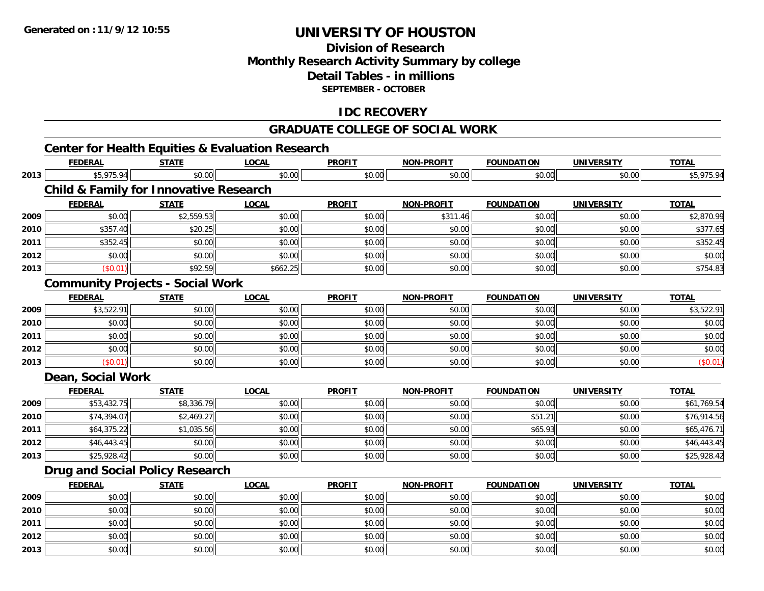# UNIVERSITY OF HOUSTON

## Division of Research
## Monthly Research Activity Summary by college
## Detail Tables - in millions
### SEPTEMBER - OCTOBER

## IDC RECOVERY

## GRADUATE COLLEGE OF SOCIAL WORK

### Center for Health Equities & Evaluation Research

| | FEDERAL | STATE | LOCAL | PROFIT | NON-PROFIT | FOUNDATION | UNIVERSITY | TOTAL |
|---|---|---|---|---|---|---|---|---|
| 2013 | $5,975.94 | $0.00 | $0.00 | $0.00 | $0.00 | $0.00 | $0.00 | $5,975.94 |

### Child & Family for Innovative Research

| | FEDERAL | STATE | LOCAL | PROFIT | NON-PROFIT | FOUNDATION | UNIVERSITY | TOTAL |
|---|---|---|---|---|---|---|---|---|
| 2009 | $0.00 | $2,559.53 | $0.00 | $0.00 | $311.46 | $0.00 | $0.00 | $2,870.99 |
| 2010 | $357.40 | $20.25 | $0.00 | $0.00 | $0.00 | $0.00 | $0.00 | $377.65 |
| 2011 | $352.45 | $0.00 | $0.00 | $0.00 | $0.00 | $0.00 | $0.00 | $352.45 |
| 2012 | $0.00 | $0.00 | $0.00 | $0.00 | $0.00 | $0.00 | $0.00 | $0.00 |
| 2013 | ($0.01) | $92.59 | $662.25 | $0.00 | $0.00 | $0.00 | $0.00 | $754.83 |

### Community Projects - Social Work

| | FEDERAL | STATE | LOCAL | PROFIT | NON-PROFIT | FOUNDATION | UNIVERSITY | TOTAL |
|---|---|---|---|---|---|---|---|---|
| 2009 | $3,522.91 | $0.00 | $0.00 | $0.00 | $0.00 | $0.00 | $0.00 | $3,522.91 |
| 2010 | $0.00 | $0.00 | $0.00 | $0.00 | $0.00 | $0.00 | $0.00 | $0.00 |
| 2011 | $0.00 | $0.00 | $0.00 | $0.00 | $0.00 | $0.00 | $0.00 | $0.00 |
| 2012 | $0.00 | $0.00 | $0.00 | $0.00 | $0.00 | $0.00 | $0.00 | $0.00 |
| 2013 | ($0.01) | $0.00 | $0.00 | $0.00 | $0.00 | $0.00 | $0.00 | ($0.01) |

### Dean, Social Work

| | FEDERAL | STATE | LOCAL | PROFIT | NON-PROFIT | FOUNDATION | UNIVERSITY | TOTAL |
|---|---|---|---|---|---|---|---|---|
| 2009 | $53,432.75 | $8,336.79 | $0.00 | $0.00 | $0.00 | $0.00 | $0.00 | $61,769.54 |
| 2010 | $74,394.07 | $2,469.27 | $0.00 | $0.00 | $0.00 | $51.21 | $0.00 | $76,914.56 |
| 2011 | $64,375.22 | $1,035.56 | $0.00 | $0.00 | $0.00 | $65.93 | $0.00 | $65,476.71 |
| 2012 | $46,443.45 | $0.00 | $0.00 | $0.00 | $0.00 | $0.00 | $0.00 | $46,443.45 |
| 2013 | $25,928.42 | $0.00 | $0.00 | $0.00 | $0.00 | $0.00 | $0.00 | $25,928.42 |

### Drug and Social Policy Research

| | FEDERAL | STATE | LOCAL | PROFIT | NON-PROFIT | FOUNDATION | UNIVERSITY | TOTAL |
|---|---|---|---|---|---|---|---|---|
| 2009 | $0.00 | $0.00 | $0.00 | $0.00 | $0.00 | $0.00 | $0.00 | $0.00 |
| 2010 | $0.00 | $0.00 | $0.00 | $0.00 | $0.00 | $0.00 | $0.00 | $0.00 |
| 2011 | $0.00 | $0.00 | $0.00 | $0.00 | $0.00 | $0.00 | $0.00 | $0.00 |
| 2012 | $0.00 | $0.00 | $0.00 | $0.00 | $0.00 | $0.00 | $0.00 | $0.00 |
| 2013 | $0.00 | $0.00 | $0.00 | $0.00 | $0.00 | $0.00 | $0.00 | $0.00 |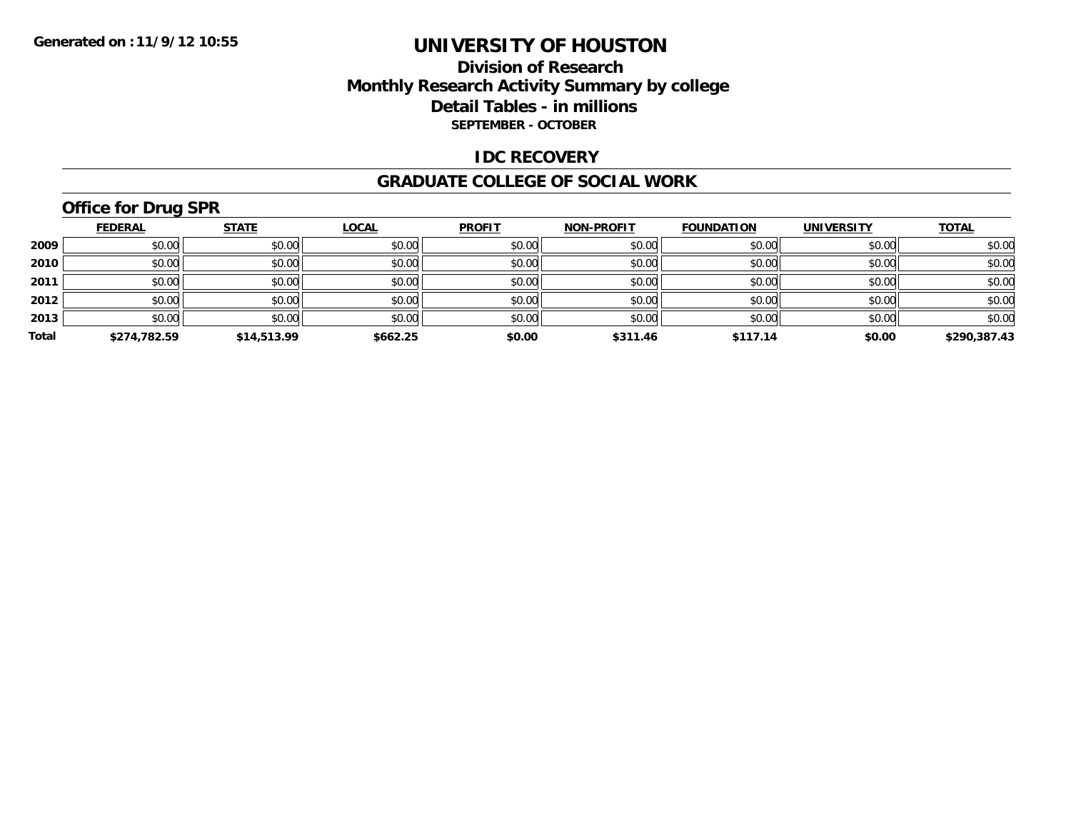**Generated on :11/9/12 10:55**

# UNIVERSITY OF HOUSTON

## Division of Research
## Monthly Research Activity Summary by college
## Detail Tables - in millions
### SEPTEMBER - OCTOBER

### IDC RECOVERY

### GRADUATE COLLEGE OF SOCIAL WORK

### Office for Drug SPR

| | FEDERAL | STATE | LOCAL | PROFIT | NON-PROFIT | FOUNDATION | UNIVERSITY | TOTAL |
|---|---|---|---|---|---|---|---|---|
| 2009 | $0.00 | $0.00 | $0.00 | $0.00 | $0.00 | $0.00 | $0.00 | $0.00 |
| 2010 | $0.00 | $0.00 | $0.00 | $0.00 | $0.00 | $0.00 | $0.00 | $0.00 |
| 2011 | $0.00 | $0.00 | $0.00 | $0.00 | $0.00 | $0.00 | $0.00 | $0.00 |
| 2012 | $0.00 | $0.00 | $0.00 | $0.00 | $0.00 | $0.00 | $0.00 | $0.00 |
| 2013 | $0.00 | $0.00 | $0.00 | $0.00 | $0.00 | $0.00 | $0.00 | $0.00 |
| **Total** | **$274,782.59** | **$14,513.99** | **$662.25** | **$0.00** | **$311.46** | **$117.14** | **$0.00** | **$290,387.43** |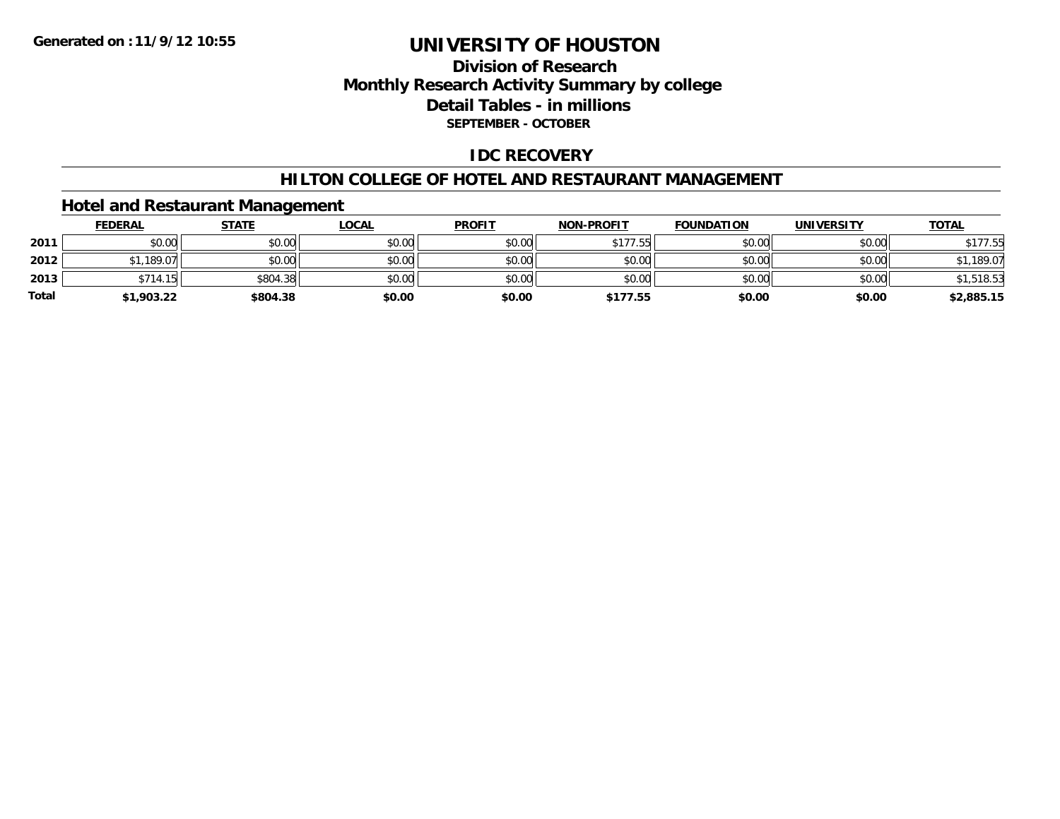**Generated on :11/9/12 10:55**

# UNIVERSITY OF HOUSTON

## Division of Research
## Monthly Research Activity Summary by college
## Detail Tables - in millions
**SEPTEMBER - OCTOBER**

## IDC RECOVERY

## HILTON COLLEGE OF HOTEL AND RESTAURANT MANAGEMENT

### Hotel and Restaurant Management

| | FEDERAL | STATE | LOCAL | PROFIT | NON-PROFIT | FOUNDATION | UNIVERSITY | TOTAL |
|---|---|---|---|---|---|---|---|---|
| 2011 | $0.00 | $0.00 | $0.00 | $0.00 | $177.55 | $0.00 | $0.00 | $177.55 |
| 2012 | $1,189.07 | $0.00 | $0.00 | $0.00 | $0.00 | $0.00 | $0.00 | $1,189.07 |
| 2013 | $714.15 | $804.38 | $0.00 | $0.00 | $0.00 | $0.00 | $0.00 | $1,518.53 |
| **Total** | **$1,903.22** | **$804.38** | **$0.00** | **$0.00** | **$177.55** | **$0.00** | **$0.00** | **$2,885.15** |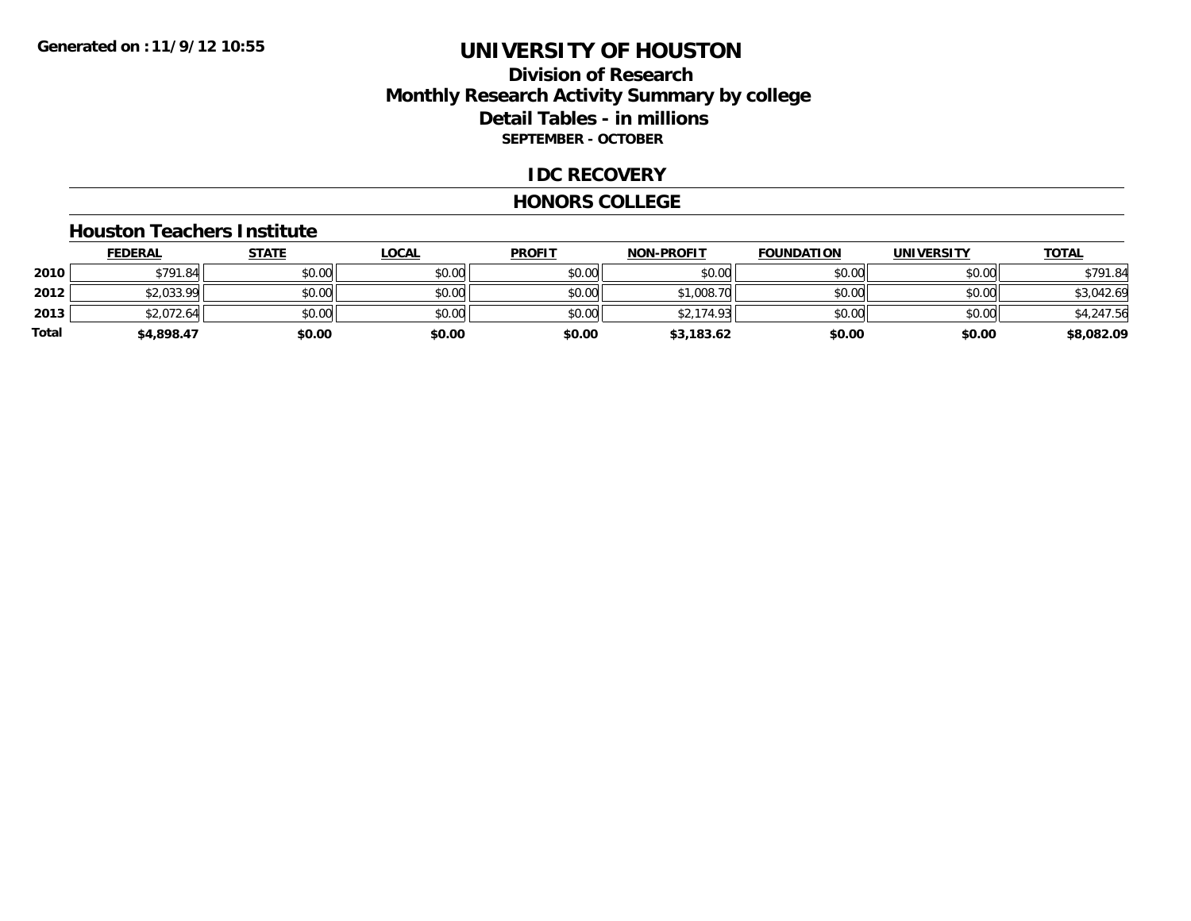Generated on :11/9/12 10:55

# UNIVERSITY OF HOUSTON

## Division of Research
## Monthly Research Activity Summary by college
## Detail Tables - in millions
### SEPTEMBER - OCTOBER

## IDC RECOVERY

## HONORS COLLEGE

### Houston Teachers Institute

| | FEDERAL | STATE | LOCAL | PROFIT | NON-PROFIT | FOUNDATION | UNIVERSITY | TOTAL |
|---|---|---|---|---|---|---|---|---|
| 2010 | $791.84 | $0.00 | $0.00 | $0.00 | $0.00 | $0.00 | $0.00 | $791.84 |
| 2012 | $2,033.99 | $0.00 | $0.00 | $0.00 | $1,008.70 | $0.00 | $0.00 | $3,042.69 |
| 2013 | $2,072.64 | $0.00 | $0.00 | $0.00 | $2,174.93 | $0.00 | $0.00 | $4,247.56 |
| **Total** | **$4,898.47** | **$0.00** | **$0.00** | **$0.00** | **$3,183.62** | **$0.00** | **$0.00** | **$8,082.09** |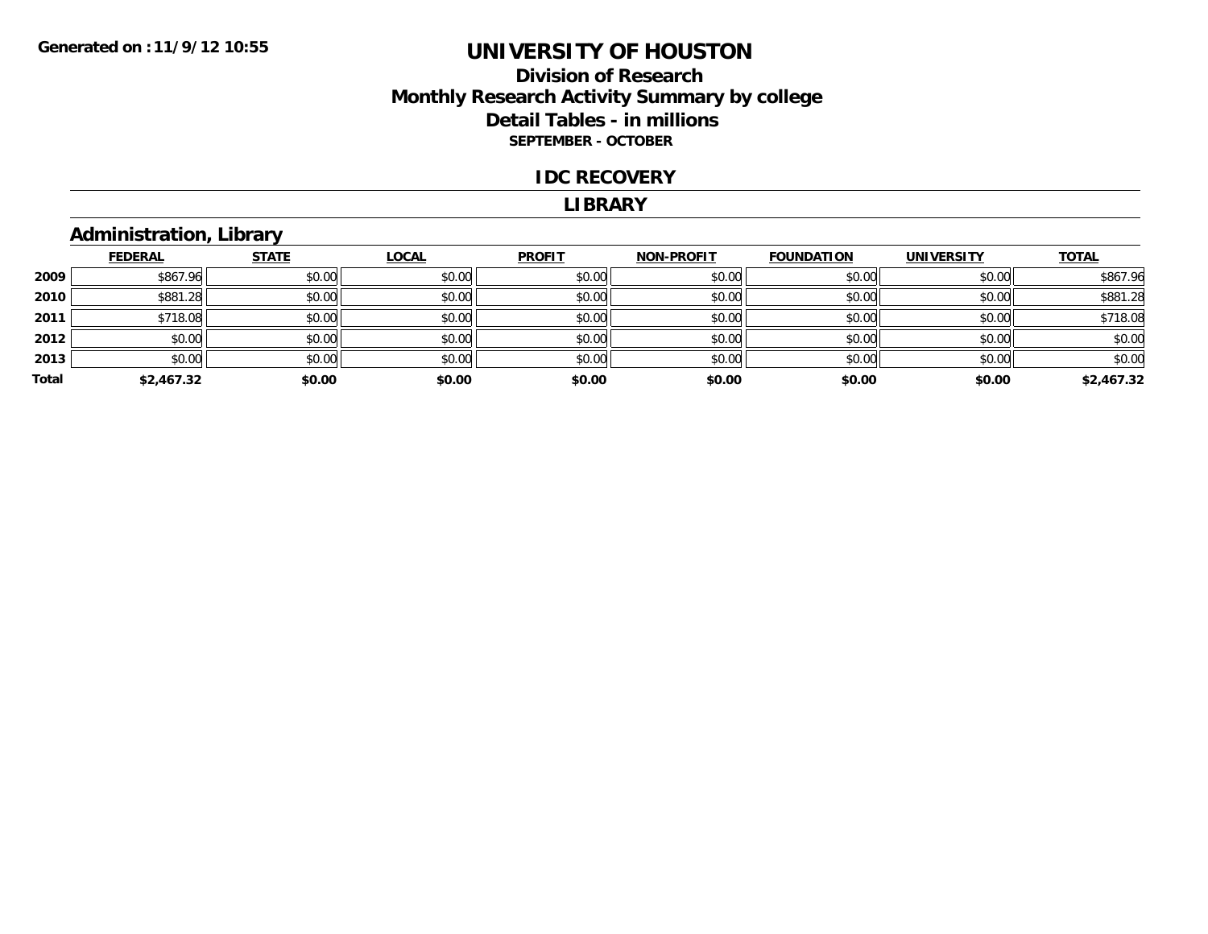**Generated on :11/9/12 10:55**

# UNIVERSITY OF HOUSTON

## Division of Research
## Monthly Research Activity Summary by college
## Detail Tables - in millions
### SEPTEMBER - OCTOBER

### IDC RECOVERY

### LIBRARY

### Administration, Library

| | FEDERAL | STATE | LOCAL | PROFIT | NON-PROFIT | FOUNDATION | UNIVERSITY | TOTAL |
|---|---|---|---|---|---|---|---|---|
| **2009** | $867.96 | $0.00 | $0.00 | $0.00 | $0.00 | $0.00 | $0.00 | $867.96 |
| **2010** | $881.28 | $0.00 | $0.00 | $0.00 | $0.00 | $0.00 | $0.00 | $881.28 |
| **2011** | $718.08 | $0.00 | $0.00 | $0.00 | $0.00 | $0.00 | $0.00 | $718.08 |
| **2012** | $0.00 | $0.00 | $0.00 | $0.00 | $0.00 | $0.00 | $0.00 | $0.00 |
| **2013** | $0.00 | $0.00 | $0.00 | $0.00 | $0.00 | $0.00 | $0.00 | $0.00 |
| **Total** | **$2,467.32** | **$0.00** | **$0.00** | **$0.00** | **$0.00** | **$0.00** | **$0.00** | **$2,467.32** |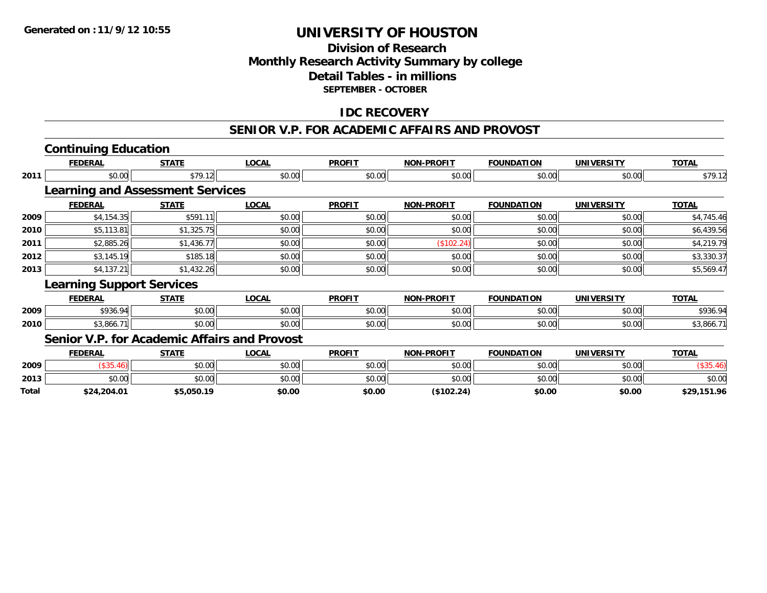**Generated on :11/9/12 10:55**

# UNIVERSITY OF HOUSTON

## Division of Research
## Monthly Research Activity Summary by college
## Detail Tables - in millions
### SEPTEMBER - OCTOBER

## IDC RECOVERY

## SENIOR V.P. FOR ACADEMIC AFFAIRS AND PROVOST

### Continuing Education

| | FEDERAL | STATE | LOCAL | PROFIT | NON-PROFIT | FOUNDATION | UNIVERSITY | TOTAL |
|---|---|---|---|---|---|---|---|---|
| 2011 | $0.00 | $79.12 | $0.00 | $0.00 | $0.00 | $0.00 | $0.00 | $79.12 |

### Learning and Assessment Services

| | FEDERAL | STATE | LOCAL | PROFIT | NON-PROFIT | FOUNDATION | UNIVERSITY | TOTAL |
|---|---|---|---|---|---|---|---|---|
| 2009 | $4,154.35 | $591.11 | $0.00 | $0.00 | $0.00 | $0.00 | $0.00 | $4,745.46 |
| 2010 | $5,113.81 | $1,325.75 | $0.00 | $0.00 | $0.00 | $0.00 | $0.00 | $6,439.56 |
| 2011 | $2,885.26 | $1,436.77 | $0.00 | $0.00 | ($102.24) | $0.00 | $0.00 | $4,219.79 |
| 2012 | $3,145.19 | $185.18 | $0.00 | $0.00 | $0.00 | $0.00 | $0.00 | $3,330.37 |
| 2013 | $4,137.21 | $1,432.26 | $0.00 | $0.00 | $0.00 | $0.00 | $0.00 | $5,569.47 |

### Learning Support Services

| | FEDERAL | STATE | LOCAL | PROFIT | NON-PROFIT | FOUNDATION | UNIVERSITY | TOTAL |
|---|---|---|---|---|---|---|---|---|
| 2009 | $936.94 | $0.00 | $0.00 | $0.00 | $0.00 | $0.00 | $0.00 | $936.94 |
| 2010 | $3,866.71 | $0.00 | $0.00 | $0.00 | $0.00 | $0.00 | $0.00 | $3,866.71 |

### Senior V.P. for Academic Affairs and Provost

| | FEDERAL | STATE | LOCAL | PROFIT | NON-PROFIT | FOUNDATION | UNIVERSITY | TOTAL |
|---|---|---|---|---|---|---|---|---|
| 2009 | ($35.46) | $0.00 | $0.00 | $0.00 | $0.00 | $0.00 | $0.00 | ($35.46) |
| 2013 | $0.00 | $0.00 | $0.00 | $0.00 | $0.00 | $0.00 | $0.00 | $0.00 |
| **Total** | **$24,204.01** | **$5,050.19** | **$0.00** | **$0.00** | **($102.24)** | **$0.00** | **$0.00** | **$29,151.96** |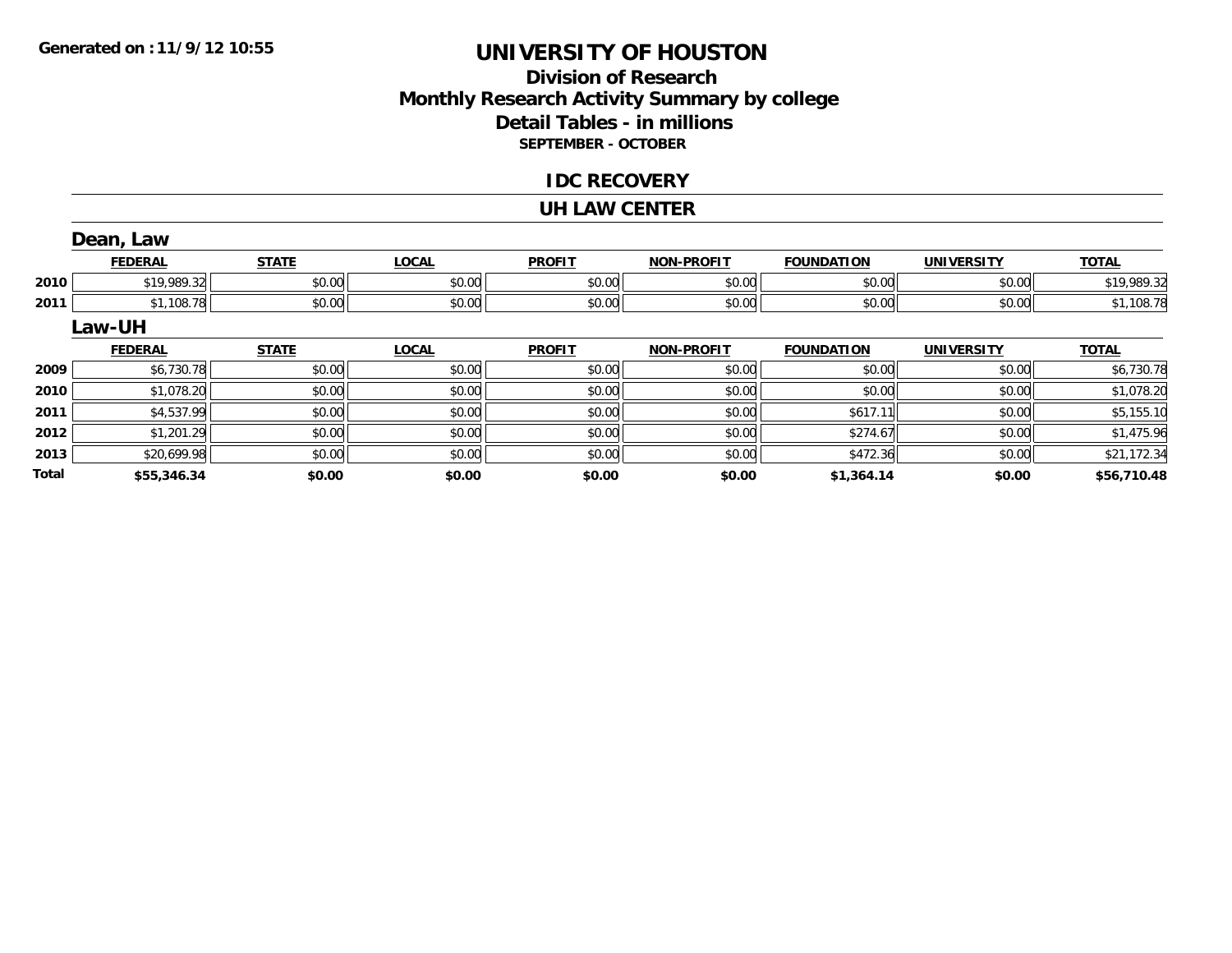**Generated on :11/9/12 10:55**

# UNIVERSITY OF HOUSTON

## Division of Research
## Monthly Research Activity Summary by college
## Detail Tables - in millions
### SEPTEMBER - OCTOBER

## IDC RECOVERY

## UH LAW CENTER

### Dean, Law

| | FEDERAL | STATE | LOCAL | PROFIT | NON-PROFIT | FOUNDATION | UNIVERSITY | TOTAL |
|---|---|---|---|---|---|---|---|---|
| 2010 | $19,989.32 | $0.00 | $0.00 | $0.00 | $0.00 | $0.00 | $0.00 | $19,989.32 |
| 2011 | $1,108.78 | $0.00 | $0.00 | $0.00 | $0.00 | $0.00 | $0.00 | $1,108.78 |

### Law-UH

| | FEDERAL | STATE | LOCAL | PROFIT | NON-PROFIT | FOUNDATION | UNIVERSITY | TOTAL |
|---|---|---|---|---|---|---|---|---|
| 2009 | $6,730.78 | $0.00 | $0.00 | $0.00 | $0.00 | $0.00 | $0.00 | $6,730.78 |
| 2010 | $1,078.20 | $0.00 | $0.00 | $0.00 | $0.00 | $0.00 | $0.00 | $1,078.20 |
| 2011 | $4,537.99 | $0.00 | $0.00 | $0.00 | $0.00 | $617.11 | $0.00 | $5,155.10 |
| 2012 | $1,201.29 | $0.00 | $0.00 | $0.00 | $0.00 | $274.67 | $0.00 | $1,475.96 |
| 2013 | $20,699.98 | $0.00 | $0.00 | $0.00 | $0.00 | $472.36 | $0.00 | $21,172.34 |
| **Total** | **$55,346.34** | **$0.00** | **$0.00** | **$0.00** | **$0.00** | **$1,364.14** | **$0.00** | **$56,710.48** |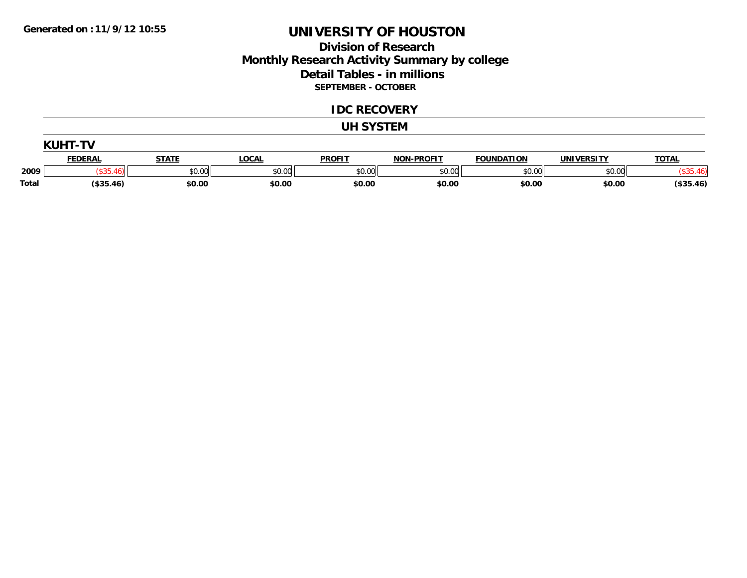**Generated on :11/9/12 10:55**

# UNIVERSITY OF HOUSTON

## Division of Research
## Monthly Research Activity Summary by college
## Detail Tables - in millions
### SEPTEMBER - OCTOBER

## IDC RECOVERY

## UH SYSTEM

### KUHT-TV

| | FEDERAL | STATE | LOCAL | PROFIT | NON-PROFIT | FOUNDATION | UNIVERSITY | TOTAL |
|---|---|---|---|---|---|---|---|---|
| 2009 | ($35.46) | $0.00 | $0.00 | $0.00 | $0.00 | $0.00 | $0.00 | ($35.46) |
| Total | ($35.46) | $0.00 | $0.00 | $0.00 | $0.00 | $0.00 | $0.00 | ($35.46) |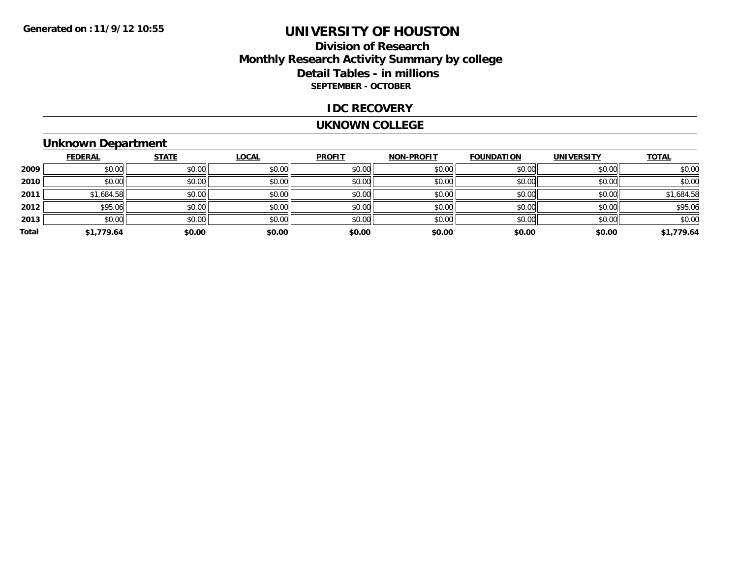Generated on :11/9/12 10:55

# UNIVERSITY OF HOUSTON

## Division of Research
## Monthly Research Activity Summary by college
## Detail Tables - in millions
### SEPTEMBER - OCTOBER

### IDC RECOVERY

### UKNOWN COLLEGE

### Unknown Department

| | FEDERAL | STATE | LOCAL | PROFIT | NON-PROFIT | FOUNDATION | UNIVERSITY | TOTAL |
|---|---|---|---|---|---|---|---|---|
| 2009 | $0.00 | $0.00 | $0.00 | $0.00 | $0.00 | $0.00 | $0.00 | $0.00 |
| 2010 | $0.00 | $0.00 | $0.00 | $0.00 | $0.00 | $0.00 | $0.00 | $0.00 |
| 2011 | $1,684.58 | $0.00 | $0.00 | $0.00 | $0.00 | $0.00 | $0.00 | $1,684.58 |
| 2012 | $95.06 | $0.00 | $0.00 | $0.00 | $0.00 | $0.00 | $0.00 | $95.06 |
| 2013 | $0.00 | $0.00 | $0.00 | $0.00 | $0.00 | $0.00 | $0.00 | $0.00 |
| **Total** | **$1,779.64** | **$0.00** | **$0.00** | **$0.00** | **$0.00** | **$0.00** | **$0.00** | **$1,779.64** |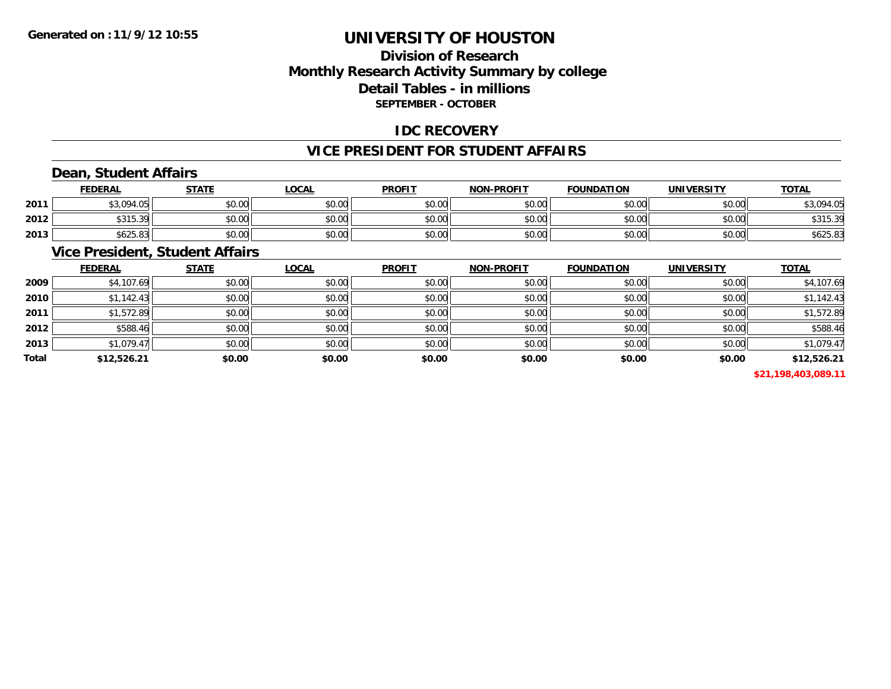Generated on :11/9/12 10:55

# UNIVERSITY OF HOUSTON

## Division of Research
## Monthly Research Activity Summary by college
## Detail Tables - in millions
### SEPTEMBER - OCTOBER

### IDC RECOVERY

### VICE PRESIDENT FOR STUDENT AFFAIRS

#### Dean, Student Affairs

| | FEDERAL | STATE | LOCAL | PROFIT | NON-PROFIT | FOUNDATION | UNIVERSITY | TOTAL |
|---|---|---|---|---|---|---|---|---|
| 2011 | $3,094.05 | $0.00 | $0.00 | $0.00 | $0.00 | $0.00 | $0.00 | $3,094.05 |
| 2012 | $315.39 | $0.00 | $0.00 | $0.00 | $0.00 | $0.00 | $0.00 | $315.39 |
| 2013 | $625.83 | $0.00 | $0.00 | $0.00 | $0.00 | $0.00 | $0.00 | $625.83 |

#### Vice President, Student Affairs

| | FEDERAL | STATE | LOCAL | PROFIT | NON-PROFIT | FOUNDATION | UNIVERSITY | TOTAL |
|---|---|---|---|---|---|---|---|---|
| 2009 | $4,107.69 | $0.00 | $0.00 | $0.00 | $0.00 | $0.00 | $0.00 | $4,107.69 |
| 2010 | $1,142.43 | $0.00 | $0.00 | $0.00 | $0.00 | $0.00 | $0.00 | $1,142.43 |
| 2011 | $1,572.89 | $0.00 | $0.00 | $0.00 | $0.00 | $0.00 | $0.00 | $1,572.89 |
| 2012 | $588.46 | $0.00 | $0.00 | $0.00 | $0.00 | $0.00 | $0.00 | $588.46 |
| 2013 | $1,079.47 | $0.00 | $0.00 | $0.00 | $0.00 | $0.00 | $0.00 | $1,079.47 |
| **Total** | **$12,526.21** | **$0.00** | **$0.00** | **$0.00** | **$0.00** | **$0.00** | **$0.00** | **$12,526.21** |

**$21,198,403,089.11**